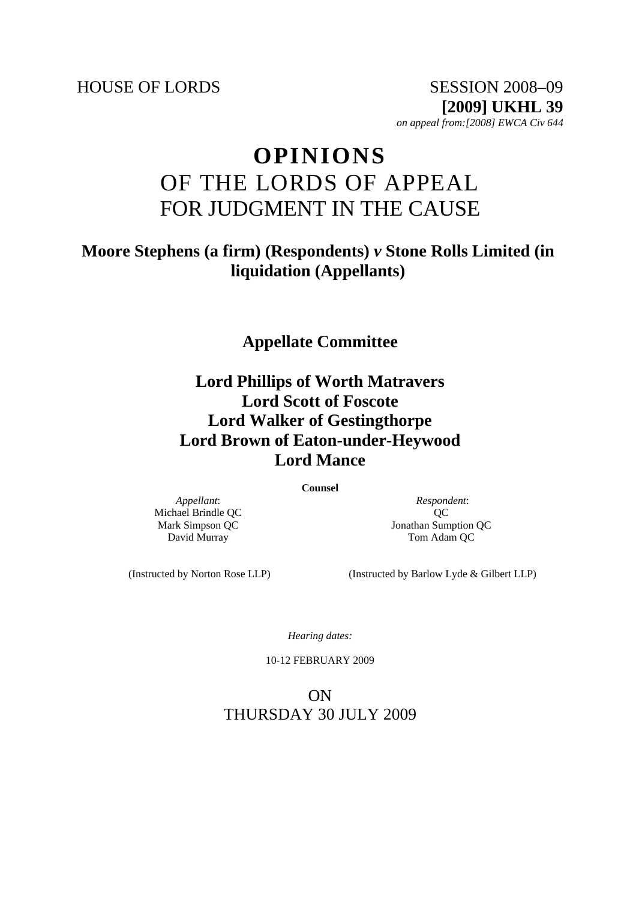HOUSE OF LORDS SESSION 2008–09

**[2009] UKHL 39**

*on appeal from:[2008] EWCA Civ 644*

# OPINIONS
# OF THE LORDS OF APPEAL
# FOR JUDGMENT IN THE CAUSE

## Moore Stephens (a firm) (Respondents) *v* Stone Rolls Limited (in liquidation (Appellants)

## Appellate Committee

**Lord Phillips of Worth Matravers**
**Lord Scott of Foscote**
**Lord Walker of Gestingthorpe**
**Lord Brown of Eaton-under-Heywood**
**Lord Mance**

**Counsel**

| *Appellant*: | *Respondent*: |
|---|---|
| Michael Brindle QC | QC |
| Mark Simpson QC | Jonathan Sumption QC |
| David Murray | Tom Adam QC |
| (Instructed by Norton Rose LLP) | (Instructed by Barlow Lyde & Gilbert LLP) |

*Hearing dates:*

10-12 FEBRUARY 2009

ON
THURSDAY 30 JULY 2009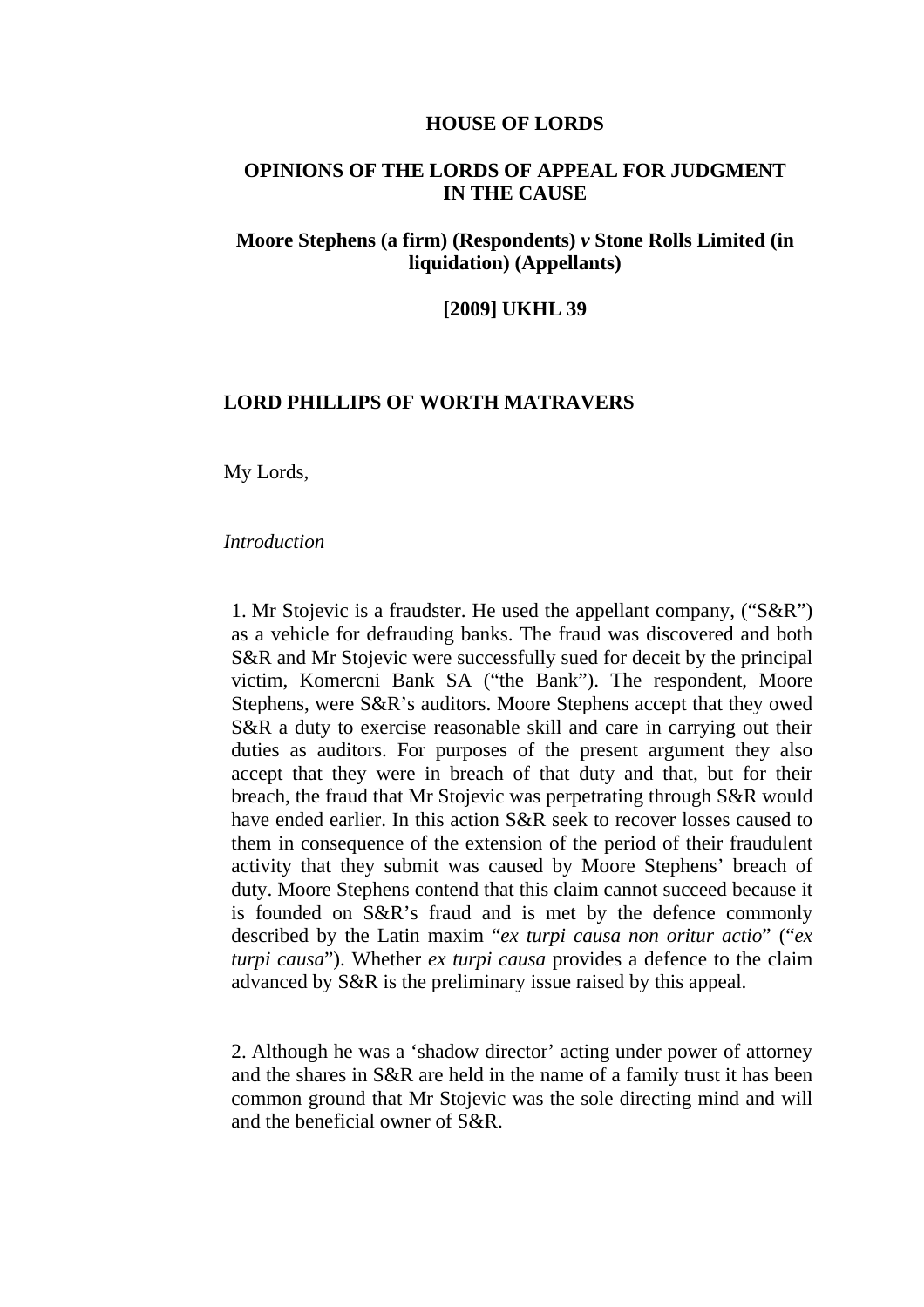**HOUSE OF LORDS**

**OPINIONS OF THE LORDS OF APPEAL FOR JUDGMENT IN THE CAUSE**

**Moore Stephens (a firm) (Respondents) *v* Stone Rolls Limited (in liquidation) (Appellants)**

**[2009] UKHL 39**

**LORD PHILLIPS OF WORTH MATRAVERS**

My Lords,

*Introduction*

1. Mr Stojevic is a fraudster. He used the appellant company, ("S&R") as a vehicle for defrauding banks. The fraud was discovered and both S&R and Mr Stojevic were successfully sued for deceit by the principal victim, Komercni Bank SA ("the Bank"). The respondent, Moore Stephens, were S&R's auditors. Moore Stephens accept that they owed S&R a duty to exercise reasonable skill and care in carrying out their duties as auditors. For purposes of the present argument they also accept that they were in breach of that duty and that, but for their breach, the fraud that Mr Stojevic was perpetrating through S&R would have ended earlier. In this action S&R seek to recover losses caused to them in consequence of the extension of the period of their fraudulent activity that they submit was caused by Moore Stephens' breach of duty. Moore Stephens contend that this claim cannot succeed because it is founded on S&R's fraud and is met by the defence commonly described by the Latin maxim "*ex turpi causa non oritur actio*" ("*ex turpi causa*"). Whether *ex turpi causa* provides a defence to the claim advanced by S&R is the preliminary issue raised by this appeal.

2. Although he was a 'shadow director' acting under power of attorney and the shares in S&R are held in the name of a family trust it has been common ground that Mr Stojevic was the sole directing mind and will and the beneficial owner of S&R.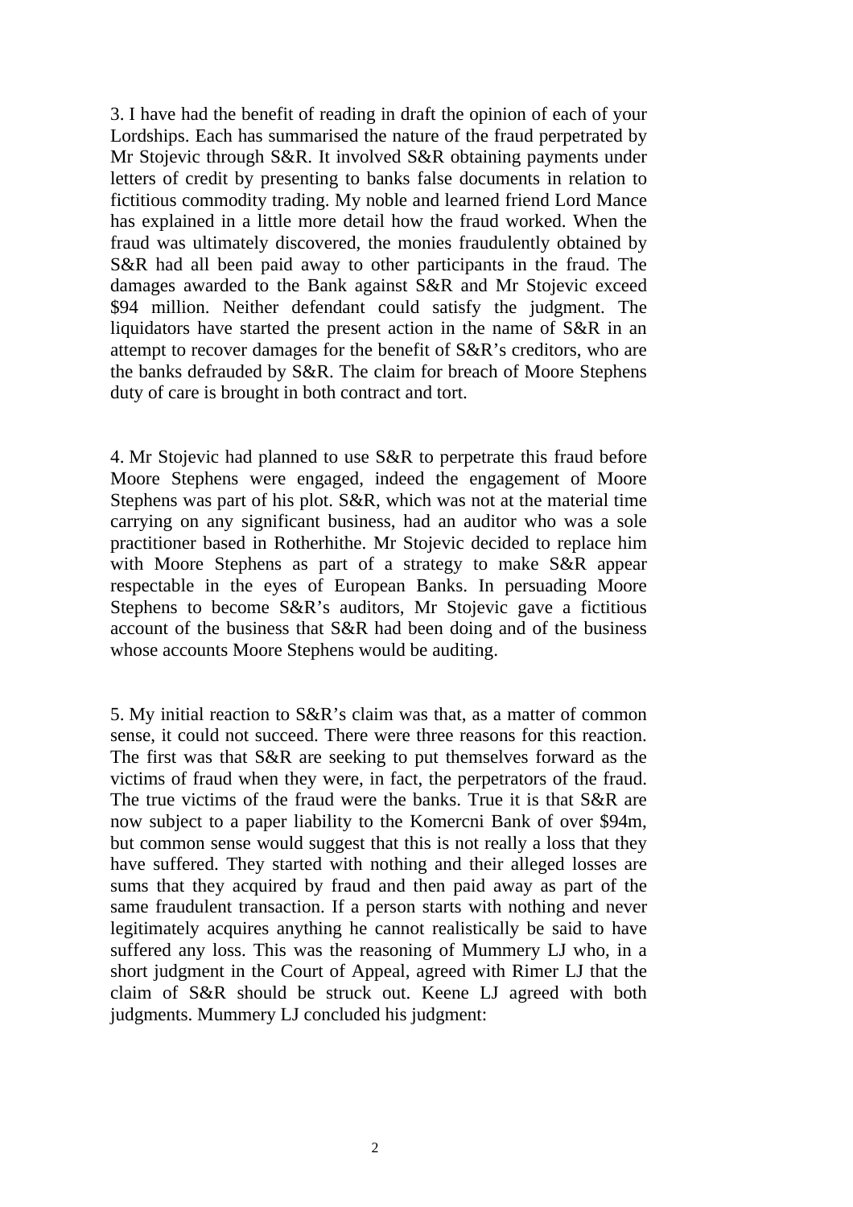3. I have had the benefit of reading in draft the opinion of each of your Lordships. Each has summarised the nature of the fraud perpetrated by Mr Stojevic through S&R. It involved S&R obtaining payments under letters of credit by presenting to banks false documents in relation to fictitious commodity trading. My noble and learned friend Lord Mance has explained in a little more detail how the fraud worked. When the fraud was ultimately discovered, the monies fraudulently obtained by S&R had all been paid away to other participants in the fraud. The damages awarded to the Bank against S&R and Mr Stojevic exceed $94 million. Neither defendant could satisfy the judgment. The liquidators have started the present action in the name of S&R in an attempt to recover damages for the benefit of S&R's creditors, who are the banks defrauded by S&R. The claim for breach of Moore Stephens duty of care is brought in both contract and tort.

4. Mr Stojevic had planned to use S&R to perpetrate this fraud before Moore Stephens were engaged, indeed the engagement of Moore Stephens was part of his plot. S&R, which was not at the material time carrying on any significant business, had an auditor who was a sole practitioner based in Rotherhithe. Mr Stojevic decided to replace him with Moore Stephens as part of a strategy to make S&R appear respectable in the eyes of European Banks. In persuading Moore Stephens to become S&R's auditors, Mr Stojevic gave a fictitious account of the business that S&R had been doing and of the business whose accounts Moore Stephens would be auditing.

5. My initial reaction to S&R's claim was that, as a matter of common sense, it could not succeed. There were three reasons for this reaction. The first was that S&R are seeking to put themselves forward as the victims of fraud when they were, in fact, the perpetrators of the fraud. The true victims of the fraud were the banks. True it is that S&R are now subject to a paper liability to the Komercni Bank of over $94m, but common sense would suggest that this is not really a loss that they have suffered. They started with nothing and their alleged losses are sums that they acquired by fraud and then paid away as part of the same fraudulent transaction. If a person starts with nothing and never legitimately acquires anything he cannot realistically be said to have suffered any loss. This was the reasoning of Mummery LJ who, in a short judgment in the Court of Appeal, agreed with Rimer LJ that the claim of S&R should be struck out. Keene LJ agreed with both judgments. Mummery LJ concluded his judgment: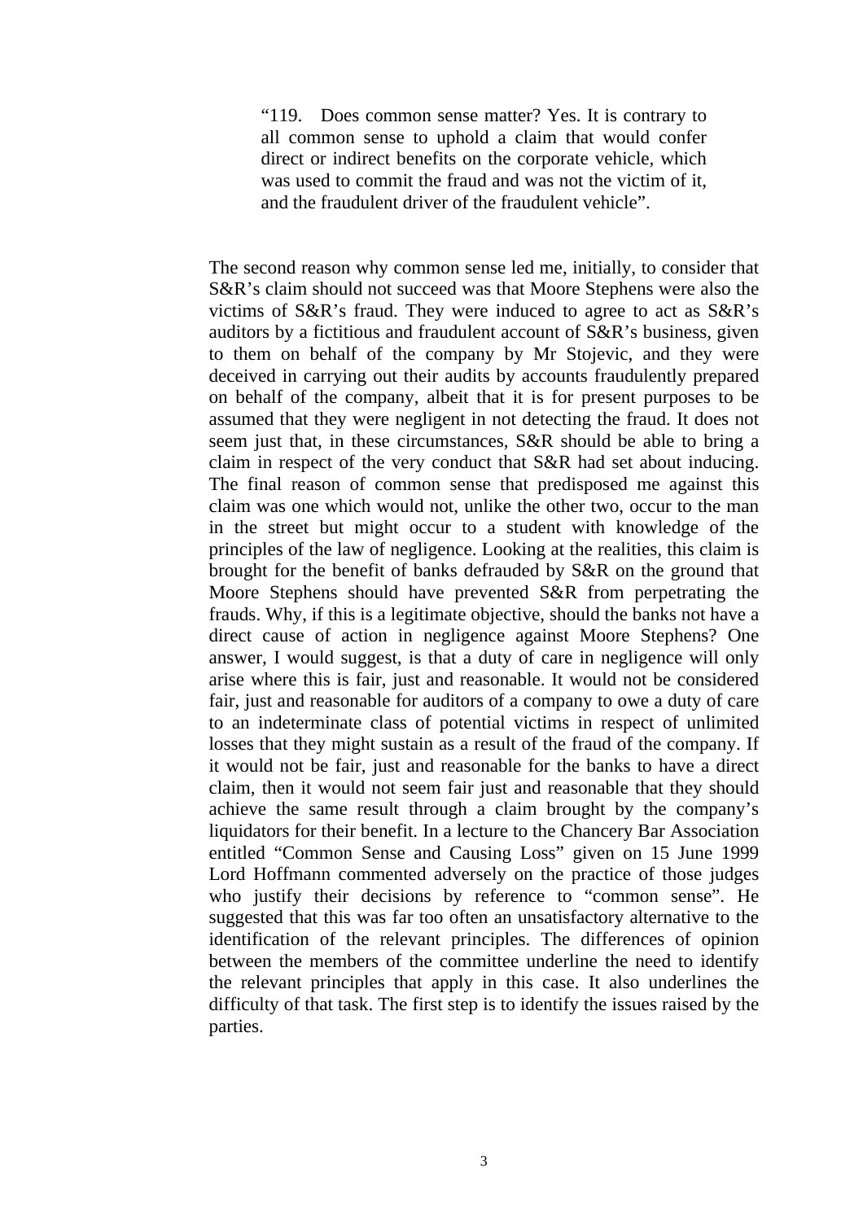> "119. Does common sense matter? Yes. It is contrary to all common sense to uphold a claim that would confer direct or indirect benefits on the corporate vehicle, which was used to commit the fraud and was not the victim of it, and the fraudulent driver of the fraudulent vehicle".

The second reason why common sense led me, initially, to consider that S&R's claim should not succeed was that Moore Stephens were also the victims of S&R's fraud. They were induced to agree to act as S&R's auditors by a fictitious and fraudulent account of S&R's business, given to them on behalf of the company by Mr Stojevic, and they were deceived in carrying out their audits by accounts fraudulently prepared on behalf of the company, albeit that it is for present purposes to be assumed that they were negligent in not detecting the fraud. It does not seem just that, in these circumstances, S&R should be able to bring a claim in respect of the very conduct that S&R had set about inducing. The final reason of common sense that predisposed me against this claim was one which would not, unlike the other two, occur to the man in the street but might occur to a student with knowledge of the principles of the law of negligence. Looking at the realities, this claim is brought for the benefit of banks defrauded by S&R on the ground that Moore Stephens should have prevented S&R from perpetrating the frauds. Why, if this is a legitimate objective, should the banks not have a direct cause of action in negligence against Moore Stephens? One answer, I would suggest, is that a duty of care in negligence will only arise where this is fair, just and reasonable. It would not be considered fair, just and reasonable for auditors of a company to owe a duty of care to an indeterminate class of potential victims in respect of unlimited losses that they might sustain as a result of the fraud of the company. If it would not be fair, just and reasonable for the banks to have a direct claim, then it would not seem fair just and reasonable that they should achieve the same result through a claim brought by the company's liquidators for their benefit. In a lecture to the Chancery Bar Association entitled "Common Sense and Causing Loss" given on 15 June 1999 Lord Hoffmann commented adversely on the practice of those judges who justify their decisions by reference to "common sense". He suggested that this was far too often an unsatisfactory alternative to the identification of the relevant principles. The differences of opinion between the members of the committee underline the need to identify the relevant principles that apply in this case. It also underlines the difficulty of that task. The first step is to identify the issues raised by the parties.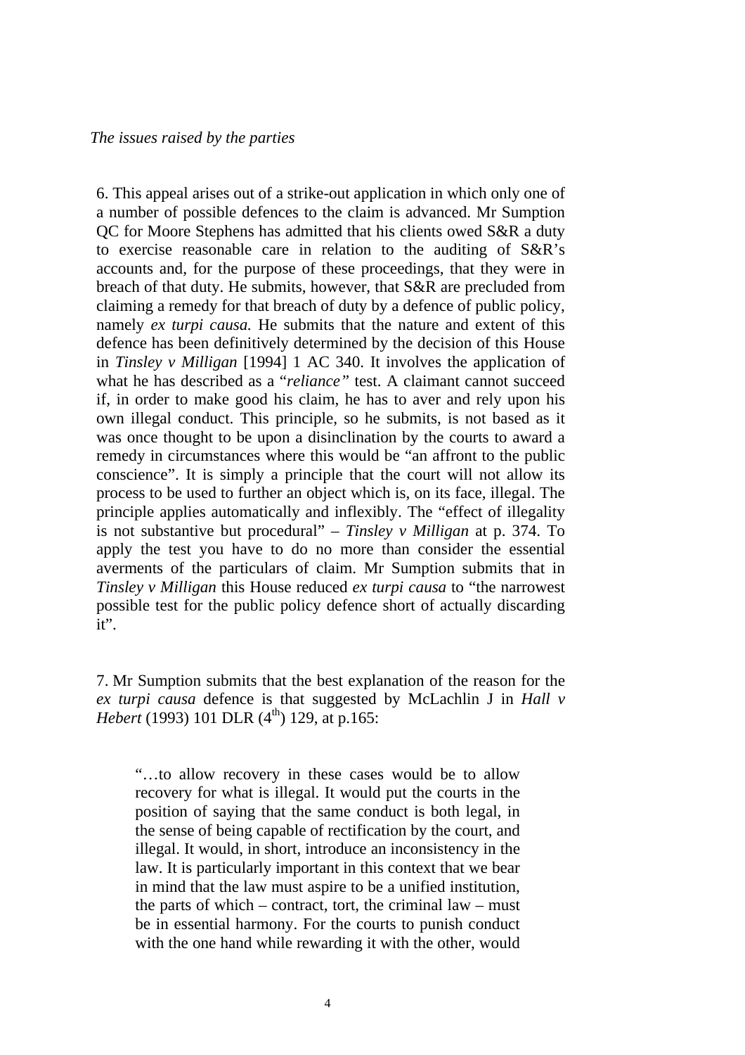*The issues raised by the parties*

6. This appeal arises out of a strike-out application in which only one of a number of possible defences to the claim is advanced. Mr Sumption QC for Moore Stephens has admitted that his clients owed S&R a duty to exercise reasonable care in relation to the auditing of S&R's accounts and, for the purpose of these proceedings, that they were in breach of that duty. He submits, however, that S&R are precluded from claiming a remedy for that breach of duty by a defence of public policy, namely *ex turpi causa.* He submits that the nature and extent of this defence has been definitively determined by the decision of this House in *Tinsley v Milligan* [1994] 1 AC 340. It involves the application of what he has described as a "*reliance"* test. A claimant cannot succeed if, in order to make good his claim, he has to aver and rely upon his own illegal conduct. This principle, so he submits, is not based as it was once thought to be upon a disinclination by the courts to award a remedy in circumstances where this would be "an affront to the public conscience". It is simply a principle that the court will not allow its process to be used to further an object which is, on its face, illegal. The principle applies automatically and inflexibly. The "effect of illegality is not substantive but procedural" – *Tinsley v Milligan* at p. 374. To apply the test you have to do no more than consider the essential averments of the particulars of claim. Mr Sumption submits that in *Tinsley v Milligan* this House reduced *ex turpi causa* to "the narrowest possible test for the public policy defence short of actually discarding it".

7. Mr Sumption submits that the best explanation of the reason for the *ex turpi causa* defence is that suggested by McLachlin J in *Hall v Hebert* (1993) 101 DLR (4th) 129, at p.165:

> "…to allow recovery in these cases would be to allow recovery for what is illegal. It would put the courts in the position of saying that the same conduct is both legal, in the sense of being capable of rectification by the court, and illegal. It would, in short, introduce an inconsistency in the law. It is particularly important in this context that we bear in mind that the law must aspire to be a unified institution, the parts of which – contract, tort, the criminal law – must be in essential harmony. For the courts to punish conduct with the one hand while rewarding it with the other, would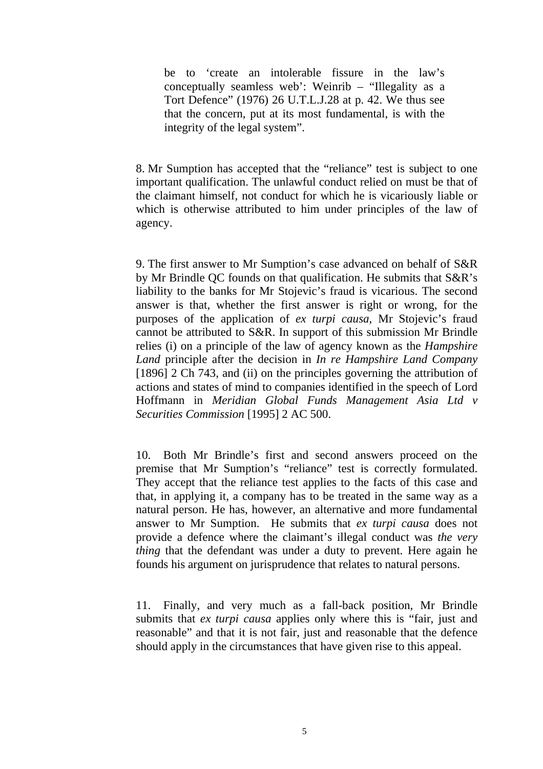> be to 'create an intolerable fissure in the law's conceptually seamless web': Weinrib – "Illegality as a Tort Defence" (1976) 26 U.T.L.J.28 at p. 42. We thus see that the concern, put at its most fundamental, is with the integrity of the legal system".

8. Mr Sumption has accepted that the "reliance" test is subject to one important qualification. The unlawful conduct relied on must be that of the claimant himself, not conduct for which he is vicariously liable or which is otherwise attributed to him under principles of the law of agency.

9. The first answer to Mr Sumption's case advanced on behalf of S&R by Mr Brindle QC founds on that qualification. He submits that S&R's liability to the banks for Mr Stojevic's fraud is vicarious. The second answer is that, whether the first answer is right or wrong, for the purposes of the application of *ex turpi causa*, Mr Stojevic's fraud cannot be attributed to S&R. In support of this submission Mr Brindle relies (i) on a principle of the law of agency known as the *Hampshire Land* principle after the decision in *In re Hampshire Land Company* [1896] 2 Ch 743, and (ii) on the principles governing the attribution of actions and states of mind to companies identified in the speech of Lord Hoffmann in *Meridian Global Funds Management Asia Ltd v Securities Commission* [1995] 2 AC 500.

10. Both Mr Brindle's first and second answers proceed on the premise that Mr Sumption's "reliance" test is correctly formulated. They accept that the reliance test applies to the facts of this case and that, in applying it, a company has to be treated in the same way as a natural person. He has, however, an alternative and more fundamental answer to Mr Sumption. He submits that *ex turpi causa* does not provide a defence where the claimant's illegal conduct was *the very thing* that the defendant was under a duty to prevent. Here again he founds his argument on jurisprudence that relates to natural persons.

11. Finally, and very much as a fall-back position, Mr Brindle submits that *ex turpi causa* applies only where this is "fair, just and reasonable" and that it is not fair, just and reasonable that the defence should apply in the circumstances that have given rise to this appeal.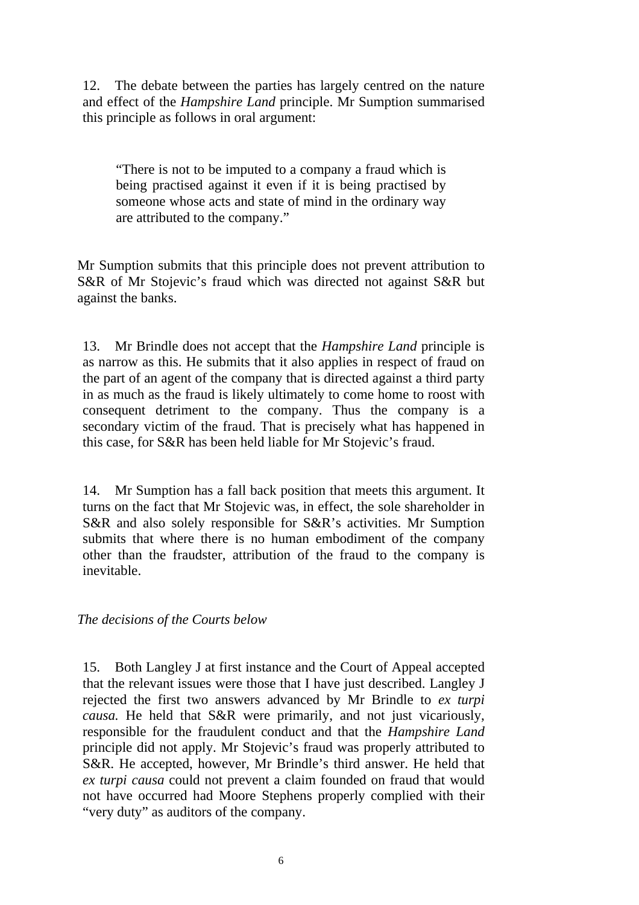12. The debate between the parties has largely centred on the nature and effect of the *Hampshire Land* principle. Mr Sumption summarised this principle as follows in oral argument:

> "There is not to be imputed to a company a fraud which is being practised against it even if it is being practised by someone whose acts and state of mind in the ordinary way are attributed to the company."

Mr Sumption submits that this principle does not prevent attribution to S&R of Mr Stojevic's fraud which was directed not against S&R but against the banks.

13. Mr Brindle does not accept that the *Hampshire Land* principle is as narrow as this. He submits that it also applies in respect of fraud on the part of an agent of the company that is directed against a third party in as much as the fraud is likely ultimately to come home to roost with consequent detriment to the company. Thus the company is a secondary victim of the fraud. That is precisely what has happened in this case, for S&R has been held liable for Mr Stojevic's fraud.

14. Mr Sumption has a fall back position that meets this argument. It turns on the fact that Mr Stojevic was, in effect, the sole shareholder in S&R and also solely responsible for S&R's activities. Mr Sumption submits that where there is no human embodiment of the company other than the fraudster, attribution of the fraud to the company is inevitable.

*The decisions of the Courts below*

15. Both Langley J at first instance and the Court of Appeal accepted that the relevant issues were those that I have just described. Langley J rejected the first two answers advanced by Mr Brindle to *ex turpi causa.* He held that S&R were primarily, and not just vicariously, responsible for the fraudulent conduct and that the *Hampshire Land* principle did not apply. Mr Stojevic's fraud was properly attributed to S&R. He accepted, however, Mr Brindle's third answer. He held that *ex turpi causa* could not prevent a claim founded on fraud that would not have occurred had Moore Stephens properly complied with their "very duty" as auditors of the company.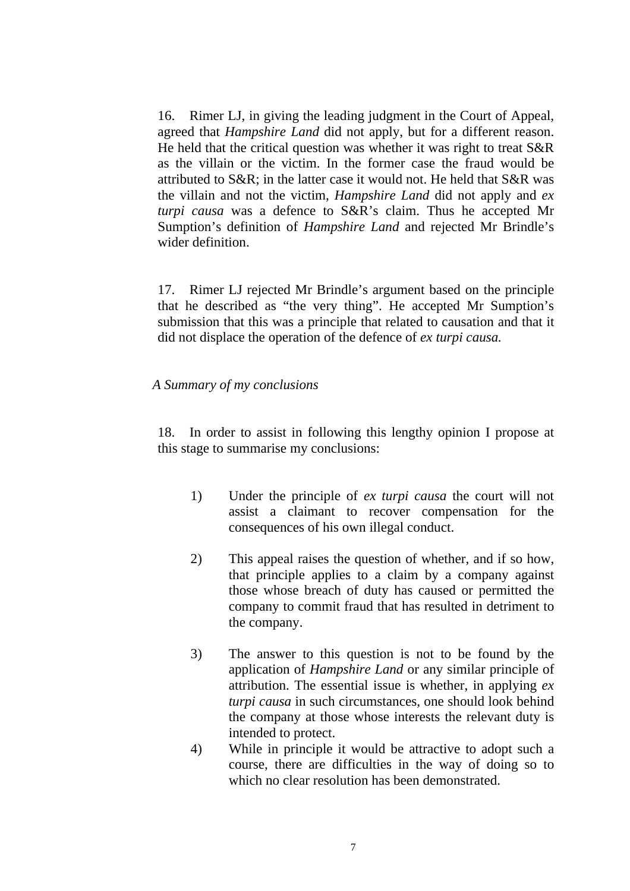16. Rimer LJ, in giving the leading judgment in the Court of Appeal, agreed that *Hampshire Land* did not apply, but for a different reason. He held that the critical question was whether it was right to treat S&R as the villain or the victim. In the former case the fraud would be attributed to S&R; in the latter case it would not. He held that S&R was the villain and not the victim, *Hampshire Land* did not apply and *ex turpi causa* was a defence to S&R's claim. Thus he accepted Mr Sumption's definition of *Hampshire Land* and rejected Mr Brindle's wider definition.

17. Rimer LJ rejected Mr Brindle's argument based on the principle that he described as "the very thing". He accepted Mr Sumption's submission that this was a principle that related to causation and that it did not displace the operation of the defence of *ex turpi causa.*

*A Summary of my conclusions*

18. In order to assist in following this lengthy opinion I propose at this stage to summarise my conclusions:

1) Under the principle of *ex turpi causa* the court will not assist a claimant to recover compensation for the consequences of his own illegal conduct.

2) This appeal raises the question of whether, and if so how, that principle applies to a claim by a company against those whose breach of duty has caused or permitted the company to commit fraud that has resulted in detriment to the company.

3) The answer to this question is not to be found by the application of *Hampshire Land* or any similar principle of attribution. The essential issue is whether, in applying *ex turpi causa* in such circumstances, one should look behind the company at those whose interests the relevant duty is intended to protect.

4) While in principle it would be attractive to adopt such a course, there are difficulties in the way of doing so to which no clear resolution has been demonstrated.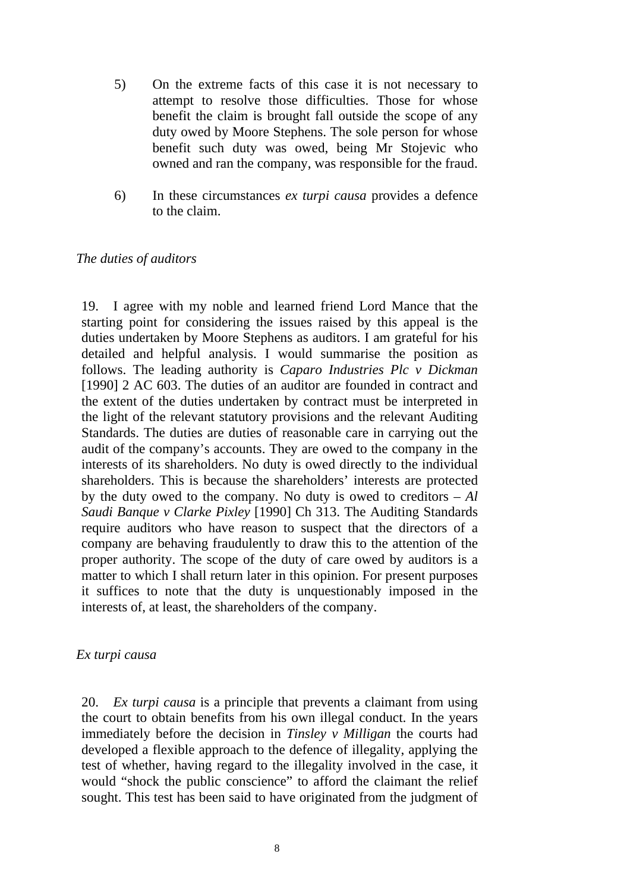5) On the extreme facts of this case it is not necessary to attempt to resolve those difficulties. Those for whose benefit the claim is brought fall outside the scope of any duty owed by Moore Stephens. The sole person for whose benefit such duty was owed, being Mr Stojevic who owned and ran the company, was responsible for the fraud.

6) In these circumstances *ex turpi causa* provides a defence to the claim.

*The duties of auditors*

19. I agree with my noble and learned friend Lord Mance that the starting point for considering the issues raised by this appeal is the duties undertaken by Moore Stephens as auditors. I am grateful for his detailed and helpful analysis. I would summarise the position as follows. The leading authority is *Caparo Industries Plc v Dickman* [1990] 2 AC 603. The duties of an auditor are founded in contract and the extent of the duties undertaken by contract must be interpreted in the light of the relevant statutory provisions and the relevant Auditing Standards. The duties are duties of reasonable care in carrying out the audit of the company's accounts. They are owed to the company in the interests of its shareholders. No duty is owed directly to the individual shareholders. This is because the shareholders' interests are protected by the duty owed to the company. No duty is owed to creditors – *Al Saudi Banque v Clarke Pixley* [1990] Ch 313. The Auditing Standards require auditors who have reason to suspect that the directors of a company are behaving fraudulently to draw this to the attention of the proper authority. The scope of the duty of care owed by auditors is a matter to which I shall return later in this opinion. For present purposes it suffices to note that the duty is unquestionably imposed in the interests of, at least, the shareholders of the company.

*Ex turpi causa*

20. *Ex turpi causa* is a principle that prevents a claimant from using the court to obtain benefits from his own illegal conduct. In the years immediately before the decision in *Tinsley v Milligan* the courts had developed a flexible approach to the defence of illegality, applying the test of whether, having regard to the illegality involved in the case, it would "shock the public conscience" to afford the claimant the relief sought. This test has been said to have originated from the judgment of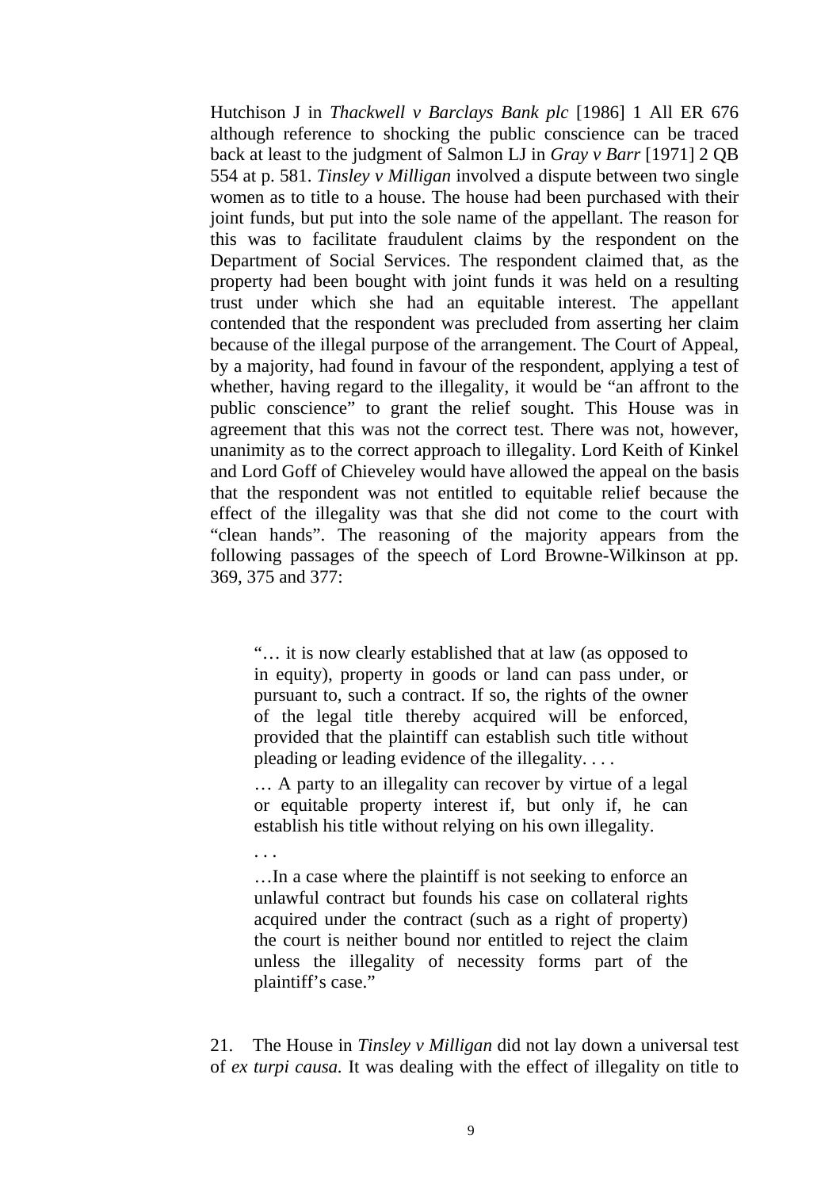Hutchison J in *Thackwell v Barclays Bank plc* [1986] 1 All ER 676 although reference to shocking the public conscience can be traced back at least to the judgment of Salmon LJ in *Gray v Barr* [1971] 2 QB 554 at p. 581. *Tinsley v Milligan* involved a dispute between two single women as to title to a house. The house had been purchased with their joint funds, but put into the sole name of the appellant. The reason for this was to facilitate fraudulent claims by the respondent on the Department of Social Services. The respondent claimed that, as the property had been bought with joint funds it was held on a resulting trust under which she had an equitable interest. The appellant contended that the respondent was precluded from asserting her claim because of the illegal purpose of the arrangement. The Court of Appeal, by a majority, had found in favour of the respondent, applying a test of whether, having regard to the illegality, it would be "an affront to the public conscience" to grant the relief sought. This House was in agreement that this was not the correct test. There was not, however, unanimity as to the correct approach to illegality. Lord Keith of Kinkel and Lord Goff of Chieveley would have allowed the appeal on the basis that the respondent was not entitled to equitable relief because the effect of the illegality was that she did not come to the court with "clean hands". The reasoning of the majority appears from the following passages of the speech of Lord Browne-Wilkinson at pp. 369, 375 and 377:

> "… it is now clearly established that at law (as opposed to in equity), property in goods or land can pass under, or pursuant to, such a contract. If so, the rights of the owner of the legal title thereby acquired will be enforced, provided that the plaintiff can establish such title without pleading or leading evidence of the illegality. . . .
>
> … A party to an illegality can recover by virtue of a legal or equitable property interest if, but only if, he can establish his title without relying on his own illegality.
>
> . . .
>
> …In a case where the plaintiff is not seeking to enforce an unlawful contract but founds his case on collateral rights acquired under the contract (such as a right of property) the court is neither bound nor entitled to reject the claim unless the illegality of necessity forms part of the plaintiff's case."

21. The House in *Tinsley v Milligan* did not lay down a universal test of *ex turpi causa.* It was dealing with the effect of illegality on title to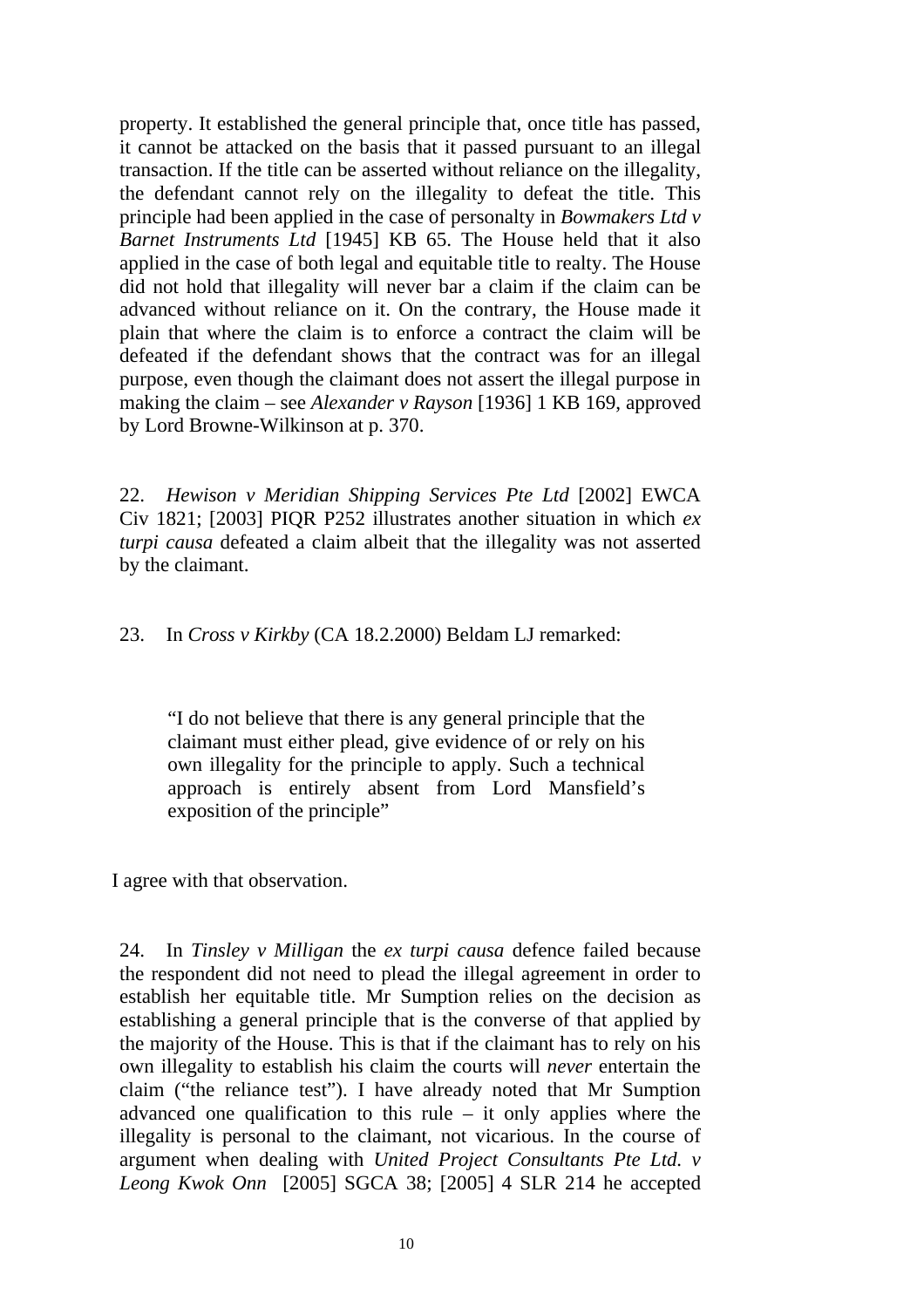property. It established the general principle that, once title has passed, it cannot be attacked on the basis that it passed pursuant to an illegal transaction. If the title can be asserted without reliance on the illegality, the defendant cannot rely on the illegality to defeat the title. This principle had been applied in the case of personalty in *Bowmakers Ltd v Barnet Instruments Ltd* [1945] KB 65. The House held that it also applied in the case of both legal and equitable title to realty. The House did not hold that illegality will never bar a claim if the claim can be advanced without reliance on it. On the contrary, the House made it plain that where the claim is to enforce a contract the claim will be defeated if the defendant shows that the contract was for an illegal purpose, even though the claimant does not assert the illegal purpose in making the claim – see *Alexander v Rayson* [1936] 1 KB 169, approved by Lord Browne-Wilkinson at p. 370.

22. *Hewison v Meridian Shipping Services Pte Ltd* [2002] EWCA Civ 1821; [2003] PIQR P252 illustrates another situation in which *ex turpi causa* defeated a claim albeit that the illegality was not asserted by the claimant.

23. In *Cross v Kirkby* (CA 18.2.2000) Beldam LJ remarked:

> "I do not believe that there is any general principle that the claimant must either plead, give evidence of or rely on his own illegality for the principle to apply. Such a technical approach is entirely absent from Lord Mansfield's exposition of the principle"

I agree with that observation.

24. In *Tinsley v Milligan* the *ex turpi causa* defence failed because the respondent did not need to plead the illegal agreement in order to establish her equitable title. Mr Sumption relies on the decision as establishing a general principle that is the converse of that applied by the majority of the House. This is that if the claimant has to rely on his own illegality to establish his claim the courts will *never* entertain the claim ("the reliance test"). I have already noted that Mr Sumption advanced one qualification to this rule – it only applies where the illegality is personal to the claimant, not vicarious. In the course of argument when dealing with *United Project Consultants Pte Ltd. v Leong Kwok Onn* [2005] SGCA 38; [2005] 4 SLR 214 he accepted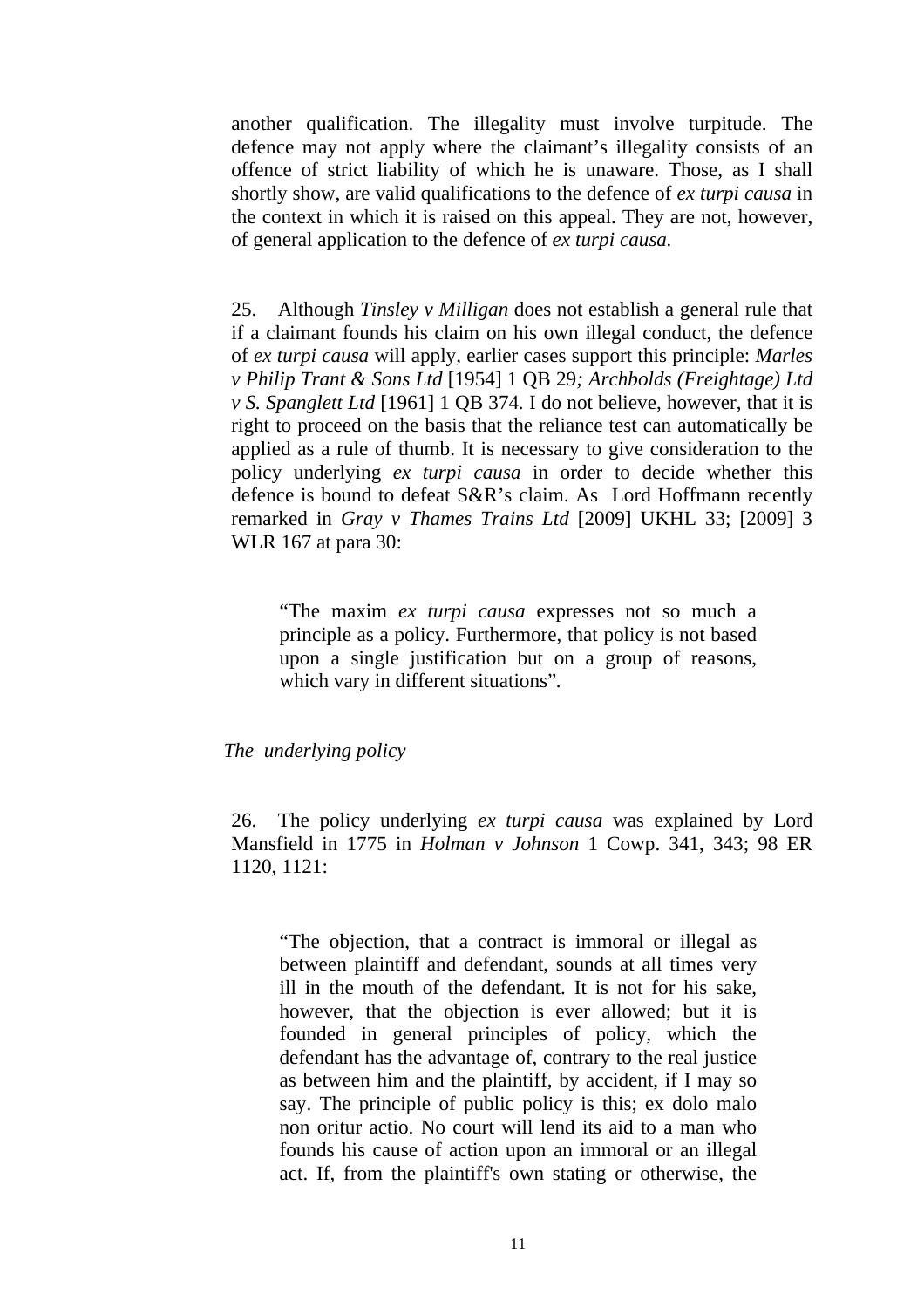another qualification. The illegality must involve turpitude. The defence may not apply where the claimant's illegality consists of an offence of strict liability of which he is unaware. Those, as I shall shortly show, are valid qualifications to the defence of *ex turpi causa* in the context in which it is raised on this appeal. They are not, however, of general application to the defence of *ex turpi causa.*

25. Although *Tinsley v Milligan* does not establish a general rule that if a claimant founds his claim on his own illegal conduct, the defence of *ex turpi causa* will apply, earlier cases support this principle: *Marles v Philip Trant & Sons Ltd* [1954] 1 QB 29*; Archbolds (Freightage) Ltd v S. Spanglett Ltd* [1961] 1 QB 374. I do not believe, however, that it is right to proceed on the basis that the reliance test can automatically be applied as a rule of thumb. It is necessary to give consideration to the policy underlying *ex turpi causa* in order to decide whether this defence is bound to defeat S&R's claim. As Lord Hoffmann recently remarked in *Gray v Thames Trains Ltd* [2009] UKHL 33; [2009] 3 WLR 167 at para 30:

> "The maxim *ex turpi causa* expresses not so much a principle as a policy. Furthermore, that policy is not based upon a single justification but on a group of reasons, which vary in different situations".

*The underlying policy*

26. The policy underlying *ex turpi causa* was explained by Lord Mansfield in 1775 in *Holman v Johnson* 1 Cowp. 341, 343; 98 ER 1120, 1121:

> "The objection, that a contract is immoral or illegal as between plaintiff and defendant, sounds at all times very ill in the mouth of the defendant. It is not for his sake, however, that the objection is ever allowed; but it is founded in general principles of policy, which the defendant has the advantage of, contrary to the real justice as between him and the plaintiff, by accident, if I may so say. The principle of public policy is this; ex dolo malo non oritur actio. No court will lend its aid to a man who founds his cause of action upon an immoral or an illegal act. If, from the plaintiff's own stating or otherwise, the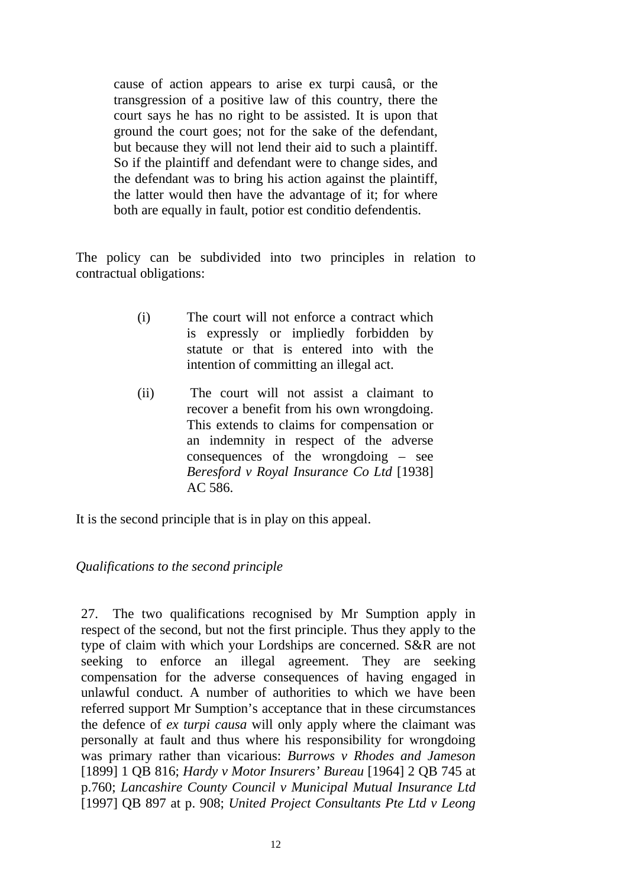> cause of action appears to arise ex turpi causâ, or the transgression of a positive law of this country, there the court says he has no right to be assisted. It is upon that ground the court goes; not for the sake of the defendant, but because they will not lend their aid to such a plaintiff. So if the plaintiff and defendant were to change sides, and the defendant was to bring his action against the plaintiff, the latter would then have the advantage of it; for where both are equally in fault, potior est conditio defendentis.

The policy can be subdivided into two principles in relation to contractual obligations:

> (i) The court will not enforce a contract which is expressly or impliedly forbidden by statute or that is entered into with the intention of committing an illegal act.
>
> (ii) The court will not assist a claimant to recover a benefit from his own wrongdoing. This extends to claims for compensation or an indemnity in respect of the adverse consequences of the wrongdoing – see *Beresford v Royal Insurance Co Ltd* [1938] AC 586.

It is the second principle that is in play on this appeal.

*Qualifications to the second principle*

27. The two qualifications recognised by Mr Sumption apply in respect of the second, but not the first principle. Thus they apply to the type of claim with which your Lordships are concerned. S&R are not seeking to enforce an illegal agreement. They are seeking compensation for the adverse consequences of having engaged in unlawful conduct. A number of authorities to which we have been referred support Mr Sumption's acceptance that in these circumstances the defence of *ex turpi causa* will only apply where the claimant was personally at fault and thus where his responsibility for wrongdoing was primary rather than vicarious: *Burrows v Rhodes and Jameson* [1899] 1 QB 816; *Hardy v Motor Insurers' Bureau* [1964] 2 QB 745 at p.760; *Lancashire County Council v Municipal Mutual Insurance Ltd* [1997] QB 897 at p. 908; *United Project Consultants Pte Ltd v Leong*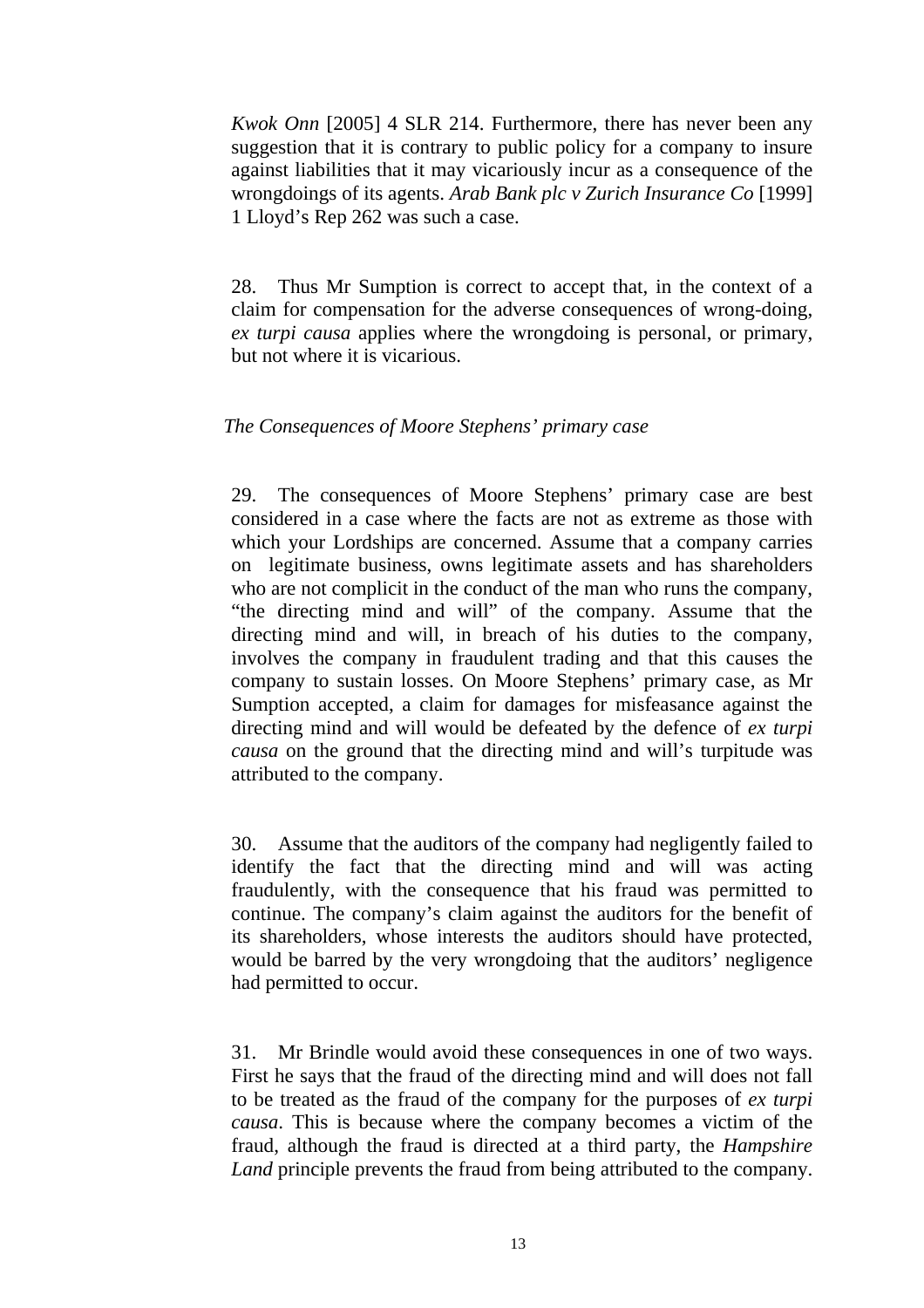*Kwok Onn* [2005] 4 SLR 214. Furthermore, there has never been any suggestion that it is contrary to public policy for a company to insure against liabilities that it may vicariously incur as a consequence of the wrongdoings of its agents. *Arab Bank plc v Zurich Insurance Co* [1999] 1 Lloyd's Rep 262 was such a case.

28. Thus Mr Sumption is correct to accept that, in the context of a claim for compensation for the adverse consequences of wrong-doing, *ex turpi causa* applies where the wrongdoing is personal, or primary, but not where it is vicarious.

*The Consequences of Moore Stephens' primary case*

29. The consequences of Moore Stephens' primary case are best considered in a case where the facts are not as extreme as those with which your Lordships are concerned. Assume that a company carries on legitimate business, owns legitimate assets and has shareholders who are not complicit in the conduct of the man who runs the company, "the directing mind and will" of the company. Assume that the directing mind and will, in breach of his duties to the company, involves the company in fraudulent trading and that this causes the company to sustain losses. On Moore Stephens' primary case, as Mr Sumption accepted, a claim for damages for misfeasance against the directing mind and will would be defeated by the defence of *ex turpi causa* on the ground that the directing mind and will's turpitude was attributed to the company.

30. Assume that the auditors of the company had negligently failed to identify the fact that the directing mind and will was acting fraudulently, with the consequence that his fraud was permitted to continue. The company's claim against the auditors for the benefit of its shareholders, whose interests the auditors should have protected, would be barred by the very wrongdoing that the auditors' negligence had permitted to occur.

31. Mr Brindle would avoid these consequences in one of two ways. First he says that the fraud of the directing mind and will does not fall to be treated as the fraud of the company for the purposes of *ex turpi causa*. This is because where the company becomes a victim of the fraud, although the fraud is directed at a third party, the *Hampshire Land* principle prevents the fraud from being attributed to the company.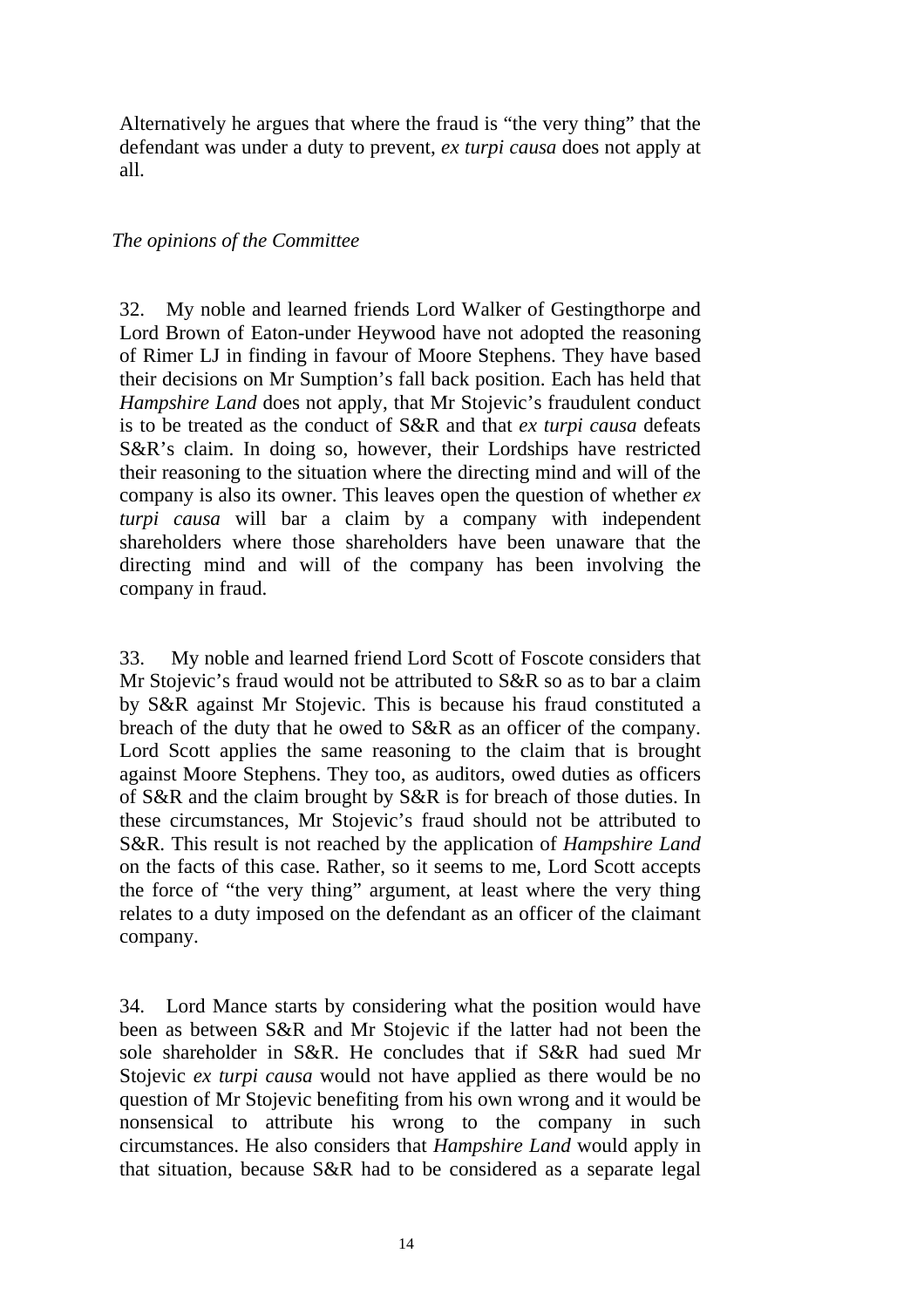Alternatively he argues that where the fraud is "the very thing" that the defendant was under a duty to prevent, *ex turpi causa* does not apply at all.

*The opinions of the Committee*

32. My noble and learned friends Lord Walker of Gestingthorpe and Lord Brown of Eaton-under Heywood have not adopted the reasoning of Rimer LJ in finding in favour of Moore Stephens. They have based their decisions on Mr Sumption's fall back position. Each has held that *Hampshire Land* does not apply, that Mr Stojevic's fraudulent conduct is to be treated as the conduct of S&R and that *ex turpi causa* defeats S&R's claim. In doing so, however, their Lordships have restricted their reasoning to the situation where the directing mind and will of the company is also its owner. This leaves open the question of whether *ex turpi causa* will bar a claim by a company with independent shareholders where those shareholders have been unaware that the directing mind and will of the company has been involving the company in fraud.

33. My noble and learned friend Lord Scott of Foscote considers that Mr Stojevic's fraud would not be attributed to S&R so as to bar a claim by S&R against Mr Stojevic. This is because his fraud constituted a breach of the duty that he owed to S&R as an officer of the company. Lord Scott applies the same reasoning to the claim that is brought against Moore Stephens. They too, as auditors, owed duties as officers of S&R and the claim brought by S&R is for breach of those duties. In these circumstances, Mr Stojevic's fraud should not be attributed to S&R. This result is not reached by the application of *Hampshire Land* on the facts of this case. Rather, so it seems to me, Lord Scott accepts the force of "the very thing" argument, at least where the very thing relates to a duty imposed on the defendant as an officer of the claimant company.

34. Lord Mance starts by considering what the position would have been as between S&R and Mr Stojevic if the latter had not been the sole shareholder in S&R. He concludes that if S&R had sued Mr Stojevic *ex turpi causa* would not have applied as there would be no question of Mr Stojevic benefiting from his own wrong and it would be nonsensical to attribute his wrong to the company in such circumstances. He also considers that *Hampshire Land* would apply in that situation, because S&R had to be considered as a separate legal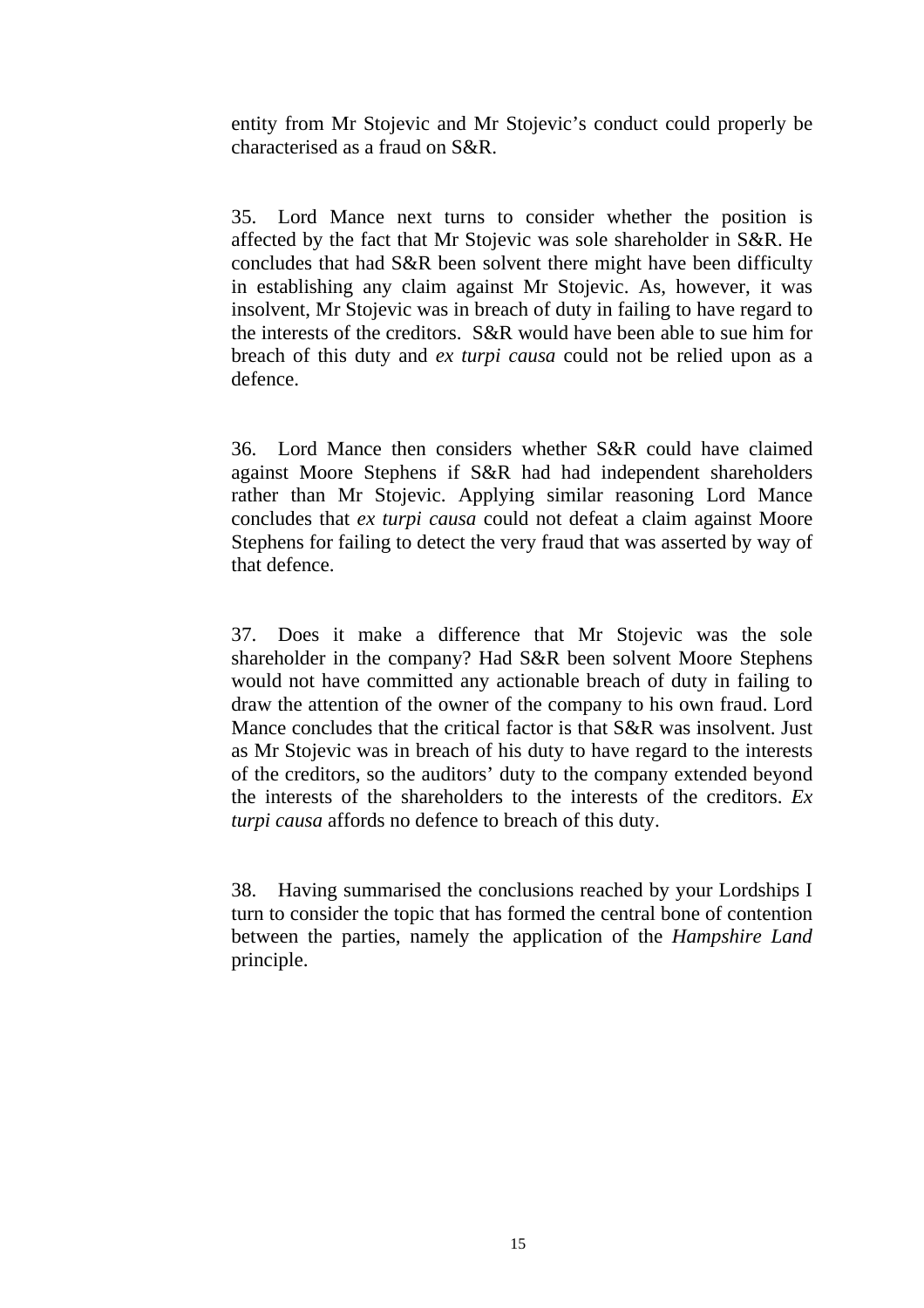entity from Mr Stojevic and Mr Stojevic's conduct could properly be characterised as a fraud on S&R.

35. Lord Mance next turns to consider whether the position is affected by the fact that Mr Stojevic was sole shareholder in S&R. He concludes that had S&R been solvent there might have been difficulty in establishing any claim against Mr Stojevic. As, however, it was insolvent, Mr Stojevic was in breach of duty in failing to have regard to the interests of the creditors. S&R would have been able to sue him for breach of this duty and *ex turpi causa* could not be relied upon as a defence.

36. Lord Mance then considers whether S&R could have claimed against Moore Stephens if S&R had had independent shareholders rather than Mr Stojevic. Applying similar reasoning Lord Mance concludes that *ex turpi causa* could not defeat a claim against Moore Stephens for failing to detect the very fraud that was asserted by way of that defence.

37. Does it make a difference that Mr Stojevic was the sole shareholder in the company? Had S&R been solvent Moore Stephens would not have committed any actionable breach of duty in failing to draw the attention of the owner of the company to his own fraud. Lord Mance concludes that the critical factor is that S&R was insolvent. Just as Mr Stojevic was in breach of his duty to have regard to the interests of the creditors, so the auditors' duty to the company extended beyond the interests of the shareholders to the interests of the creditors. *Ex turpi causa* affords no defence to breach of this duty.

38. Having summarised the conclusions reached by your Lordships I turn to consider the topic that has formed the central bone of contention between the parties, namely the application of the *Hampshire Land* principle.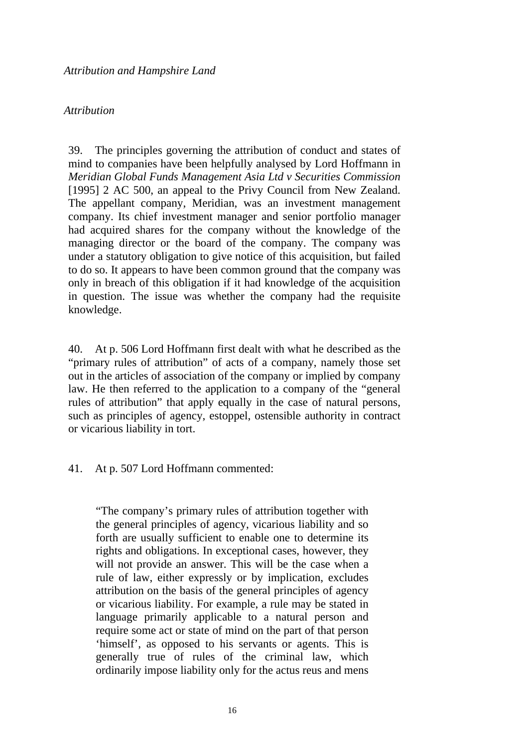*Attribution and Hampshire Land*

*Attribution*

39. The principles governing the attribution of conduct and states of mind to companies have been helpfully analysed by Lord Hoffmann in *Meridian Global Funds Management Asia Ltd v Securities Commission* [1995] 2 AC 500, an appeal to the Privy Council from New Zealand. The appellant company, Meridian, was an investment management company. Its chief investment manager and senior portfolio manager had acquired shares for the company without the knowledge of the managing director or the board of the company. The company was under a statutory obligation to give notice of this acquisition, but failed to do so. It appears to have been common ground that the company was only in breach of this obligation if it had knowledge of the acquisition in question. The issue was whether the company had the requisite knowledge.

40. At p. 506 Lord Hoffmann first dealt with what he described as the "primary rules of attribution" of acts of a company, namely those set out in the articles of association of the company or implied by company law. He then referred to the application to a company of the "general rules of attribution" that apply equally in the case of natural persons, such as principles of agency, estoppel, ostensible authority in contract or vicarious liability in tort.

41. At p. 507 Lord Hoffmann commented:

> "The company's primary rules of attribution together with the general principles of agency, vicarious liability and so forth are usually sufficient to enable one to determine its rights and obligations. In exceptional cases, however, they will not provide an answer. This will be the case when a rule of law, either expressly or by implication, excludes attribution on the basis of the general principles of agency or vicarious liability. For example, a rule may be stated in language primarily applicable to a natural person and require some act or state of mind on the part of that person 'himself', as opposed to his servants or agents. This is generally true of rules of the criminal law, which ordinarily impose liability only for the actus reus and mens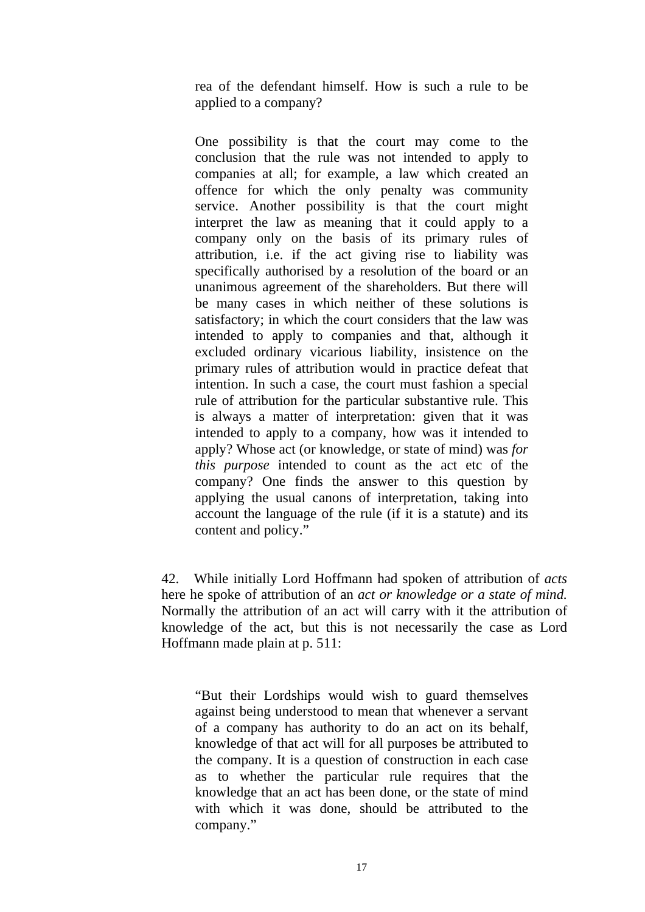> rea of the defendant himself. How is such a rule to be applied to a company?
>
> One possibility is that the court may come to the conclusion that the rule was not intended to apply to companies at all; for example, a law which created an offence for which the only penalty was community service. Another possibility is that the court might interpret the law as meaning that it could apply to a company only on the basis of its primary rules of attribution, i.e. if the act giving rise to liability was specifically authorised by a resolution of the board or an unanimous agreement of the shareholders. But there will be many cases in which neither of these solutions is satisfactory; in which the court considers that the law was intended to apply to companies and that, although it excluded ordinary vicarious liability, insistence on the primary rules of attribution would in practice defeat that intention. In such a case, the court must fashion a special rule of attribution for the particular substantive rule. This is always a matter of interpretation: given that it was intended to apply to a company, how was it intended to apply? Whose act (or knowledge, or state of mind) was *for this purpose* intended to count as the act etc of the company? One finds the answer to this question by applying the usual canons of interpretation, taking into account the language of the rule (if it is a statute) and its content and policy."

42. While initially Lord Hoffmann had spoken of attribution of *acts* here he spoke of attribution of an *act or knowledge or a state of mind.* Normally the attribution of an act will carry with it the attribution of knowledge of the act, but this is not necessarily the case as Lord Hoffmann made plain at p. 511:

> "But their Lordships would wish to guard themselves against being understood to mean that whenever a servant of a company has authority to do an act on its behalf, knowledge of that act will for all purposes be attributed to the company. It is a question of construction in each case as to whether the particular rule requires that the knowledge that an act has been done, or the state of mind with which it was done, should be attributed to the company."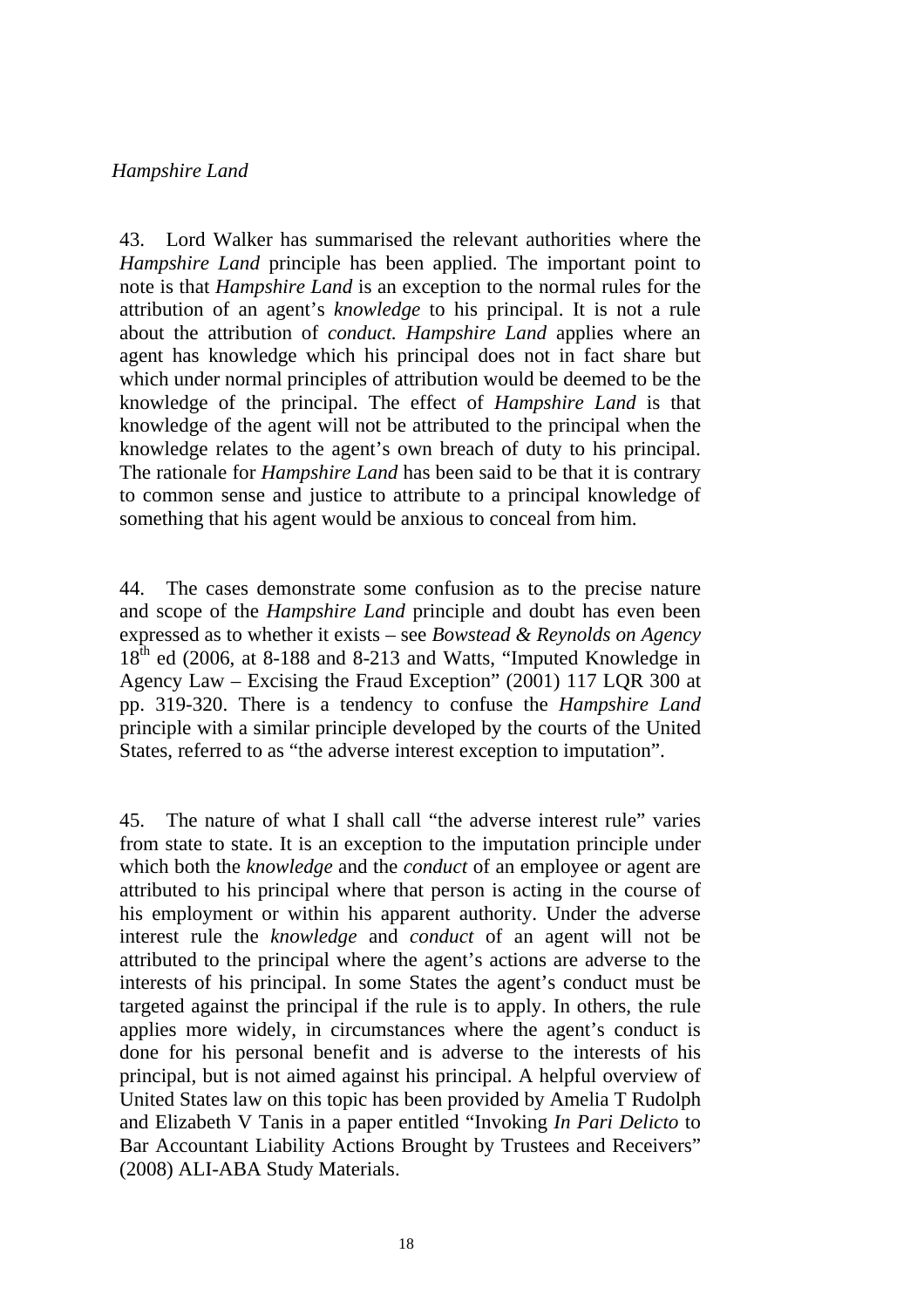*Hampshire Land*

43. Lord Walker has summarised the relevant authorities where the *Hampshire Land* principle has been applied. The important point to note is that *Hampshire Land* is an exception to the normal rules for the attribution of an agent's *knowledge* to his principal. It is not a rule about the attribution of *conduct. Hampshire Land* applies where an agent has knowledge which his principal does not in fact share but which under normal principles of attribution would be deemed to be the knowledge of the principal. The effect of *Hampshire Land* is that knowledge of the agent will not be attributed to the principal when the knowledge relates to the agent's own breach of duty to his principal. The rationale for *Hampshire Land* has been said to be that it is contrary to common sense and justice to attribute to a principal knowledge of something that his agent would be anxious to conceal from him.

44. The cases demonstrate some confusion as to the precise nature and scope of the *Hampshire Land* principle and doubt has even been expressed as to whether it exists – see *Bowstead & Reynolds on Agency* 18th ed (2006, at 8-188 and 8-213 and Watts, "Imputed Knowledge in Agency Law – Excising the Fraud Exception" (2001) 117 LQR 300 at pp. 319-320. There is a tendency to confuse the *Hampshire Land* principle with a similar principle developed by the courts of the United States, referred to as "the adverse interest exception to imputation".

45. The nature of what I shall call "the adverse interest rule" varies from state to state. It is an exception to the imputation principle under which both the *knowledge* and the *conduct* of an employee or agent are attributed to his principal where that person is acting in the course of his employment or within his apparent authority. Under the adverse interest rule the *knowledge* and *conduct* of an agent will not be attributed to the principal where the agent's actions are adverse to the interests of his principal. In some States the agent's conduct must be targeted against the principal if the rule is to apply. In others, the rule applies more widely, in circumstances where the agent's conduct is done for his personal benefit and is adverse to the interests of his principal, but is not aimed against his principal. A helpful overview of United States law on this topic has been provided by Amelia T Rudolph and Elizabeth V Tanis in a paper entitled "Invoking *In Pari Delicto* to Bar Accountant Liability Actions Brought by Trustees and Receivers" (2008) ALI-ABA Study Materials.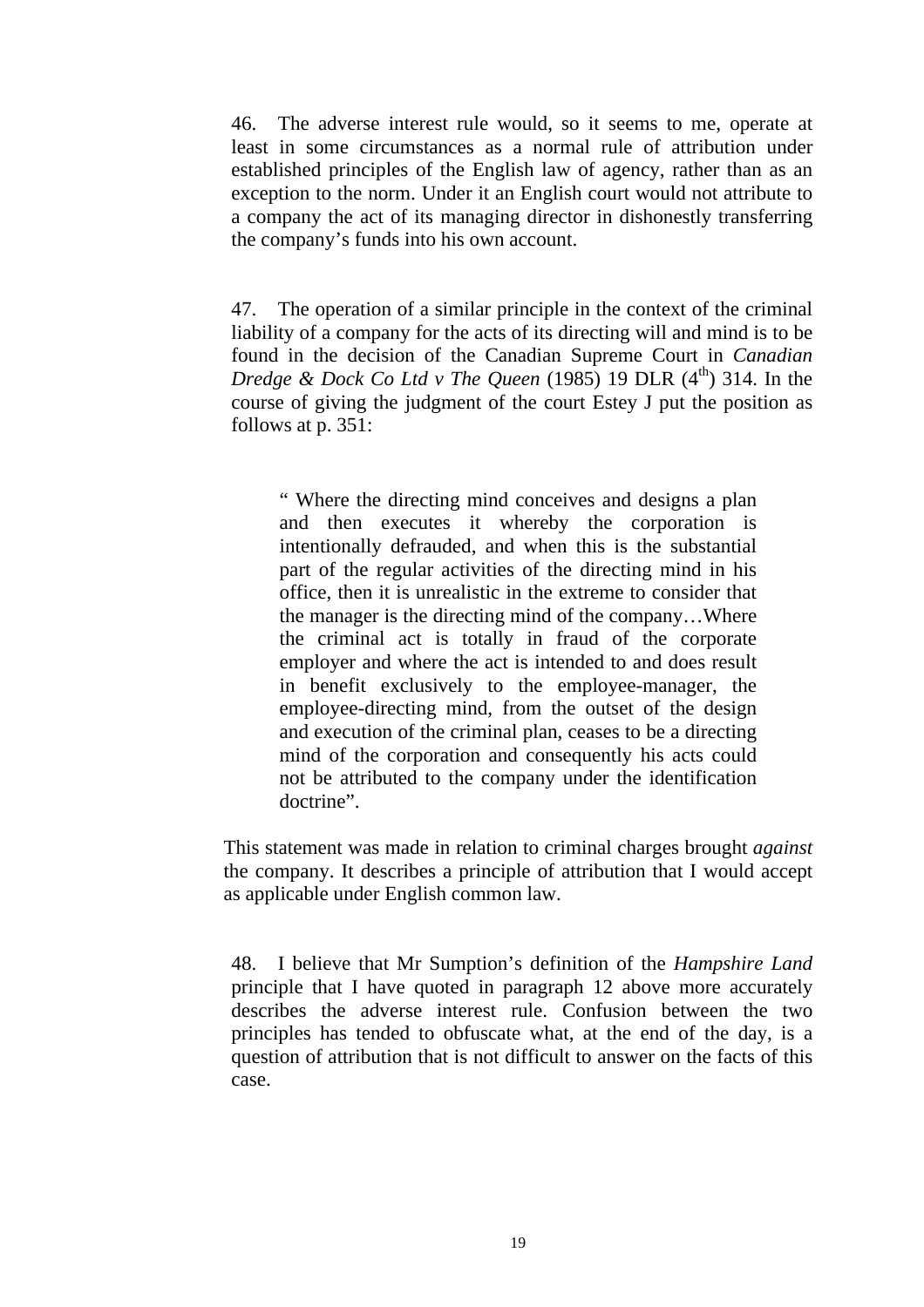46. The adverse interest rule would, so it seems to me, operate at least in some circumstances as a normal rule of attribution under established principles of the English law of agency, rather than as an exception to the norm. Under it an English court would not attribute to a company the act of its managing director in dishonestly transferring the company's funds into his own account.

47. The operation of a similar principle in the context of the criminal liability of a company for the acts of its directing will and mind is to be found in the decision of the Canadian Supreme Court in *Canadian Dredge & Dock Co Ltd v The Queen* (1985) 19 DLR (4th) 314. In the course of giving the judgment of the court Estey J put the position as follows at p. 351:

> " Where the directing mind conceives and designs a plan and then executes it whereby the corporation is intentionally defrauded, and when this is the substantial part of the regular activities of the directing mind in his office, then it is unrealistic in the extreme to consider that the manager is the directing mind of the company…Where the criminal act is totally in fraud of the corporate employer and where the act is intended to and does result in benefit exclusively to the employee-manager, the employee-directing mind, from the outset of the design and execution of the criminal plan, ceases to be a directing mind of the corporation and consequently his acts could not be attributed to the company under the identification doctrine".

This statement was made in relation to criminal charges brought *against* the company. It describes a principle of attribution that I would accept as applicable under English common law.

48. I believe that Mr Sumption's definition of the *Hampshire Land* principle that I have quoted in paragraph 12 above more accurately describes the adverse interest rule. Confusion between the two principles has tended to obfuscate what, at the end of the day, is a question of attribution that is not difficult to answer on the facts of this case.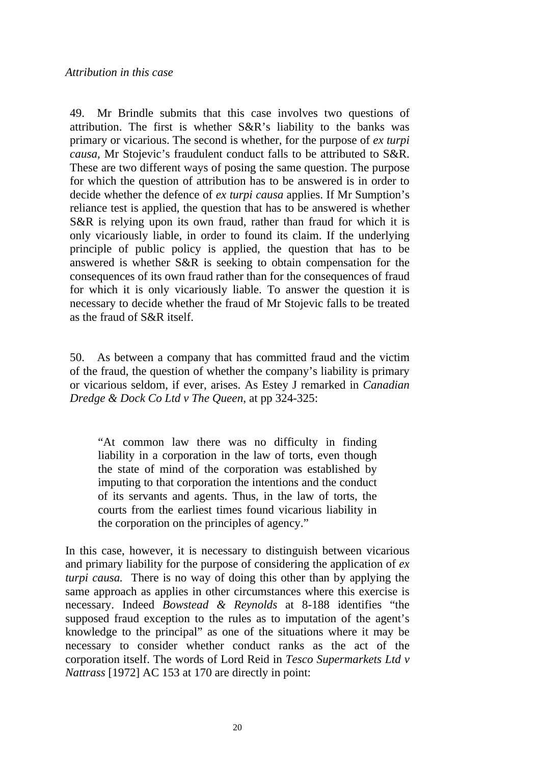*Attribution in this case*

49. Mr Brindle submits that this case involves two questions of attribution. The first is whether S&R's liability to the banks was primary or vicarious. The second is whether, for the purpose of *ex turpi causa*, Mr Stojevic's fraudulent conduct falls to be attributed to S&R. These are two different ways of posing the same question. The purpose for which the question of attribution has to be answered is in order to decide whether the defence of *ex turpi causa* applies. If Mr Sumption's reliance test is applied, the question that has to be answered is whether S&R is relying upon its own fraud, rather than fraud for which it is only vicariously liable, in order to found its claim. If the underlying principle of public policy is applied, the question that has to be answered is whether S&R is seeking to obtain compensation for the consequences of its own fraud rather than for the consequences of fraud for which it is only vicariously liable. To answer the question it is necessary to decide whether the fraud of Mr Stojevic falls to be treated as the fraud of S&R itself.

50. As between a company that has committed fraud and the victim of the fraud, the question of whether the company's liability is primary or vicarious seldom, if ever, arises. As Estey J remarked in *Canadian Dredge & Dock Co Ltd v The Queen*, at pp 324-325:

> "At common law there was no difficulty in finding liability in a corporation in the law of torts, even though the state of mind of the corporation was established by imputing to that corporation the intentions and the conduct of its servants and agents. Thus, in the law of torts, the courts from the earliest times found vicarious liability in the corporation on the principles of agency."

In this case, however, it is necessary to distinguish between vicarious and primary liability for the purpose of considering the application of *ex turpi causa.* There is no way of doing this other than by applying the same approach as applies in other circumstances where this exercise is necessary. Indeed *Bowstead & Reynolds* at 8-188 identifies "the supposed fraud exception to the rules as to imputation of the agent's knowledge to the principal" as one of the situations where it may be necessary to consider whether conduct ranks as the act of the corporation itself. The words of Lord Reid in *Tesco Supermarkets Ltd v Nattrass* [1972] AC 153 at 170 are directly in point: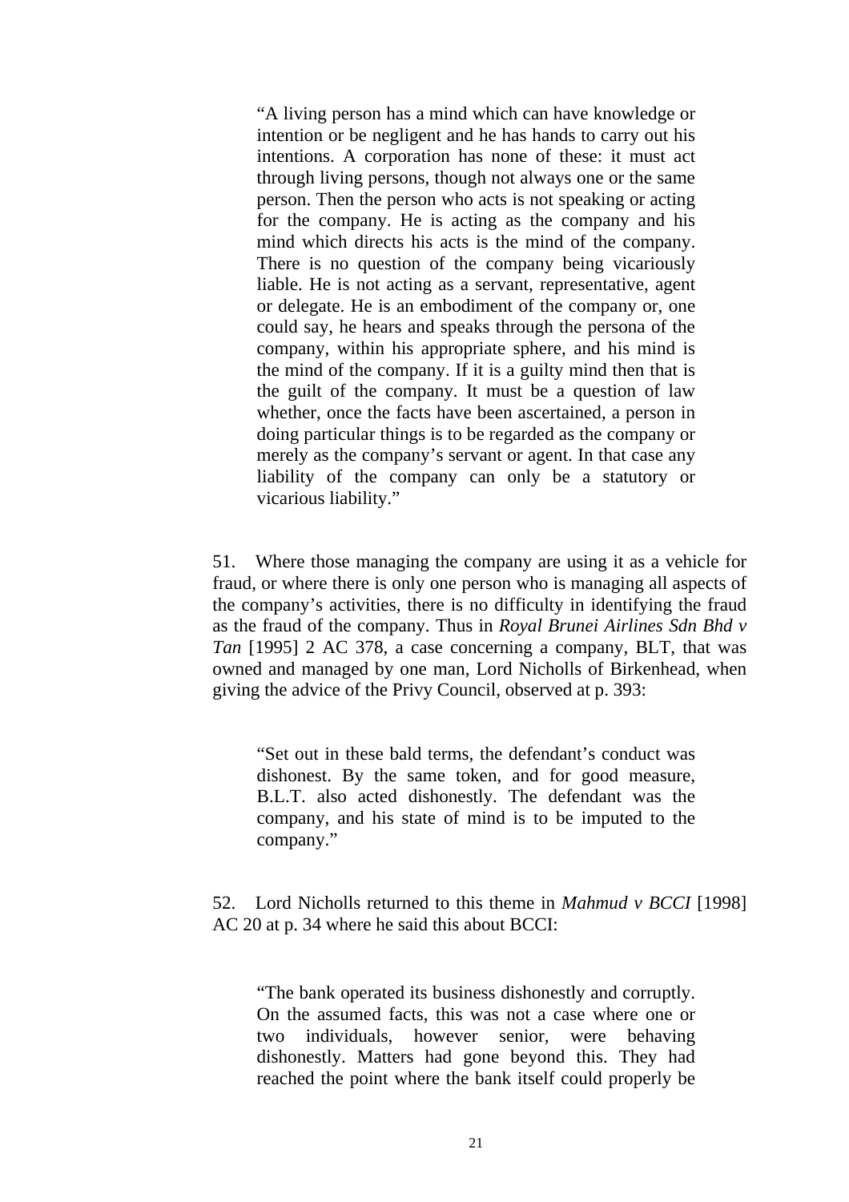> "A living person has a mind which can have knowledge or intention or be negligent and he has hands to carry out his intentions. A corporation has none of these: it must act through living persons, though not always one or the same person. Then the person who acts is not speaking or acting for the company. He is acting as the company and his mind which directs his acts is the mind of the company. There is no question of the company being vicariously liable. He is not acting as a servant, representative, agent or delegate. He is an embodiment of the company or, one could say, he hears and speaks through the persona of the company, within his appropriate sphere, and his mind is the mind of the company. If it is a guilty mind then that is the guilt of the company. It must be a question of law whether, once the facts have been ascertained, a person in doing particular things is to be regarded as the company or merely as the company's servant or agent. In that case any liability of the company can only be a statutory or vicarious liability."

51. Where those managing the company are using it as a vehicle for fraud, or where there is only one person who is managing all aspects of the company's activities, there is no difficulty in identifying the fraud as the fraud of the company. Thus in *Royal Brunei Airlines Sdn Bhd v Tan* [1995] 2 AC 378, a case concerning a company, BLT, that was owned and managed by one man, Lord Nicholls of Birkenhead, when giving the advice of the Privy Council, observed at p. 393:

> "Set out in these bald terms, the defendant's conduct was dishonest. By the same token, and for good measure, B.L.T. also acted dishonestly. The defendant was the company, and his state of mind is to be imputed to the company."

52. Lord Nicholls returned to this theme in *Mahmud v BCCI* [1998] AC 20 at p. 34 where he said this about BCCI:

> "The bank operated its business dishonestly and corruptly. On the assumed facts, this was not a case where one or two individuals, however senior, were behaving dishonestly. Matters had gone beyond this. They had reached the point where the bank itself could properly be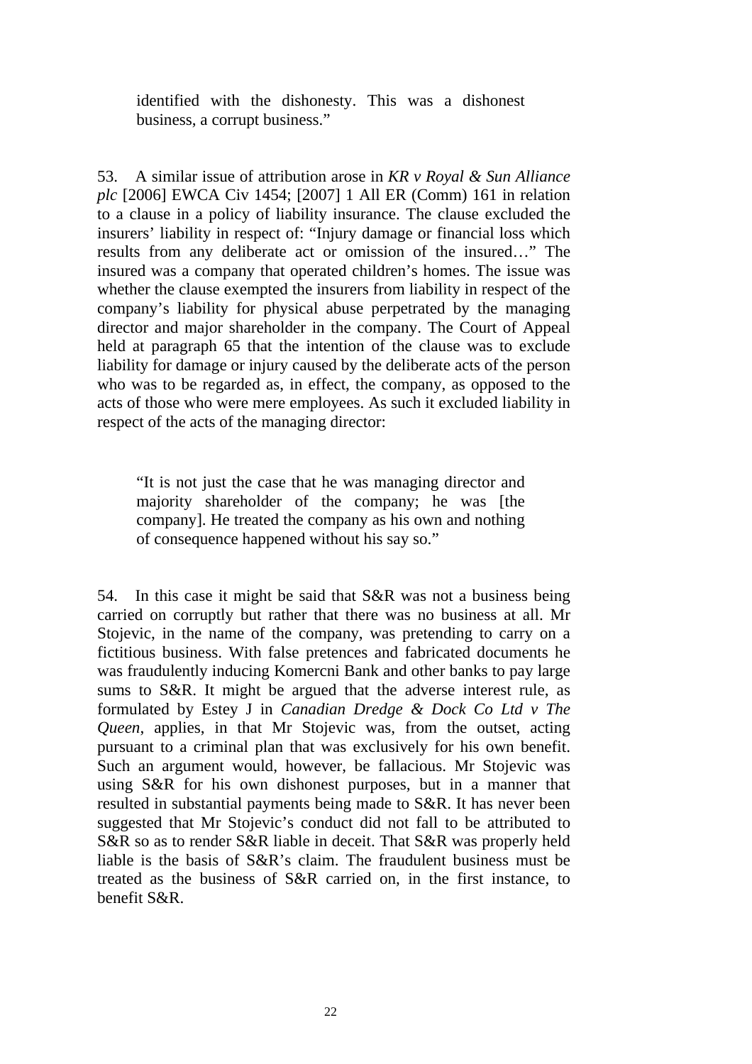> identified with the dishonesty. This was a dishonest business, a corrupt business."

53. A similar issue of attribution arose in *KR v Royal & Sun Alliance plc* [2006] EWCA Civ 1454; [2007] 1 All ER (Comm) 161 in relation to a clause in a policy of liability insurance. The clause excluded the insurers' liability in respect of: "Injury damage or financial loss which results from any deliberate act or omission of the insured…" The insured was a company that operated children's homes. The issue was whether the clause exempted the insurers from liability in respect of the company's liability for physical abuse perpetrated by the managing director and major shareholder in the company. The Court of Appeal held at paragraph 65 that the intention of the clause was to exclude liability for damage or injury caused by the deliberate acts of the person who was to be regarded as, in effect, the company, as opposed to the acts of those who were mere employees. As such it excluded liability in respect of the acts of the managing director:

> "It is not just the case that he was managing director and majority shareholder of the company; he was [the company]. He treated the company as his own and nothing of consequence happened without his say so."

54. In this case it might be said that S&R was not a business being carried on corruptly but rather that there was no business at all. Mr Stojevic, in the name of the company, was pretending to carry on a fictitious business. With false pretences and fabricated documents he was fraudulently inducing Komercni Bank and other banks to pay large sums to S&R. It might be argued that the adverse interest rule, as formulated by Estey J in *Canadian Dredge & Dock Co Ltd v The Queen*, applies, in that Mr Stojevic was, from the outset, acting pursuant to a criminal plan that was exclusively for his own benefit. Such an argument would, however, be fallacious. Mr Stojevic was using S&R for his own dishonest purposes, but in a manner that resulted in substantial payments being made to S&R. It has never been suggested that Mr Stojevic's conduct did not fall to be attributed to S&R so as to render S&R liable in deceit. That S&R was properly held liable is the basis of S&R's claim. The fraudulent business must be treated as the business of S&R carried on, in the first instance, to benefit S&R.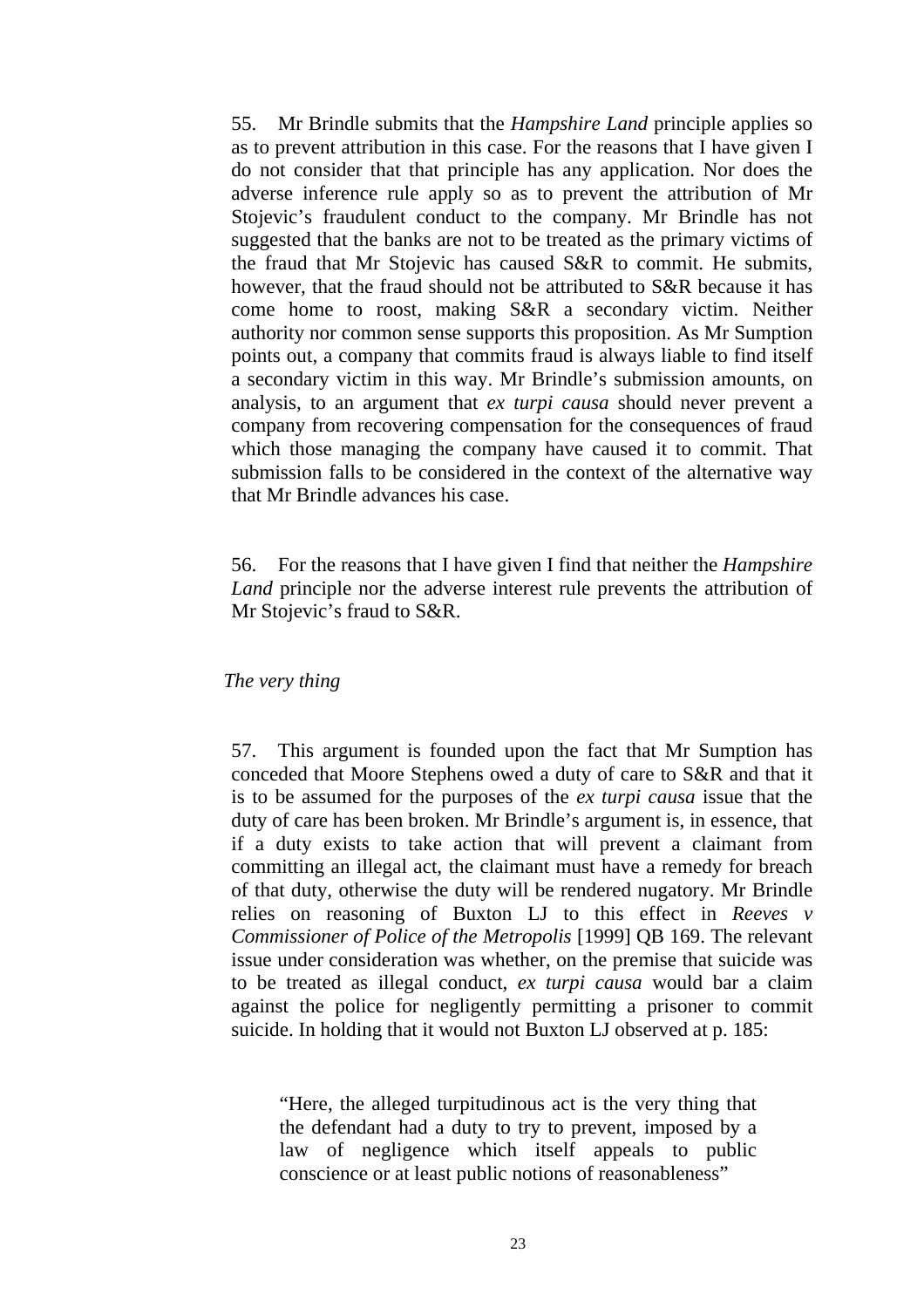55. Mr Brindle submits that the *Hampshire Land* principle applies so as to prevent attribution in this case. For the reasons that I have given I do not consider that that principle has any application. Nor does the adverse inference rule apply so as to prevent the attribution of Mr Stojevic's fraudulent conduct to the company. Mr Brindle has not suggested that the banks are not to be treated as the primary victims of the fraud that Mr Stojevic has caused S&R to commit. He submits, however, that the fraud should not be attributed to S&R because it has come home to roost, making S&R a secondary victim. Neither authority nor common sense supports this proposition. As Mr Sumption points out, a company that commits fraud is always liable to find itself a secondary victim in this way. Mr Brindle's submission amounts, on analysis, to an argument that *ex turpi causa* should never prevent a company from recovering compensation for the consequences of fraud which those managing the company have caused it to commit. That submission falls to be considered in the context of the alternative way that Mr Brindle advances his case.

56. For the reasons that I have given I find that neither the *Hampshire Land* principle nor the adverse interest rule prevents the attribution of Mr Stojevic's fraud to S&R.

*The very thing*

57. This argument is founded upon the fact that Mr Sumption has conceded that Moore Stephens owed a duty of care to S&R and that it is to be assumed for the purposes of the *ex turpi causa* issue that the duty of care has been broken. Mr Brindle's argument is, in essence, that if a duty exists to take action that will prevent a claimant from committing an illegal act, the claimant must have a remedy for breach of that duty, otherwise the duty will be rendered nugatory. Mr Brindle relies on reasoning of Buxton LJ to this effect in *Reeves v Commissioner of Police of the Metropolis* [1999] QB 169. The relevant issue under consideration was whether, on the premise that suicide was to be treated as illegal conduct, *ex turpi causa* would bar a claim against the police for negligently permitting a prisoner to commit suicide. In holding that it would not Buxton LJ observed at p. 185:

> "Here, the alleged turpitudinous act is the very thing that the defendant had a duty to try to prevent, imposed by a law of negligence which itself appeals to public conscience or at least public notions of reasonableness"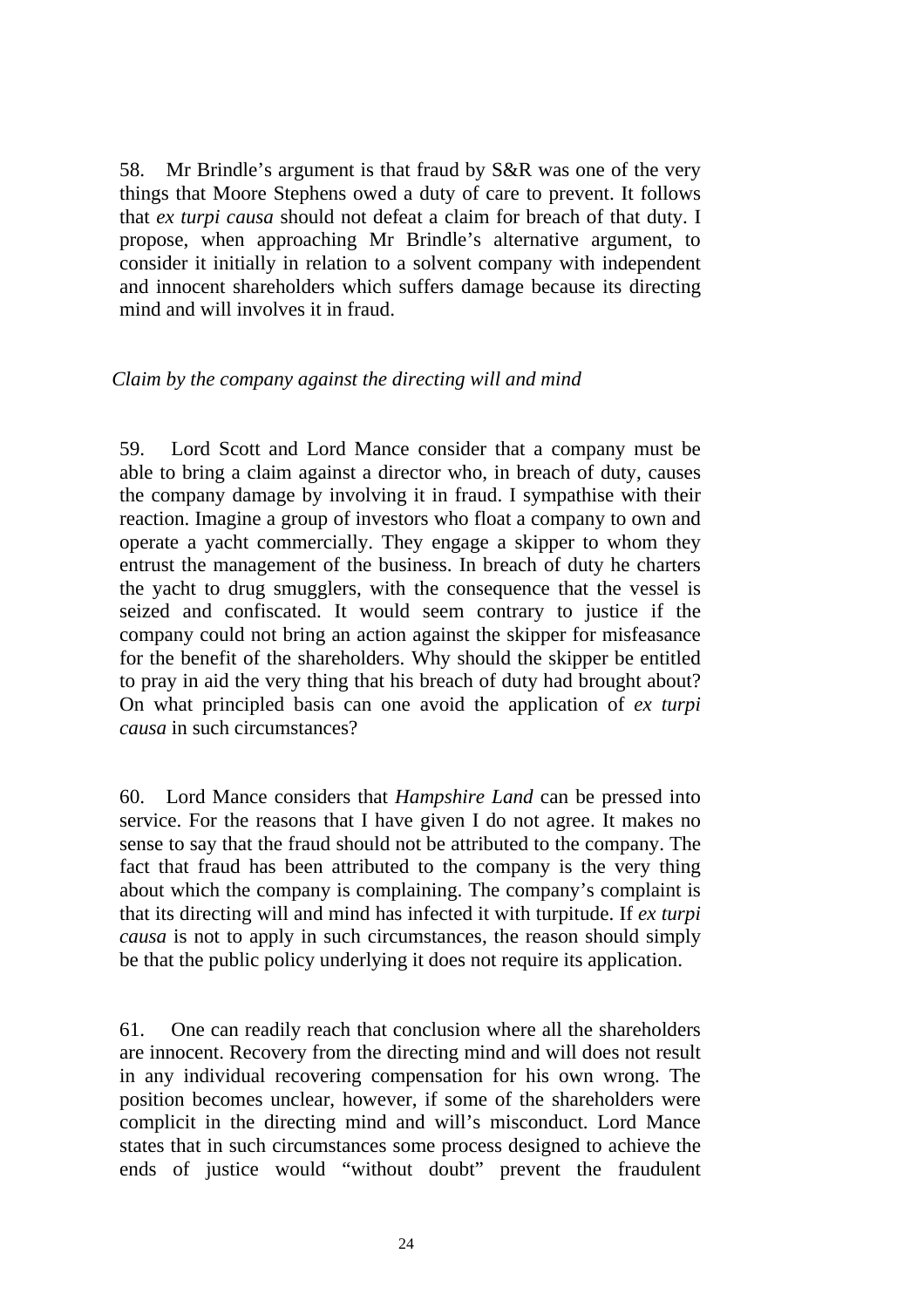58. Mr Brindle's argument is that fraud by S&R was one of the very things that Moore Stephens owed a duty of care to prevent. It follows that *ex turpi causa* should not defeat a claim for breach of that duty. I propose, when approaching Mr Brindle's alternative argument, to consider it initially in relation to a solvent company with independent and innocent shareholders which suffers damage because its directing mind and will involves it in fraud.

*Claim by the company against the directing will and mind*

59. Lord Scott and Lord Mance consider that a company must be able to bring a claim against a director who, in breach of duty, causes the company damage by involving it in fraud. I sympathise with their reaction. Imagine a group of investors who float a company to own and operate a yacht commercially. They engage a skipper to whom they entrust the management of the business. In breach of duty he charters the yacht to drug smugglers, with the consequence that the vessel is seized and confiscated. It would seem contrary to justice if the company could not bring an action against the skipper for misfeasance for the benefit of the shareholders. Why should the skipper be entitled to pray in aid the very thing that his breach of duty had brought about? On what principled basis can one avoid the application of *ex turpi causa* in such circumstances?

60. Lord Mance considers that *Hampshire Land* can be pressed into service. For the reasons that I have given I do not agree. It makes no sense to say that the fraud should not be attributed to the company. The fact that fraud has been attributed to the company is the very thing about which the company is complaining. The company's complaint is that its directing will and mind has infected it with turpitude. If *ex turpi causa* is not to apply in such circumstances, the reason should simply be that the public policy underlying it does not require its application.

61. One can readily reach that conclusion where all the shareholders are innocent. Recovery from the directing mind and will does not result in any individual recovering compensation for his own wrong. The position becomes unclear, however, if some of the shareholders were complicit in the directing mind and will's misconduct. Lord Mance states that in such circumstances some process designed to achieve the ends of justice would "without doubt" prevent the fraudulent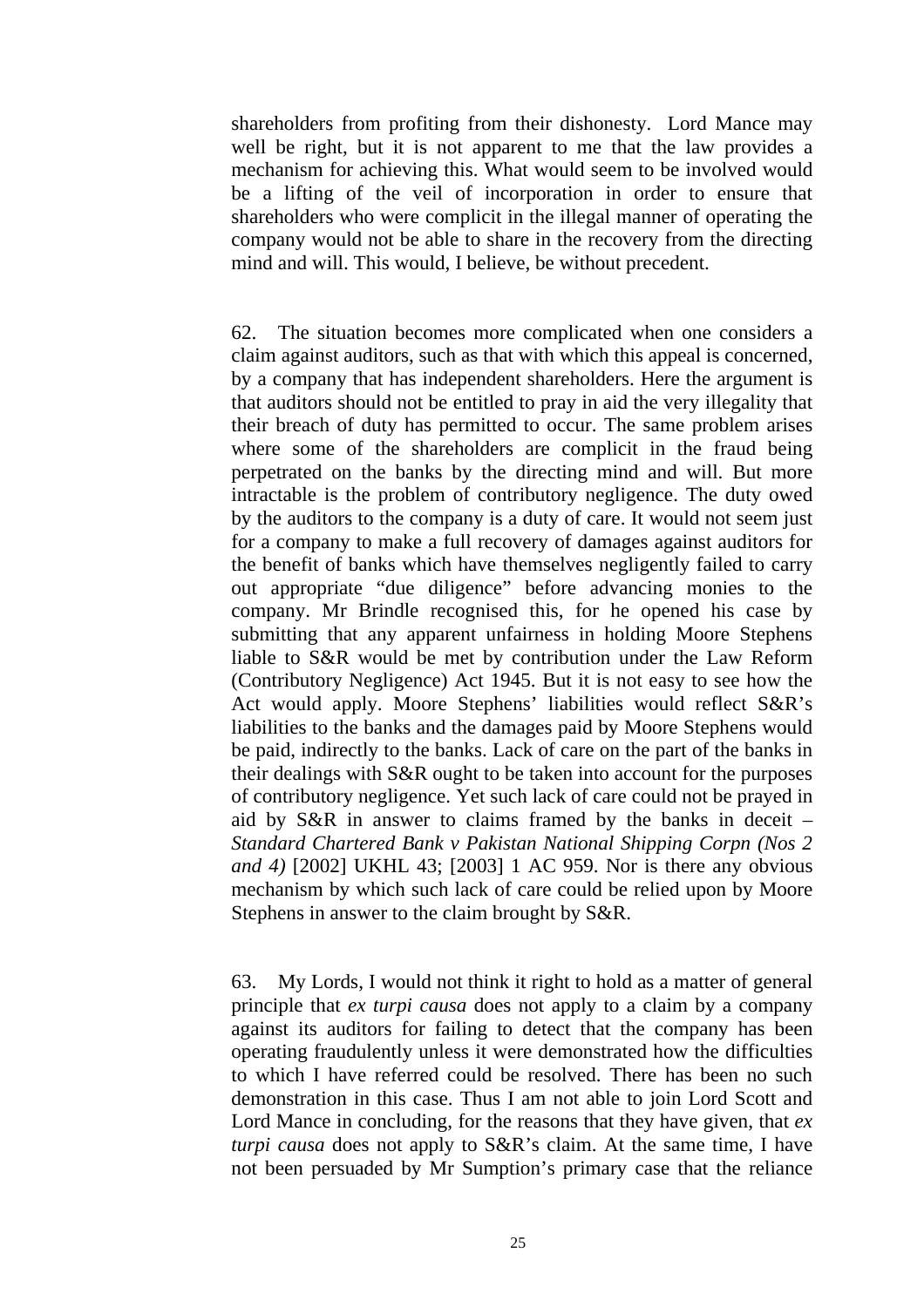shareholders from profiting from their dishonesty. Lord Mance may well be right, but it is not apparent to me that the law provides a mechanism for achieving this. What would seem to be involved would be a lifting of the veil of incorporation in order to ensure that shareholders who were complicit in the illegal manner of operating the company would not be able to share in the recovery from the directing mind and will. This would, I believe, be without precedent.

62. The situation becomes more complicated when one considers a claim against auditors, such as that with which this appeal is concerned, by a company that has independent shareholders. Here the argument is that auditors should not be entitled to pray in aid the very illegality that their breach of duty has permitted to occur. The same problem arises where some of the shareholders are complicit in the fraud being perpetrated on the banks by the directing mind and will. But more intractable is the problem of contributory negligence. The duty owed by the auditors to the company is a duty of care. It would not seem just for a company to make a full recovery of damages against auditors for the benefit of banks which have themselves negligently failed to carry out appropriate "due diligence" before advancing monies to the company. Mr Brindle recognised this, for he opened his case by submitting that any apparent unfairness in holding Moore Stephens liable to S&R would be met by contribution under the Law Reform (Contributory Negligence) Act 1945. But it is not easy to see how the Act would apply. Moore Stephens' liabilities would reflect S&R's liabilities to the banks and the damages paid by Moore Stephens would be paid, indirectly to the banks. Lack of care on the part of the banks in their dealings with S&R ought to be taken into account for the purposes of contributory negligence. Yet such lack of care could not be prayed in aid by S&R in answer to claims framed by the banks in deceit – *Standard Chartered Bank v Pakistan National Shipping Corpn (Nos 2 and 4)* [2002] UKHL 43; [2003] 1 AC 959. Nor is there any obvious mechanism by which such lack of care could be relied upon by Moore Stephens in answer to the claim brought by S&R.

63. My Lords, I would not think it right to hold as a matter of general principle that *ex turpi causa* does not apply to a claim by a company against its auditors for failing to detect that the company has been operating fraudulently unless it were demonstrated how the difficulties to which I have referred could be resolved. There has been no such demonstration in this case. Thus I am not able to join Lord Scott and Lord Mance in concluding, for the reasons that they have given, that *ex turpi causa* does not apply to S&R's claim. At the same time, I have not been persuaded by Mr Sumption's primary case that the reliance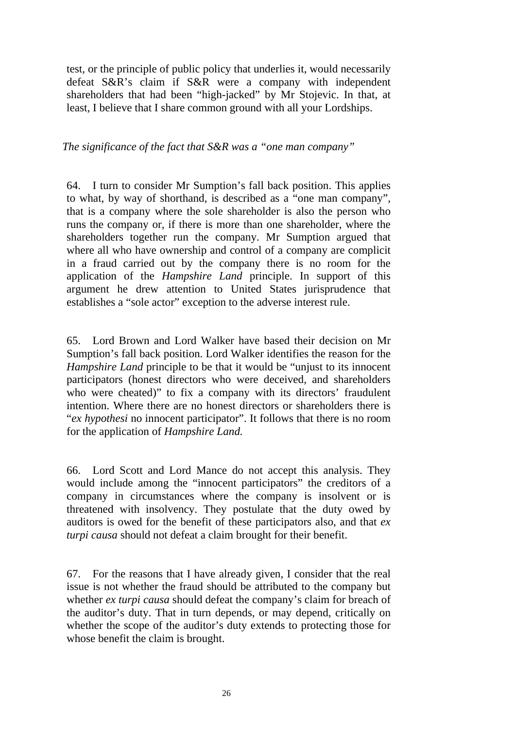test, or the principle of public policy that underlies it, would necessarily defeat S&R's claim if S&R were a company with independent shareholders that had been "high-jacked" by Mr Stojevic. In that, at least, I believe that I share common ground with all your Lordships.

*The significance of the fact that S&R was a "one man company"*

64. I turn to consider Mr Sumption's fall back position. This applies to what, by way of shorthand, is described as a "one man company", that is a company where the sole shareholder is also the person who runs the company or, if there is more than one shareholder, where the shareholders together run the company. Mr Sumption argued that where all who have ownership and control of a company are complicit in a fraud carried out by the company there is no room for the application of the *Hampshire Land* principle. In support of this argument he drew attention to United States jurisprudence that establishes a "sole actor" exception to the adverse interest rule.

65. Lord Brown and Lord Walker have based their decision on Mr Sumption's fall back position. Lord Walker identifies the reason for the *Hampshire Land* principle to be that it would be "unjust to its innocent participators (honest directors who were deceived, and shareholders who were cheated)" to fix a company with its directors' fraudulent intention. Where there are no honest directors or shareholders there is "*ex hypothesi* no innocent participator". It follows that there is no room for the application of *Hampshire Land.*

66. Lord Scott and Lord Mance do not accept this analysis. They would include among the "innocent participators" the creditors of a company in circumstances where the company is insolvent or is threatened with insolvency. They postulate that the duty owed by auditors is owed for the benefit of these participators also, and that *ex turpi causa* should not defeat a claim brought for their benefit.

67. For the reasons that I have already given, I consider that the real issue is not whether the fraud should be attributed to the company but whether *ex turpi causa* should defeat the company's claim for breach of the auditor's duty. That in turn depends, or may depend, critically on whether the scope of the auditor's duty extends to protecting those for whose benefit the claim is brought.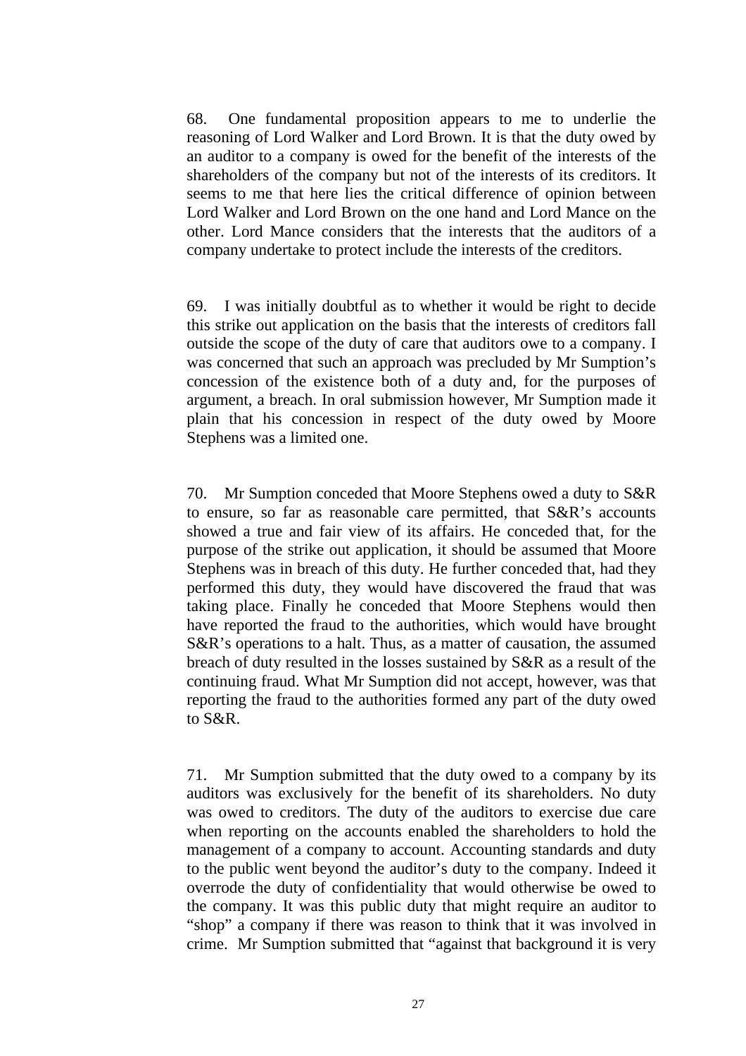68. One fundamental proposition appears to me to underlie the reasoning of Lord Walker and Lord Brown. It is that the duty owed by an auditor to a company is owed for the benefit of the interests of the shareholders of the company but not of the interests of its creditors. It seems to me that here lies the critical difference of opinion between Lord Walker and Lord Brown on the one hand and Lord Mance on the other. Lord Mance considers that the interests that the auditors of a company undertake to protect include the interests of the creditors.

69. I was initially doubtful as to whether it would be right to decide this strike out application on the basis that the interests of creditors fall outside the scope of the duty of care that auditors owe to a company. I was concerned that such an approach was precluded by Mr Sumption's concession of the existence both of a duty and, for the purposes of argument, a breach. In oral submission however, Mr Sumption made it plain that his concession in respect of the duty owed by Moore Stephens was a limited one.

70. Mr Sumption conceded that Moore Stephens owed a duty to S&R to ensure, so far as reasonable care permitted, that S&R's accounts showed a true and fair view of its affairs. He conceded that, for the purpose of the strike out application, it should be assumed that Moore Stephens was in breach of this duty. He further conceded that, had they performed this duty, they would have discovered the fraud that was taking place. Finally he conceded that Moore Stephens would then have reported the fraud to the authorities, which would have brought S&R's operations to a halt. Thus, as a matter of causation, the assumed breach of duty resulted in the losses sustained by S&R as a result of the continuing fraud. What Mr Sumption did not accept, however, was that reporting the fraud to the authorities formed any part of the duty owed to S&R.

71. Mr Sumption submitted that the duty owed to a company by its auditors was exclusively for the benefit of its shareholders. No duty was owed to creditors. The duty of the auditors to exercise due care when reporting on the accounts enabled the shareholders to hold the management of a company to account. Accounting standards and duty to the public went beyond the auditor's duty to the company. Indeed it overrode the duty of confidentiality that would otherwise be owed to the company. It was this public duty that might require an auditor to "shop" a company if there was reason to think that it was involved in crime. Mr Sumption submitted that "against that background it is very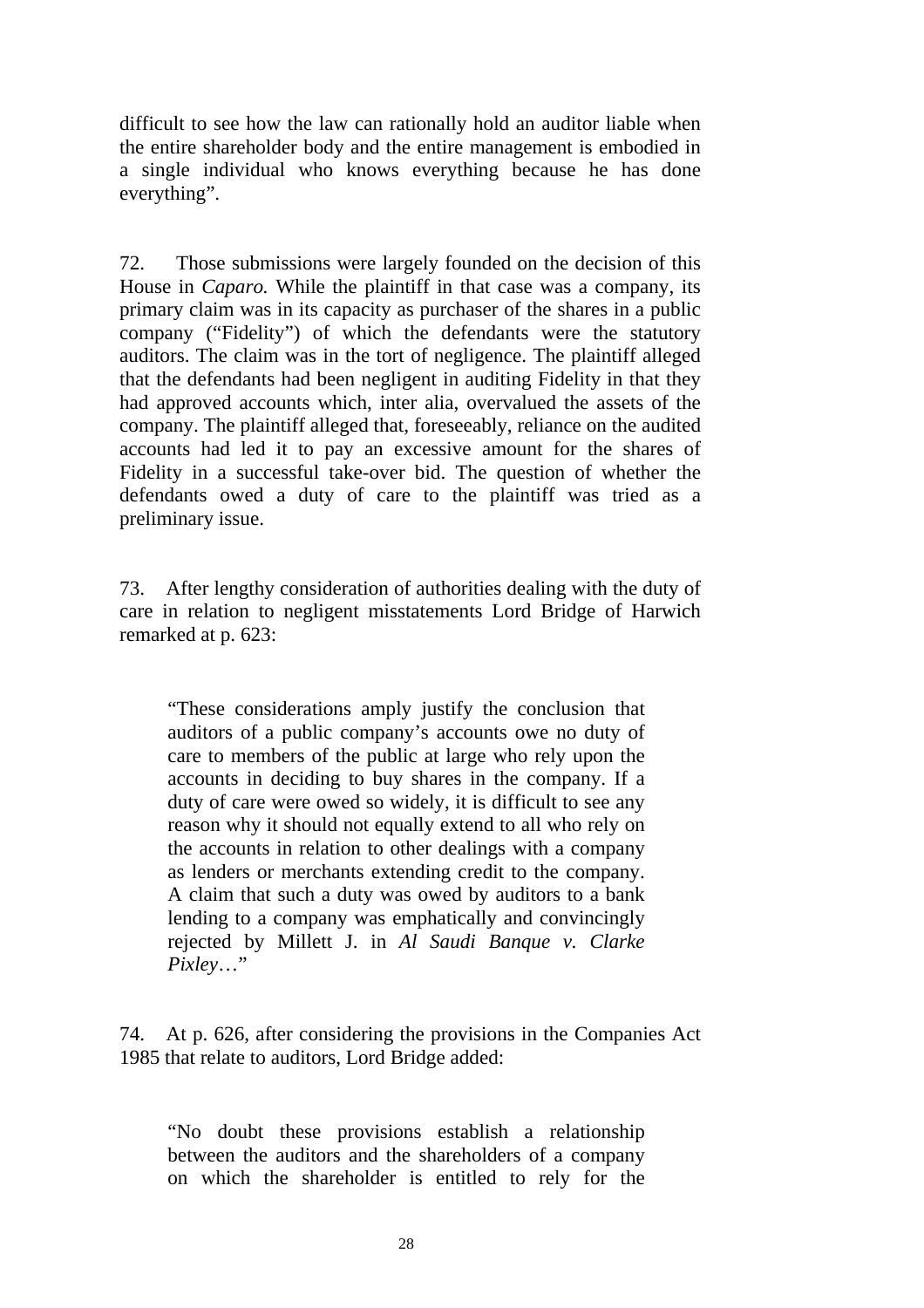difficult to see how the law can rationally hold an auditor liable when the entire shareholder body and the entire management is embodied in a single individual who knows everything because he has done everything".

72. Those submissions were largely founded on the decision of this House in *Caparo.* While the plaintiff in that case was a company, its primary claim was in its capacity as purchaser of the shares in a public company ("Fidelity") of which the defendants were the statutory auditors. The claim was in the tort of negligence. The plaintiff alleged that the defendants had been negligent in auditing Fidelity in that they had approved accounts which, inter alia, overvalued the assets of the company. The plaintiff alleged that, foreseeably, reliance on the audited accounts had led it to pay an excessive amount for the shares of Fidelity in a successful take-over bid. The question of whether the defendants owed a duty of care to the plaintiff was tried as a preliminary issue.

73. After lengthy consideration of authorities dealing with the duty of care in relation to negligent misstatements Lord Bridge of Harwich remarked at p. 623:

> "These considerations amply justify the conclusion that auditors of a public company's accounts owe no duty of care to members of the public at large who rely upon the accounts in deciding to buy shares in the company. If a duty of care were owed so widely, it is difficult to see any reason why it should not equally extend to all who rely on the accounts in relation to other dealings with a company as lenders or merchants extending credit to the company. A claim that such a duty was owed by auditors to a bank lending to a company was emphatically and convincingly rejected by Millett J. in *Al Saudi Banque v. Clarke Pixley*…"

74. At p. 626, after considering the provisions in the Companies Act 1985 that relate to auditors, Lord Bridge added:

> "No doubt these provisions establish a relationship between the auditors and the shareholders of a company on which the shareholder is entitled to rely for the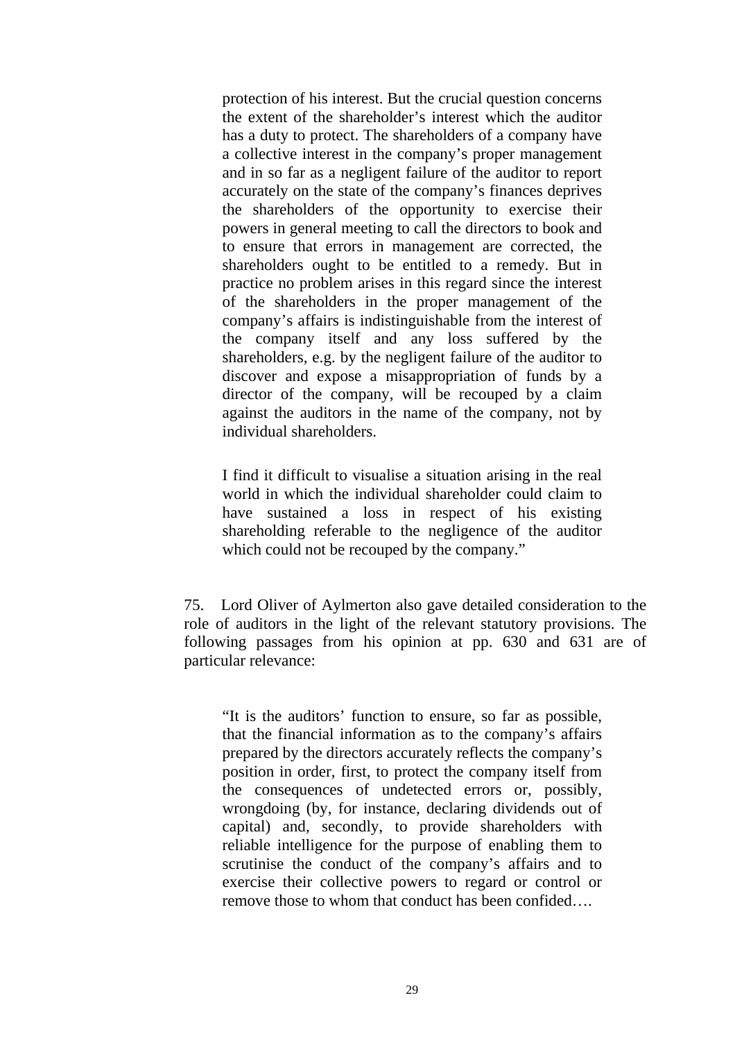> protection of his interest. But the crucial question concerns the extent of the shareholder's interest which the auditor has a duty to protect. The shareholders of a company have a collective interest in the company's proper management and in so far as a negligent failure of the auditor to report accurately on the state of the company's finances deprives the shareholders of the opportunity to exercise their powers in general meeting to call the directors to book and to ensure that errors in management are corrected, the shareholders ought to be entitled to a remedy. But in practice no problem arises in this regard since the interest of the shareholders in the proper management of the company's affairs is indistinguishable from the interest of the company itself and any loss suffered by the shareholders, e.g. by the negligent failure of the auditor to discover and expose a misappropriation of funds by a director of the company, will be recouped by a claim against the auditors in the name of the company, not by individual shareholders.
>
> I find it difficult to visualise a situation arising in the real world in which the individual shareholder could claim to have sustained a loss in respect of his existing shareholding referable to the negligence of the auditor which could not be recouped by the company."

75. Lord Oliver of Aylmerton also gave detailed consideration to the role of auditors in the light of the relevant statutory provisions. The following passages from his opinion at pp. 630 and 631 are of particular relevance:

> "It is the auditors' function to ensure, so far as possible, that the financial information as to the company's affairs prepared by the directors accurately reflects the company's position in order, first, to protect the company itself from the consequences of undetected errors or, possibly, wrongdoing (by, for instance, declaring dividends out of capital) and, secondly, to provide shareholders with reliable intelligence for the purpose of enabling them to scrutinise the conduct of the company's affairs and to exercise their collective powers to regard or control or remove those to whom that conduct has been confided….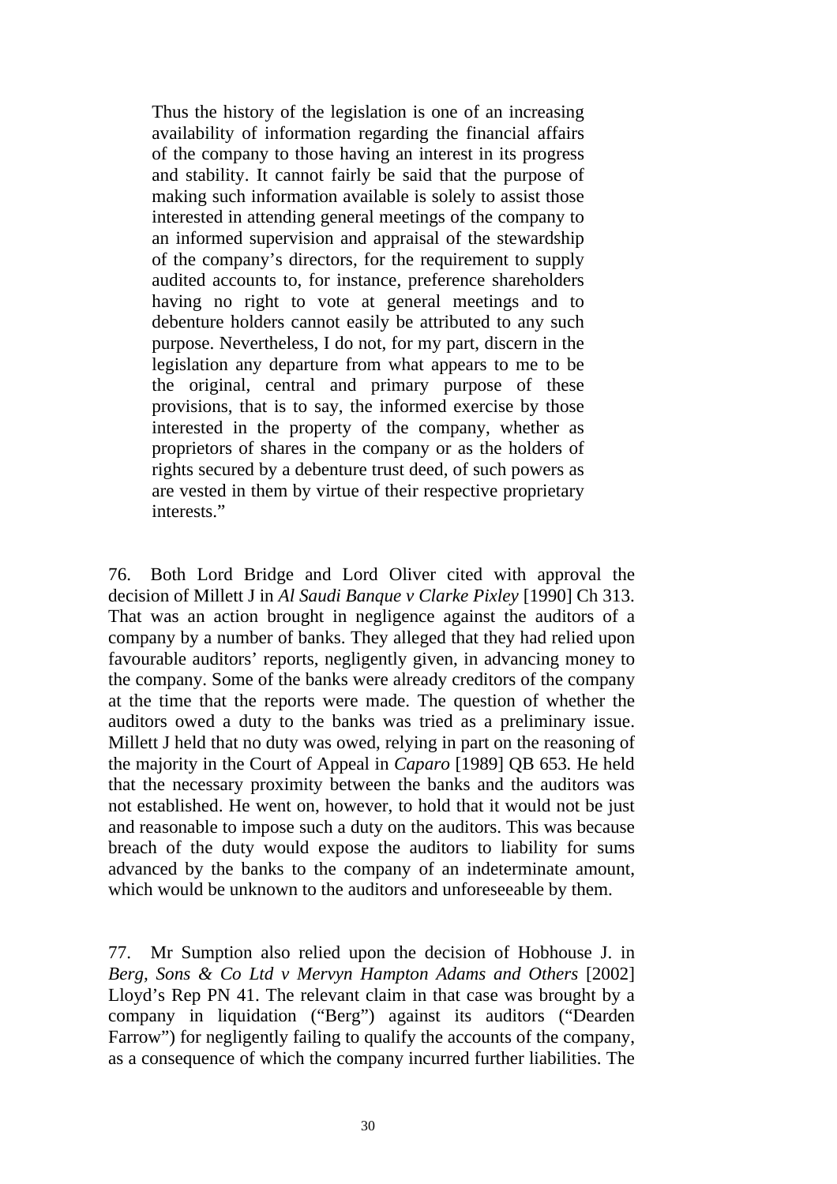> Thus the history of the legislation is one of an increasing availability of information regarding the financial affairs of the company to those having an interest in its progress and stability. It cannot fairly be said that the purpose of making such information available is solely to assist those interested in attending general meetings of the company to an informed supervision and appraisal of the stewardship of the company's directors, for the requirement to supply audited accounts to, for instance, preference shareholders having no right to vote at general meetings and to debenture holders cannot easily be attributed to any such purpose. Nevertheless, I do not, for my part, discern in the legislation any departure from what appears to me to be the original, central and primary purpose of these provisions, that is to say, the informed exercise by those interested in the property of the company, whether as proprietors of shares in the company or as the holders of rights secured by a debenture trust deed, of such powers as are vested in them by virtue of their respective proprietary interests."

76. Both Lord Bridge and Lord Oliver cited with approval the decision of Millett J in *Al Saudi Banque v Clarke Pixley* [1990] Ch 313. That was an action brought in negligence against the auditors of a company by a number of banks. They alleged that they had relied upon favourable auditors' reports, negligently given, in advancing money to the company. Some of the banks were already creditors of the company at the time that the reports were made. The question of whether the auditors owed a duty to the banks was tried as a preliminary issue. Millett J held that no duty was owed, relying in part on the reasoning of the majority in the Court of Appeal in *Caparo* [1989] QB 653. He held that the necessary proximity between the banks and the auditors was not established. He went on, however, to hold that it would not be just and reasonable to impose such a duty on the auditors. This was because breach of the duty would expose the auditors to liability for sums advanced by the banks to the company of an indeterminate amount, which would be unknown to the auditors and unforeseeable by them.

77. Mr Sumption also relied upon the decision of Hobhouse J. in *Berg, Sons & Co Ltd v Mervyn Hampton Adams and Others* [2002] Lloyd's Rep PN 41. The relevant claim in that case was brought by a company in liquidation ("Berg") against its auditors ("Dearden Farrow") for negligently failing to qualify the accounts of the company, as a consequence of which the company incurred further liabilities. The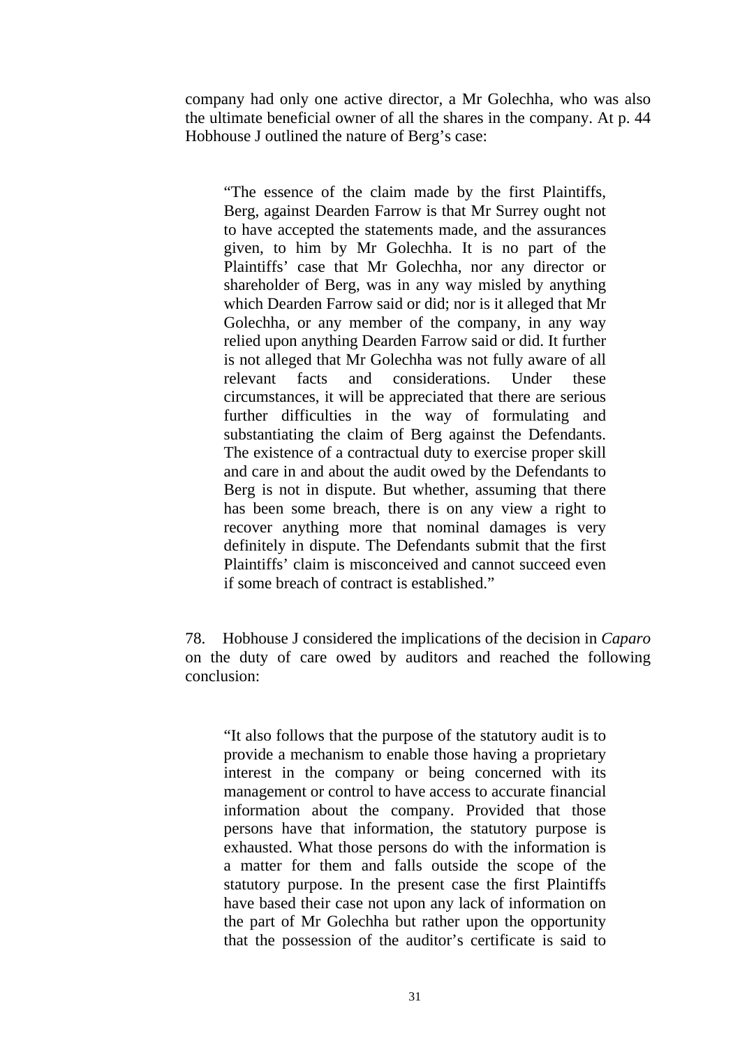company had only one active director, a Mr Golechha, who was also the ultimate beneficial owner of all the shares in the company. At p. 44 Hobhouse J outlined the nature of Berg's case:

> "The essence of the claim made by the first Plaintiffs, Berg, against Dearden Farrow is that Mr Surrey ought not to have accepted the statements made, and the assurances given, to him by Mr Golechha. It is no part of the Plaintiffs' case that Mr Golechha, nor any director or shareholder of Berg, was in any way misled by anything which Dearden Farrow said or did; nor is it alleged that Mr Golechha, or any member of the company, in any way relied upon anything Dearden Farrow said or did. It further is not alleged that Mr Golechha was not fully aware of all relevant facts and considerations. Under these circumstances, it will be appreciated that there are serious further difficulties in the way of formulating and substantiating the claim of Berg against the Defendants. The existence of a contractual duty to exercise proper skill and care in and about the audit owed by the Defendants to Berg is not in dispute. But whether, assuming that there has been some breach, there is on any view a right to recover anything more that nominal damages is very definitely in dispute. The Defendants submit that the first Plaintiffs' claim is misconceived and cannot succeed even if some breach of contract is established."

78. Hobhouse J considered the implications of the decision in *Caparo* on the duty of care owed by auditors and reached the following conclusion:

> "It also follows that the purpose of the statutory audit is to provide a mechanism to enable those having a proprietary interest in the company or being concerned with its management or control to have access to accurate financial information about the company. Provided that those persons have that information, the statutory purpose is exhausted. What those persons do with the information is a matter for them and falls outside the scope of the statutory purpose. In the present case the first Plaintiffs have based their case not upon any lack of information on the part of Mr Golechha but rather upon the opportunity that the possession of the auditor's certificate is said to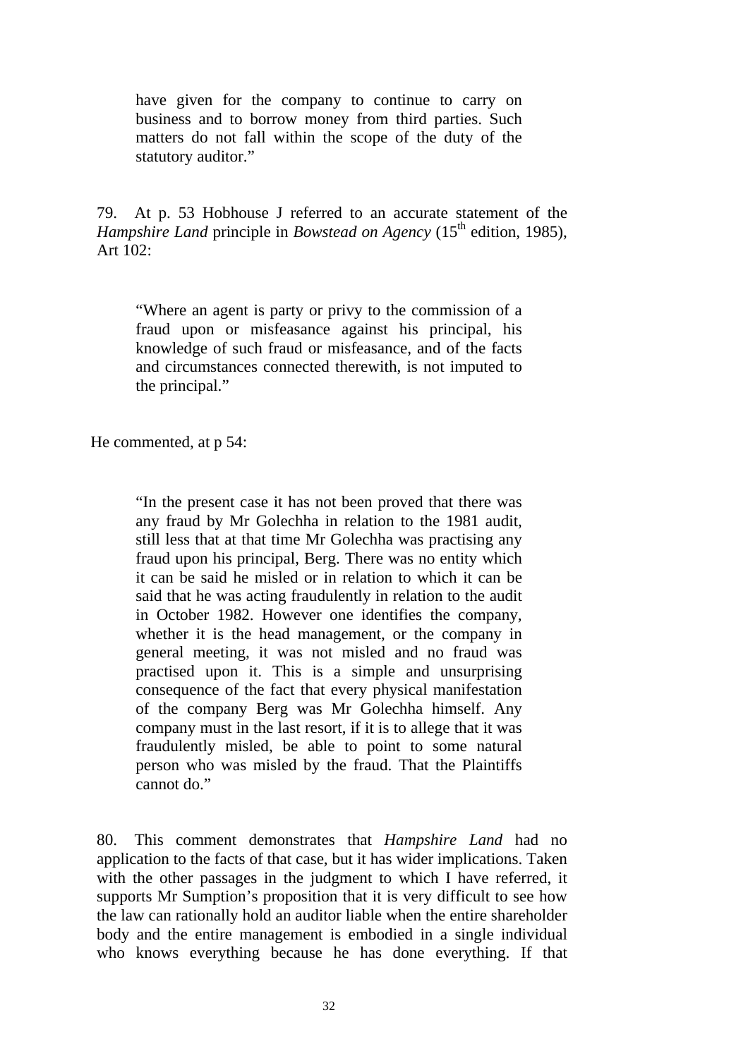> have given for the company to continue to carry on business and to borrow money from third parties. Such matters do not fall within the scope of the duty of the statutory auditor."

79. At p. 53 Hobhouse J referred to an accurate statement of the *Hampshire Land* principle in *Bowstead on Agency* (15th edition, 1985), Art 102:

> "Where an agent is party or privy to the commission of a fraud upon or misfeasance against his principal, his knowledge of such fraud or misfeasance, and of the facts and circumstances connected therewith, is not imputed to the principal."

He commented, at p 54:

> "In the present case it has not been proved that there was any fraud by Mr Golechha in relation to the 1981 audit, still less that at that time Mr Golechha was practising any fraud upon his principal, Berg. There was no entity which it can be said he misled or in relation to which it can be said that he was acting fraudulently in relation to the audit in October 1982. However one identifies the company, whether it is the head management, or the company in general meeting, it was not misled and no fraud was practised upon it. This is a simple and unsurprising consequence of the fact that every physical manifestation of the company Berg was Mr Golechha himself. Any company must in the last resort, if it is to allege that it was fraudulently misled, be able to point to some natural person who was misled by the fraud. That the Plaintiffs cannot do."

80. This comment demonstrates that *Hampshire Land* had no application to the facts of that case, but it has wider implications. Taken with the other passages in the judgment to which I have referred, it supports Mr Sumption's proposition that it is very difficult to see how the law can rationally hold an auditor liable when the entire shareholder body and the entire management is embodied in a single individual who knows everything because he has done everything. If that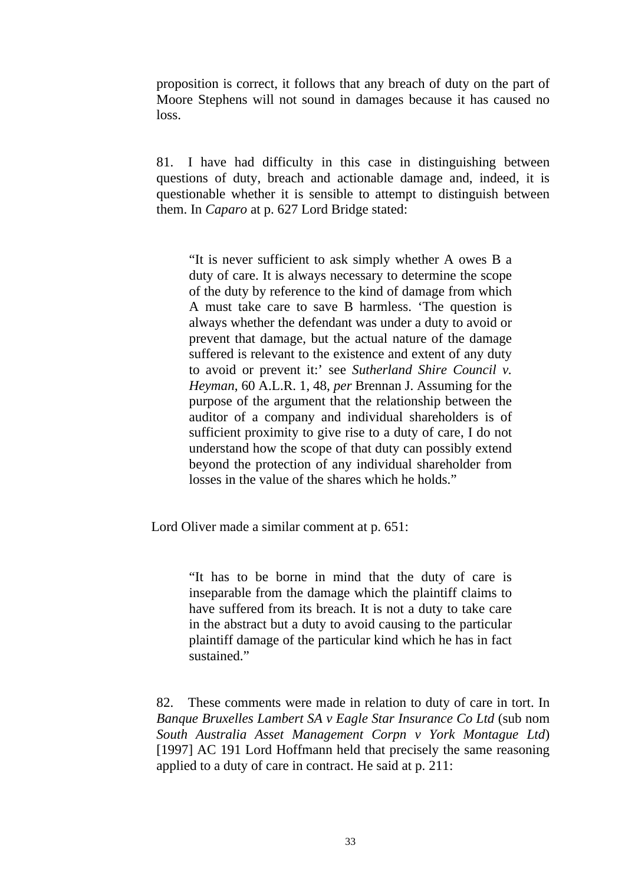proposition is correct, it follows that any breach of duty on the part of Moore Stephens will not sound in damages because it has caused no loss.

81. I have had difficulty in this case in distinguishing between questions of duty, breach and actionable damage and, indeed, it is questionable whether it is sensible to attempt to distinguish between them. In *Caparo* at p. 627 Lord Bridge stated:

> "It is never sufficient to ask simply whether A owes B a duty of care. It is always necessary to determine the scope of the duty by reference to the kind of damage from which A must take care to save B harmless. 'The question is always whether the defendant was under a duty to avoid or prevent that damage, but the actual nature of the damage suffered is relevant to the existence and extent of any duty to avoid or prevent it:' see *Sutherland Shire Council v. Heyman*, 60 A.L.R. 1, 48, *per* Brennan J. Assuming for the purpose of the argument that the relationship between the auditor of a company and individual shareholders is of sufficient proximity to give rise to a duty of care, I do not understand how the scope of that duty can possibly extend beyond the protection of any individual shareholder from losses in the value of the shares which he holds."

Lord Oliver made a similar comment at p. 651:

> "It has to be borne in mind that the duty of care is inseparable from the damage which the plaintiff claims to have suffered from its breach. It is not a duty to take care in the abstract but a duty to avoid causing to the particular plaintiff damage of the particular kind which he has in fact sustained."

82. These comments were made in relation to duty of care in tort. In *Banque Bruxelles Lambert SA v Eagle Star Insurance Co Ltd* (sub nom *South Australia Asset Management Corpn v York Montague Ltd*) [1997] AC 191 Lord Hoffmann held that precisely the same reasoning applied to a duty of care in contract. He said at p. 211: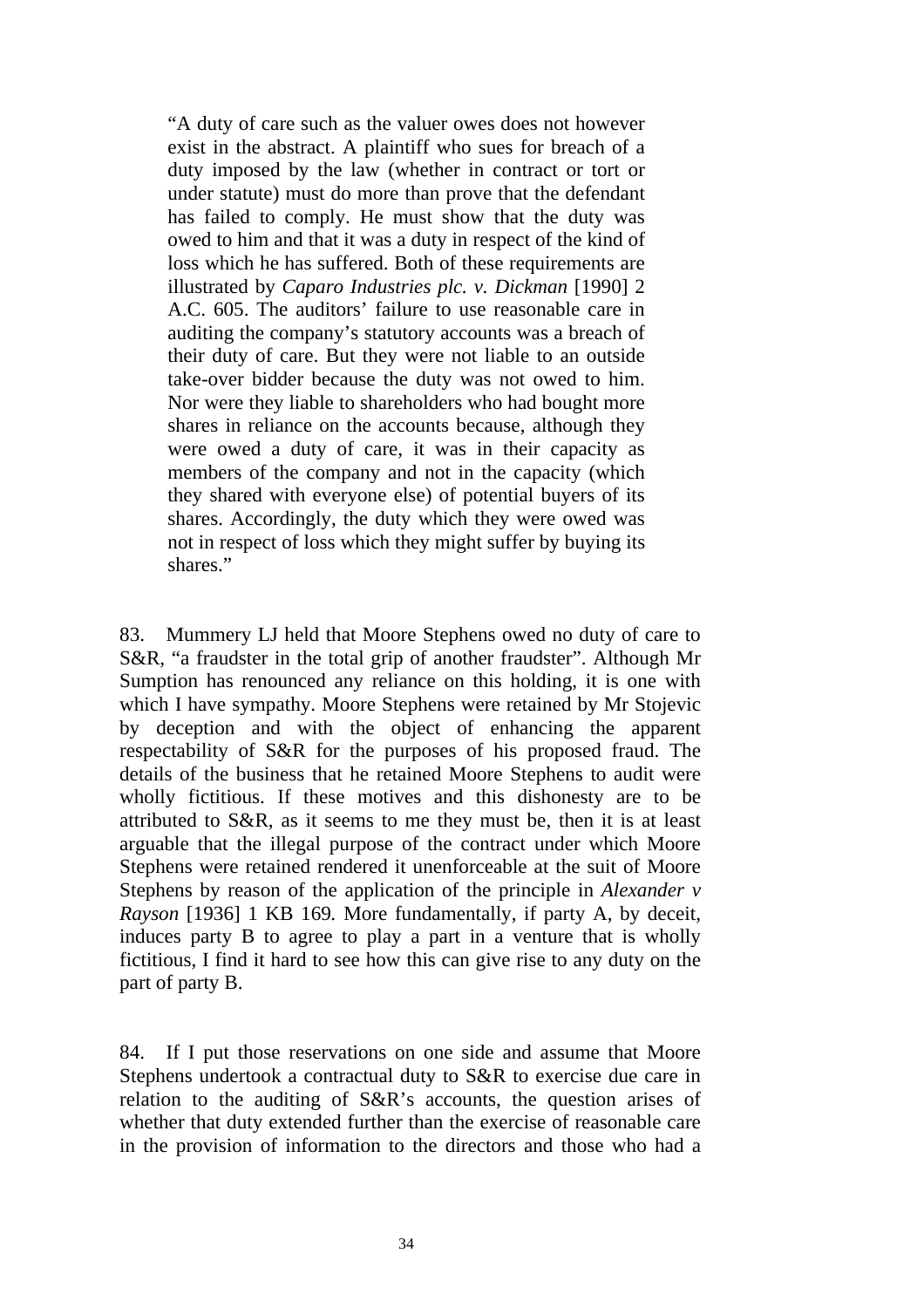> "A duty of care such as the valuer owes does not however exist in the abstract. A plaintiff who sues for breach of a duty imposed by the law (whether in contract or tort or under statute) must do more than prove that the defendant has failed to comply. He must show that the duty was owed to him and that it was a duty in respect of the kind of loss which he has suffered. Both of these requirements are illustrated by *Caparo Industries plc. v. Dickman* [1990] 2 A.C. 605. The auditors' failure to use reasonable care in auditing the company's statutory accounts was a breach of their duty of care. But they were not liable to an outside take-over bidder because the duty was not owed to him. Nor were they liable to shareholders who had bought more shares in reliance on the accounts because, although they were owed a duty of care, it was in their capacity as members of the company and not in the capacity (which they shared with everyone else) of potential buyers of its shares. Accordingly, the duty which they were owed was not in respect of loss which they might suffer by buying its shares."

83. Mummery LJ held that Moore Stephens owed no duty of care to S&R, "a fraudster in the total grip of another fraudster". Although Mr Sumption has renounced any reliance on this holding, it is one with which I have sympathy. Moore Stephens were retained by Mr Stojevic by deception and with the object of enhancing the apparent respectability of S&R for the purposes of his proposed fraud. The details of the business that he retained Moore Stephens to audit were wholly fictitious. If these motives and this dishonesty are to be attributed to S&R, as it seems to me they must be, then it is at least arguable that the illegal purpose of the contract under which Moore Stephens were retained rendered it unenforceable at the suit of Moore Stephens by reason of the application of the principle in *Alexander v Rayson* [1936] 1 KB 169*.* More fundamentally, if party A, by deceit, induces party B to agree to play a part in a venture that is wholly fictitious, I find it hard to see how this can give rise to any duty on the part of party B.

84. If I put those reservations on one side and assume that Moore Stephens undertook a contractual duty to S&R to exercise due care in relation to the auditing of S&R's accounts, the question arises of whether that duty extended further than the exercise of reasonable care in the provision of information to the directors and those who had a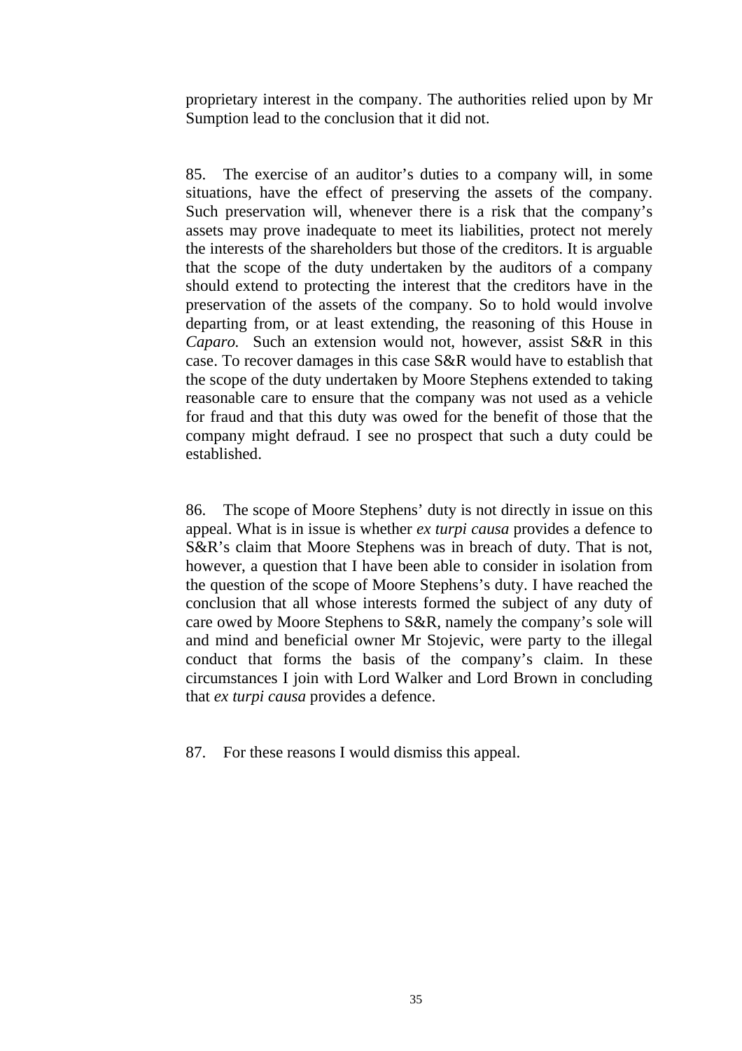proprietary interest in the company. The authorities relied upon by Mr Sumption lead to the conclusion that it did not.

85. The exercise of an auditor's duties to a company will, in some situations, have the effect of preserving the assets of the company. Such preservation will, whenever there is a risk that the company's assets may prove inadequate to meet its liabilities, protect not merely the interests of the shareholders but those of the creditors. It is arguable that the scope of the duty undertaken by the auditors of a company should extend to protecting the interest that the creditors have in the preservation of the assets of the company. So to hold would involve departing from, or at least extending, the reasoning of this House in *Caparo.* Such an extension would not, however, assist S&R in this case. To recover damages in this case S&R would have to establish that the scope of the duty undertaken by Moore Stephens extended to taking reasonable care to ensure that the company was not used as a vehicle for fraud and that this duty was owed for the benefit of those that the company might defraud. I see no prospect that such a duty could be established.

86. The scope of Moore Stephens' duty is not directly in issue on this appeal. What is in issue is whether *ex turpi causa* provides a defence to S&R's claim that Moore Stephens was in breach of duty. That is not, however, a question that I have been able to consider in isolation from the question of the scope of Moore Stephens's duty. I have reached the conclusion that all whose interests formed the subject of any duty of care owed by Moore Stephens to S&R, namely the company's sole will and mind and beneficial owner Mr Stojevic, were party to the illegal conduct that forms the basis of the company's claim. In these circumstances I join with Lord Walker and Lord Brown in concluding that *ex turpi causa* provides a defence.

87. For these reasons I would dismiss this appeal.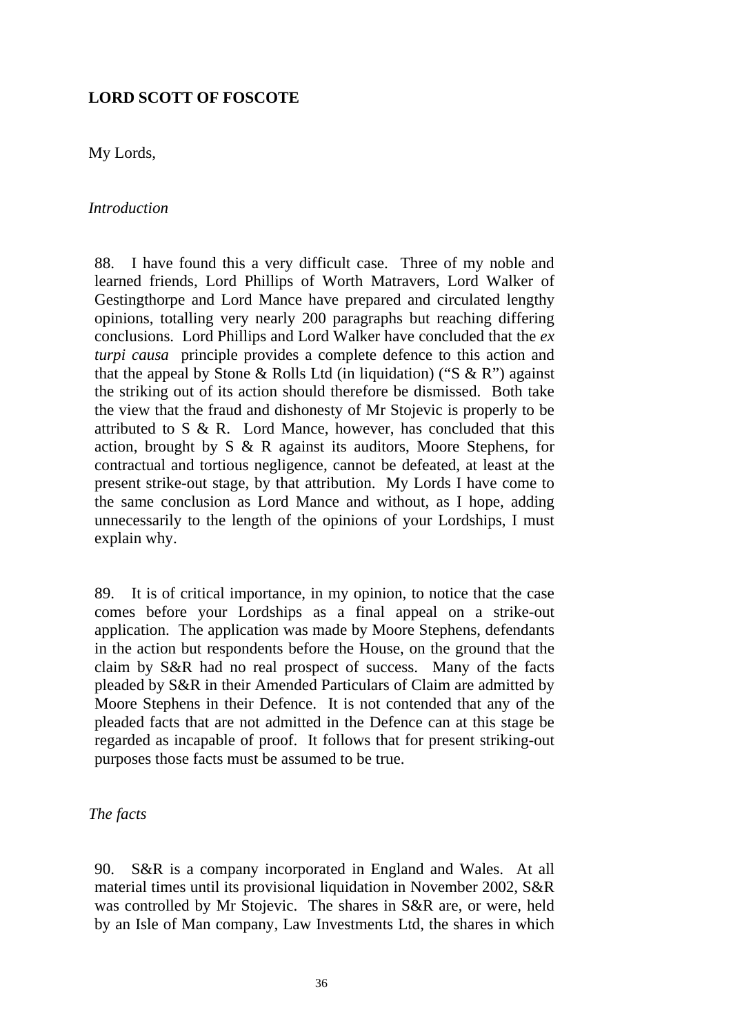**LORD SCOTT OF FOSCOTE**

My Lords,

*Introduction*

88. I have found this a very difficult case. Three of my noble and learned friends, Lord Phillips of Worth Matravers, Lord Walker of Gestingthorpe and Lord Mance have prepared and circulated lengthy opinions, totalling very nearly 200 paragraphs but reaching differing conclusions. Lord Phillips and Lord Walker have concluded that the *ex turpi causa* principle provides a complete defence to this action and that the appeal by Stone & Rolls Ltd (in liquidation) ("S & R") against the striking out of its action should therefore be dismissed. Both take the view that the fraud and dishonesty of Mr Stojevic is properly to be attributed to S & R. Lord Mance, however, has concluded that this action, brought by S & R against its auditors, Moore Stephens, for contractual and tortious negligence, cannot be defeated, at least at the present strike-out stage, by that attribution. My Lords I have come to the same conclusion as Lord Mance and without, as I hope, adding unnecessarily to the length of the opinions of your Lordships, I must explain why.

89. It is of critical importance, in my opinion, to notice that the case comes before your Lordships as a final appeal on a strike-out application. The application was made by Moore Stephens, defendants in the action but respondents before the House, on the ground that the claim by S&R had no real prospect of success. Many of the facts pleaded by S&R in their Amended Particulars of Claim are admitted by Moore Stephens in their Defence. It is not contended that any of the pleaded facts that are not admitted in the Defence can at this stage be regarded as incapable of proof. It follows that for present striking-out purposes those facts must be assumed to be true.

*The facts*

90. S&R is a company incorporated in England and Wales. At all material times until its provisional liquidation in November 2002, S&R was controlled by Mr Stojevic. The shares in S&R are, or were, held by an Isle of Man company, Law Investments Ltd, the shares in which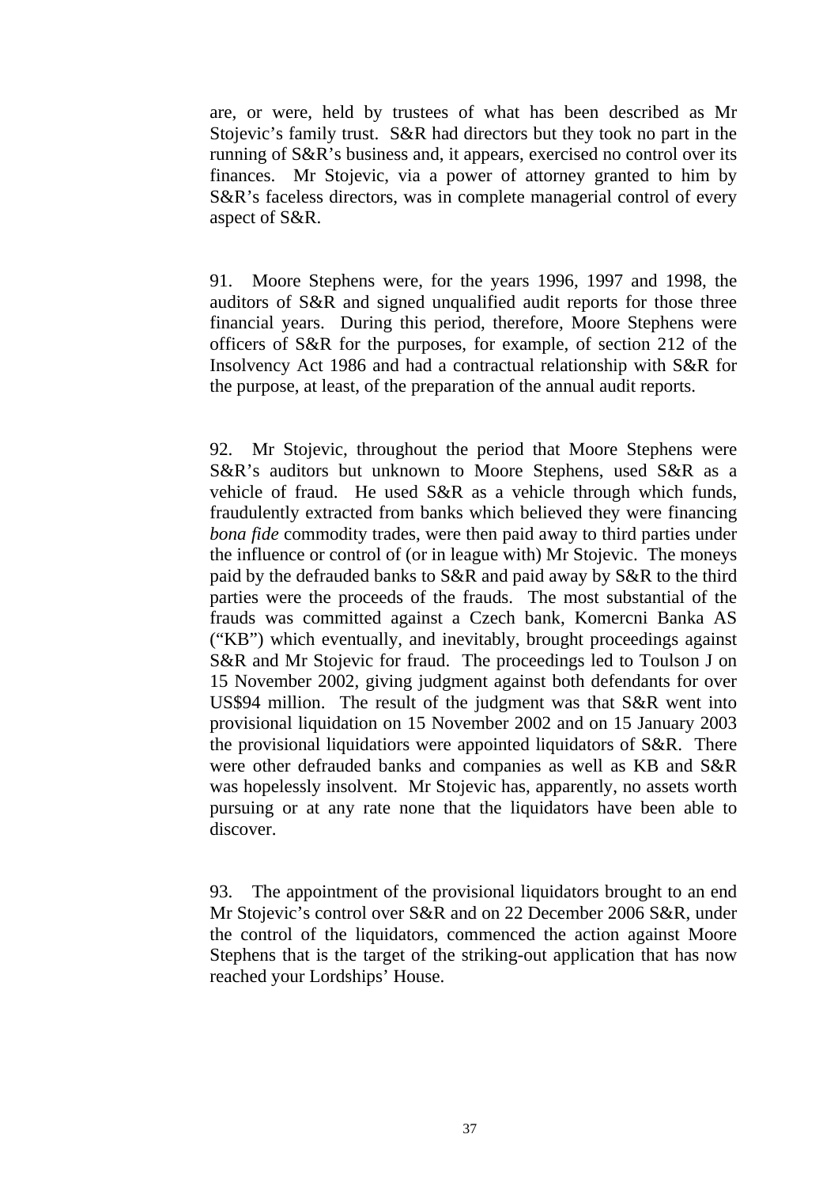are, or were, held by trustees of what has been described as Mr Stojevic's family trust. S&R had directors but they took no part in the running of S&R's business and, it appears, exercised no control over its finances. Mr Stojevic, via a power of attorney granted to him by S&R's faceless directors, was in complete managerial control of every aspect of S&R.

91. Moore Stephens were, for the years 1996, 1997 and 1998, the auditors of S&R and signed unqualified audit reports for those three financial years. During this period, therefore, Moore Stephens were officers of S&R for the purposes, for example, of section 212 of the Insolvency Act 1986 and had a contractual relationship with S&R for the purpose, at least, of the preparation of the annual audit reports.

92. Mr Stojevic, throughout the period that Moore Stephens were S&R's auditors but unknown to Moore Stephens, used S&R as a vehicle of fraud. He used S&R as a vehicle through which funds, fraudulently extracted from banks which believed they were financing *bona fide* commodity trades, were then paid away to third parties under the influence or control of (or in league with) Mr Stojevic. The moneys paid by the defrauded banks to S&R and paid away by S&R to the third parties were the proceeds of the frauds. The most substantial of the frauds was committed against a Czech bank, Komercni Banka AS ("KB") which eventually, and inevitably, brought proceedings against S&R and Mr Stojevic for fraud. The proceedings led to Toulson J on 15 November 2002, giving judgment against both defendants for over US$94 million. The result of the judgment was that S&R went into provisional liquidation on 15 November 2002 and on 15 January 2003 the provisional liquidatiors were appointed liquidators of S&R. There were other defrauded banks and companies as well as KB and S&R was hopelessly insolvent. Mr Stojevic has, apparently, no assets worth pursuing or at any rate none that the liquidators have been able to discover.

93. The appointment of the provisional liquidators brought to an end Mr Stojevic's control over S&R and on 22 December 2006 S&R, under the control of the liquidators, commenced the action against Moore Stephens that is the target of the striking-out application that has now reached your Lordships' House.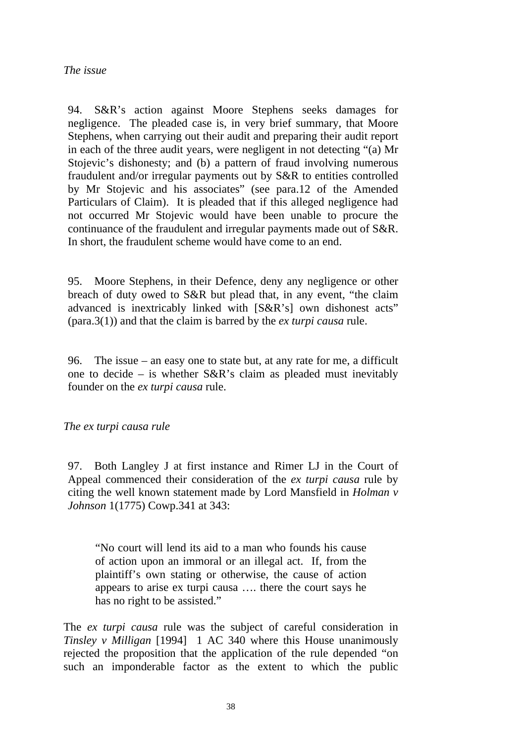*The issue*

94. S&R's action against Moore Stephens seeks damages for negligence. The pleaded case is, in very brief summary, that Moore Stephens, when carrying out their audit and preparing their audit report in each of the three audit years, were negligent in not detecting "(a) Mr Stojevic's dishonesty; and (b) a pattern of fraud involving numerous fraudulent and/or irregular payments out by S&R to entities controlled by Mr Stojevic and his associates" (see para.12 of the Amended Particulars of Claim). It is pleaded that if this alleged negligence had not occurred Mr Stojevic would have been unable to procure the continuance of the fraudulent and irregular payments made out of S&R. In short, the fraudulent scheme would have come to an end.

95. Moore Stephens, in their Defence, deny any negligence or other breach of duty owed to S&R but plead that, in any event, "the claim advanced is inextricably linked with [S&R's] own dishonest acts" (para.3(1)) and that the claim is barred by the *ex turpi causa* rule.

96. The issue – an easy one to state but, at any rate for me, a difficult one to decide – is whether S&R's claim as pleaded must inevitably founder on the *ex turpi causa* rule.

*The ex turpi causa rule*

97. Both Langley J at first instance and Rimer LJ in the Court of Appeal commenced their consideration of the *ex turpi causa* rule by citing the well known statement made by Lord Mansfield in *Holman v Johnson* 1(1775) Cowp.341 at 343:

> "No court will lend its aid to a man who founds his cause of action upon an immoral or an illegal act. If, from the plaintiff's own stating or otherwise, the cause of action appears to arise ex turpi causa …. there the court says he has no right to be assisted."

The *ex turpi causa* rule was the subject of careful consideration in *Tinsley v Milligan* [1994] 1 AC 340 where this House unanimously rejected the proposition that the application of the rule depended "on such an imponderable factor as the extent to which the public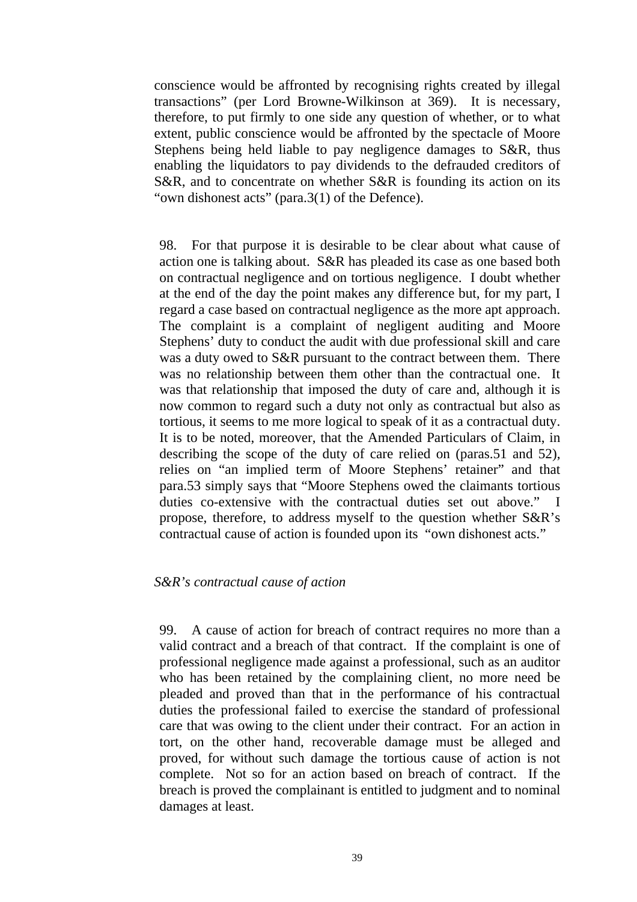conscience would be affronted by recognising rights created by illegal transactions" (per Lord Browne-Wilkinson at 369). It is necessary, therefore, to put firmly to one side any question of whether, or to what extent, public conscience would be affronted by the spectacle of Moore Stephens being held liable to pay negligence damages to S&R, thus enabling the liquidators to pay dividends to the defrauded creditors of S&R, and to concentrate on whether S&R is founding its action on its "own dishonest acts" (para.3(1) of the Defence).

98. For that purpose it is desirable to be clear about what cause of action one is talking about. S&R has pleaded its case as one based both on contractual negligence and on tortious negligence. I doubt whether at the end of the day the point makes any difference but, for my part, I regard a case based on contractual negligence as the more apt approach. The complaint is a complaint of negligent auditing and Moore Stephens' duty to conduct the audit with due professional skill and care was a duty owed to S&R pursuant to the contract between them. There was no relationship between them other than the contractual one. It was that relationship that imposed the duty of care and, although it is now common to regard such a duty not only as contractual but also as tortious, it seems to me more logical to speak of it as a contractual duty. It is to be noted, moreover, that the Amended Particulars of Claim, in describing the scope of the duty of care relied on (paras.51 and 52), relies on "an implied term of Moore Stephens' retainer" and that para.53 simply says that "Moore Stephens owed the claimants tortious duties co-extensive with the contractual duties set out above." I propose, therefore, to address myself to the question whether S&R's contractual cause of action is founded upon its "own dishonest acts."

*S&R's contractual cause of action*

99. A cause of action for breach of contract requires no more than a valid contract and a breach of that contract. If the complaint is one of professional negligence made against a professional, such as an auditor who has been retained by the complaining client, no more need be pleaded and proved than that in the performance of his contractual duties the professional failed to exercise the standard of professional care that was owing to the client under their contract. For an action in tort, on the other hand, recoverable damage must be alleged and proved, for without such damage the tortious cause of action is not complete. Not so for an action based on breach of contract. If the breach is proved the complainant is entitled to judgment and to nominal damages at least.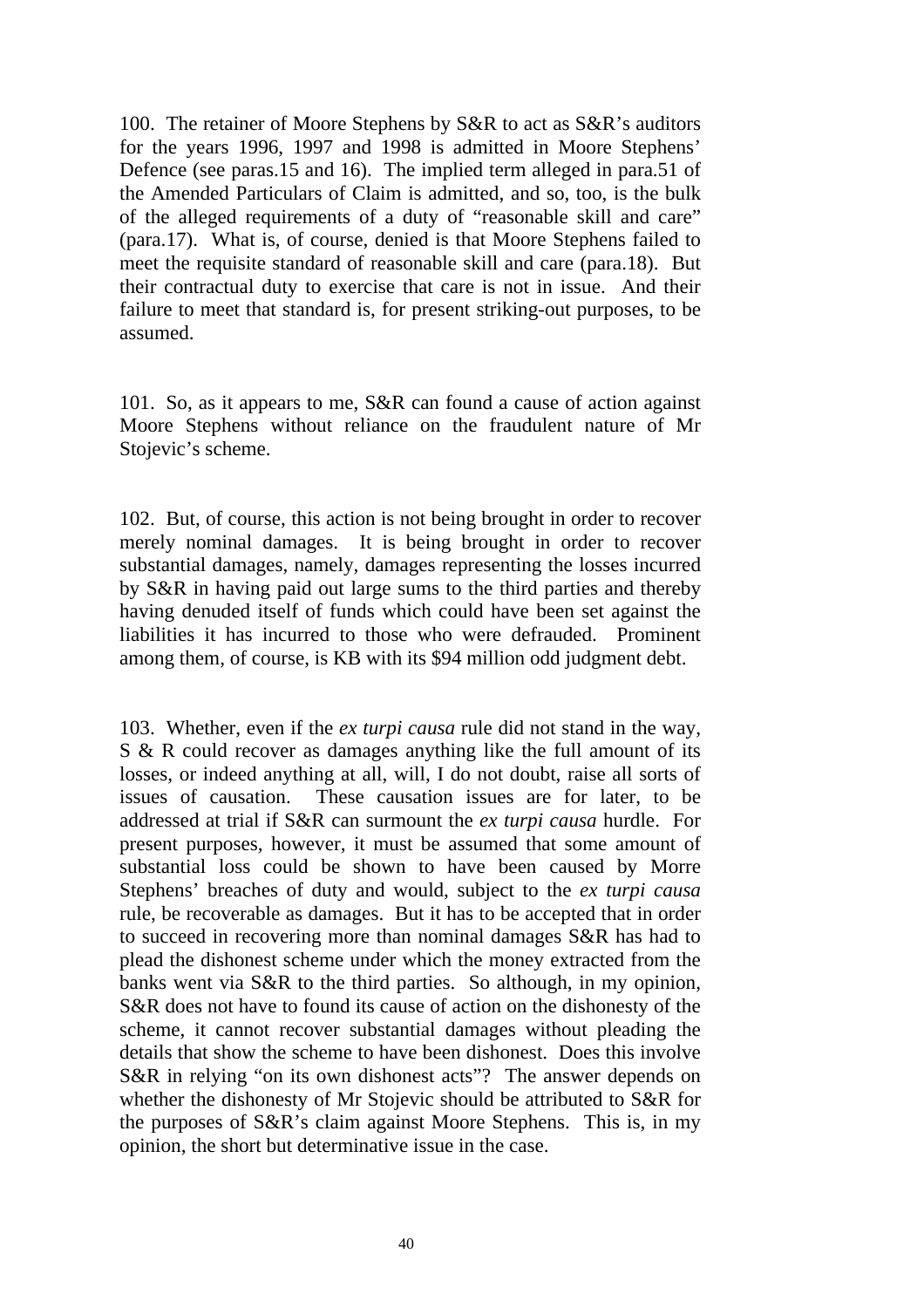100. The retainer of Moore Stephens by S&R to act as S&R's auditors for the years 1996, 1997 and 1998 is admitted in Moore Stephens' Defence (see paras.15 and 16). The implied term alleged in para.51 of the Amended Particulars of Claim is admitted, and so, too, is the bulk of the alleged requirements of a duty of "reasonable skill and care" (para.17). What is, of course, denied is that Moore Stephens failed to meet the requisite standard of reasonable skill and care (para.18). But their contractual duty to exercise that care is not in issue. And their failure to meet that standard is, for present striking-out purposes, to be assumed.

101. So, as it appears to me, S&R can found a cause of action against Moore Stephens without reliance on the fraudulent nature of Mr Stojevic's scheme.

102. But, of course, this action is not being brought in order to recover merely nominal damages. It is being brought in order to recover substantial damages, namely, damages representing the losses incurred by S&R in having paid out large sums to the third parties and thereby having denuded itself of funds which could have been set against the liabilities it has incurred to those who were defrauded. Prominent among them, of course, is KB with its $94 million odd judgment debt.

103. Whether, even if the *ex turpi causa* rule did not stand in the way, S & R could recover as damages anything like the full amount of its losses, or indeed anything at all, will, I do not doubt, raise all sorts of issues of causation. These causation issues are for later, to be addressed at trial if S&R can surmount the *ex turpi causa* hurdle. For present purposes, however, it must be assumed that some amount of substantial loss could be shown to have been caused by Morre Stephens' breaches of duty and would, subject to the *ex turpi causa* rule, be recoverable as damages. But it has to be accepted that in order to succeed in recovering more than nominal damages S&R has had to plead the dishonest scheme under which the money extracted from the banks went via S&R to the third parties. So although, in my opinion, S&R does not have to found its cause of action on the dishonesty of the scheme, it cannot recover substantial damages without pleading the details that show the scheme to have been dishonest. Does this involve S&R in relying "on its own dishonest acts"? The answer depends on whether the dishonesty of Mr Stojevic should be attributed to S&R for the purposes of S&R's claim against Moore Stephens. This is, in my opinion, the short but determinative issue in the case.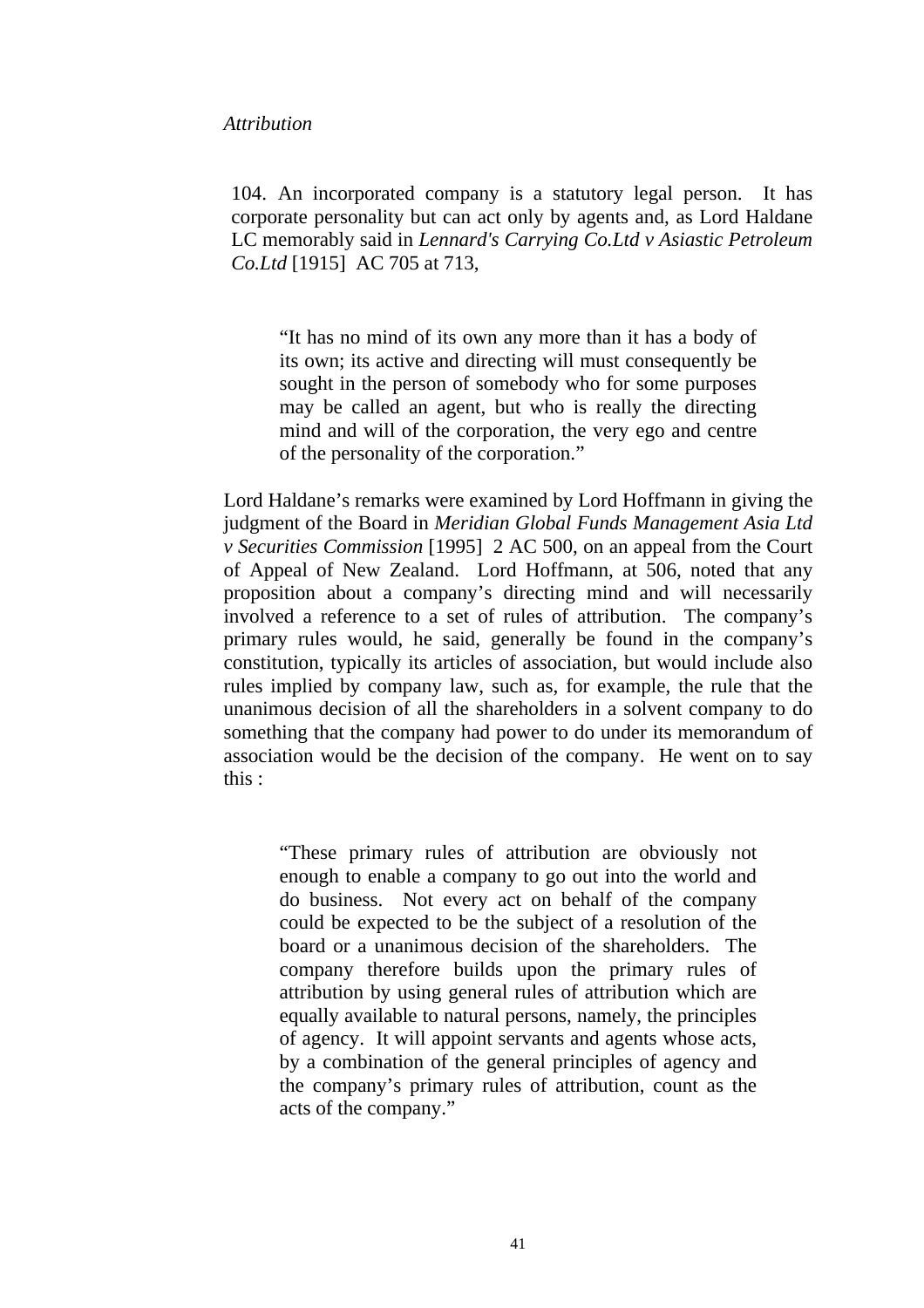*Attribution*

104. An incorporated company is a statutory legal person. It has corporate personality but can act only by agents and, as Lord Haldane LC memorably said in *Lennard's Carrying Co.Ltd v Asiastic Petroleum Co.Ltd* [1915] AC 705 at 713,

> "It has no mind of its own any more than it has a body of its own; its active and directing will must consequently be sought in the person of somebody who for some purposes may be called an agent, but who is really the directing mind and will of the corporation, the very ego and centre of the personality of the corporation."

Lord Haldane's remarks were examined by Lord Hoffmann in giving the judgment of the Board in *Meridian Global Funds Management Asia Ltd v Securities Commission* [1995] 2 AC 500, on an appeal from the Court of Appeal of New Zealand. Lord Hoffmann, at 506, noted that any proposition about a company's directing mind and will necessarily involved a reference to a set of rules of attribution. The company's primary rules would, he said, generally be found in the company's constitution, typically its articles of association, but would include also rules implied by company law, such as, for example, the rule that the unanimous decision of all the shareholders in a solvent company to do something that the company had power to do under its memorandum of association would be the decision of the company. He went on to say this :

> "These primary rules of attribution are obviously not enough to enable a company to go out into the world and do business. Not every act on behalf of the company could be expected to be the subject of a resolution of the board or a unanimous decision of the shareholders. The company therefore builds upon the primary rules of attribution by using general rules of attribution which are equally available to natural persons, namely, the principles of agency. It will appoint servants and agents whose acts, by a combination of the general principles of agency and the company's primary rules of attribution, count as the acts of the company."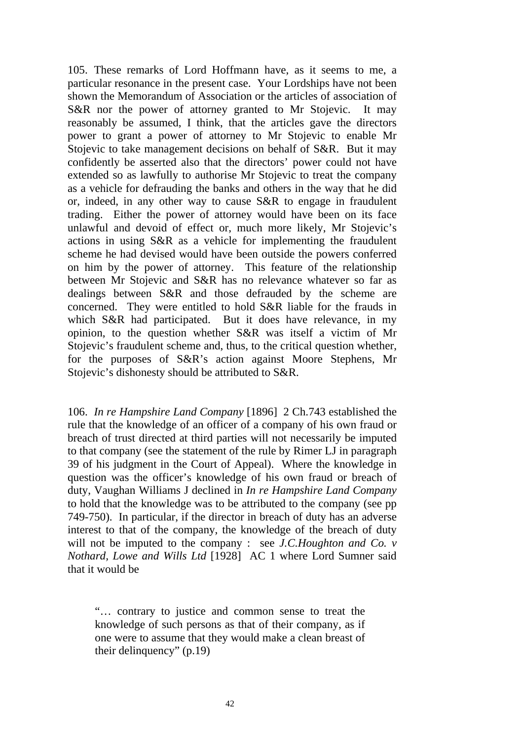105. These remarks of Lord Hoffmann have, as it seems to me, a particular resonance in the present case. Your Lordships have not been shown the Memorandum of Association or the articles of association of S&R nor the power of attorney granted to Mr Stojevic. It may reasonably be assumed, I think, that the articles gave the directors power to grant a power of attorney to Mr Stojevic to enable Mr Stojevic to take management decisions on behalf of S&R. But it may confidently be asserted also that the directors' power could not have extended so as lawfully to authorise Mr Stojevic to treat the company as a vehicle for defrauding the banks and others in the way that he did or, indeed, in any other way to cause S&R to engage in fraudulent trading. Either the power of attorney would have been on its face unlawful and devoid of effect or, much more likely, Mr Stojevic's actions in using S&R as a vehicle for implementing the fraudulent scheme he had devised would have been outside the powers conferred on him by the power of attorney. This feature of the relationship between Mr Stojevic and S&R has no relevance whatever so far as dealings between S&R and those defrauded by the scheme are concerned. They were entitled to hold S&R liable for the frauds in which S&R had participated. But it does have relevance, in my opinion, to the question whether S&R was itself a victim of Mr Stojevic's fraudulent scheme and, thus, to the critical question whether, for the purposes of S&R's action against Moore Stephens, Mr Stojevic's dishonesty should be attributed to S&R.

106. *In re Hampshire Land Company* [1896] 2 Ch.743 established the rule that the knowledge of an officer of a company of his own fraud or breach of trust directed at third parties will not necessarily be imputed to that company (see the statement of the rule by Rimer LJ in paragraph 39 of his judgment in the Court of Appeal). Where the knowledge in question was the officer's knowledge of his own fraud or breach of duty, Vaughan Williams J declined in *In re Hampshire Land Company* to hold that the knowledge was to be attributed to the company (see pp 749-750). In particular, if the director in breach of duty has an adverse interest to that of the company, the knowledge of the breach of duty will not be imputed to the company : see *J.C.Houghton and Co. v Nothard, Lowe and Wills Ltd* [1928] AC 1 where Lord Sumner said that it would be

> "… contrary to justice and common sense to treat the knowledge of such persons as that of their company, as if one were to assume that they would make a clean breast of their delinquency" (p.19)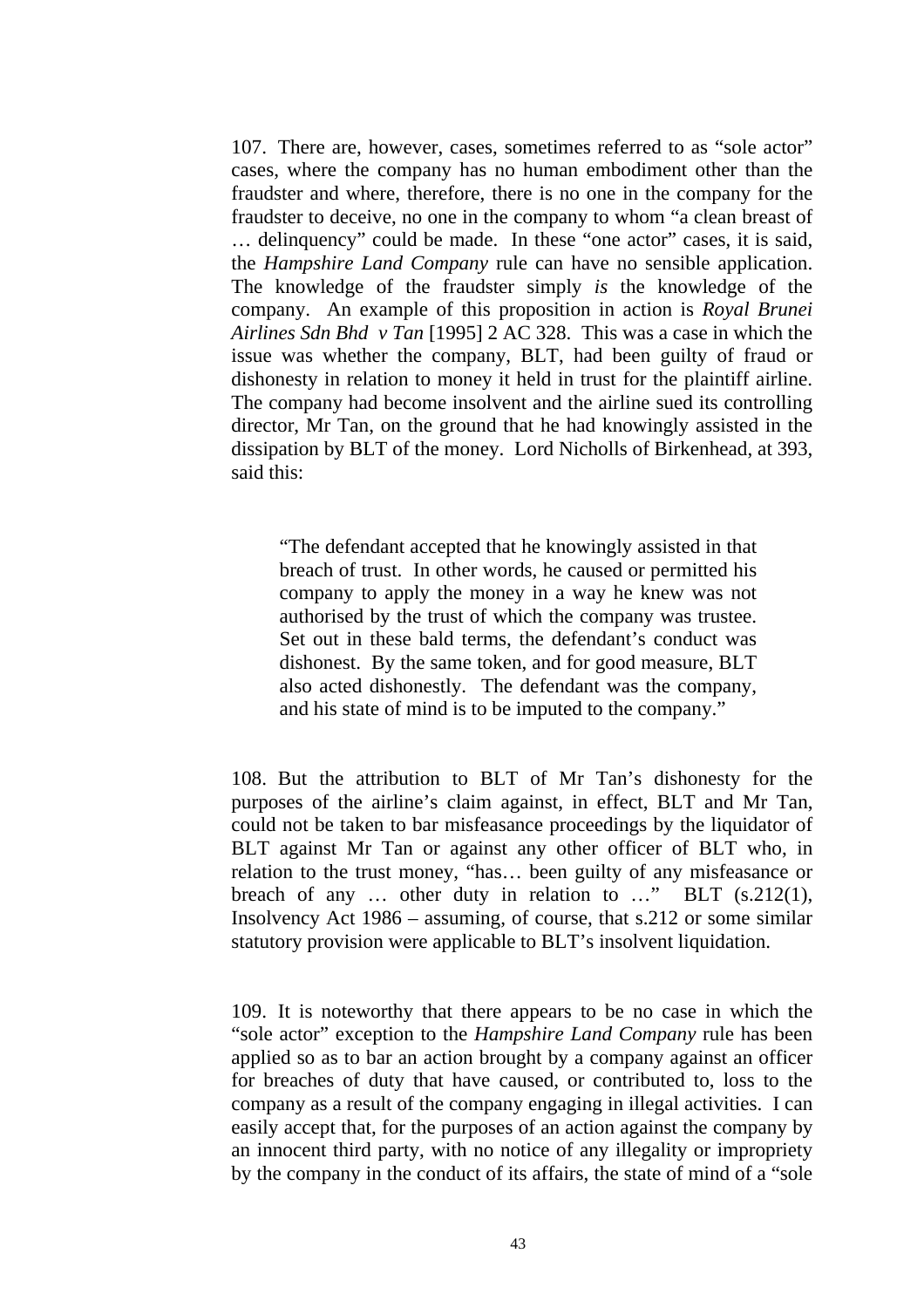107. There are, however, cases, sometimes referred to as "sole actor" cases, where the company has no human embodiment other than the fraudster and where, therefore, there is no one in the company for the fraudster to deceive, no one in the company to whom "a clean breast of … delinquency" could be made. In these "one actor" cases, it is said, the *Hampshire Land Company* rule can have no sensible application. The knowledge of the fraudster simply *is* the knowledge of the company. An example of this proposition in action is *Royal Brunei Airlines Sdn Bhd v Tan* [1995] 2 AC 328. This was a case in which the issue was whether the company, BLT, had been guilty of fraud or dishonesty in relation to money it held in trust for the plaintiff airline. The company had become insolvent and the airline sued its controlling director, Mr Tan, on the ground that he had knowingly assisted in the dissipation by BLT of the money. Lord Nicholls of Birkenhead, at 393, said this:

> "The defendant accepted that he knowingly assisted in that breach of trust. In other words, he caused or permitted his company to apply the money in a way he knew was not authorised by the trust of which the company was trustee. Set out in these bald terms, the defendant's conduct was dishonest. By the same token, and for good measure, BLT also acted dishonestly. The defendant was the company, and his state of mind is to be imputed to the company."

108. But the attribution to BLT of Mr Tan's dishonesty for the purposes of the airline's claim against, in effect, BLT and Mr Tan, could not be taken to bar misfeasance proceedings by the liquidator of BLT against Mr Tan or against any other officer of BLT who, in relation to the trust money, "has… been guilty of any misfeasance or breach of any … other duty in relation to …" BLT (s.212(1), Insolvency Act 1986 – assuming, of course, that s.212 or some similar statutory provision were applicable to BLT's insolvent liquidation.

109. It is noteworthy that there appears to be no case in which the "sole actor" exception to the *Hampshire Land Company* rule has been applied so as to bar an action brought by a company against an officer for breaches of duty that have caused, or contributed to, loss to the company as a result of the company engaging in illegal activities. I can easily accept that, for the purposes of an action against the company by an innocent third party, with no notice of any illegality or impropriety by the company in the conduct of its affairs, the state of mind of a "sole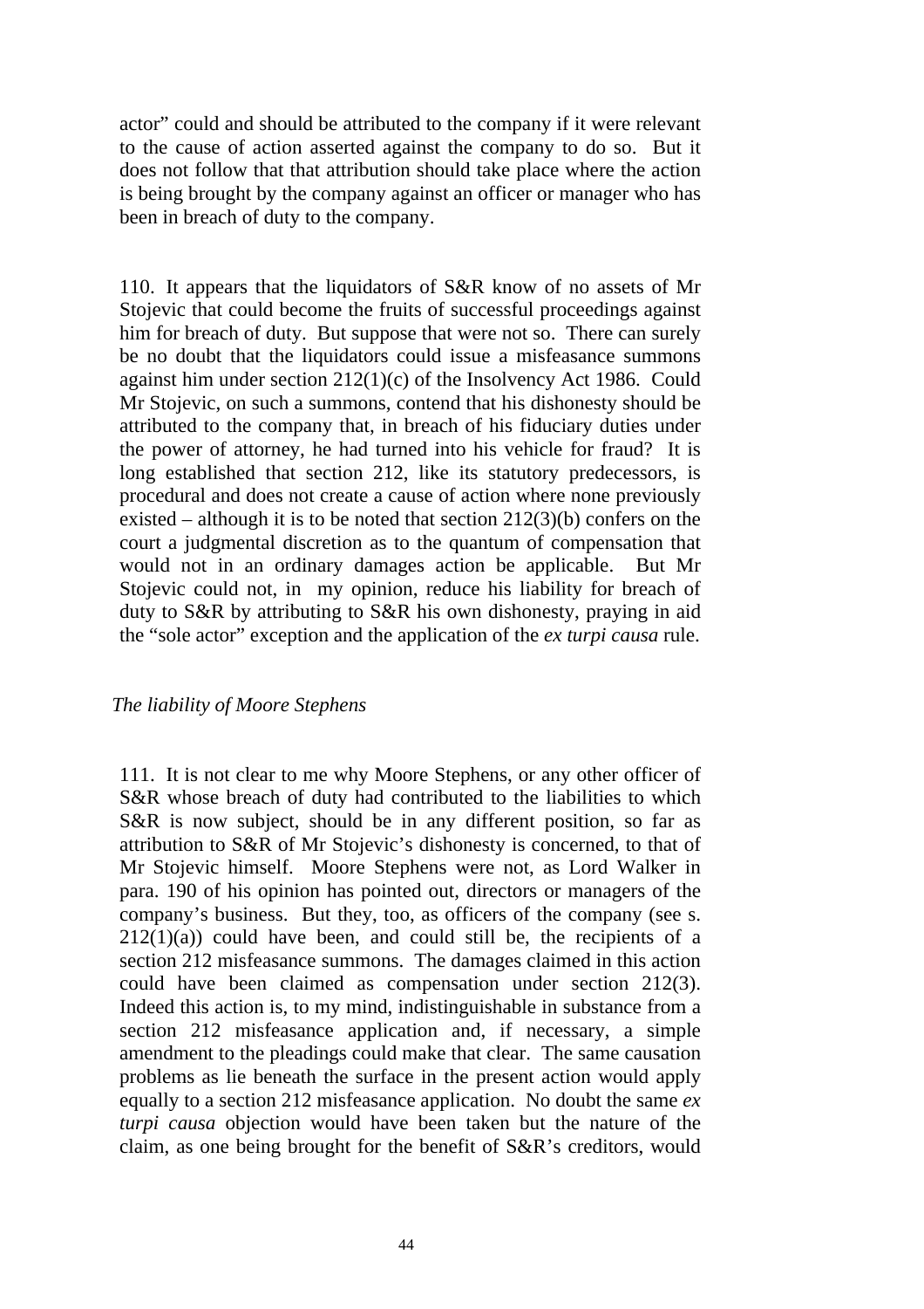actor" could and should be attributed to the company if it were relevant to the cause of action asserted against the company to do so. But it does not follow that that attribution should take place where the action is being brought by the company against an officer or manager who has been in breach of duty to the company.

110. It appears that the liquidators of S&R know of no assets of Mr Stojevic that could become the fruits of successful proceedings against him for breach of duty. But suppose that were not so. There can surely be no doubt that the liquidators could issue a misfeasance summons against him under section 212(1)(c) of the Insolvency Act 1986. Could Mr Stojevic, on such a summons, contend that his dishonesty should be attributed to the company that, in breach of his fiduciary duties under the power of attorney, he had turned into his vehicle for fraud? It is long established that section 212, like its statutory predecessors, is procedural and does not create a cause of action where none previously existed – although it is to be noted that section 212(3)(b) confers on the court a judgmental discretion as to the quantum of compensation that would not in an ordinary damages action be applicable. But Mr Stojevic could not, in my opinion, reduce his liability for breach of duty to S&R by attributing to S&R his own dishonesty, praying in aid the "sole actor" exception and the application of the *ex turpi causa* rule.

*The liability of Moore Stephens*

111. It is not clear to me why Moore Stephens, or any other officer of S&R whose breach of duty had contributed to the liabilities to which S&R is now subject, should be in any different position, so far as attribution to S&R of Mr Stojevic's dishonesty is concerned, to that of Mr Stojevic himself. Moore Stephens were not, as Lord Walker in para. 190 of his opinion has pointed out, directors or managers of the company's business. But they, too, as officers of the company (see s. 212(1)(a)) could have been, and could still be, the recipients of a section 212 misfeasance summons. The damages claimed in this action could have been claimed as compensation under section 212(3). Indeed this action is, to my mind, indistinguishable in substance from a section 212 misfeasance application and, if necessary, a simple amendment to the pleadings could make that clear. The same causation problems as lie beneath the surface in the present action would apply equally to a section 212 misfeasance application. No doubt the same *ex turpi causa* objection would have been taken but the nature of the claim, as one being brought for the benefit of S&R's creditors, would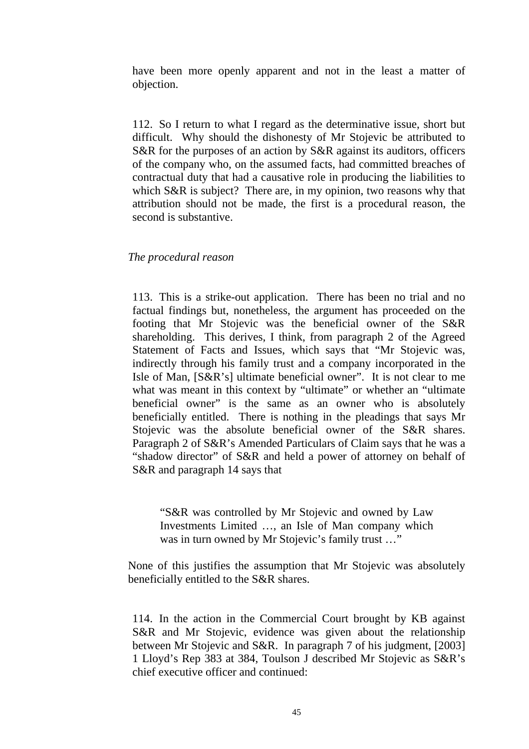have been more openly apparent and not in the least a matter of objection.

112. So I return to what I regard as the determinative issue, short but difficult. Why should the dishonesty of Mr Stojevic be attributed to S&R for the purposes of an action by S&R against its auditors, officers of the company who, on the assumed facts, had committed breaches of contractual duty that had a causative role in producing the liabilities to which S&R is subject? There are, in my opinion, two reasons why that attribution should not be made, the first is a procedural reason, the second is substantive.

*The procedural reason*

113. This is a strike-out application. There has been no trial and no factual findings but, nonetheless, the argument has proceeded on the footing that Mr Stojevic was the beneficial owner of the S&R shareholding. This derives, I think, from paragraph 2 of the Agreed Statement of Facts and Issues, which says that "Mr Stojevic was, indirectly through his family trust and a company incorporated in the Isle of Man, [S&R's] ultimate beneficial owner". It is not clear to me what was meant in this context by "ultimate" or whether an "ultimate beneficial owner" is the same as an owner who is absolutely beneficially entitled. There is nothing in the pleadings that says Mr Stojevic was the absolute beneficial owner of the S&R shares. Paragraph 2 of S&R's Amended Particulars of Claim says that he was a "shadow director" of S&R and held a power of attorney on behalf of S&R and paragraph 14 says that

> "S&R was controlled by Mr Stojevic and owned by Law Investments Limited …, an Isle of Man company which was in turn owned by Mr Stojevic's family trust …"

None of this justifies the assumption that Mr Stojevic was absolutely beneficially entitled to the S&R shares.

114. In the action in the Commercial Court brought by KB against S&R and Mr Stojevic, evidence was given about the relationship between Mr Stojevic and S&R. In paragraph 7 of his judgment, [2003] 1 Lloyd's Rep 383 at 384, Toulson J described Mr Stojevic as S&R's chief executive officer and continued: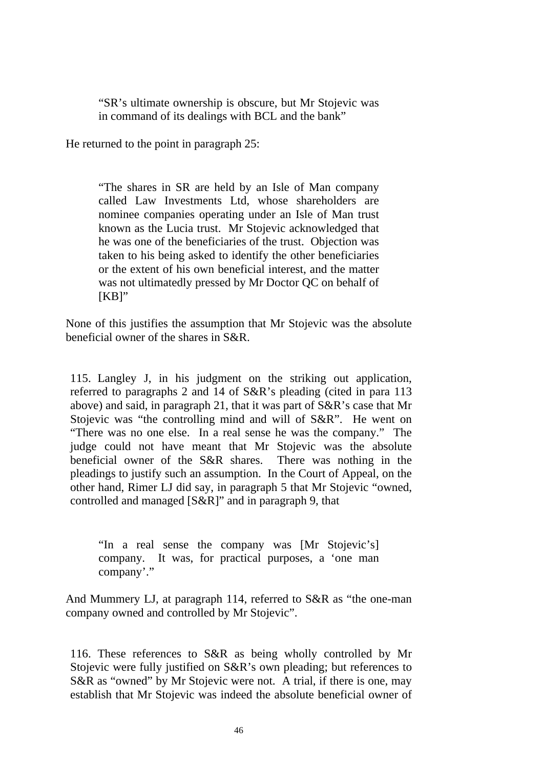> "SR's ultimate ownership is obscure, but Mr Stojevic was in command of its dealings with BCL and the bank"

He returned to the point in paragraph 25:

> "The shares in SR are held by an Isle of Man company called Law Investments Ltd, whose shareholders are nominee companies operating under an Isle of Man trust known as the Lucia trust. Mr Stojevic acknowledged that he was one of the beneficiaries of the trust. Objection was taken to his being asked to identify the other beneficiaries or the extent of his own beneficial interest, and the matter was not ultimatedly pressed by Mr Doctor QC on behalf of [KB]"

None of this justifies the assumption that Mr Stojevic was the absolute beneficial owner of the shares in S&R.

115. Langley J, in his judgment on the striking out application, referred to paragraphs 2 and 14 of S&R's pleading (cited in para 113 above) and said, in paragraph 21, that it was part of S&R's case that Mr Stojevic was "the controlling mind and will of S&R". He went on "There was no one else. In a real sense he was the company." The judge could not have meant that Mr Stojevic was the absolute beneficial owner of the S&R shares. There was nothing in the pleadings to justify such an assumption. In the Court of Appeal, on the other hand, Rimer LJ did say, in paragraph 5 that Mr Stojevic "owned, controlled and managed [S&R]" and in paragraph 9, that

> "In a real sense the company was [Mr Stojevic's] company. It was, for practical purposes, a 'one man company'."

And Mummery LJ, at paragraph 114, referred to S&R as "the one-man company owned and controlled by Mr Stojevic".

116. These references to S&R as being wholly controlled by Mr Stojevic were fully justified on S&R's own pleading; but references to S&R as "owned" by Mr Stojevic were not. A trial, if there is one, may establish that Mr Stojevic was indeed the absolute beneficial owner of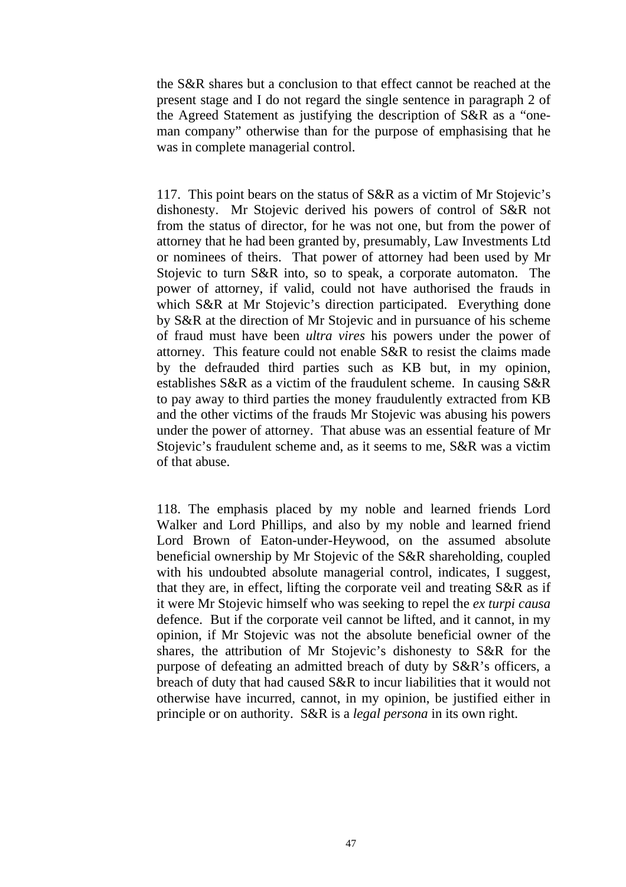the S&R shares but a conclusion to that effect cannot be reached at the present stage and I do not regard the single sentence in paragraph 2 of the Agreed Statement as justifying the description of S&R as a "one-man company" otherwise than for the purpose of emphasising that he was in complete managerial control.

117. This point bears on the status of S&R as a victim of Mr Stojevic's dishonesty. Mr Stojevic derived his powers of control of S&R not from the status of director, for he was not one, but from the power of attorney that he had been granted by, presumably, Law Investments Ltd or nominees of theirs. That power of attorney had been used by Mr Stojevic to turn S&R into, so to speak, a corporate automaton. The power of attorney, if valid, could not have authorised the frauds in which S&R at Mr Stojevic's direction participated. Everything done by S&R at the direction of Mr Stojevic and in pursuance of his scheme of fraud must have been *ultra vires* his powers under the power of attorney. This feature could not enable S&R to resist the claims made by the defrauded third parties such as KB but, in my opinion, establishes S&R as a victim of the fraudulent scheme. In causing S&R to pay away to third parties the money fraudulently extracted from KB and the other victims of the frauds Mr Stojevic was abusing his powers under the power of attorney. That abuse was an essential feature of Mr Stojevic's fraudulent scheme and, as it seems to me, S&R was a victim of that abuse.

118. The emphasis placed by my noble and learned friends Lord Walker and Lord Phillips, and also by my noble and learned friend Lord Brown of Eaton-under-Heywood, on the assumed absolute beneficial ownership by Mr Stojevic of the S&R shareholding, coupled with his undoubted absolute managerial control, indicates, I suggest, that they are, in effect, lifting the corporate veil and treating S&R as if it were Mr Stojevic himself who was seeking to repel the *ex turpi causa* defence. But if the corporate veil cannot be lifted, and it cannot, in my opinion, if Mr Stojevic was not the absolute beneficial owner of the shares, the attribution of Mr Stojevic's dishonesty to S&R for the purpose of defeating an admitted breach of duty by S&R's officers, a breach of duty that had caused S&R to incur liabilities that it would not otherwise have incurred, cannot, in my opinion, be justified either in principle or on authority. S&R is a *legal persona* in its own right.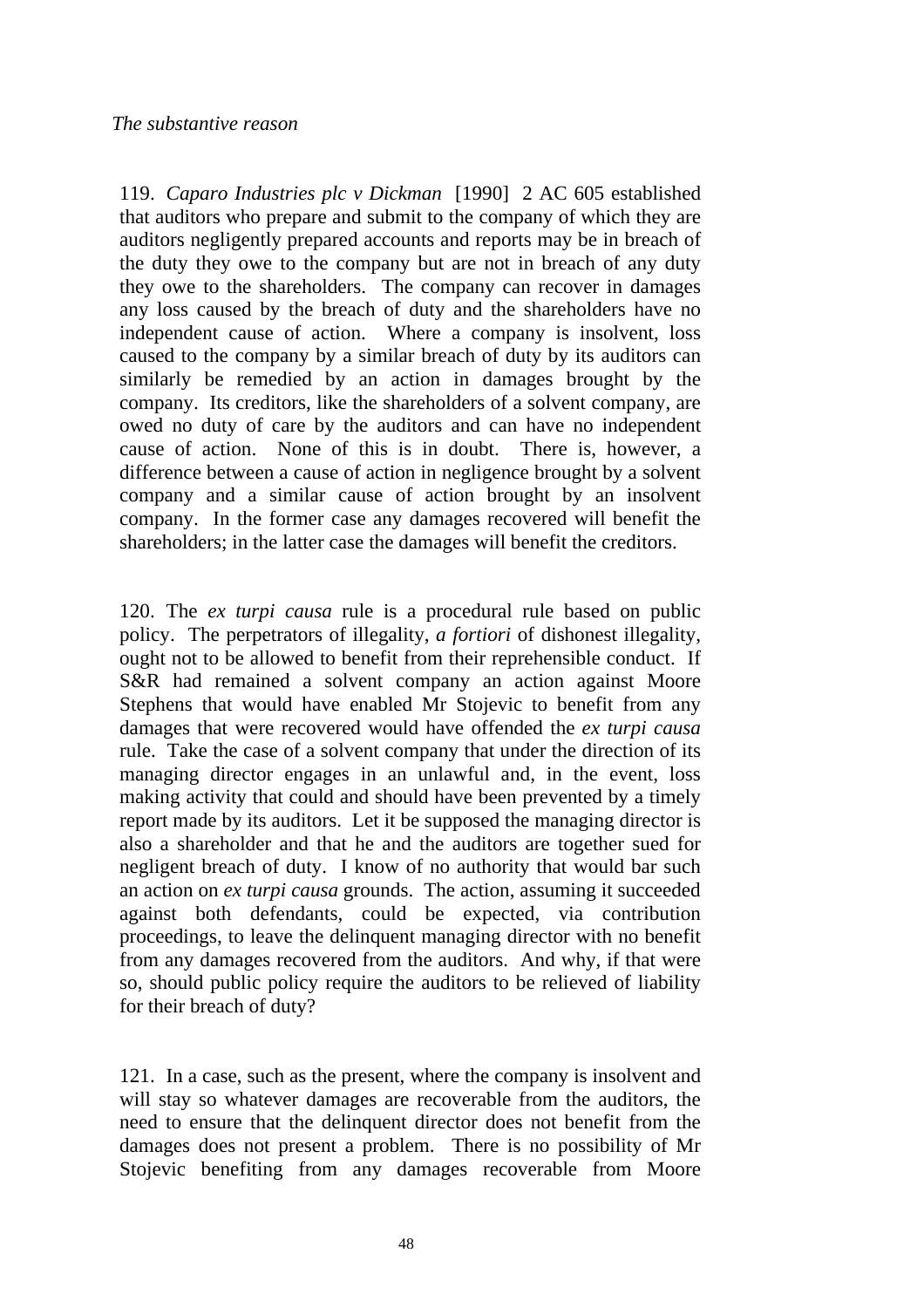*The substantive reason*

119. *Caparo Industries plc v Dickman* [1990] 2 AC 605 established that auditors who prepare and submit to the company of which they are auditors negligently prepared accounts and reports may be in breach of the duty they owe to the company but are not in breach of any duty they owe to the shareholders. The company can recover in damages any loss caused by the breach of duty and the shareholders have no independent cause of action. Where a company is insolvent, loss caused to the company by a similar breach of duty by its auditors can similarly be remedied by an action in damages brought by the company. Its creditors, like the shareholders of a solvent company, are owed no duty of care by the auditors and can have no independent cause of action. None of this is in doubt. There is, however, a difference between a cause of action in negligence brought by a solvent company and a similar cause of action brought by an insolvent company. In the former case any damages recovered will benefit the shareholders; in the latter case the damages will benefit the creditors.

120. The *ex turpi causa* rule is a procedural rule based on public policy. The perpetrators of illegality, *a fortiori* of dishonest illegality, ought not to be allowed to benefit from their reprehensible conduct. If S&R had remained a solvent company an action against Moore Stephens that would have enabled Mr Stojevic to benefit from any damages that were recovered would have offended the *ex turpi causa* rule. Take the case of a solvent company that under the direction of its managing director engages in an unlawful and, in the event, loss making activity that could and should have been prevented by a timely report made by its auditors. Let it be supposed the managing director is also a shareholder and that he and the auditors are together sued for negligent breach of duty. I know of no authority that would bar such an action on *ex turpi causa* grounds. The action, assuming it succeeded against both defendants, could be expected, via contribution proceedings, to leave the delinquent managing director with no benefit from any damages recovered from the auditors. And why, if that were so, should public policy require the auditors to be relieved of liability for their breach of duty?

121. In a case, such as the present, where the company is insolvent and will stay so whatever damages are recoverable from the auditors, the need to ensure that the delinquent director does not benefit from the damages does not present a problem. There is no possibility of Mr Stojevic benefiting from any damages recoverable from Moore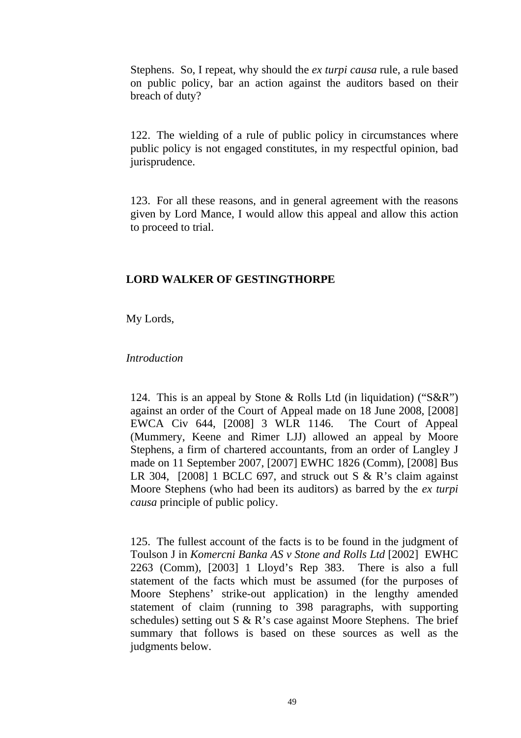Stephens. So, I repeat, why should the *ex turpi causa* rule, a rule based on public policy, bar an action against the auditors based on their breach of duty?

122. The wielding of a rule of public policy in circumstances where public policy is not engaged constitutes, in my respectful opinion, bad jurisprudence.

123. For all these reasons, and in general agreement with the reasons given by Lord Mance, I would allow this appeal and allow this action to proceed to trial.

## LORD WALKER OF GESTINGTHORPE

My Lords,

*Introduction*

124. This is an appeal by Stone & Rolls Ltd (in liquidation) ("S&R") against an order of the Court of Appeal made on 18 June 2008, [2008] EWCA Civ 644, [2008] 3 WLR 1146. The Court of Appeal (Mummery, Keene and Rimer LJJ) allowed an appeal by Moore Stephens, a firm of chartered accountants, from an order of Langley J made on 11 September 2007, [2007] EWHC 1826 (Comm), [2008] Bus LR 304, [2008] 1 BCLC 697, and struck out S & R's claim against Moore Stephens (who had been its auditors) as barred by the *ex turpi causa* principle of public policy.

125. The fullest account of the facts is to be found in the judgment of Toulson J in *Komercni Banka AS v Stone and Rolls Ltd* [2002] EWHC 2263 (Comm), [2003] 1 Lloyd's Rep 383. There is also a full statement of the facts which must be assumed (for the purposes of Moore Stephens' strike-out application) in the lengthy amended statement of claim (running to 398 paragraphs, with supporting schedules) setting out S & R's case against Moore Stephens. The brief summary that follows is based on these sources as well as the judgments below.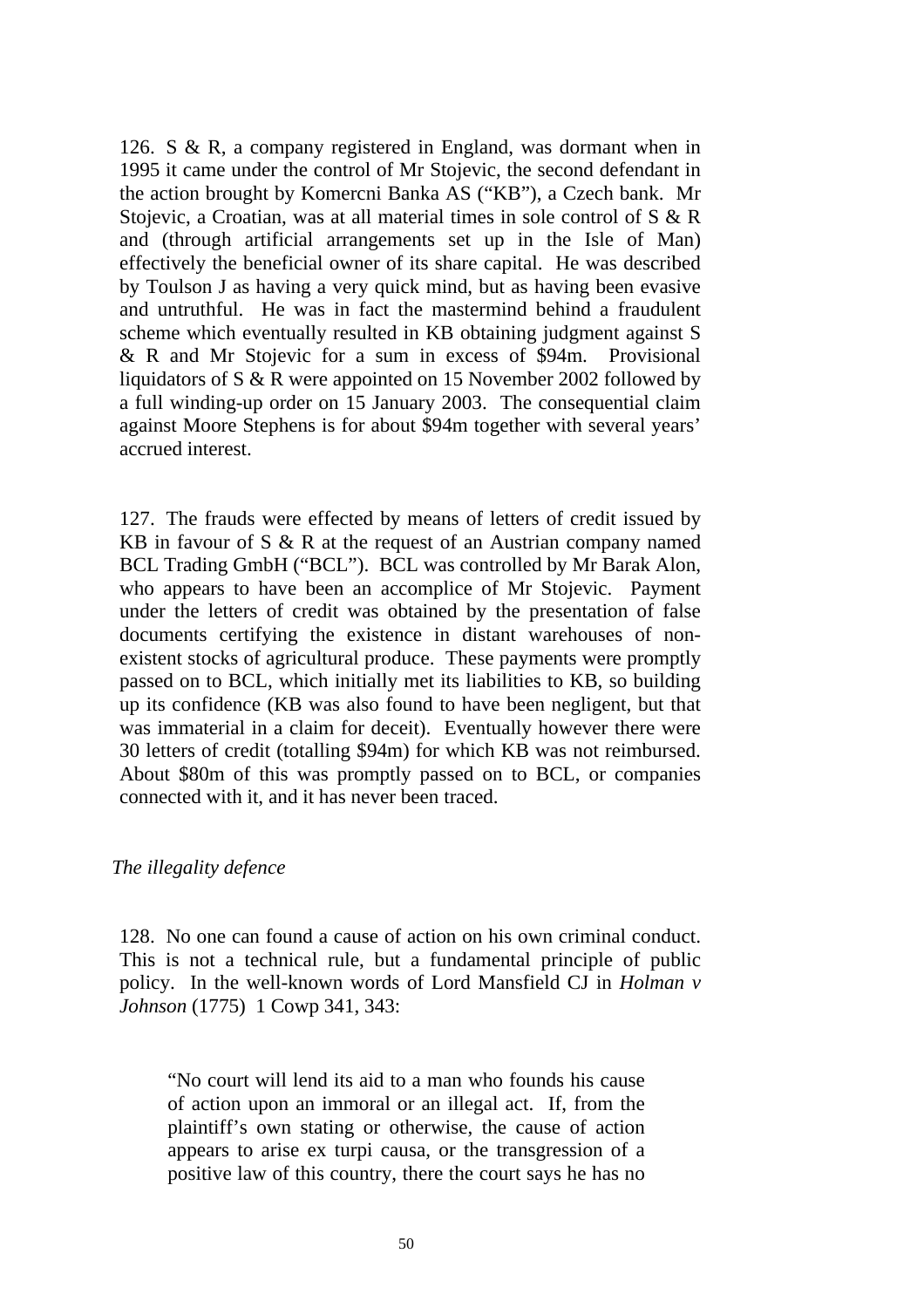126. S & R, a company registered in England, was dormant when in 1995 it came under the control of Mr Stojevic, the second defendant in the action brought by Komercni Banka AS ("KB"), a Czech bank. Mr Stojevic, a Croatian, was at all material times in sole control of S & R and (through artificial arrangements set up in the Isle of Man) effectively the beneficial owner of its share capital. He was described by Toulson J as having a very quick mind, but as having been evasive and untruthful. He was in fact the mastermind behind a fraudulent scheme which eventually resulted in KB obtaining judgment against S & R and Mr Stojevic for a sum in excess of \$94m. Provisional liquidators of S & R were appointed on 15 November 2002 followed by a full winding-up order on 15 January 2003. The consequential claim against Moore Stephens is for about \$94m together with several years' accrued interest.

127. The frauds were effected by means of letters of credit issued by KB in favour of S & R at the request of an Austrian company named BCL Trading GmbH ("BCL"). BCL was controlled by Mr Barak Alon, who appears to have been an accomplice of Mr Stojevic. Payment under the letters of credit was obtained by the presentation of false documents certifying the existence in distant warehouses of non-existent stocks of agricultural produce. These payments were promptly passed on to BCL, which initially met its liabilities to KB, so building up its confidence (KB was also found to have been negligent, but that was immaterial in a claim for deceit). Eventually however there were 30 letters of credit (totalling \$94m) for which KB was not reimbursed. About \$80m of this was promptly passed on to BCL, or companies connected with it, and it has never been traced.

*The illegality defence*

128. No one can found a cause of action on his own criminal conduct. This is not a technical rule, but a fundamental principle of public policy. In the well-known words of Lord Mansfield CJ in *Holman v Johnson* (1775) 1 Cowp 341, 343:

> "No court will lend its aid to a man who founds his cause of action upon an immoral or an illegal act. If, from the plaintiff's own stating or otherwise, the cause of action appears to arise ex turpi causa, or the transgression of a positive law of this country, there the court says he has no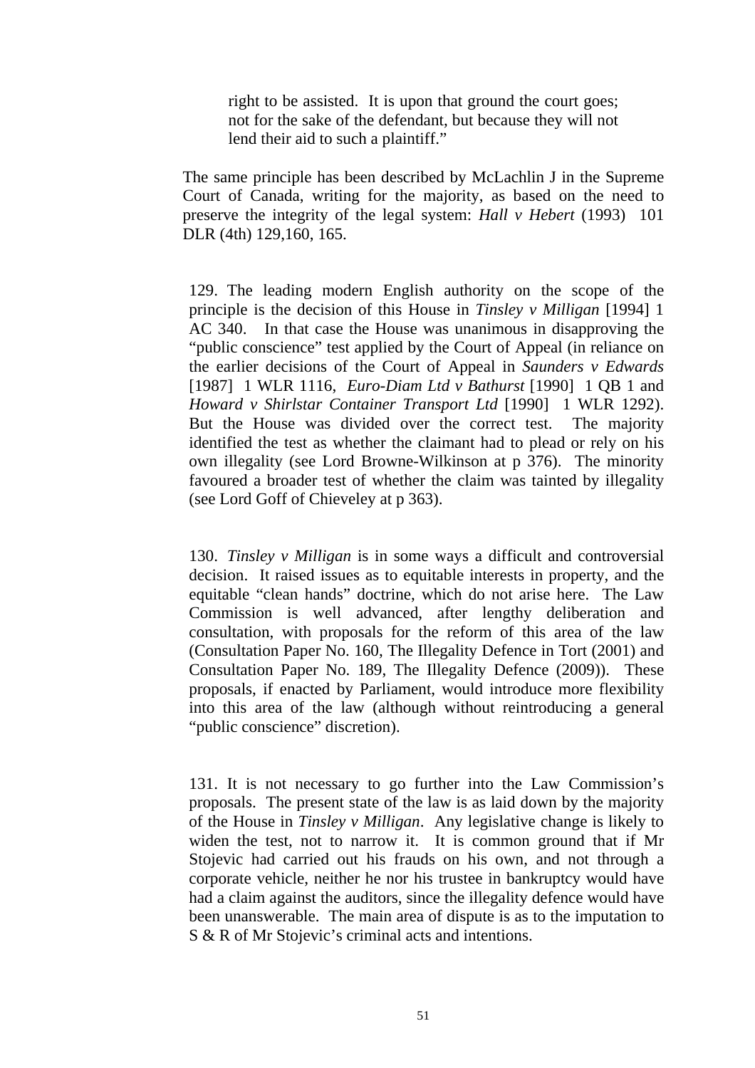> right to be assisted. It is upon that ground the court goes; not for the sake of the defendant, but because they will not lend their aid to such a plaintiff."

The same principle has been described by McLachlin J in the Supreme Court of Canada, writing for the majority, as based on the need to preserve the integrity of the legal system: *Hall v Hebert* (1993) 101 DLR (4th) 129,160, 165.

129. The leading modern English authority on the scope of the principle is the decision of this House in *Tinsley v Milligan* [1994] 1 AC 340. In that case the House was unanimous in disapproving the "public conscience" test applied by the Court of Appeal (in reliance on the earlier decisions of the Court of Appeal in *Saunders v Edwards* [1987] 1 WLR 1116, *Euro-Diam Ltd v Bathurst* [1990] 1 QB 1 and *Howard v Shirlstar Container Transport Ltd* [1990] 1 WLR 1292). But the House was divided over the correct test. The majority identified the test as whether the claimant had to plead or rely on his own illegality (see Lord Browne-Wilkinson at p 376). The minority favoured a broader test of whether the claim was tainted by illegality (see Lord Goff of Chieveley at p 363).

130. *Tinsley v Milligan* is in some ways a difficult and controversial decision. It raised issues as to equitable interests in property, and the equitable "clean hands" doctrine, which do not arise here. The Law Commission is well advanced, after lengthy deliberation and consultation, with proposals for the reform of this area of the law (Consultation Paper No. 160, The Illegality Defence in Tort (2001) and Consultation Paper No. 189, The Illegality Defence (2009)). These proposals, if enacted by Parliament, would introduce more flexibility into this area of the law (although without reintroducing a general "public conscience" discretion).

131. It is not necessary to go further into the Law Commission's proposals. The present state of the law is as laid down by the majority of the House in *Tinsley v Milligan*. Any legislative change is likely to widen the test, not to narrow it. It is common ground that if Mr Stojevic had carried out his frauds on his own, and not through a corporate vehicle, neither he nor his trustee in bankruptcy would have had a claim against the auditors, since the illegality defence would have been unanswerable. The main area of dispute is as to the imputation to S & R of Mr Stojevic's criminal acts and intentions.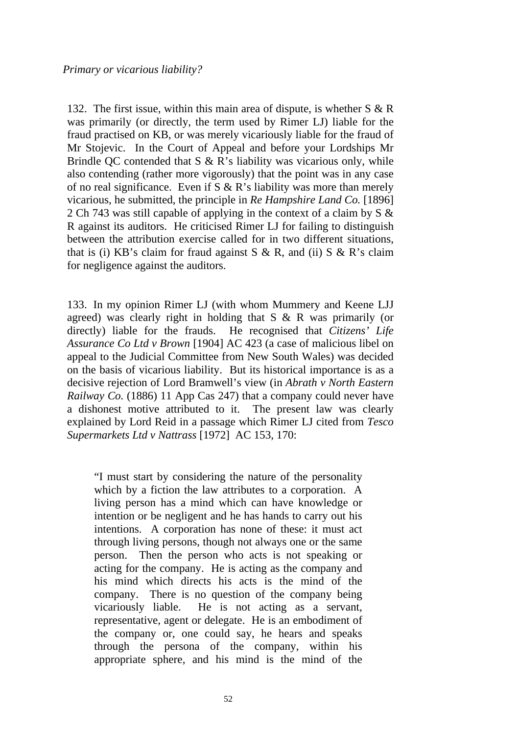*Primary or vicarious liability?*

132. The first issue, within this main area of dispute, is whether S & R was primarily (or directly, the term used by Rimer LJ) liable for the fraud practised on KB, or was merely vicariously liable for the fraud of Mr Stojevic. In the Court of Appeal and before your Lordships Mr Brindle QC contended that S & R's liability was vicarious only, while also contending (rather more vigorously) that the point was in any case of no real significance. Even if S & R's liability was more than merely vicarious, he submitted, the principle in *Re Hampshire Land Co.* [1896] 2 Ch 743 was still capable of applying in the context of a claim by S & R against its auditors. He criticised Rimer LJ for failing to distinguish between the attribution exercise called for in two different situations, that is (i) KB's claim for fraud against S & R, and (ii) S & R's claim for negligence against the auditors.

133. In my opinion Rimer LJ (with whom Mummery and Keene LJJ agreed) was clearly right in holding that S & R was primarily (or directly) liable for the frauds. He recognised that *Citizens' Life Assurance Co Ltd v Brown* [1904] AC 423 (a case of malicious libel on appeal to the Judicial Committee from New South Wales) was decided on the basis of vicarious liability. But its historical importance is as a decisive rejection of Lord Bramwell's view (in *Abrath v North Eastern Railway Co.* (1886) 11 App Cas 247) that a company could never have a dishonest motive attributed to it. The present law was clearly explained by Lord Reid in a passage which Rimer LJ cited from *Tesco Supermarkets Ltd v Nattrass* [1972] AC 153, 170:

> "I must start by considering the nature of the personality which by a fiction the law attributes to a corporation. A living person has a mind which can have knowledge or intention or be negligent and he has hands to carry out his intentions. A corporation has none of these: it must act through living persons, though not always one or the same person. Then the person who acts is not speaking or acting for the company. He is acting as the company and his mind which directs his acts is the mind of the company. There is no question of the company being vicariously liable. He is not acting as a servant, representative, agent or delegate. He is an embodiment of the company or, one could say, he hears and speaks through the persona of the company, within his appropriate sphere, and his mind is the mind of the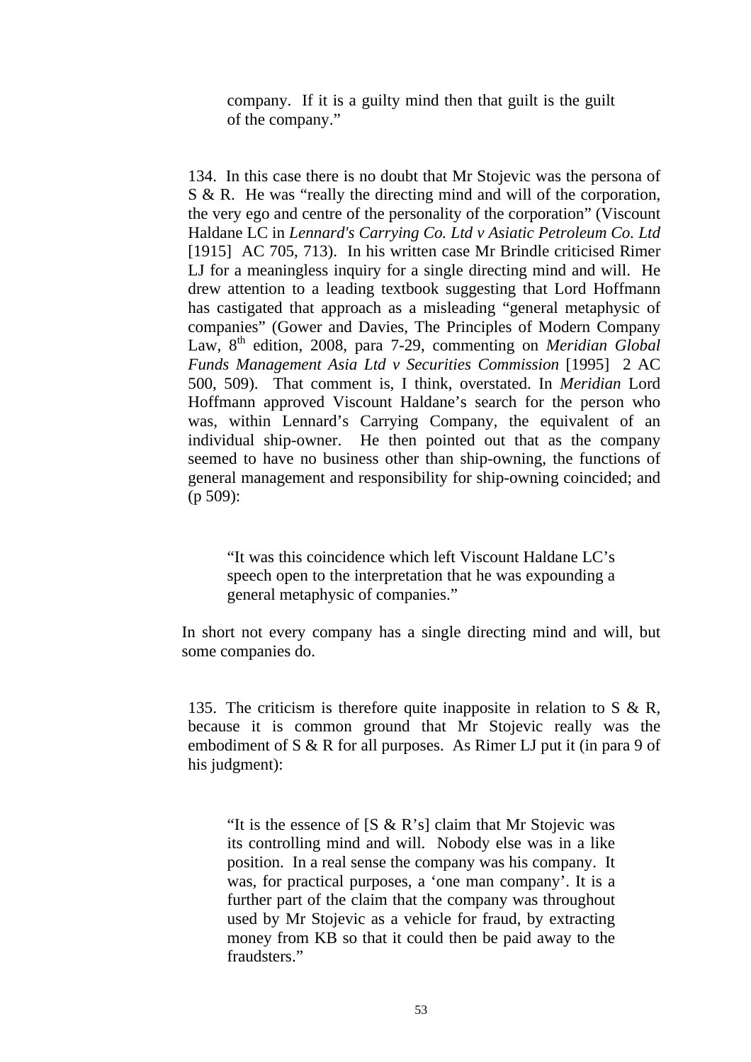> company. If it is a guilty mind then that guilt is the guilt of the company."

134. In this case there is no doubt that Mr Stojevic was the persona of S & R. He was "really the directing mind and will of the corporation, the very ego and centre of the personality of the corporation" (Viscount Haldane LC in *Lennard's Carrying Co. Ltd v Asiatic Petroleum Co. Ltd* [1915] AC 705, 713). In his written case Mr Brindle criticised Rimer LJ for a meaningless inquiry for a single directing mind and will. He drew attention to a leading textbook suggesting that Lord Hoffmann has castigated that approach as a misleading "general metaphysic of companies" (Gower and Davies, The Principles of Modern Company Law, 8th edition, 2008, para 7-29, commenting on *Meridian Global Funds Management Asia Ltd v Securities Commission* [1995] 2 AC 500, 509). That comment is, I think, overstated. In *Meridian* Lord Hoffmann approved Viscount Haldane's search for the person who was, within Lennard's Carrying Company, the equivalent of an individual ship-owner. He then pointed out that as the company seemed to have no business other than ship-owning, the functions of general management and responsibility for ship-owning coincided; and (p 509):

> "It was this coincidence which left Viscount Haldane LC's speech open to the interpretation that he was expounding a general metaphysic of companies."

In short not every company has a single directing mind and will, but some companies do.

135. The criticism is therefore quite inapposite in relation to S & R, because it is common ground that Mr Stojevic really was the embodiment of S & R for all purposes. As Rimer LJ put it (in para 9 of his judgment):

> "It is the essence of [S & R's] claim that Mr Stojevic was its controlling mind and will. Nobody else was in a like position. In a real sense the company was his company. It was, for practical purposes, a 'one man company'. It is a further part of the claim that the company was throughout used by Mr Stojevic as a vehicle for fraud, by extracting money from KB so that it could then be paid away to the fraudsters."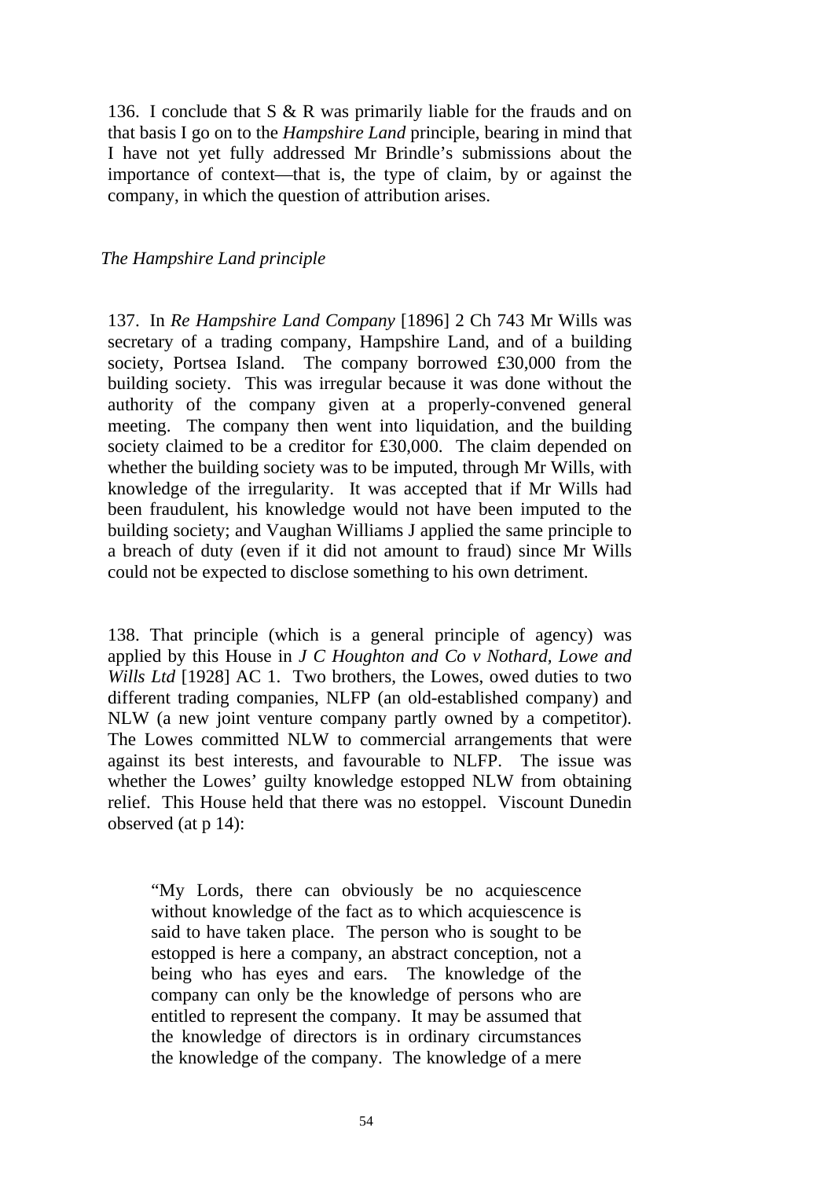136. I conclude that S & R was primarily liable for the frauds and on that basis I go on to the *Hampshire Land* principle, bearing in mind that I have not yet fully addressed Mr Brindle's submissions about the importance of context—that is, the type of claim, by or against the company, in which the question of attribution arises.

*The Hampshire Land principle*

137. In *Re Hampshire Land Company* [1896] 2 Ch 743 Mr Wills was secretary of a trading company, Hampshire Land, and of a building society, Portsea Island. The company borrowed £30,000 from the building society. This was irregular because it was done without the authority of the company given at a properly-convened general meeting. The company then went into liquidation, and the building society claimed to be a creditor for £30,000. The claim depended on whether the building society was to be imputed, through Mr Wills, with knowledge of the irregularity. It was accepted that if Mr Wills had been fraudulent, his knowledge would not have been imputed to the building society; and Vaughan Williams J applied the same principle to a breach of duty (even if it did not amount to fraud) since Mr Wills could not be expected to disclose something to his own detriment.

138. That principle (which is a general principle of agency) was applied by this House in *J C Houghton and Co v Nothard, Lowe and Wills Ltd* [1928] AC 1. Two brothers, the Lowes, owed duties to two different trading companies, NLFP (an old-established company) and NLW (a new joint venture company partly owned by a competitor). The Lowes committed NLW to commercial arrangements that were against its best interests, and favourable to NLFP. The issue was whether the Lowes' guilty knowledge estopped NLW from obtaining relief. This House held that there was no estoppel. Viscount Dunedin observed (at p 14):

> "My Lords, there can obviously be no acquiescence without knowledge of the fact as to which acquiescence is said to have taken place. The person who is sought to be estopped is here a company, an abstract conception, not a being who has eyes and ears. The knowledge of the company can only be the knowledge of persons who are entitled to represent the company. It may be assumed that the knowledge of directors is in ordinary circumstances the knowledge of the company. The knowledge of a mere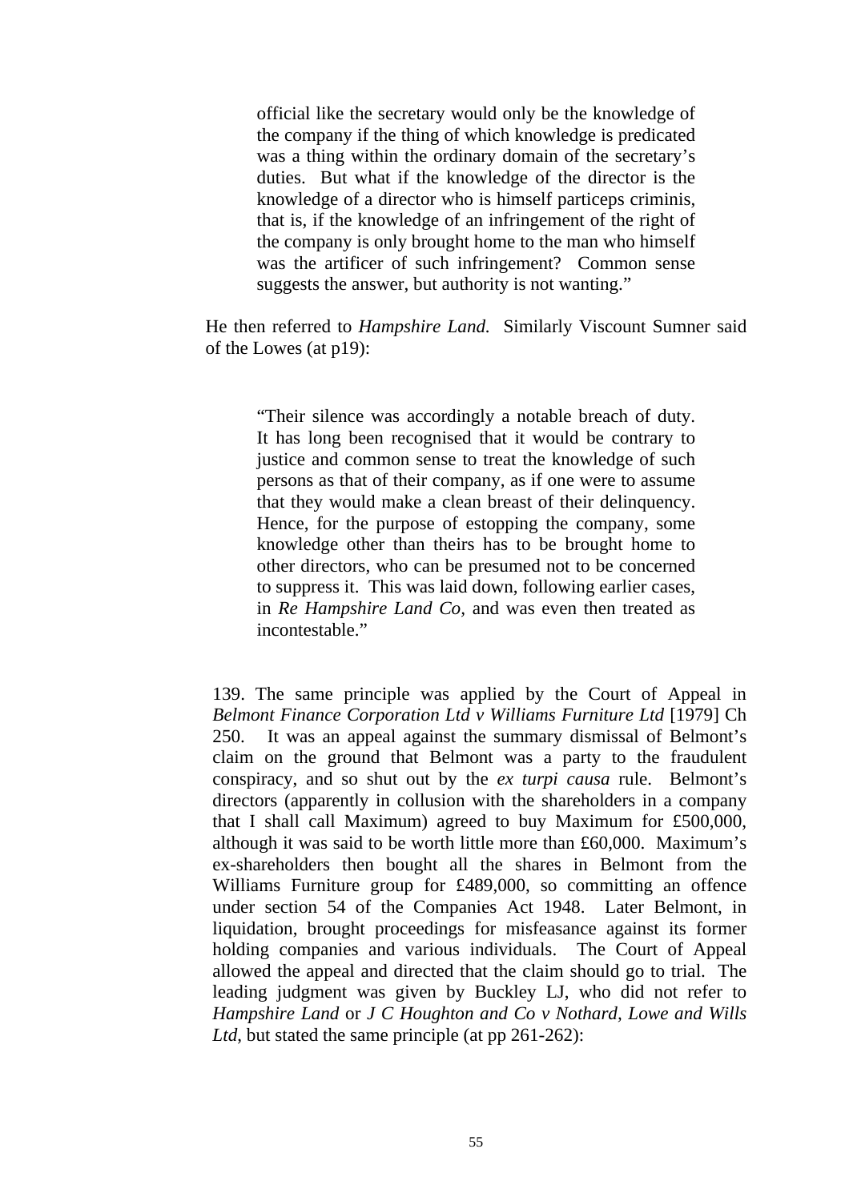> official like the secretary would only be the knowledge of the company if the thing of which knowledge is predicated was a thing within the ordinary domain of the secretary's duties. But what if the knowledge of the director is the knowledge of a director who is himself particeps criminis, that is, if the knowledge of an infringement of the right of the company is only brought home to the man who himself was the artificer of such infringement? Common sense suggests the answer, but authority is not wanting."

He then referred to *Hampshire Land.* Similarly Viscount Sumner said of the Lowes (at p19):

> "Their silence was accordingly a notable breach of duty. It has long been recognised that it would be contrary to justice and common sense to treat the knowledge of such persons as that of their company, as if one were to assume that they would make a clean breast of their delinquency. Hence, for the purpose of estopping the company, some knowledge other than theirs has to be brought home to other directors, who can be presumed not to be concerned to suppress it. This was laid down, following earlier cases, in *Re Hampshire Land Co*, and was even then treated as incontestable."

139. The same principle was applied by the Court of Appeal in *Belmont Finance Corporation Ltd v Williams Furniture Ltd* [1979] Ch 250. It was an appeal against the summary dismissal of Belmont's claim on the ground that Belmont was a party to the fraudulent conspiracy, and so shut out by the *ex turpi causa* rule. Belmont's directors (apparently in collusion with the shareholders in a company that I shall call Maximum) agreed to buy Maximum for £500,000, although it was said to be worth little more than £60,000. Maximum's ex-shareholders then bought all the shares in Belmont from the Williams Furniture group for £489,000, so committing an offence under section 54 of the Companies Act 1948. Later Belmont, in liquidation, brought proceedings for misfeasance against its former holding companies and various individuals. The Court of Appeal allowed the appeal and directed that the claim should go to trial. The leading judgment was given by Buckley LJ, who did not refer to *Hampshire Land* or *J C Houghton and Co v Nothard, Lowe and Wills Ltd*, but stated the same principle (at pp 261-262):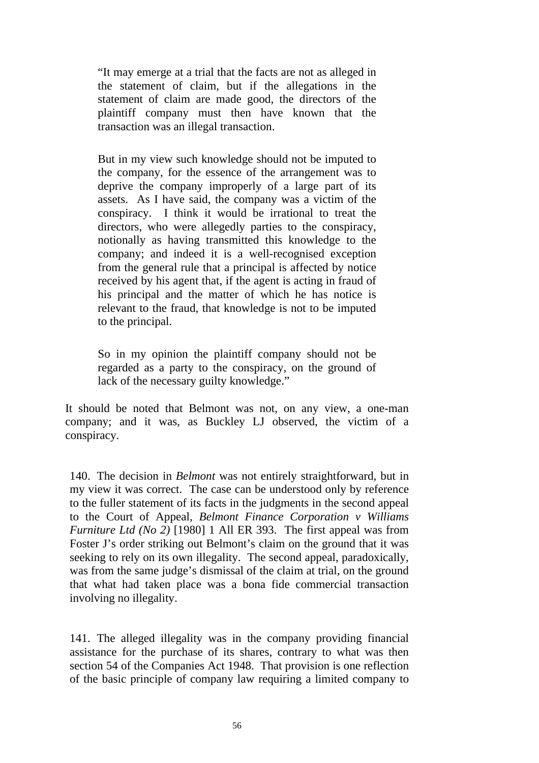> "It may emerge at a trial that the facts are not as alleged in the statement of claim, but if the allegations in the statement of claim are made good, the directors of the plaintiff company must then have known that the transaction was an illegal transaction.
>
> But in my view such knowledge should not be imputed to the company, for the essence of the arrangement was to deprive the company improperly of a large part of its assets. As I have said, the company was a victim of the conspiracy. I think it would be irrational to treat the directors, who were allegedly parties to the conspiracy, notionally as having transmitted this knowledge to the company; and indeed it is a well-recognised exception from the general rule that a principal is affected by notice received by his agent that, if the agent is acting in fraud of his principal and the matter of which he has notice is relevant to the fraud, that knowledge is not to be imputed to the principal.
>
> So in my opinion the plaintiff company should not be regarded as a party to the conspiracy, on the ground of lack of the necessary guilty knowledge."

It should be noted that Belmont was not, on any view, a one-man company; and it was, as Buckley LJ observed, the victim of a conspiracy.

140. The decision in *Belmont* was not entirely straightforward, but in my view it was correct. The case can be understood only by reference to the fuller statement of its facts in the judgments in the second appeal to the Court of Appeal, *Belmont Finance Corporation v Williams Furniture Ltd (No 2)* [1980] 1 All ER 393. The first appeal was from Foster J's order striking out Belmont's claim on the ground that it was seeking to rely on its own illegality. The second appeal, paradoxically, was from the same judge's dismissal of the claim at trial, on the ground that what had taken place was a bona fide commercial transaction involving no illegality.

141. The alleged illegality was in the company providing financial assistance for the purchase of its shares, contrary to what was then section 54 of the Companies Act 1948. That provision is one reflection of the basic principle of company law requiring a limited company to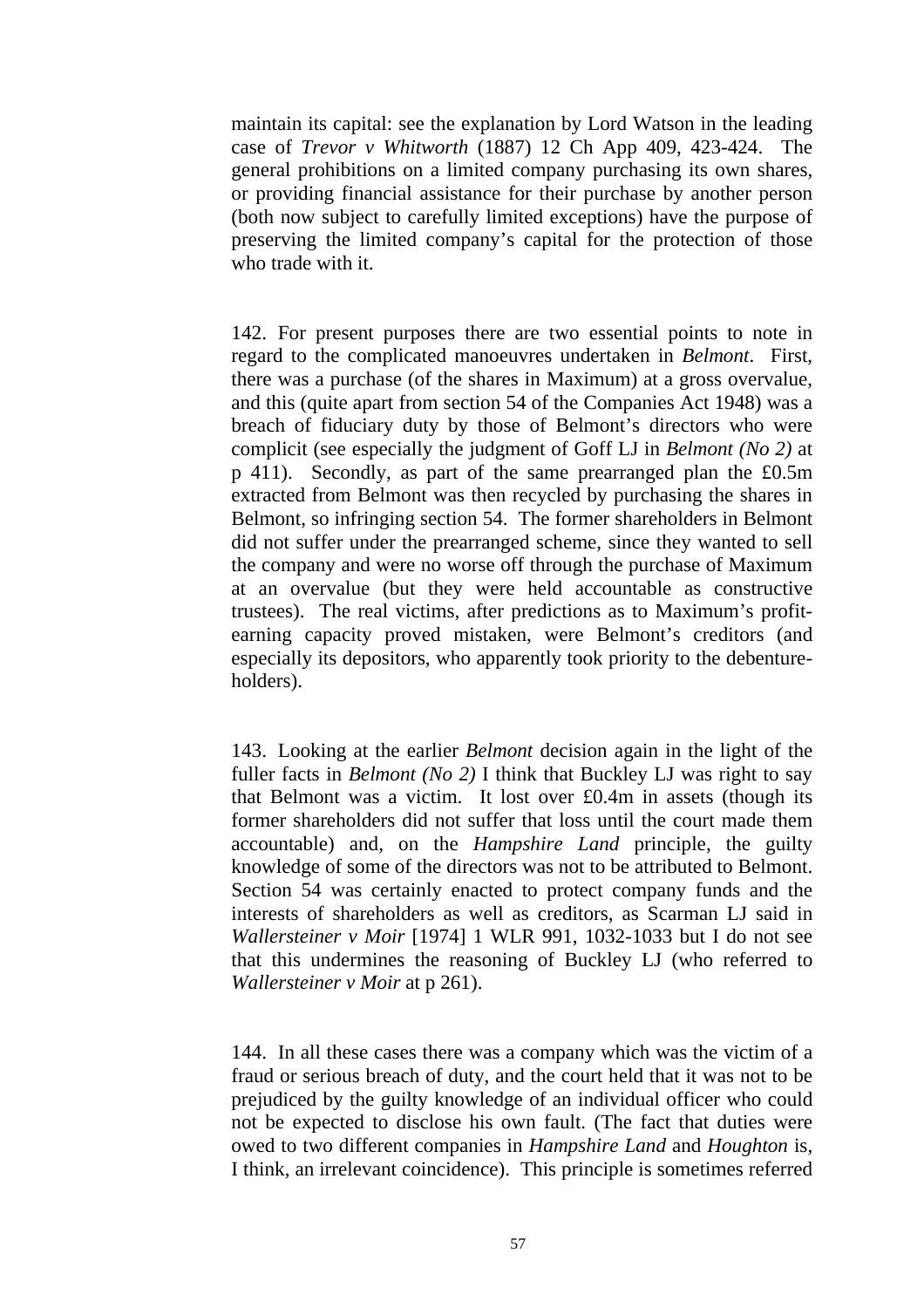maintain its capital: see the explanation by Lord Watson in the leading case of *Trevor v Whitworth* (1887) 12 Ch App 409, 423-424. The general prohibitions on a limited company purchasing its own shares, or providing financial assistance for their purchase by another person (both now subject to carefully limited exceptions) have the purpose of preserving the limited company's capital for the protection of those who trade with it.

142. For present purposes there are two essential points to note in regard to the complicated manoeuvres undertaken in *Belmont*. First, there was a purchase (of the shares in Maximum) at a gross overvalue, and this (quite apart from section 54 of the Companies Act 1948) was a breach of fiduciary duty by those of Belmont's directors who were complicit (see especially the judgment of Goff LJ in *Belmont (No 2)* at p 411). Secondly, as part of the same prearranged plan the £0.5m extracted from Belmont was then recycled by purchasing the shares in Belmont, so infringing section 54. The former shareholders in Belmont did not suffer under the prearranged scheme, since they wanted to sell the company and were no worse off through the purchase of Maximum at an overvalue (but they were held accountable as constructive trustees). The real victims, after predictions as to Maximum's profit-earning capacity proved mistaken, were Belmont's creditors (and especially its depositors, who apparently took priority to the debenture-holders).

143. Looking at the earlier *Belmont* decision again in the light of the fuller facts in *Belmont (No 2)* I think that Buckley LJ was right to say that Belmont was a victim. It lost over £0.4m in assets (though its former shareholders did not suffer that loss until the court made them accountable) and, on the *Hampshire Land* principle, the guilty knowledge of some of the directors was not to be attributed to Belmont. Section 54 was certainly enacted to protect company funds and the interests of shareholders as well as creditors, as Scarman LJ said in *Wallersteiner v Moir* [1974] 1 WLR 991, 1032-1033 but I do not see that this undermines the reasoning of Buckley LJ (who referred to *Wallersteiner v Moir* at p 261).

144. In all these cases there was a company which was the victim of a fraud or serious breach of duty, and the court held that it was not to be prejudiced by the guilty knowledge of an individual officer who could not be expected to disclose his own fault. (The fact that duties were owed to two different companies in *Hampshire Land* and *Houghton* is, I think, an irrelevant coincidence). This principle is sometimes referred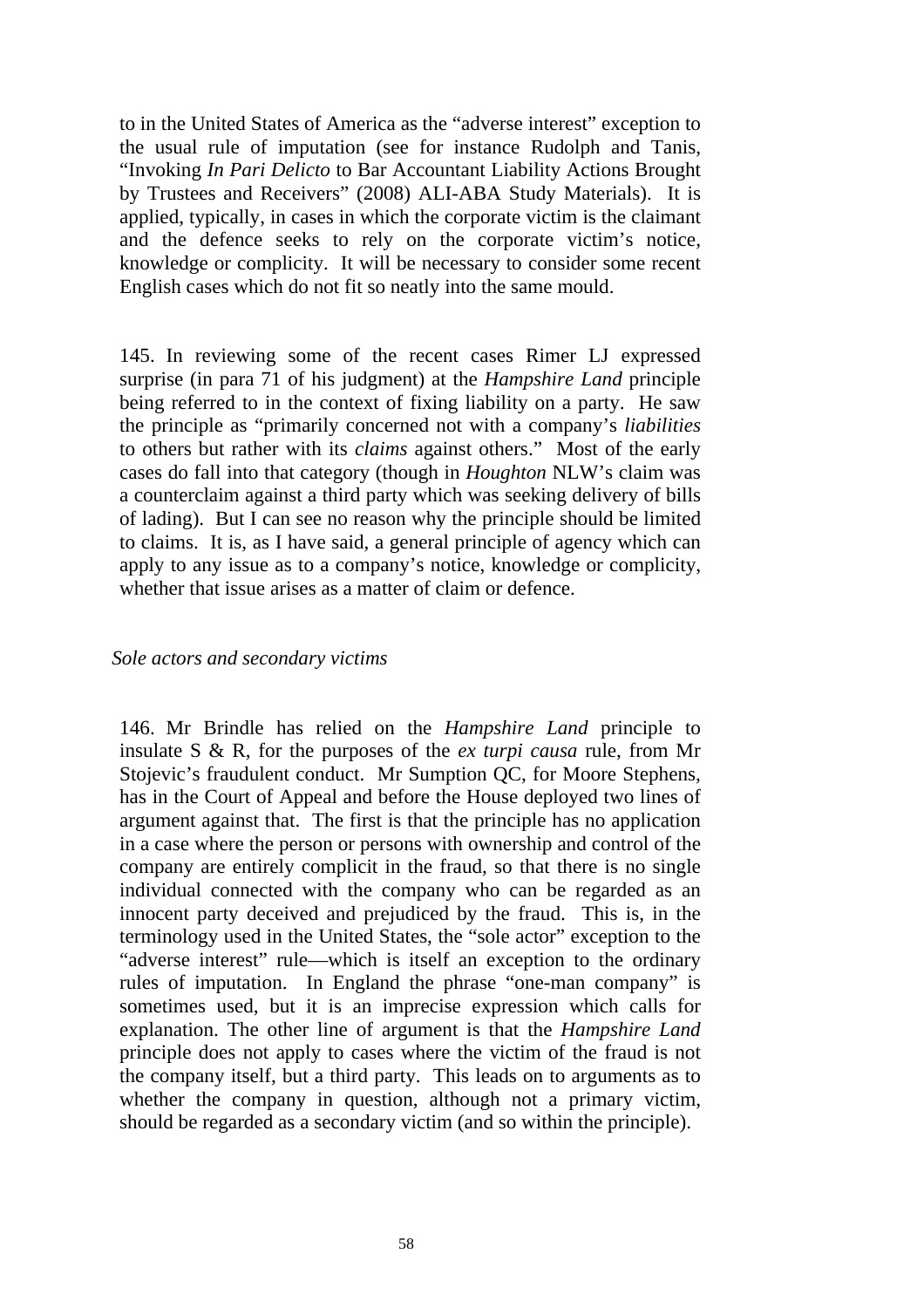to in the United States of America as the "adverse interest" exception to the usual rule of imputation (see for instance Rudolph and Tanis, "Invoking *In Pari Delicto* to Bar Accountant Liability Actions Brought by Trustees and Receivers" (2008) ALI-ABA Study Materials). It is applied, typically, in cases in which the corporate victim is the claimant and the defence seeks to rely on the corporate victim's notice, knowledge or complicity. It will be necessary to consider some recent English cases which do not fit so neatly into the same mould.

145. In reviewing some of the recent cases Rimer LJ expressed surprise (in para 71 of his judgment) at the *Hampshire Land* principle being referred to in the context of fixing liability on a party. He saw the principle as "primarily concerned not with a company's *liabilities* to others but rather with its *claims* against others." Most of the early cases do fall into that category (though in *Houghton* NLW's claim was a counterclaim against a third party which was seeking delivery of bills of lading). But I can see no reason why the principle should be limited to claims. It is, as I have said, a general principle of agency which can apply to any issue as to a company's notice, knowledge or complicity, whether that issue arises as a matter of claim or defence.

*Sole actors and secondary victims*

146. Mr Brindle has relied on the *Hampshire Land* principle to insulate S & R, for the purposes of the *ex turpi causa* rule, from Mr Stojevic's fraudulent conduct. Mr Sumption QC, for Moore Stephens, has in the Court of Appeal and before the House deployed two lines of argument against that. The first is that the principle has no application in a case where the person or persons with ownership and control of the company are entirely complicit in the fraud, so that there is no single individual connected with the company who can be regarded as an innocent party deceived and prejudiced by the fraud. This is, in the terminology used in the United States, the "sole actor" exception to the "adverse interest" rule—which is itself an exception to the ordinary rules of imputation. In England the phrase "one-man company" is sometimes used, but it is an imprecise expression which calls for explanation. The other line of argument is that the *Hampshire Land* principle does not apply to cases where the victim of the fraud is not the company itself, but a third party. This leads on to arguments as to whether the company in question, although not a primary victim, should be regarded as a secondary victim (and so within the principle).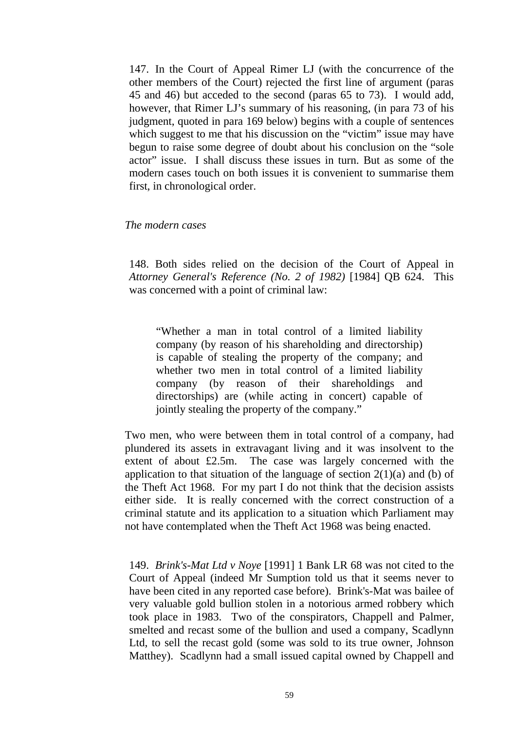147. In the Court of Appeal Rimer LJ (with the concurrence of the other members of the Court) rejected the first line of argument (paras 45 and 46) but acceded to the second (paras 65 to 73). I would add, however, that Rimer LJ's summary of his reasoning, (in para 73 of his judgment, quoted in para 169 below) begins with a couple of sentences which suggest to me that his discussion on the "victim" issue may have begun to raise some degree of doubt about his conclusion on the "sole actor" issue. I shall discuss these issues in turn. But as some of the modern cases touch on both issues it is convenient to summarise them first, in chronological order.

*The modern cases*

148. Both sides relied on the decision of the Court of Appeal in *Attorney General's Reference (No. 2 of 1982)* [1984] QB 624. This was concerned with a point of criminal law:

> "Whether a man in total control of a limited liability company (by reason of his shareholding and directorship) is capable of stealing the property of the company; and whether two men in total control of a limited liability company (by reason of their shareholdings and directorships) are (while acting in concert) capable of jointly stealing the property of the company."

Two men, who were between them in total control of a company, had plundered its assets in extravagant living and it was insolvent to the extent of about £2.5m. The case was largely concerned with the application to that situation of the language of section 2(1)(a) and (b) of the Theft Act 1968. For my part I do not think that the decision assists either side. It is really concerned with the correct construction of a criminal statute and its application to a situation which Parliament may not have contemplated when the Theft Act 1968 was being enacted.

149. *Brink's-Mat Ltd v Noye* [1991] 1 Bank LR 68 was not cited to the Court of Appeal (indeed Mr Sumption told us that it seems never to have been cited in any reported case before). Brink's-Mat was bailee of very valuable gold bullion stolen in a notorious armed robbery which took place in 1983. Two of the conspirators, Chappell and Palmer, smelted and recast some of the bullion and used a company, Scadlynn Ltd, to sell the recast gold (some was sold to its true owner, Johnson Matthey). Scadlynn had a small issued capital owned by Chappell and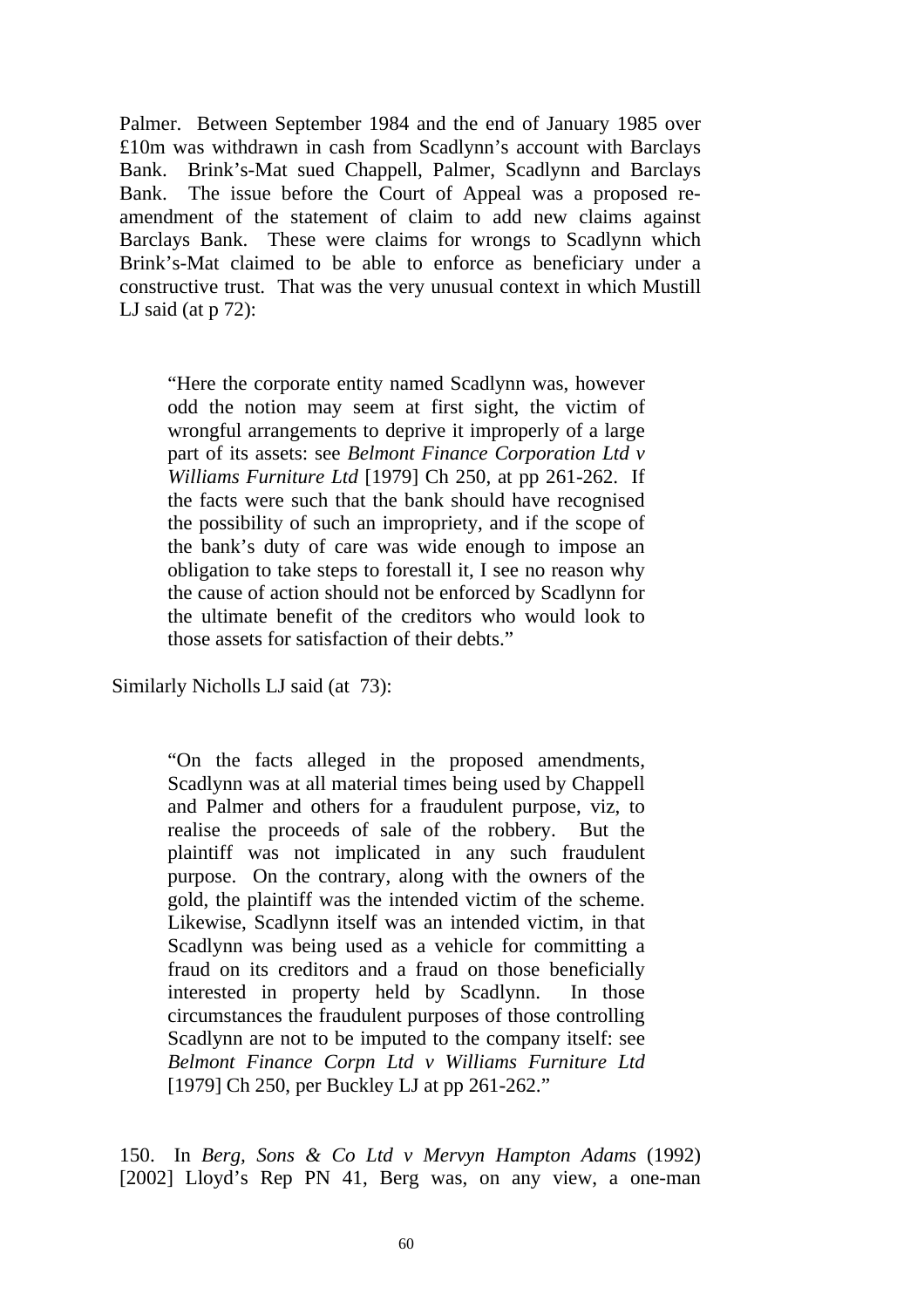Palmer. Between September 1984 and the end of January 1985 over £10m was withdrawn in cash from Scadlynn's account with Barclays Bank. Brink's-Mat sued Chappell, Palmer, Scadlynn and Barclays Bank. The issue before the Court of Appeal was a proposed re-amendment of the statement of claim to add new claims against Barclays Bank. These were claims for wrongs to Scadlynn which Brink's-Mat claimed to be able to enforce as beneficiary under a constructive trust. That was the very unusual context in which Mustill LJ said (at p 72):

> "Here the corporate entity named Scadlynn was, however odd the notion may seem at first sight, the victim of wrongful arrangements to deprive it improperly of a large part of its assets: see *Belmont Finance Corporation Ltd v Williams Furniture Ltd* [1979] Ch 250, at pp 261-262. If the facts were such that the bank should have recognised the possibility of such an impropriety, and if the scope of the bank's duty of care was wide enough to impose an obligation to take steps to forestall it, I see no reason why the cause of action should not be enforced by Scadlynn for the ultimate benefit of the creditors who would look to those assets for satisfaction of their debts."

Similarly Nicholls LJ said (at 73):

> "On the facts alleged in the proposed amendments, Scadlynn was at all material times being used by Chappell and Palmer and others for a fraudulent purpose, viz, to realise the proceeds of sale of the robbery. But the plaintiff was not implicated in any such fraudulent purpose. On the contrary, along with the owners of the gold, the plaintiff was the intended victim of the scheme. Likewise, Scadlynn itself was an intended victim, in that Scadlynn was being used as a vehicle for committing a fraud on its creditors and a fraud on those beneficially interested in property held by Scadlynn. In those circumstances the fraudulent purposes of those controlling Scadlynn are not to be imputed to the company itself: see *Belmont Finance Corpn Ltd v Williams Furniture Ltd* [1979] Ch 250, per Buckley LJ at pp 261-262."

150. In *Berg, Sons & Co Ltd v Mervyn Hampton Adams* (1992) [2002] Lloyd's Rep PN 41, Berg was, on any view, a one-man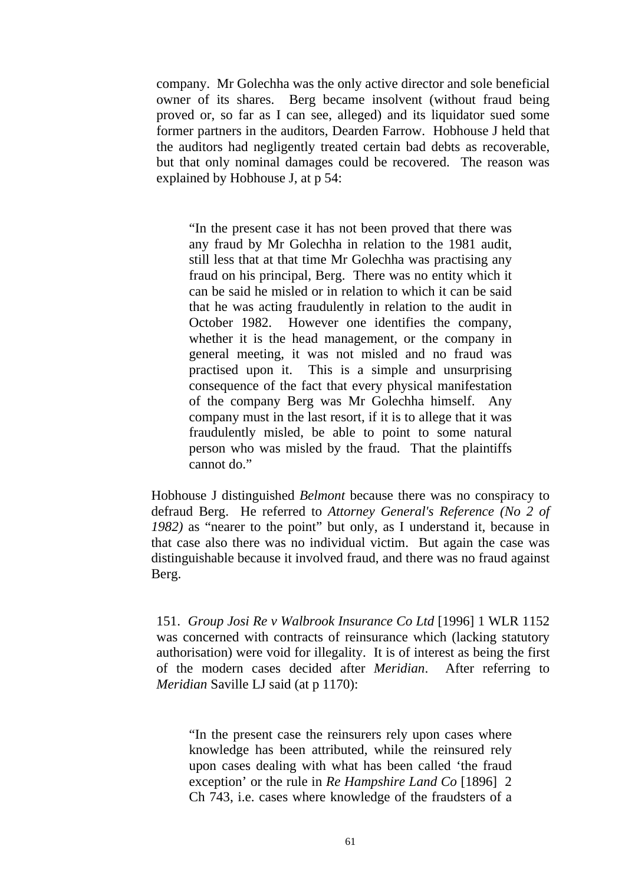company. Mr Golechha was the only active director and sole beneficial owner of its shares. Berg became insolvent (without fraud being proved or, so far as I can see, alleged) and its liquidator sued some former partners in the auditors, Dearden Farrow. Hobhouse J held that the auditors had negligently treated certain bad debts as recoverable, but that only nominal damages could be recovered. The reason was explained by Hobhouse J, at p 54:

> "In the present case it has not been proved that there was any fraud by Mr Golechha in relation to the 1981 audit, still less that at that time Mr Golechha was practising any fraud on his principal, Berg. There was no entity which it can be said he misled or in relation to which it can be said that he was acting fraudulently in relation to the audit in October 1982. However one identifies the company, whether it is the head management, or the company in general meeting, it was not misled and no fraud was practised upon it. This is a simple and unsurprising consequence of the fact that every physical manifestation of the company Berg was Mr Golechha himself. Any company must in the last resort, if it is to allege that it was fraudulently misled, be able to point to some natural person who was misled by the fraud. That the plaintiffs cannot do."

Hobhouse J distinguished *Belmont* because there was no conspiracy to defraud Berg. He referred to *Attorney General's Reference (No 2 of 1982)* as "nearer to the point" but only, as I understand it, because in that case also there was no individual victim. But again the case was distinguishable because it involved fraud, and there was no fraud against Berg.

151. *Group Josi Re v Walbrook Insurance Co Ltd* [1996] 1 WLR 1152 was concerned with contracts of reinsurance which (lacking statutory authorisation) were void for illegality. It is of interest as being the first of the modern cases decided after *Meridian*. After referring to *Meridian* Saville LJ said (at p 1170):

> "In the present case the reinsurers rely upon cases where knowledge has been attributed, while the reinsured rely upon cases dealing with what has been called 'the fraud exception' or the rule in *Re Hampshire Land Co* [1896] 2 Ch 743, i.e. cases where knowledge of the fraudsters of a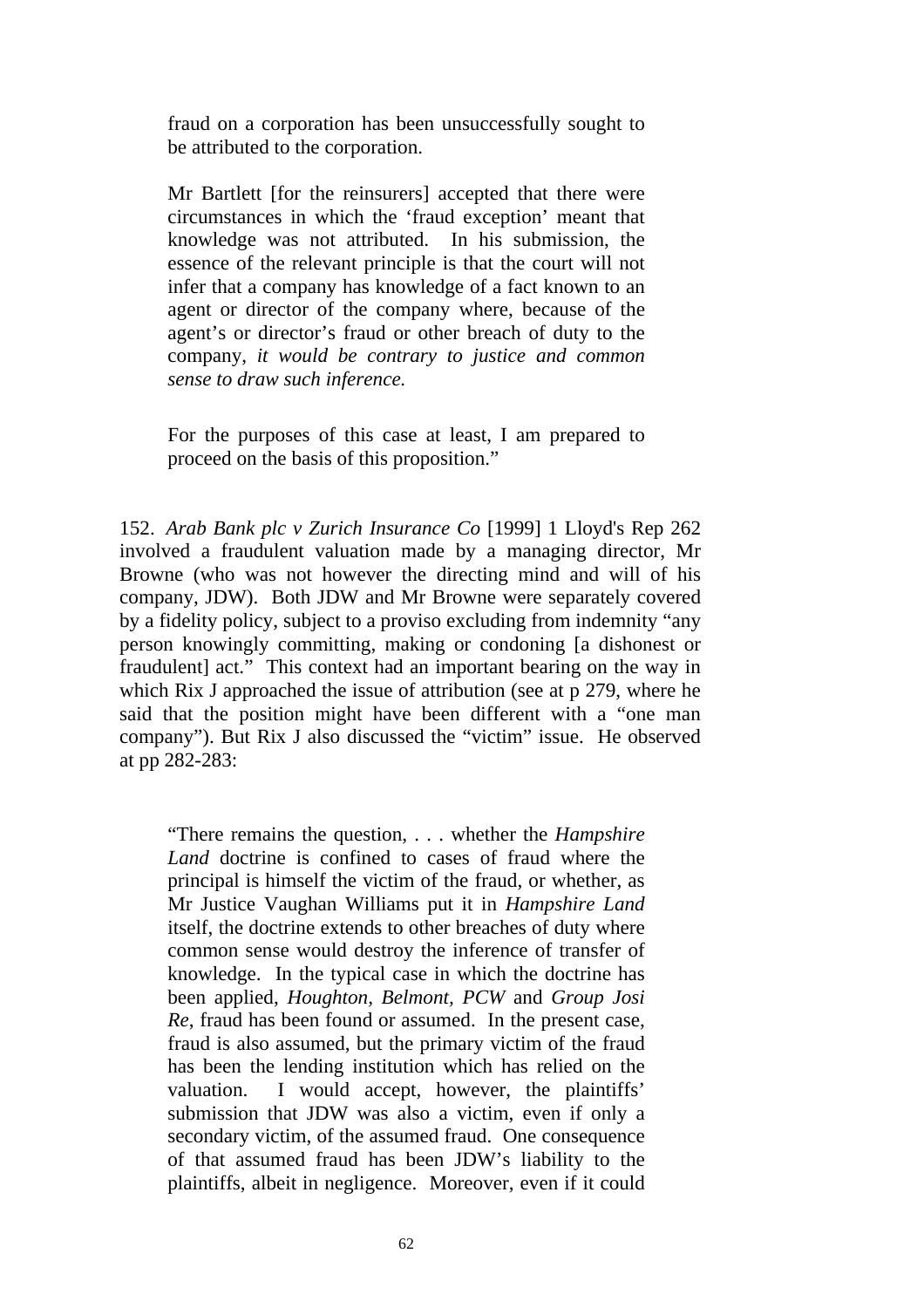> fraud on a corporation has been unsuccessfully sought to be attributed to the corporation.
>
> Mr Bartlett [for the reinsurers] accepted that there were circumstances in which the 'fraud exception' meant that knowledge was not attributed. In his submission, the essence of the relevant principle is that the court will not infer that a company has knowledge of a fact known to an agent or director of the company where, because of the agent's or director's fraud or other breach of duty to the company, *it would be contrary to justice and common sense to draw such inference.*
>
> For the purposes of this case at least, I am prepared to proceed on the basis of this proposition."

152. *Arab Bank plc v Zurich Insurance Co* [1999] 1 Lloyd's Rep 262 involved a fraudulent valuation made by a managing director, Mr Browne (who was not however the directing mind and will of his company, JDW). Both JDW and Mr Browne were separately covered by a fidelity policy, subject to a proviso excluding from indemnity "any person knowingly committing, making or condoning [a dishonest or fraudulent] act." This context had an important bearing on the way in which Rix J approached the issue of attribution (see at p 279, where he said that the position might have been different with a "one man company"). But Rix J also discussed the "victim" issue. He observed at pp 282-283:

> "There remains the question, . . . whether the *Hampshire Land* doctrine is confined to cases of fraud where the principal is himself the victim of the fraud, or whether, as Mr Justice Vaughan Williams put it in *Hampshire Land* itself, the doctrine extends to other breaches of duty where common sense would destroy the inference of transfer of knowledge. In the typical case in which the doctrine has been applied, *Houghton*, *Belmont, PCW* and *Group Josi Re*, fraud has been found or assumed. In the present case, fraud is also assumed, but the primary victim of the fraud has been the lending institution which has relied on the valuation. I would accept, however, the plaintiffs' submission that JDW was also a victim, even if only a secondary victim, of the assumed fraud. One consequence of that assumed fraud has been JDW's liability to the plaintiffs, albeit in negligence. Moreover, even if it could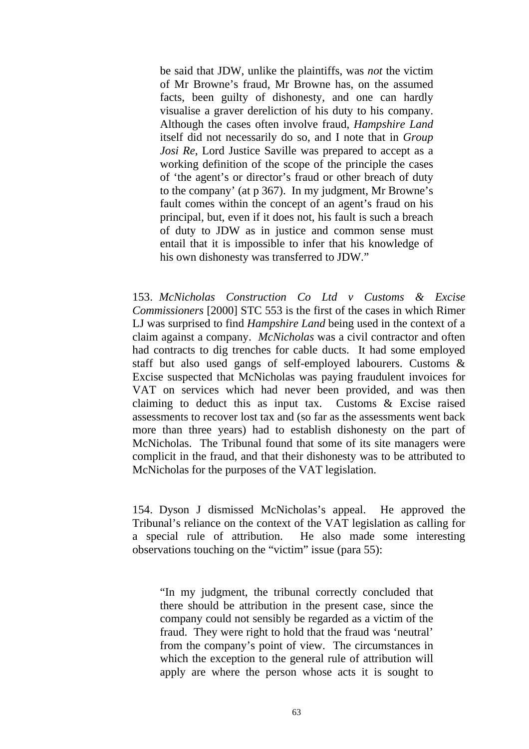> be said that JDW, unlike the plaintiffs, was *not* the victim of Mr Browne's fraud, Mr Browne has, on the assumed facts, been guilty of dishonesty, and one can hardly visualise a graver dereliction of his duty to his company. Although the cases often involve fraud, *Hampshire Land* itself did not necessarily do so, and I note that in *Group Josi Re*, Lord Justice Saville was prepared to accept as a working definition of the scope of the principle the cases of 'the agent's or director's fraud or other breach of duty to the company' (at p 367). In my judgment, Mr Browne's fault comes within the concept of an agent's fraud on his principal, but, even if it does not, his fault is such a breach of duty to JDW as in justice and common sense must entail that it is impossible to infer that his knowledge of his own dishonesty was transferred to JDW."

153. *McNicholas Construction Co Ltd v Customs & Excise Commissioners* [2000] STC 553 is the first of the cases in which Rimer LJ was surprised to find *Hampshire Land* being used in the context of a claim against a company. *McNicholas* was a civil contractor and often had contracts to dig trenches for cable ducts. It had some employed staff but also used gangs of self-employed labourers. Customs & Excise suspected that McNicholas was paying fraudulent invoices for VAT on services which had never been provided, and was then claiming to deduct this as input tax. Customs & Excise raised assessments to recover lost tax and (so far as the assessments went back more than three years) had to establish dishonesty on the part of McNicholas. The Tribunal found that some of its site managers were complicit in the fraud, and that their dishonesty was to be attributed to McNicholas for the purposes of the VAT legislation.

154. Dyson J dismissed McNicholas's appeal. He approved the Tribunal's reliance on the context of the VAT legislation as calling for a special rule of attribution. He also made some interesting observations touching on the "victim" issue (para 55):

> "In my judgment, the tribunal correctly concluded that there should be attribution in the present case, since the company could not sensibly be regarded as a victim of the fraud. They were right to hold that the fraud was 'neutral' from the company's point of view. The circumstances in which the exception to the general rule of attribution will apply are where the person whose acts it is sought to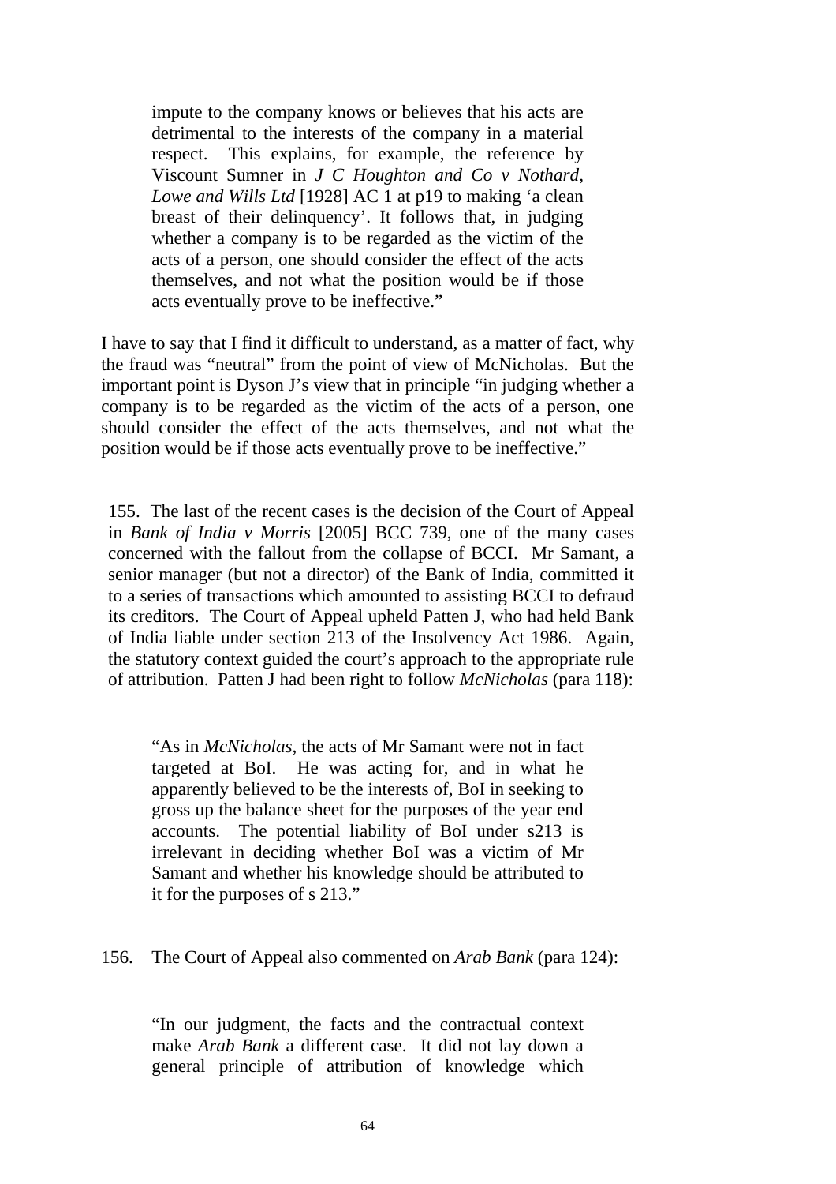> impute to the company knows or believes that his acts are detrimental to the interests of the company in a material respect. This explains, for example, the reference by Viscount Sumner in *J C Houghton and Co v Nothard, Lowe and Wills Ltd* [1928] AC 1 at p19 to making 'a clean breast of their delinquency'. It follows that, in judging whether a company is to be regarded as the victim of the acts of a person, one should consider the effect of the acts themselves, and not what the position would be if those acts eventually prove to be ineffective."

I have to say that I find it difficult to understand, as a matter of fact, why the fraud was "neutral" from the point of view of McNicholas. But the important point is Dyson J's view that in principle "in judging whether a company is to be regarded as the victim of the acts of a person, one should consider the effect of the acts themselves, and not what the position would be if those acts eventually prove to be ineffective."

155. The last of the recent cases is the decision of the Court of Appeal in *Bank of India v Morris* [2005] BCC 739, one of the many cases concerned with the fallout from the collapse of BCCI. Mr Samant, a senior manager (but not a director) of the Bank of India, committed it to a series of transactions which amounted to assisting BCCI to defraud its creditors. The Court of Appeal upheld Patten J, who had held Bank of India liable under section 213 of the Insolvency Act 1986. Again, the statutory context guided the court's approach to the appropriate rule of attribution. Patten J had been right to follow *McNicholas* (para 118):

> "As in *McNicholas*, the acts of Mr Samant were not in fact targeted at BoI. He was acting for, and in what he apparently believed to be the interests of, BoI in seeking to gross up the balance sheet for the purposes of the year end accounts. The potential liability of BoI under s213 is irrelevant in deciding whether BoI was a victim of Mr Samant and whether his knowledge should be attributed to it for the purposes of s 213."

156. The Court of Appeal also commented on *Arab Bank* (para 124):

> "In our judgment, the facts and the contractual context make *Arab Bank* a different case. It did not lay down a general principle of attribution of knowledge which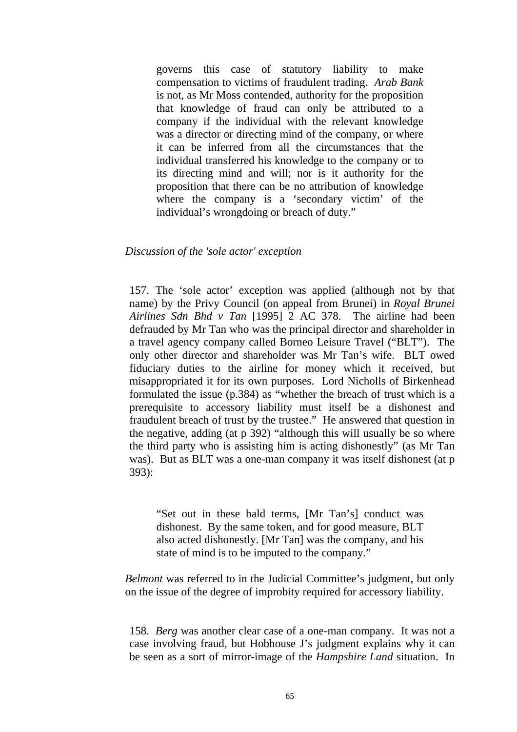> governs this case of statutory liability to make compensation to victims of fraudulent trading. *Arab Bank* is not, as Mr Moss contended, authority for the proposition that knowledge of fraud can only be attributed to a company if the individual with the relevant knowledge was a director or directing mind of the company, or where it can be inferred from all the circumstances that the individual transferred his knowledge to the company or to its directing mind and will; nor is it authority for the proposition that there can be no attribution of knowledge where the company is a 'secondary victim' of the individual's wrongdoing or breach of duty."

*Discussion of the 'sole actor' exception*

157. The 'sole actor' exception was applied (although not by that name) by the Privy Council (on appeal from Brunei) in *Royal Brunei Airlines Sdn Bhd v Tan* [1995] 2 AC 378. The airline had been defrauded by Mr Tan who was the principal director and shareholder in a travel agency company called Borneo Leisure Travel ("BLT"). The only other director and shareholder was Mr Tan's wife. BLT owed fiduciary duties to the airline for money which it received, but misappropriated it for its own purposes. Lord Nicholls of Birkenhead formulated the issue (p.384) as "whether the breach of trust which is a prerequisite to accessory liability must itself be a dishonest and fraudulent breach of trust by the trustee." He answered that question in the negative, adding (at p 392) "although this will usually be so where the third party who is assisting him is acting dishonestly" (as Mr Tan was). But as BLT was a one-man company it was itself dishonest (at p 393):

> "Set out in these bald terms, [Mr Tan's] conduct was dishonest. By the same token, and for good measure, BLT also acted dishonestly. [Mr Tan] was the company, and his state of mind is to be imputed to the company."

*Belmont* was referred to in the Judicial Committee's judgment, but only on the issue of the degree of improbity required for accessory liability.

158. *Berg* was another clear case of a one-man company. It was not a case involving fraud, but Hobhouse J's judgment explains why it can be seen as a sort of mirror-image of the *Hampshire Land* situation. In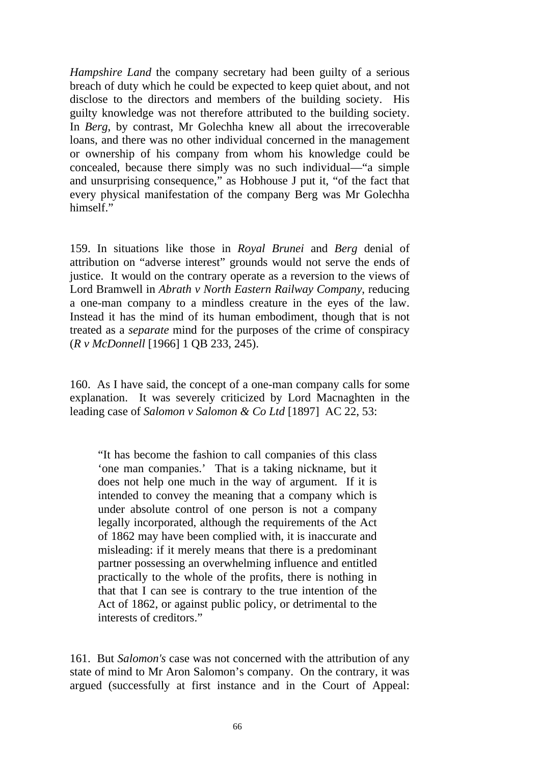*Hampshire Land* the company secretary had been guilty of a serious breach of duty which he could be expected to keep quiet about, and not disclose to the directors and members of the building society. His guilty knowledge was not therefore attributed to the building society. In *Berg*, by contrast, Mr Golechha knew all about the irrecoverable loans, and there was no other individual concerned in the management or ownership of his company from whom his knowledge could be concealed, because there simply was no such individual—"a simple and unsurprising consequence," as Hobhouse J put it, "of the fact that every physical manifestation of the company Berg was Mr Golechha himself."

159. In situations like those in *Royal Brunei* and *Berg* denial of attribution on "adverse interest" grounds would not serve the ends of justice. It would on the contrary operate as a reversion to the views of Lord Bramwell in *Abrath v North Eastern Railway Company*, reducing a one-man company to a mindless creature in the eyes of the law. Instead it has the mind of its human embodiment, though that is not treated as a *separate* mind for the purposes of the crime of conspiracy (*R v McDonnell* [1966] 1 QB 233, 245).

160. As I have said, the concept of a one-man company calls for some explanation. It was severely criticized by Lord Macnaghten in the leading case of *Salomon v Salomon & Co Ltd* [1897] AC 22, 53:

> "It has become the fashion to call companies of this class 'one man companies.' That is a taking nickname, but it does not help one much in the way of argument. If it is intended to convey the meaning that a company which is under absolute control of one person is not a company legally incorporated, although the requirements of the Act of 1862 may have been complied with, it is inaccurate and misleading: if it merely means that there is a predominant partner possessing an overwhelming influence and entitled practically to the whole of the profits, there is nothing in that that I can see is contrary to the true intention of the Act of 1862, or against public policy, or detrimental to the interests of creditors."

161. But *Salomon's* case was not concerned with the attribution of any state of mind to Mr Aron Salomon's company. On the contrary, it was argued (successfully at first instance and in the Court of Appeal: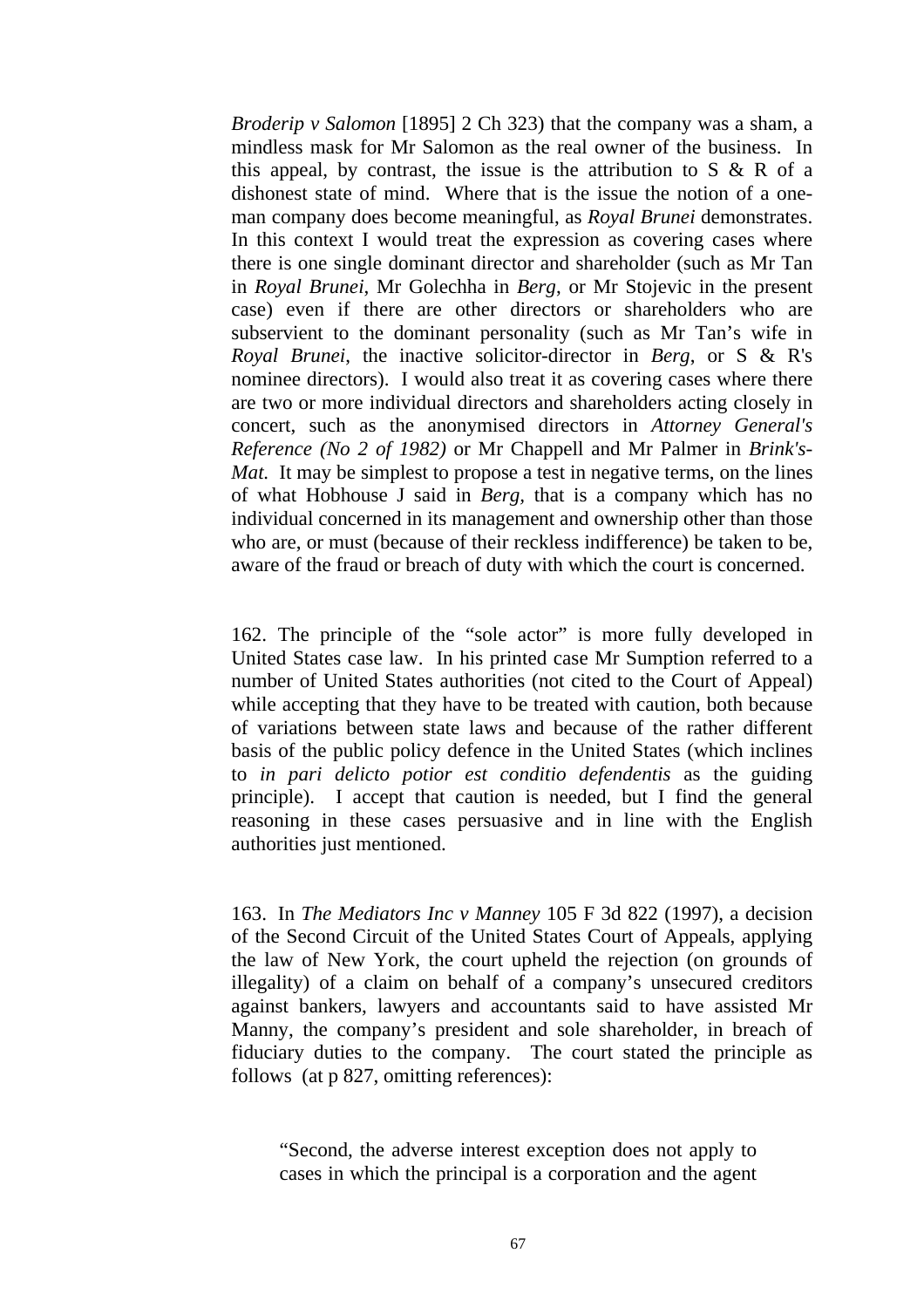*Broderip v Salomon* [1895] 2 Ch 323) that the company was a sham, a mindless mask for Mr Salomon as the real owner of the business. In this appeal, by contrast, the issue is the attribution to S & R of a dishonest state of mind. Where that is the issue the notion of a one-man company does become meaningful, as *Royal Brunei* demonstrates. In this context I would treat the expression as covering cases where there is one single dominant director and shareholder (such as Mr Tan in *Royal Brunei*, Mr Golechha in *Berg*, or Mr Stojevic in the present case) even if there are other directors or shareholders who are subservient to the dominant personality (such as Mr Tan's wife in *Royal Brunei*, the inactive solicitor-director in *Berg*, or S & R's nominee directors). I would also treat it as covering cases where there are two or more individual directors and shareholders acting closely in concert, such as the anonymised directors in *Attorney General's Reference (No 2 of 1982)* or Mr Chappell and Mr Palmer in *Brink's-Mat.* It may be simplest to propose a test in negative terms, on the lines of what Hobhouse J said in *Berg*, that is a company which has no individual concerned in its management and ownership other than those who are, or must (because of their reckless indifference) be taken to be, aware of the fraud or breach of duty with which the court is concerned.

162. The principle of the "sole actor" is more fully developed in United States case law. In his printed case Mr Sumption referred to a number of United States authorities (not cited to the Court of Appeal) while accepting that they have to be treated with caution, both because of variations between state laws and because of the rather different basis of the public policy defence in the United States (which inclines to *in pari delicto potior est conditio defendentis* as the guiding principle). I accept that caution is needed, but I find the general reasoning in these cases persuasive and in line with the English authorities just mentioned.

163. In *The Mediators Inc v Manney* 105 F 3d 822 (1997), a decision of the Second Circuit of the United States Court of Appeals, applying the law of New York, the court upheld the rejection (on grounds of illegality) of a claim on behalf of a company's unsecured creditors against bankers, lawyers and accountants said to have assisted Mr Manny, the company's president and sole shareholder, in breach of fiduciary duties to the company. The court stated the principle as follows (at p 827, omitting references):

> "Second, the adverse interest exception does not apply to cases in which the principal is a corporation and the agent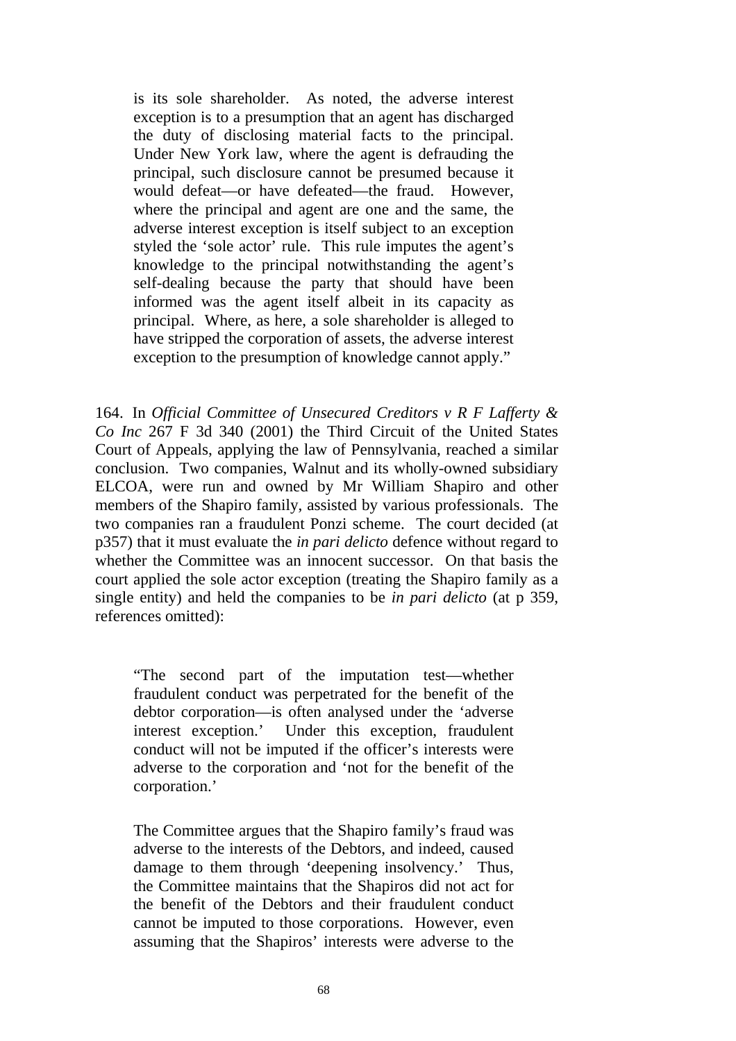> is its sole shareholder. As noted, the adverse interest exception is to a presumption that an agent has discharged the duty of disclosing material facts to the principal. Under New York law, where the agent is defrauding the principal, such disclosure cannot be presumed because it would defeat—or have defeated—the fraud. However, where the principal and agent are one and the same, the adverse interest exception is itself subject to an exception styled the 'sole actor' rule. This rule imputes the agent's knowledge to the principal notwithstanding the agent's self-dealing because the party that should have been informed was the agent itself albeit in its capacity as principal. Where, as here, a sole shareholder is alleged to have stripped the corporation of assets, the adverse interest exception to the presumption of knowledge cannot apply."

164. In *Official Committee of Unsecured Creditors v R F Lafferty & Co Inc* 267 F 3d 340 (2001) the Third Circuit of the United States Court of Appeals, applying the law of Pennsylvania, reached a similar conclusion. Two companies, Walnut and its wholly-owned subsidiary ELCOA, were run and owned by Mr William Shapiro and other members of the Shapiro family, assisted by various professionals. The two companies ran a fraudulent Ponzi scheme. The court decided (at p357) that it must evaluate the *in pari delicto* defence without regard to whether the Committee was an innocent successor. On that basis the court applied the sole actor exception (treating the Shapiro family as a single entity) and held the companies to be *in pari delicto* (at p 359, references omitted):

> "The second part of the imputation test—whether fraudulent conduct was perpetrated for the benefit of the debtor corporation—is often analysed under the 'adverse interest exception.' Under this exception, fraudulent conduct will not be imputed if the officer's interests were adverse to the corporation and 'not for the benefit of the corporation.'
>
> The Committee argues that the Shapiro family's fraud was adverse to the interests of the Debtors, and indeed, caused damage to them through 'deepening insolvency.' Thus, the Committee maintains that the Shapiros did not act for the benefit of the Debtors and their fraudulent conduct cannot be imputed to those corporations. However, even assuming that the Shapiros' interests were adverse to the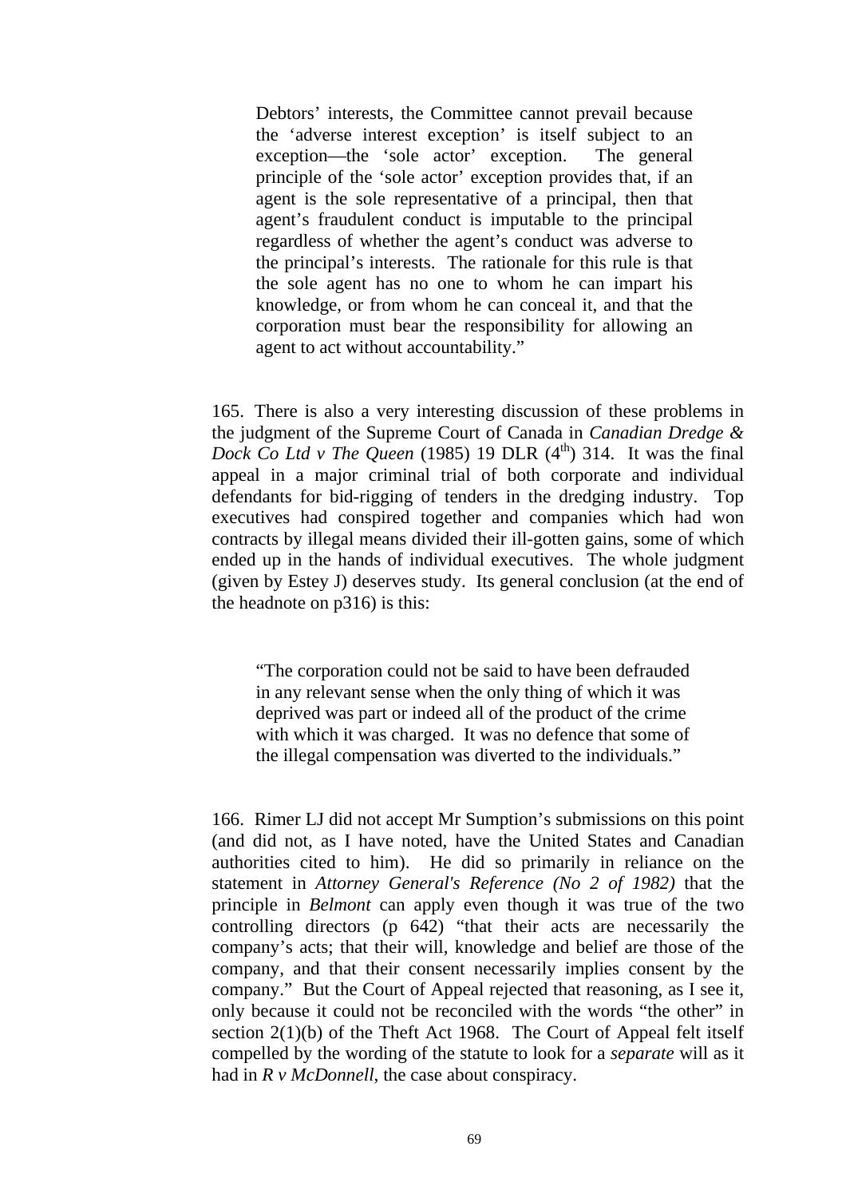> Debtors' interests, the Committee cannot prevail because the 'adverse interest exception' is itself subject to an exception—the 'sole actor' exception. The general principle of the 'sole actor' exception provides that, if an agent is the sole representative of a principal, then that agent's fraudulent conduct is imputable to the principal regardless of whether the agent's conduct was adverse to the principal's interests. The rationale for this rule is that the sole agent has no one to whom he can impart his knowledge, or from whom he can conceal it, and that the corporation must bear the responsibility for allowing an agent to act without accountability."

165. There is also a very interesting discussion of these problems in the judgment of the Supreme Court of Canada in *Canadian Dredge & Dock Co Ltd v The Queen* (1985) 19 DLR ($4^{th}$) 314. It was the final appeal in a major criminal trial of both corporate and individual defendants for bid-rigging of tenders in the dredging industry. Top executives had conspired together and companies which had won contracts by illegal means divided their ill-gotten gains, some of which ended up in the hands of individual executives. The whole judgment (given by Estey J) deserves study. Its general conclusion (at the end of the headnote on p316) is this:

> "The corporation could not be said to have been defrauded in any relevant sense when the only thing of which it was deprived was part or indeed all of the product of the crime with which it was charged. It was no defence that some of the illegal compensation was diverted to the individuals."

166. Rimer LJ did not accept Mr Sumption's submissions on this point (and did not, as I have noted, have the United States and Canadian authorities cited to him). He did so primarily in reliance on the statement in *Attorney General's Reference (No 2 of 1982)* that the principle in *Belmont* can apply even though it was true of the two controlling directors (p 642) "that their acts are necessarily the company's acts; that their will, knowledge and belief are those of the company, and that their consent necessarily implies consent by the company." But the Court of Appeal rejected that reasoning, as I see it, only because it could not be reconciled with the words "the other" in section 2(1)(b) of the Theft Act 1968. The Court of Appeal felt itself compelled by the wording of the statute to look for a *separate* will as it had in *R v McDonnell*, the case about conspiracy.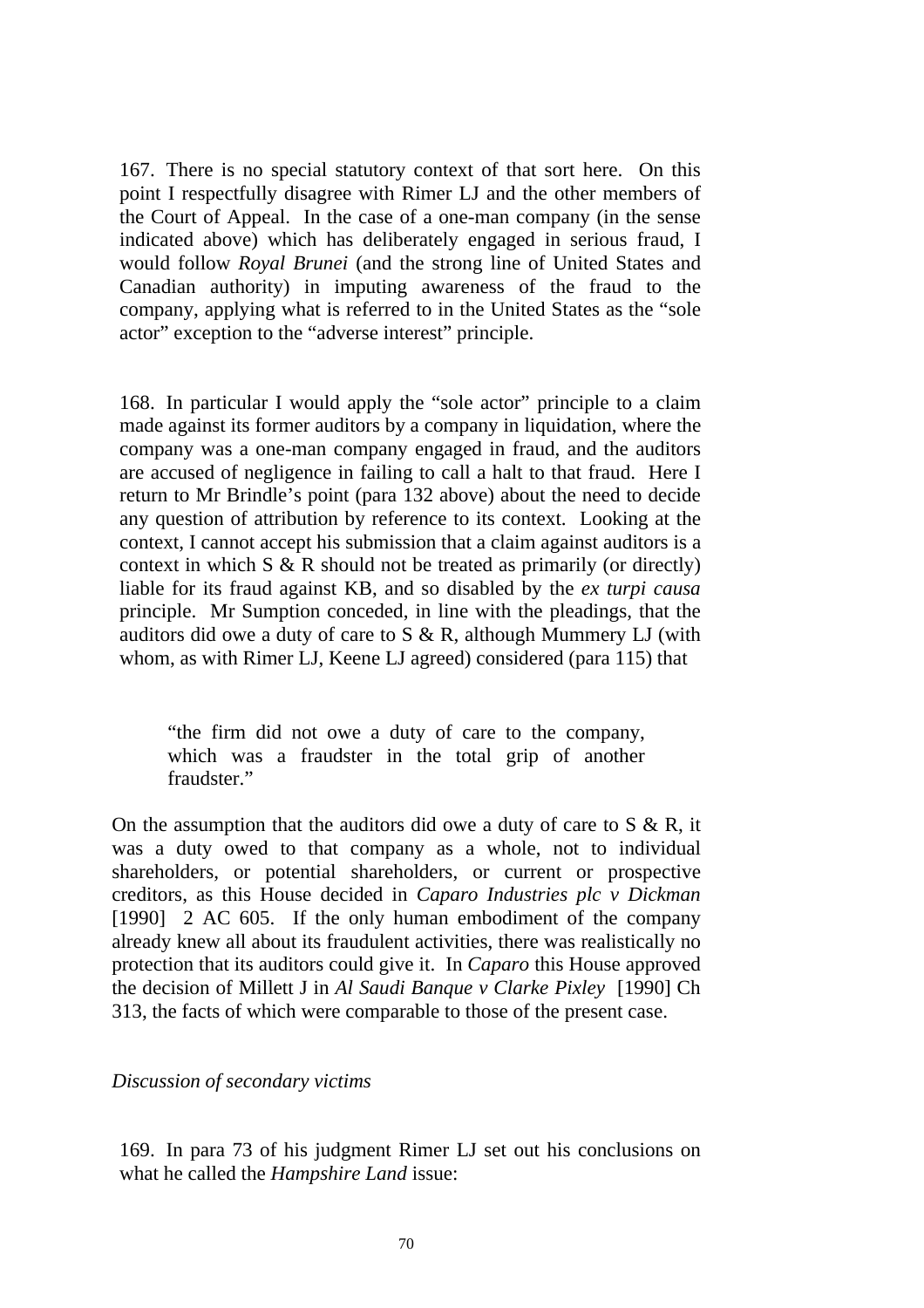167. There is no special statutory context of that sort here. On this point I respectfully disagree with Rimer LJ and the other members of the Court of Appeal. In the case of a one-man company (in the sense indicated above) which has deliberately engaged in serious fraud, I would follow *Royal Brunei* (and the strong line of United States and Canadian authority) in imputing awareness of the fraud to the company, applying what is referred to in the United States as the "sole actor" exception to the "adverse interest" principle.

168. In particular I would apply the "sole actor" principle to a claim made against its former auditors by a company in liquidation, where the company was a one-man company engaged in fraud, and the auditors are accused of negligence in failing to call a halt to that fraud. Here I return to Mr Brindle's point (para 132 above) about the need to decide any question of attribution by reference to its context. Looking at the context, I cannot accept his submission that a claim against auditors is a context in which S & R should not be treated as primarily (or directly) liable for its fraud against KB, and so disabled by the *ex turpi causa* principle. Mr Sumption conceded, in line with the pleadings, that the auditors did owe a duty of care to S & R, although Mummery LJ (with whom, as with Rimer LJ, Keene LJ agreed) considered (para 115) that

> "the firm did not owe a duty of care to the company, which was a fraudster in the total grip of another fraudster."

On the assumption that the auditors did owe a duty of care to S & R, it was a duty owed to that company as a whole, not to individual shareholders, or potential shareholders, or current or prospective creditors, as this House decided in *Caparo Industries plc v Dickman* [1990] 2 AC 605. If the only human embodiment of the company already knew all about its fraudulent activities, there was realistically no protection that its auditors could give it. In *Caparo* this House approved the decision of Millett J in *Al Saudi Banque v Clarke Pixley* [1990] Ch 313, the facts of which were comparable to those of the present case.

*Discussion of secondary victims*

169. In para 73 of his judgment Rimer LJ set out his conclusions on what he called the *Hampshire Land* issue: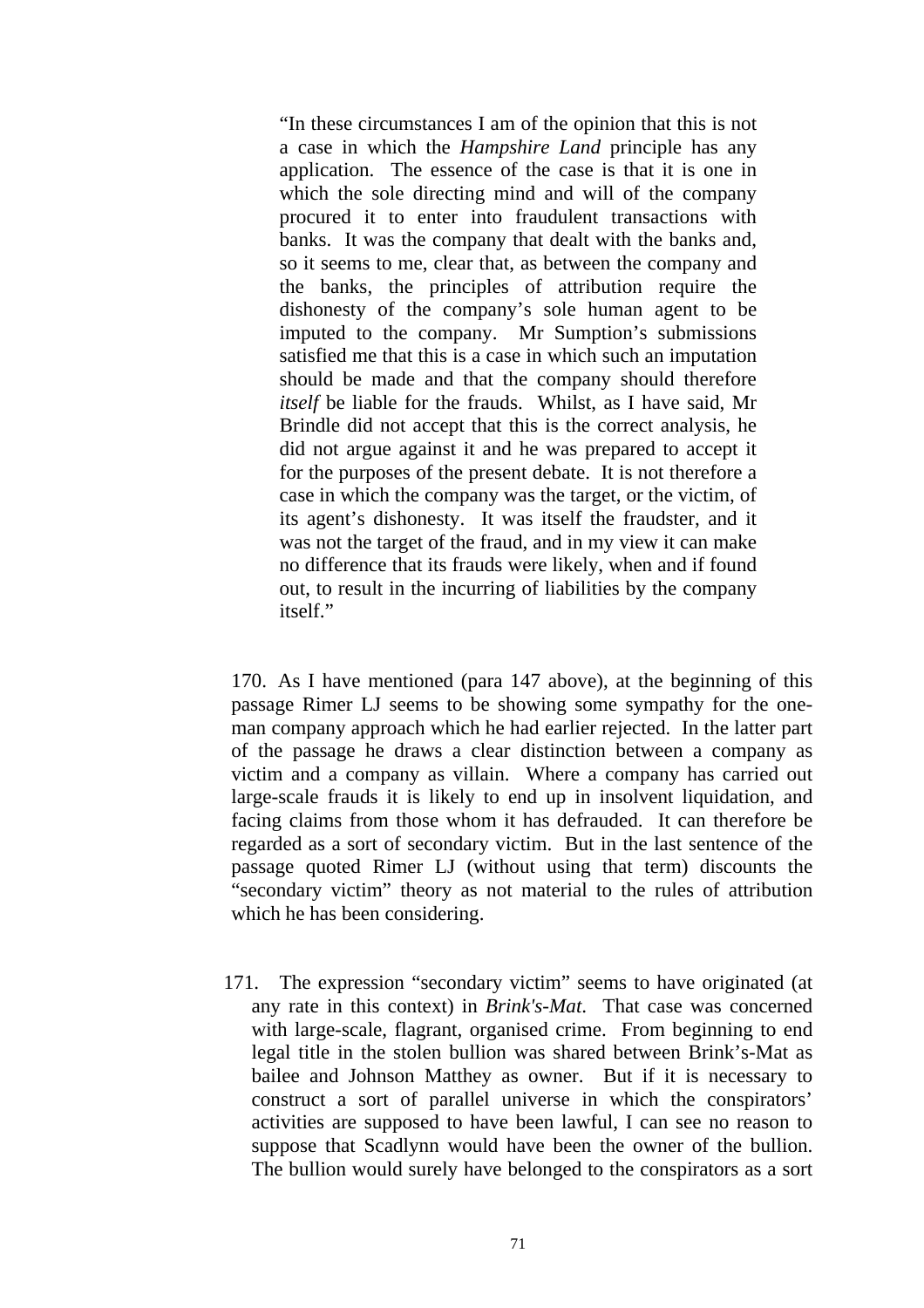> "In these circumstances I am of the opinion that this is not a case in which the *Hampshire Land* principle has any application. The essence of the case is that it is one in which the sole directing mind and will of the company procured it to enter into fraudulent transactions with banks. It was the company that dealt with the banks and, so it seems to me, clear that, as between the company and the banks, the principles of attribution require the dishonesty of the company's sole human agent to be imputed to the company. Mr Sumption's submissions satisfied me that this is a case in which such an imputation should be made and that the company should therefore *itself* be liable for the frauds. Whilst, as I have said, Mr Brindle did not accept that this is the correct analysis, he did not argue against it and he was prepared to accept it for the purposes of the present debate. It is not therefore a case in which the company was the target, or the victim, of its agent's dishonesty. It was itself the fraudster, and it was not the target of the fraud, and in my view it can make no difference that its frauds were likely, when and if found out, to result in the incurring of liabilities by the company itself."

170. As I have mentioned (para 147 above), at the beginning of this passage Rimer LJ seems to be showing some sympathy for the one-man company approach which he had earlier rejected. In the latter part of the passage he draws a clear distinction between a company as victim and a company as villain. Where a company has carried out large-scale frauds it is likely to end up in insolvent liquidation, and facing claims from those whom it has defrauded. It can therefore be regarded as a sort of secondary victim. But in the last sentence of the passage quoted Rimer LJ (without using that term) discounts the "secondary victim" theory as not material to the rules of attribution which he has been considering.

171. The expression "secondary victim" seems to have originated (at any rate in this context) in *Brink's-Mat*. That case was concerned with large-scale, flagrant, organised crime. From beginning to end legal title in the stolen bullion was shared between Brink's-Mat as bailee and Johnson Matthey as owner. But if it is necessary to construct a sort of parallel universe in which the conspirators' activities are supposed to have been lawful, I can see no reason to suppose that Scadlynn would have been the owner of the bullion. The bullion would surely have belonged to the conspirators as a sort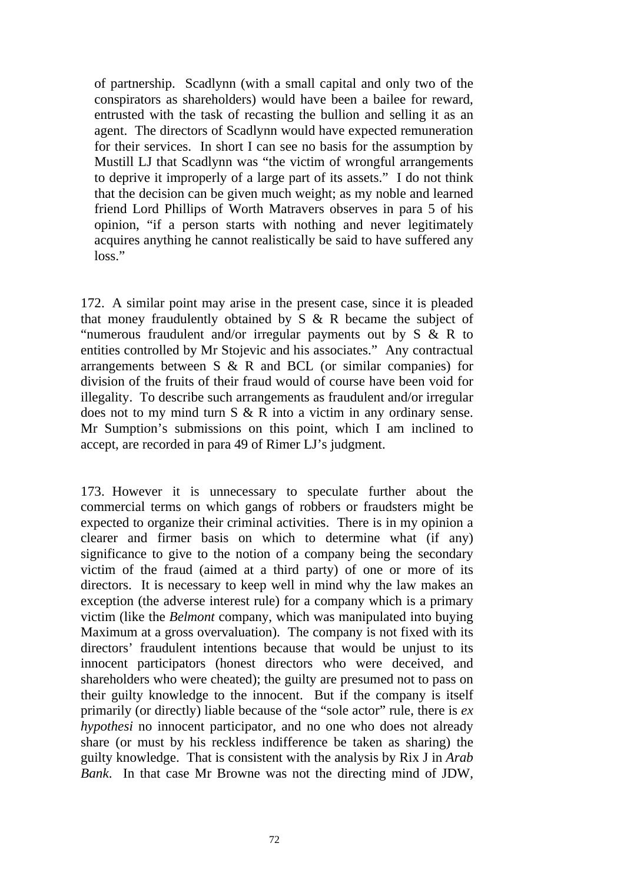of partnership. Scadlynn (with a small capital and only two of the conspirators as shareholders) would have been a bailee for reward, entrusted with the task of recasting the bullion and selling it as an agent. The directors of Scadlynn would have expected remuneration for their services. In short I can see no basis for the assumption by Mustill LJ that Scadlynn was "the victim of wrongful arrangements to deprive it improperly of a large part of its assets." I do not think that the decision can be given much weight; as my noble and learned friend Lord Phillips of Worth Matravers observes in para 5 of his opinion, "if a person starts with nothing and never legitimately acquires anything he cannot realistically be said to have suffered any loss."

172. A similar point may arise in the present case, since it is pleaded that money fraudulently obtained by S & R became the subject of "numerous fraudulent and/or irregular payments out by S & R to entities controlled by Mr Stojevic and his associates." Any contractual arrangements between S & R and BCL (or similar companies) for division of the fruits of their fraud would of course have been void for illegality. To describe such arrangements as fraudulent and/or irregular does not to my mind turn S & R into a victim in any ordinary sense. Mr Sumption's submissions on this point, which I am inclined to accept, are recorded in para 49 of Rimer LJ's judgment.

173. However it is unnecessary to speculate further about the commercial terms on which gangs of robbers or fraudsters might be expected to organize their criminal activities. There is in my opinion a clearer and firmer basis on which to determine what (if any) significance to give to the notion of a company being the secondary victim of the fraud (aimed at a third party) of one or more of its directors. It is necessary to keep well in mind why the law makes an exception (the adverse interest rule) for a company which is a primary victim (like the *Belmont* company, which was manipulated into buying Maximum at a gross overvaluation). The company is not fixed with its directors' fraudulent intentions because that would be unjust to its innocent participators (honest directors who were deceived, and shareholders who were cheated); the guilty are presumed not to pass on their guilty knowledge to the innocent. But if the company is itself primarily (or directly) liable because of the "sole actor" rule, there is *ex hypothesi* no innocent participator, and no one who does not already share (or must by his reckless indifference be taken as sharing) the guilty knowledge. That is consistent with the analysis by Rix J in *Arab Bank*. In that case Mr Browne was not the directing mind of JDW,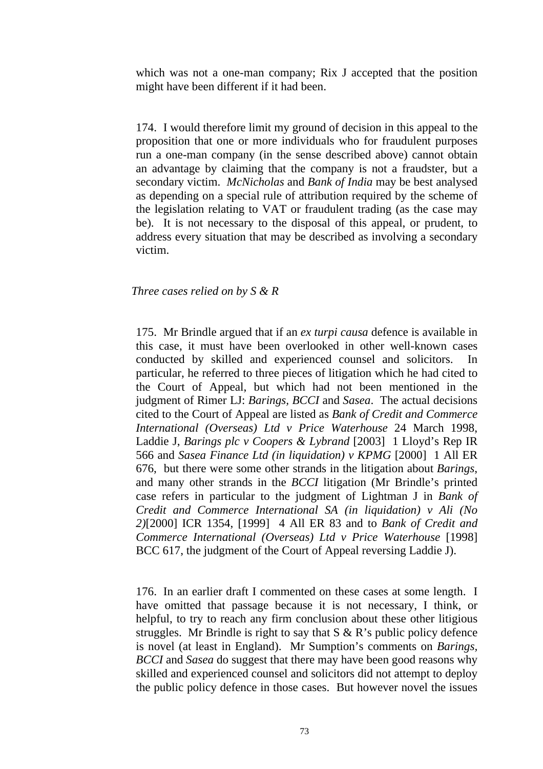which was not a one-man company; Rix J accepted that the position might have been different if it had been.

174. I would therefore limit my ground of decision in this appeal to the proposition that one or more individuals who for fraudulent purposes run a one-man company (in the sense described above) cannot obtain an advantage by claiming that the company is not a fraudster, but a secondary victim. *McNicholas* and *Bank of India* may be best analysed as depending on a special rule of attribution required by the scheme of the legislation relating to VAT or fraudulent trading (as the case may be). It is not necessary to the disposal of this appeal, or prudent, to address every situation that may be described as involving a secondary victim.

*Three cases relied on by S & R*

175. Mr Brindle argued that if an *ex turpi causa* defence is available in this case, it must have been overlooked in other well-known cases conducted by skilled and experienced counsel and solicitors. In particular, he referred to three pieces of litigation which he had cited to the Court of Appeal, but which had not been mentioned in the judgment of Rimer LJ: *Barings*, *BCCI* and *Sasea*. The actual decisions cited to the Court of Appeal are listed as *Bank of Credit and Commerce International (Overseas) Ltd v Price Waterhouse* 24 March 1998, Laddie J, *Barings plc v Coopers & Lybrand* [2003] 1 Lloyd's Rep IR 566 and *Sasea Finance Ltd (in liquidation) v KPMG* [2000] 1 All ER 676, but there were some other strands in the litigation about *Barings*, and many other strands in the *BCCI* litigation (Mr Brindle's printed case refers in particular to the judgment of Lightman J in *Bank of Credit and Commerce International SA (in liquidation) v Ali (No 2)*[2000] ICR 1354, [1999] 4 All ER 83 and to *Bank of Credit and Commerce International (Overseas) Ltd v Price Waterhouse* [1998] BCC 617, the judgment of the Court of Appeal reversing Laddie J).

176. In an earlier draft I commented on these cases at some length. I have omitted that passage because it is not necessary, I think, or helpful, to try to reach any firm conclusion about these other litigious struggles. Mr Brindle is right to say that S & R's public policy defence is novel (at least in England). Mr Sumption's comments on *Barings*, *BCCI* and *Sasea* do suggest that there may have been good reasons why skilled and experienced counsel and solicitors did not attempt to deploy the public policy defence in those cases. But however novel the issues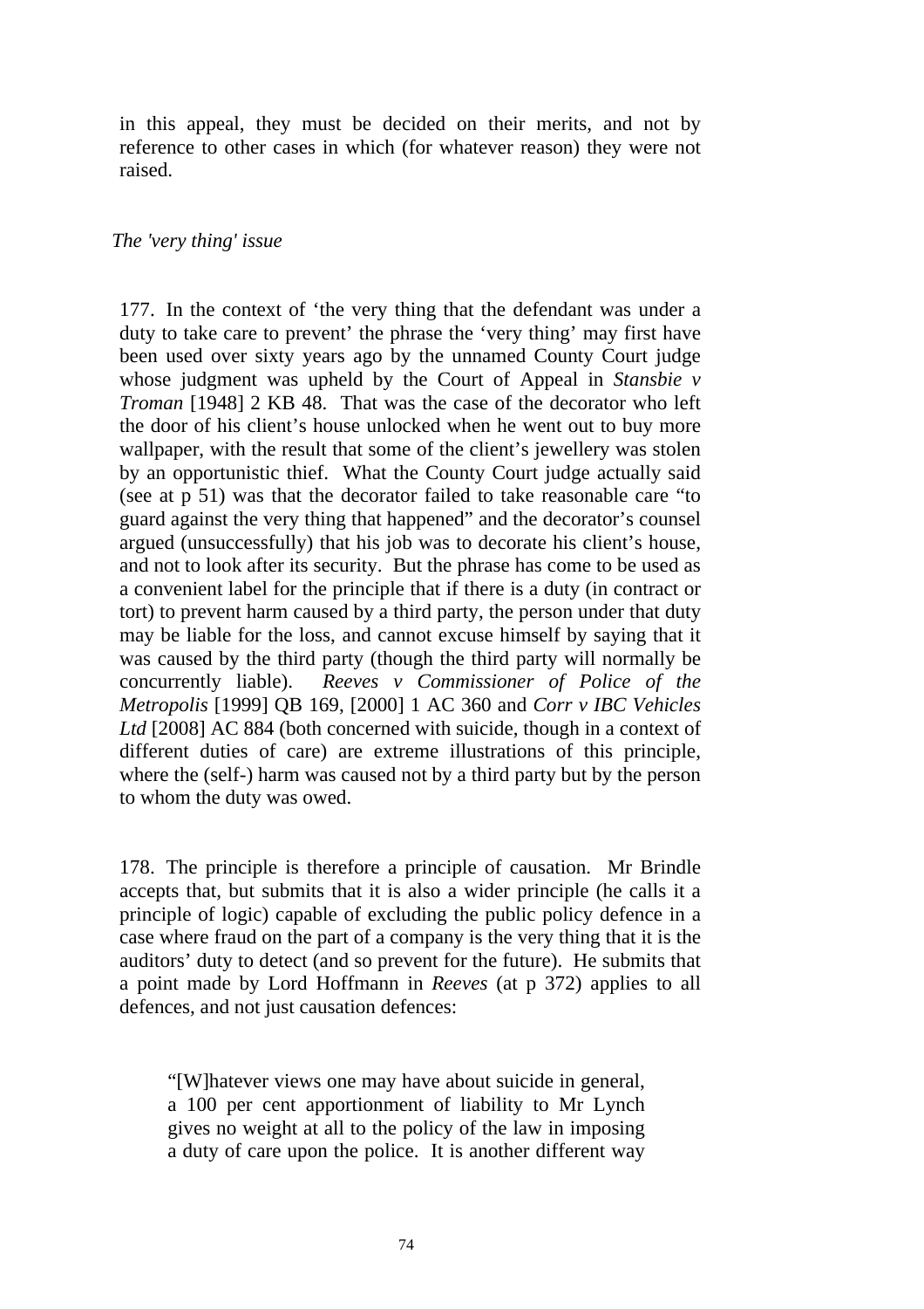in this appeal, they must be decided on their merits, and not by reference to other cases in which (for whatever reason) they were not raised.

*The 'very thing' issue*

177. In the context of 'the very thing that the defendant was under a duty to take care to prevent' the phrase the 'very thing' may first have been used over sixty years ago by the unnamed County Court judge whose judgment was upheld by the Court of Appeal in *Stansbie v Troman* [1948] 2 KB 48. That was the case of the decorator who left the door of his client's house unlocked when he went out to buy more wallpaper, with the result that some of the client's jewellery was stolen by an opportunistic thief. What the County Court judge actually said (see at p 51) was that the decorator failed to take reasonable care "to guard against the very thing that happened" and the decorator's counsel argued (unsuccessfully) that his job was to decorate his client's house, and not to look after its security. But the phrase has come to be used as a convenient label for the principle that if there is a duty (in contract or tort) to prevent harm caused by a third party, the person under that duty may be liable for the loss, and cannot excuse himself by saying that it was caused by the third party (though the third party will normally be concurrently liable). *Reeves v Commissioner of Police of the Metropolis* [1999] QB 169, [2000] 1 AC 360 and *Corr v IBC Vehicles Ltd* [2008] AC 884 (both concerned with suicide, though in a context of different duties of care) are extreme illustrations of this principle, where the (self-) harm was caused not by a third party but by the person to whom the duty was owed.

178. The principle is therefore a principle of causation. Mr Brindle accepts that, but submits that it is also a wider principle (he calls it a principle of logic) capable of excluding the public policy defence in a case where fraud on the part of a company is the very thing that it is the auditors' duty to detect (and so prevent for the future). He submits that a point made by Lord Hoffmann in *Reeves* (at p 372) applies to all defences, and not just causation defences:

> "[W]hatever views one may have about suicide in general, a 100 per cent apportionment of liability to Mr Lynch gives no weight at all to the policy of the law in imposing a duty of care upon the police. It is another different way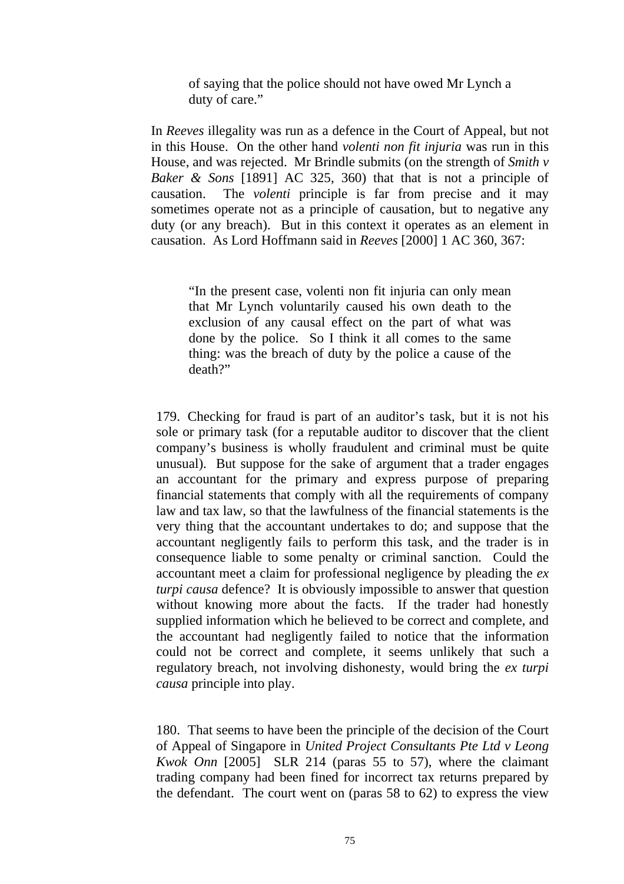> of saying that the police should not have owed Mr Lynch a duty of care."

In *Reeves* illegality was run as a defence in the Court of Appeal, but not in this House. On the other hand *volenti non fit injuria* was run in this House, and was rejected. Mr Brindle submits (on the strength of *Smith v Baker & Sons* [1891] AC 325, 360) that that is not a principle of causation. The *volenti* principle is far from precise and it may sometimes operate not as a principle of causation, but to negative any duty (or any breach). But in this context it operates as an element in causation. As Lord Hoffmann said in *Reeves* [2000] 1 AC 360, 367:

> "In the present case, volenti non fit injuria can only mean that Mr Lynch voluntarily caused his own death to the exclusion of any causal effect on the part of what was done by the police. So I think it all comes to the same thing: was the breach of duty by the police a cause of the death?"

179. Checking for fraud is part of an auditor's task, but it is not his sole or primary task (for a reputable auditor to discover that the client company's business is wholly fraudulent and criminal must be quite unusual). But suppose for the sake of argument that a trader engages an accountant for the primary and express purpose of preparing financial statements that comply with all the requirements of company law and tax law, so that the lawfulness of the financial statements is the very thing that the accountant undertakes to do; and suppose that the accountant negligently fails to perform this task, and the trader is in consequence liable to some penalty or criminal sanction. Could the accountant meet a claim for professional negligence by pleading the *ex turpi causa* defence? It is obviously impossible to answer that question without knowing more about the facts. If the trader had honestly supplied information which he believed to be correct and complete, and the accountant had negligently failed to notice that the information could not be correct and complete, it seems unlikely that such a regulatory breach, not involving dishonesty, would bring the *ex turpi causa* principle into play.

180. That seems to have been the principle of the decision of the Court of Appeal of Singapore in *United Project Consultants Pte Ltd v Leong Kwok Onn* [2005] SLR 214 (paras 55 to 57), where the claimant trading company had been fined for incorrect tax returns prepared by the defendant. The court went on (paras 58 to 62) to express the view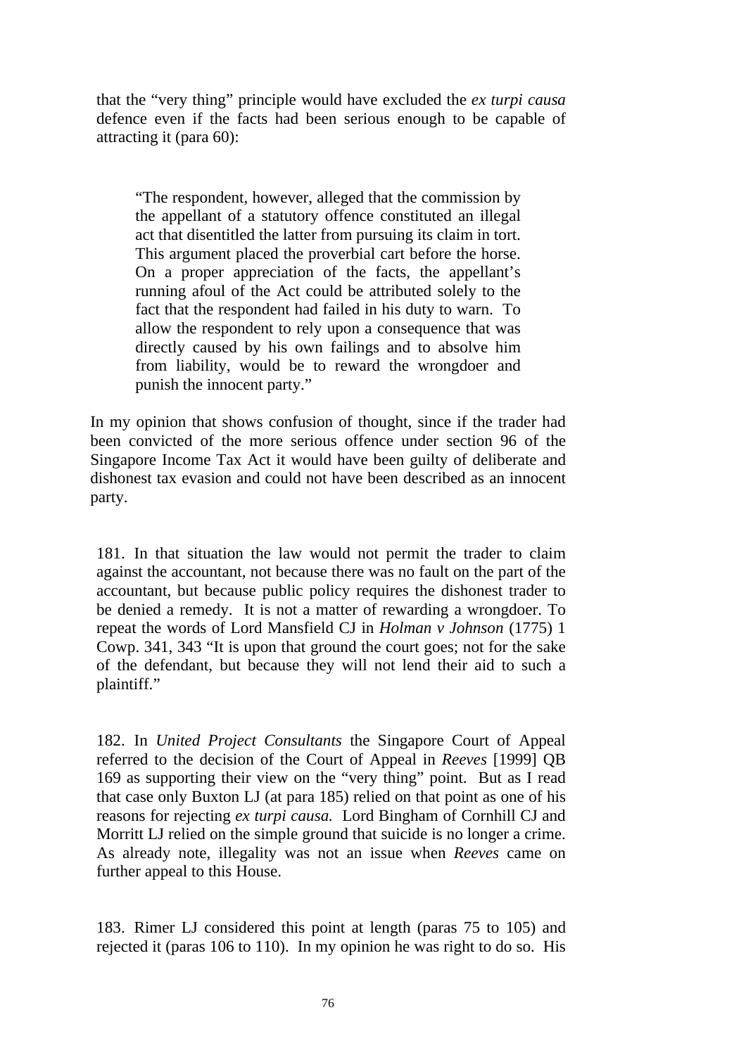that the "very thing" principle would have excluded the *ex turpi causa* defence even if the facts had been serious enough to be capable of attracting it (para 60):

> "The respondent, however, alleged that the commission by the appellant of a statutory offence constituted an illegal act that disentitled the latter from pursuing its claim in tort. This argument placed the proverbial cart before the horse. On a proper appreciation of the facts, the appellant's running afoul of the Act could be attributed solely to the fact that the respondent had failed in his duty to warn. To allow the respondent to rely upon a consequence that was directly caused by his own failings and to absolve him from liability, would be to reward the wrongdoer and punish the innocent party."

In my opinion that shows confusion of thought, since if the trader had been convicted of the more serious offence under section 96 of the Singapore Income Tax Act it would have been guilty of deliberate and dishonest tax evasion and could not have been described as an innocent party.

181. In that situation the law would not permit the trader to claim against the accountant, not because there was no fault on the part of the accountant, but because public policy requires the dishonest trader to be denied a remedy. It is not a matter of rewarding a wrongdoer. To repeat the words of Lord Mansfield CJ in *Holman v Johnson* (1775) 1 Cowp. 341, 343 "It is upon that ground the court goes; not for the sake of the defendant, but because they will not lend their aid to such a plaintiff."

182. In *United Project Consultants* the Singapore Court of Appeal referred to the decision of the Court of Appeal in *Reeves* [1999] QB 169 as supporting their view on the "very thing" point. But as I read that case only Buxton LJ (at para 185) relied on that point as one of his reasons for rejecting *ex turpi causa.* Lord Bingham of Cornhill CJ and Morritt LJ relied on the simple ground that suicide is no longer a crime. As already note, illegality was not an issue when *Reeves* came on further appeal to this House.

183. Rimer LJ considered this point at length (paras 75 to 105) and rejected it (paras 106 to 110). In my opinion he was right to do so. His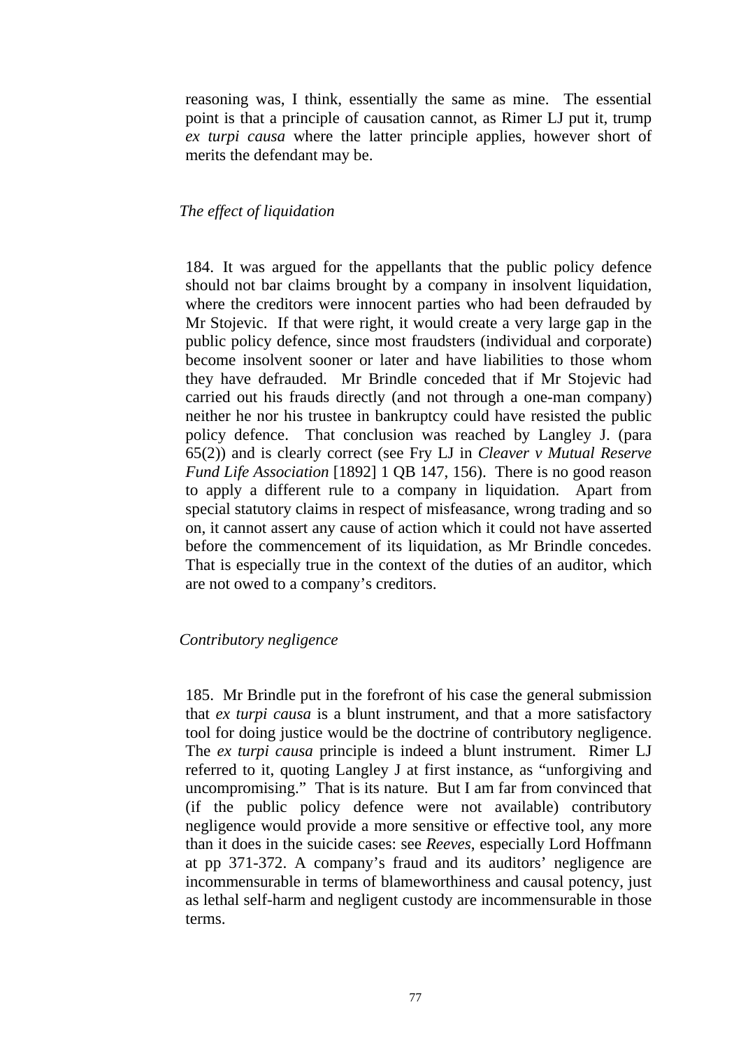reasoning was, I think, essentially the same as mine. The essential point is that a principle of causation cannot, as Rimer LJ put it, trump *ex turpi causa* where the latter principle applies, however short of merits the defendant may be.

*The effect of liquidation*

184. It was argued for the appellants that the public policy defence should not bar claims brought by a company in insolvent liquidation, where the creditors were innocent parties who had been defrauded by Mr Stojevic. If that were right, it would create a very large gap in the public policy defence, since most fraudsters (individual and corporate) become insolvent sooner or later and have liabilities to those whom they have defrauded. Mr Brindle conceded that if Mr Stojevic had carried out his frauds directly (and not through a one-man company) neither he nor his trustee in bankruptcy could have resisted the public policy defence. That conclusion was reached by Langley J. (para 65(2)) and is clearly correct (see Fry LJ in *Cleaver v Mutual Reserve Fund Life Association* [1892] 1 QB 147, 156). There is no good reason to apply a different rule to a company in liquidation. Apart from special statutory claims in respect of misfeasance, wrong trading and so on, it cannot assert any cause of action which it could not have asserted before the commencement of its liquidation, as Mr Brindle concedes. That is especially true in the context of the duties of an auditor, which are not owed to a company's creditors.

*Contributory negligence*

185. Mr Brindle put in the forefront of his case the general submission that *ex turpi causa* is a blunt instrument, and that a more satisfactory tool for doing justice would be the doctrine of contributory negligence. The *ex turpi causa* principle is indeed a blunt instrument. Rimer LJ referred to it, quoting Langley J at first instance, as "unforgiving and uncompromising." That is its nature. But I am far from convinced that (if the public policy defence were not available) contributory negligence would provide a more sensitive or effective tool, any more than it does in the suicide cases: see *Reeves*, especially Lord Hoffmann at pp 371-372. A company's fraud and its auditors' negligence are incommensurable in terms of blameworthiness and causal potency, just as lethal self-harm and negligent custody are incommensurable in those terms.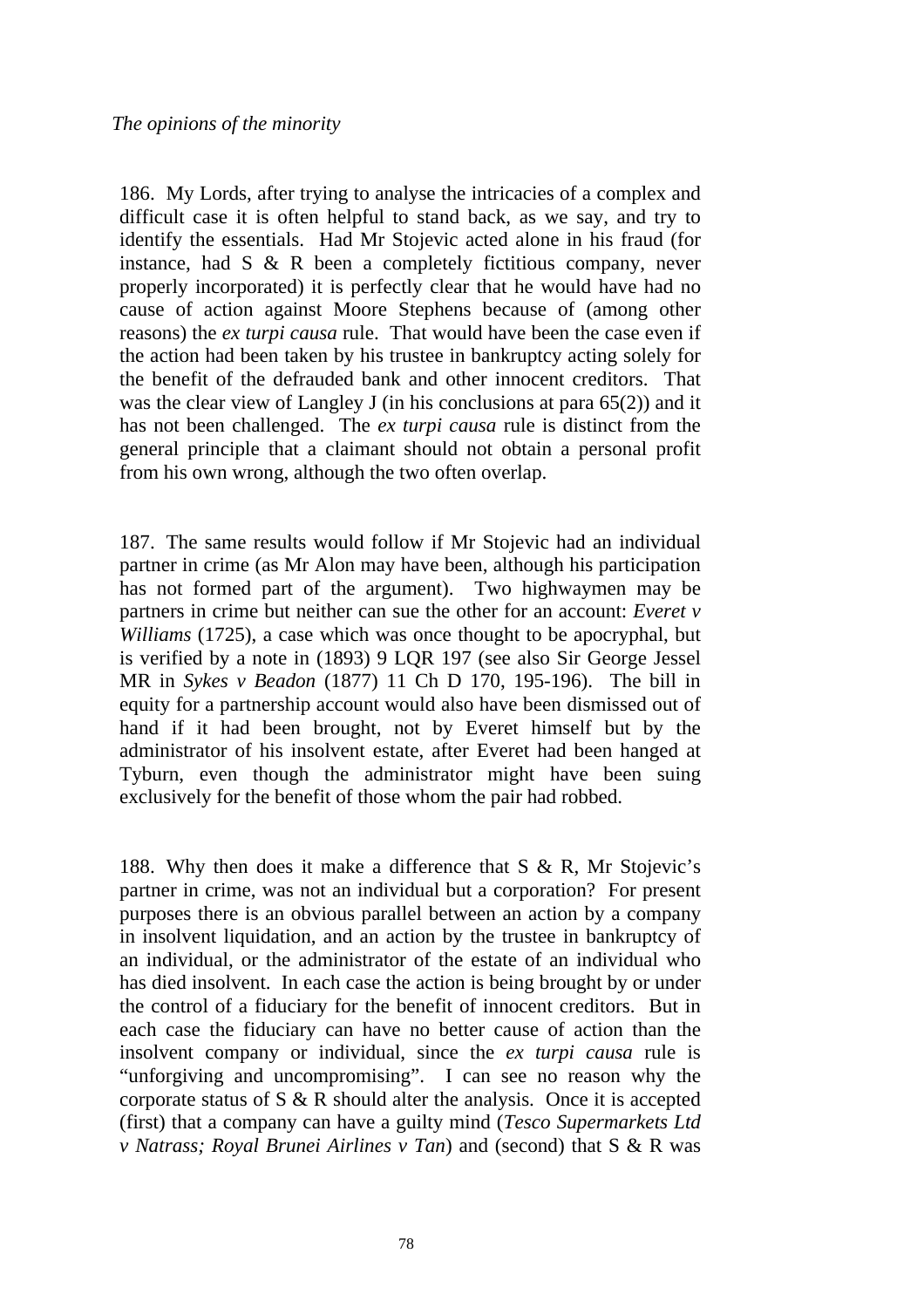*The opinions of the minority*

186. My Lords, after trying to analyse the intricacies of a complex and difficult case it is often helpful to stand back, as we say, and try to identify the essentials. Had Mr Stojevic acted alone in his fraud (for instance, had S & R been a completely fictitious company, never properly incorporated) it is perfectly clear that he would have had no cause of action against Moore Stephens because of (among other reasons) the *ex turpi causa* rule. That would have been the case even if the action had been taken by his trustee in bankruptcy acting solely for the benefit of the defrauded bank and other innocent creditors. That was the clear view of Langley J (in his conclusions at para 65(2)) and it has not been challenged. The *ex turpi causa* rule is distinct from the general principle that a claimant should not obtain a personal profit from his own wrong, although the two often overlap.

187. The same results would follow if Mr Stojevic had an individual partner in crime (as Mr Alon may have been, although his participation has not formed part of the argument). Two highwaymen may be partners in crime but neither can sue the other for an account: *Everet v Williams* (1725), a case which was once thought to be apocryphal, but is verified by a note in (1893) 9 LQR 197 (see also Sir George Jessel MR in *Sykes v Beadon* (1877) 11 Ch D 170, 195-196). The bill in equity for a partnership account would also have been dismissed out of hand if it had been brought, not by Everet himself but by the administrator of his insolvent estate, after Everet had been hanged at Tyburn, even though the administrator might have been suing exclusively for the benefit of those whom the pair had robbed.

188. Why then does it make a difference that S & R, Mr Stojevic's partner in crime, was not an individual but a corporation? For present purposes there is an obvious parallel between an action by a company in insolvent liquidation, and an action by the trustee in bankruptcy of an individual, or the administrator of the estate of an individual who has died insolvent. In each case the action is being brought by or under the control of a fiduciary for the benefit of innocent creditors. But in each case the fiduciary can have no better cause of action than the insolvent company or individual, since the *ex turpi causa* rule is "unforgiving and uncompromising". I can see no reason why the corporate status of S & R should alter the analysis. Once it is accepted (first) that a company can have a guilty mind (*Tesco Supermarkets Ltd v Natrass; Royal Brunei Airlines v Tan*) and (second) that S & R was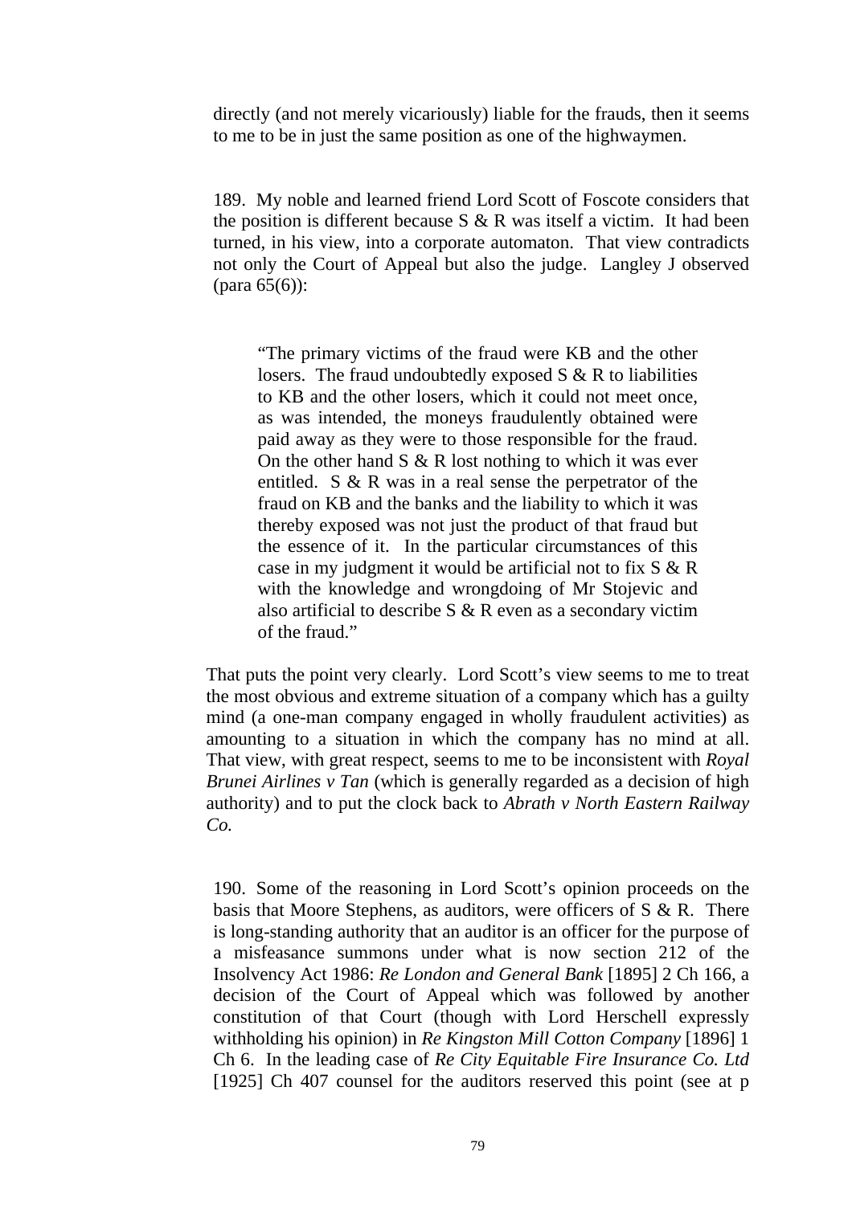directly (and not merely vicariously) liable for the frauds, then it seems to me to be in just the same position as one of the highwaymen.

189. My noble and learned friend Lord Scott of Foscote considers that the position is different because S & R was itself a victim. It had been turned, in his view, into a corporate automaton. That view contradicts not only the Court of Appeal but also the judge. Langley J observed (para 65(6)):

> "The primary victims of the fraud were KB and the other losers. The fraud undoubtedly exposed S & R to liabilities to KB and the other losers, which it could not meet once, as was intended, the moneys fraudulently obtained were paid away as they were to those responsible for the fraud. On the other hand S & R lost nothing to which it was ever entitled. S & R was in a real sense the perpetrator of the fraud on KB and the banks and the liability to which it was thereby exposed was not just the product of that fraud but the essence of it. In the particular circumstances of this case in my judgment it would be artificial not to fix S & R with the knowledge and wrongdoing of Mr Stojevic and also artificial to describe S & R even as a secondary victim of the fraud."

That puts the point very clearly. Lord Scott's view seems to me to treat the most obvious and extreme situation of a company which has a guilty mind (a one-man company engaged in wholly fraudulent activities) as amounting to a situation in which the company has no mind at all. That view, with great respect, seems to me to be inconsistent with *Royal Brunei Airlines v Tan* (which is generally regarded as a decision of high authority) and to put the clock back to *Abrath v North Eastern Railway Co.*

190. Some of the reasoning in Lord Scott's opinion proceeds on the basis that Moore Stephens, as auditors, were officers of S & R. There is long-standing authority that an auditor is an officer for the purpose of a misfeasance summons under what is now section 212 of the Insolvency Act 1986: *Re London and General Bank* [1895] 2 Ch 166, a decision of the Court of Appeal which was followed by another constitution of that Court (though with Lord Herschell expressly withholding his opinion) in *Re Kingston Mill Cotton Company* [1896] 1 Ch 6. In the leading case of *Re City Equitable Fire Insurance Co. Ltd* [1925] Ch 407 counsel for the auditors reserved this point (see at p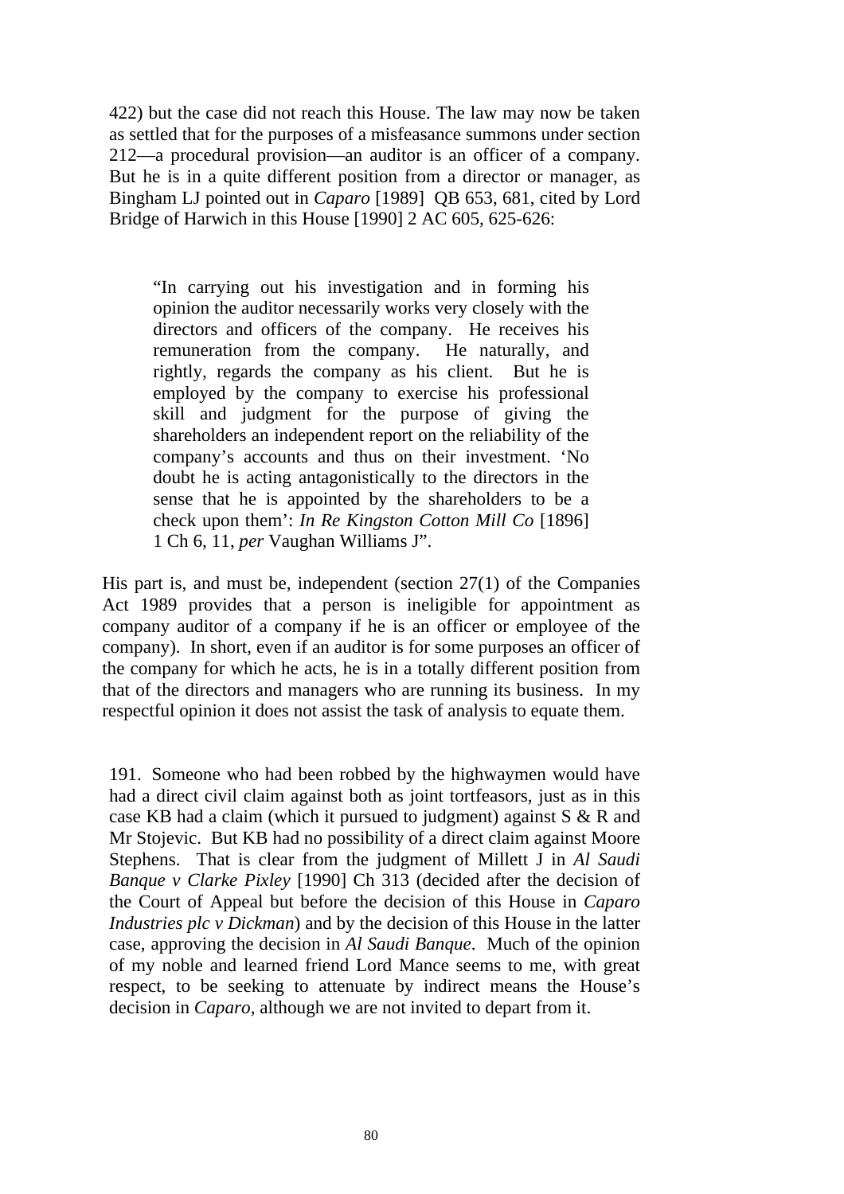422) but the case did not reach this House. The law may now be taken as settled that for the purposes of a misfeasance summons under section 212—a procedural provision—an auditor is an officer of a company. But he is in a quite different position from a director or manager, as Bingham LJ pointed out in *Caparo* [1989] QB 653, 681, cited by Lord Bridge of Harwich in this House [1990] 2 AC 605, 625-626:

> "In carrying out his investigation and in forming his opinion the auditor necessarily works very closely with the directors and officers of the company. He receives his remuneration from the company. He naturally, and rightly, regards the company as his client. But he is employed by the company to exercise his professional skill and judgment for the purpose of giving the shareholders an independent report on the reliability of the company's accounts and thus on their investment. 'No doubt he is acting antagonistically to the directors in the sense that he is appointed by the shareholders to be a check upon them': *In Re Kingston Cotton Mill Co* [1896] 1 Ch 6, 11, *per* Vaughan Williams J".

His part is, and must be, independent (section 27(1) of the Companies Act 1989 provides that a person is ineligible for appointment as company auditor of a company if he is an officer or employee of the company). In short, even if an auditor is for some purposes an officer of the company for which he acts, he is in a totally different position from that of the directors and managers who are running its business. In my respectful opinion it does not assist the task of analysis to equate them.

191. Someone who had been robbed by the highwaymen would have had a direct civil claim against both as joint tortfeasors, just as in this case KB had a claim (which it pursued to judgment) against S & R and Mr Stojevic. But KB had no possibility of a direct claim against Moore Stephens. That is clear from the judgment of Millett J in *Al Saudi Banque v Clarke Pixley* [1990] Ch 313 (decided after the decision of the Court of Appeal but before the decision of this House in *Caparo Industries plc v Dickman*) and by the decision of this House in the latter case, approving the decision in *Al Saudi Banque*. Much of the opinion of my noble and learned friend Lord Mance seems to me, with great respect, to be seeking to attenuate by indirect means the House's decision in *Caparo*, although we are not invited to depart from it.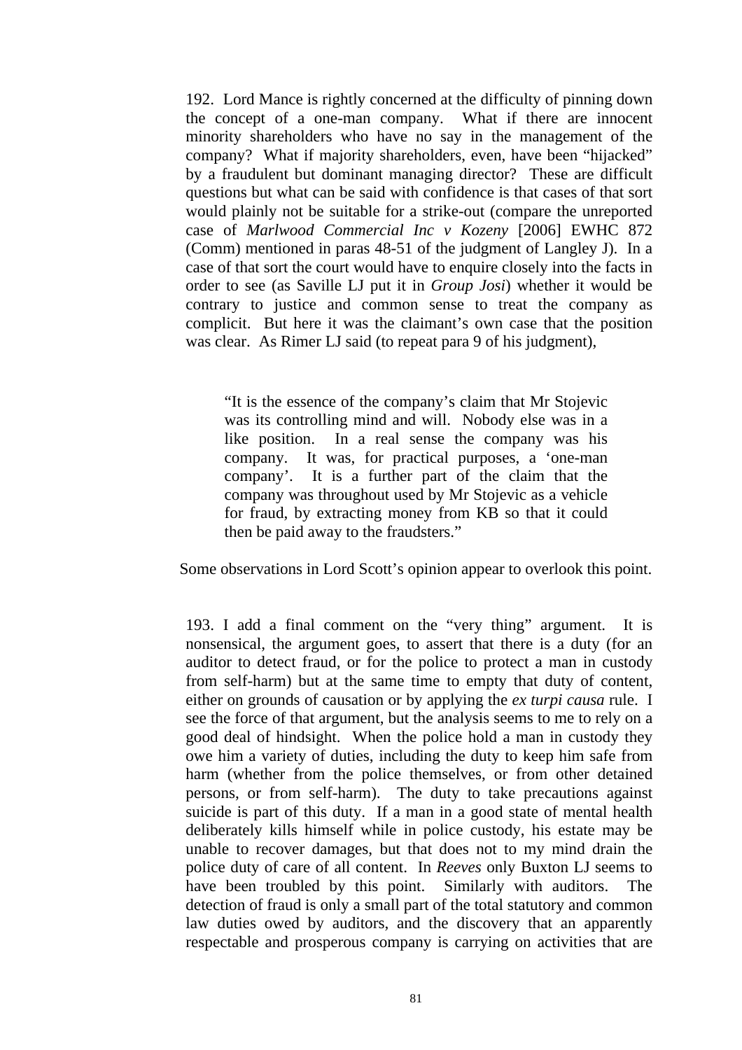192. Lord Mance is rightly concerned at the difficulty of pinning down the concept of a one-man company. What if there are innocent minority shareholders who have no say in the management of the company? What if majority shareholders, even, have been "hijacked" by a fraudulent but dominant managing director? These are difficult questions but what can be said with confidence is that cases of that sort would plainly not be suitable for a strike-out (compare the unreported case of *Marlwood Commercial Inc v Kozeny* [2006] EWHC 872 (Comm) mentioned in paras 48-51 of the judgment of Langley J). In a case of that sort the court would have to enquire closely into the facts in order to see (as Saville LJ put it in *Group Josi*) whether it would be contrary to justice and common sense to treat the company as complicit. But here it was the claimant's own case that the position was clear. As Rimer LJ said (to repeat para 9 of his judgment),

> "It is the essence of the company's claim that Mr Stojevic was its controlling mind and will. Nobody else was in a like position. In a real sense the company was his company. It was, for practical purposes, a 'one-man company'. It is a further part of the claim that the company was throughout used by Mr Stojevic as a vehicle for fraud, by extracting money from KB so that it could then be paid away to the fraudsters."

Some observations in Lord Scott's opinion appear to overlook this point.

193. I add a final comment on the "very thing" argument. It is nonsensical, the argument goes, to assert that there is a duty (for an auditor to detect fraud, or for the police to protect a man in custody from self-harm) but at the same time to empty that duty of content, either on grounds of causation or by applying the *ex turpi causa* rule. I see the force of that argument, but the analysis seems to me to rely on a good deal of hindsight. When the police hold a man in custody they owe him a variety of duties, including the duty to keep him safe from harm (whether from the police themselves, or from other detained persons, or from self-harm). The duty to take precautions against suicide is part of this duty. If a man in a good state of mental health deliberately kills himself while in police custody, his estate may be unable to recover damages, but that does not to my mind drain the police duty of care of all content. In *Reeves* only Buxton LJ seems to have been troubled by this point. Similarly with auditors. The detection of fraud is only a small part of the total statutory and common law duties owed by auditors, and the discovery that an apparently respectable and prosperous company is carrying on activities that are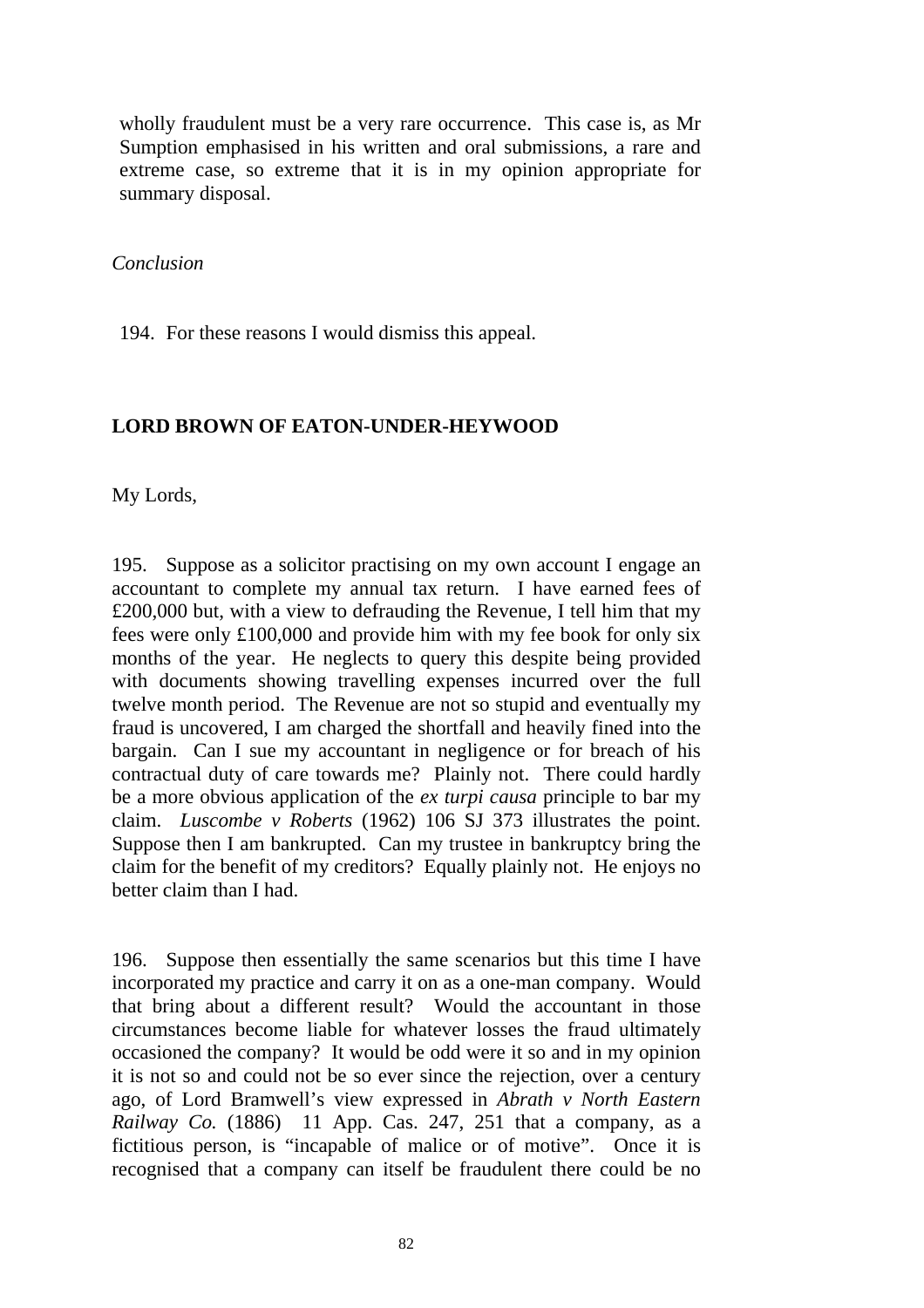wholly fraudulent must be a very rare occurrence. This case is, as Mr Sumption emphasised in his written and oral submissions, a rare and extreme case, so extreme that it is in my opinion appropriate for summary disposal.

*Conclusion*

194. For these reasons I would dismiss this appeal.

**LORD BROWN OF EATON-UNDER-HEYWOOD**

My Lords,

195. Suppose as a solicitor practising on my own account I engage an accountant to complete my annual tax return. I have earned fees of £200,000 but, with a view to defrauding the Revenue, I tell him that my fees were only £100,000 and provide him with my fee book for only six months of the year. He neglects to query this despite being provided with documents showing travelling expenses incurred over the full twelve month period. The Revenue are not so stupid and eventually my fraud is uncovered, I am charged the shortfall and heavily fined into the bargain. Can I sue my accountant in negligence or for breach of his contractual duty of care towards me? Plainly not. There could hardly be a more obvious application of the *ex turpi causa* principle to bar my claim. *Luscombe v Roberts* (1962) 106 SJ 373 illustrates the point. Suppose then I am bankrupted. Can my trustee in bankruptcy bring the claim for the benefit of my creditors? Equally plainly not. He enjoys no better claim than I had.

196. Suppose then essentially the same scenarios but this time I have incorporated my practice and carry it on as a one-man company. Would that bring about a different result? Would the accountant in those circumstances become liable for whatever losses the fraud ultimately occasioned the company? It would be odd were it so and in my opinion it is not so and could not be so ever since the rejection, over a century ago, of Lord Bramwell's view expressed in *Abrath v North Eastern Railway Co.* (1886) 11 App. Cas. 247, 251 that a company, as a fictitious person, is "incapable of malice or of motive". Once it is recognised that a company can itself be fraudulent there could be no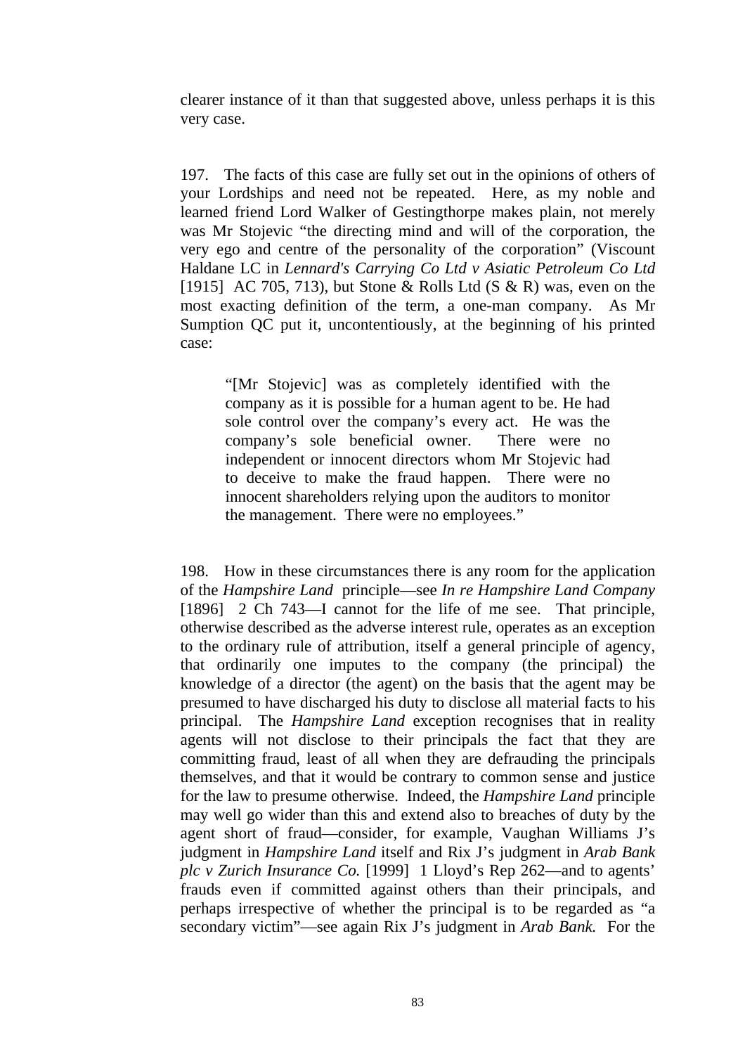clearer instance of it than that suggested above, unless perhaps it is this very case.

197. The facts of this case are fully set out in the opinions of others of your Lordships and need not be repeated. Here, as my noble and learned friend Lord Walker of Gestingthorpe makes plain, not merely was Mr Stojevic "the directing mind and will of the corporation, the very ego and centre of the personality of the corporation" (Viscount Haldane LC in *Lennard's Carrying Co Ltd v Asiatic Petroleum Co Ltd* [1915] AC 705, 713), but Stone & Rolls Ltd (S & R) was, even on the most exacting definition of the term, a one-man company. As Mr Sumption QC put it, uncontentiously, at the beginning of his printed case:

> "[Mr Stojevic] was as completely identified with the company as it is possible for a human agent to be. He had sole control over the company's every act. He was the company's sole beneficial owner. There were no independent or innocent directors whom Mr Stojevic had to deceive to make the fraud happen. There were no innocent shareholders relying upon the auditors to monitor the management. There were no employees."

198. How in these circumstances there is any room for the application of the *Hampshire Land* principle—see *In re Hampshire Land Company* [1896] 2 Ch 743—I cannot for the life of me see. That principle, otherwise described as the adverse interest rule, operates as an exception to the ordinary rule of attribution, itself a general principle of agency, that ordinarily one imputes to the company (the principal) the knowledge of a director (the agent) on the basis that the agent may be presumed to have discharged his duty to disclose all material facts to his principal. The *Hampshire Land* exception recognises that in reality agents will not disclose to their principals the fact that they are committing fraud, least of all when they are defrauding the principals themselves, and that it would be contrary to common sense and justice for the law to presume otherwise. Indeed, the *Hampshire Land* principle may well go wider than this and extend also to breaches of duty by the agent short of fraud—consider, for example, Vaughan Williams J's judgment in *Hampshire Land* itself and Rix J's judgment in *Arab Bank plc v Zurich Insurance Co.* [1999] 1 Lloyd's Rep 262—and to agents' frauds even if committed against others than their principals, and perhaps irrespective of whether the principal is to be regarded as "a secondary victim"—see again Rix J's judgment in *Arab Bank.* For the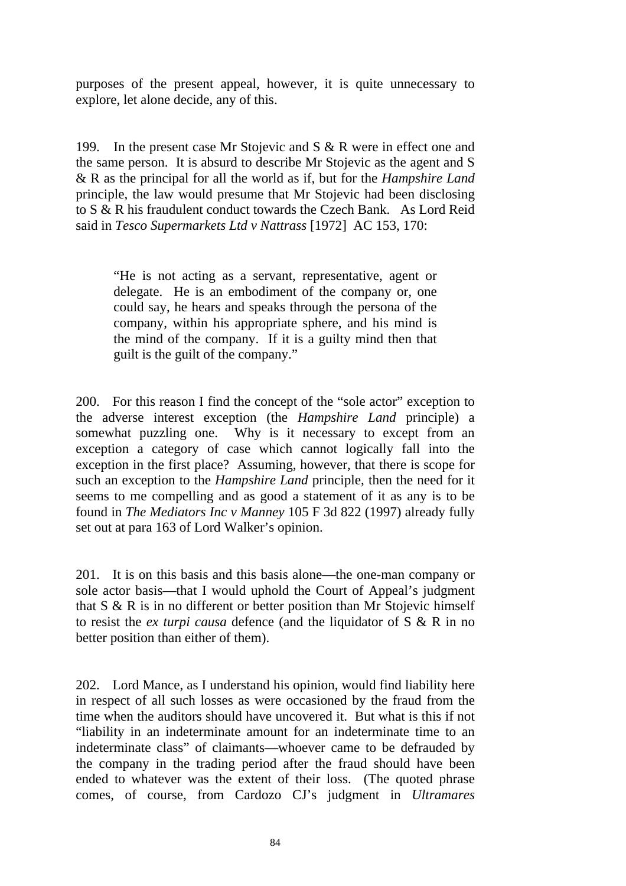purposes of the present appeal, however, it is quite unnecessary to explore, let alone decide, any of this.

199. In the present case Mr Stojevic and S & R were in effect one and the same person. It is absurd to describe Mr Stojevic as the agent and S & R as the principal for all the world as if, but for the *Hampshire Land* principle, the law would presume that Mr Stojevic had been disclosing to S & R his fraudulent conduct towards the Czech Bank. As Lord Reid said in *Tesco Supermarkets Ltd v Nattrass* [1972] AC 153, 170:

> "He is not acting as a servant, representative, agent or delegate. He is an embodiment of the company or, one could say, he hears and speaks through the persona of the company, within his appropriate sphere, and his mind is the mind of the company. If it is a guilty mind then that guilt is the guilt of the company."

200. For this reason I find the concept of the "sole actor" exception to the adverse interest exception (the *Hampshire Land* principle) a somewhat puzzling one. Why is it necessary to except from an exception a category of case which cannot logically fall into the exception in the first place? Assuming, however, that there is scope for such an exception to the *Hampshire Land* principle, then the need for it seems to me compelling and as good a statement of it as any is to be found in *The Mediators Inc v Manney* 105 F 3d 822 (1997) already fully set out at para 163 of Lord Walker's opinion.

201. It is on this basis and this basis alone—the one-man company or sole actor basis—that I would uphold the Court of Appeal's judgment that S & R is in no different or better position than Mr Stojevic himself to resist the *ex turpi causa* defence (and the liquidator of S & R in no better position than either of them).

202. Lord Mance, as I understand his opinion, would find liability here in respect of all such losses as were occasioned by the fraud from the time when the auditors should have uncovered it. But what is this if not "liability in an indeterminate amount for an indeterminate time to an indeterminate class" of claimants—whoever came to be defrauded by the company in the trading period after the fraud should have been ended to whatever was the extent of their loss. (The quoted phrase comes, of course, from Cardozo CJ's judgment in *Ultramares*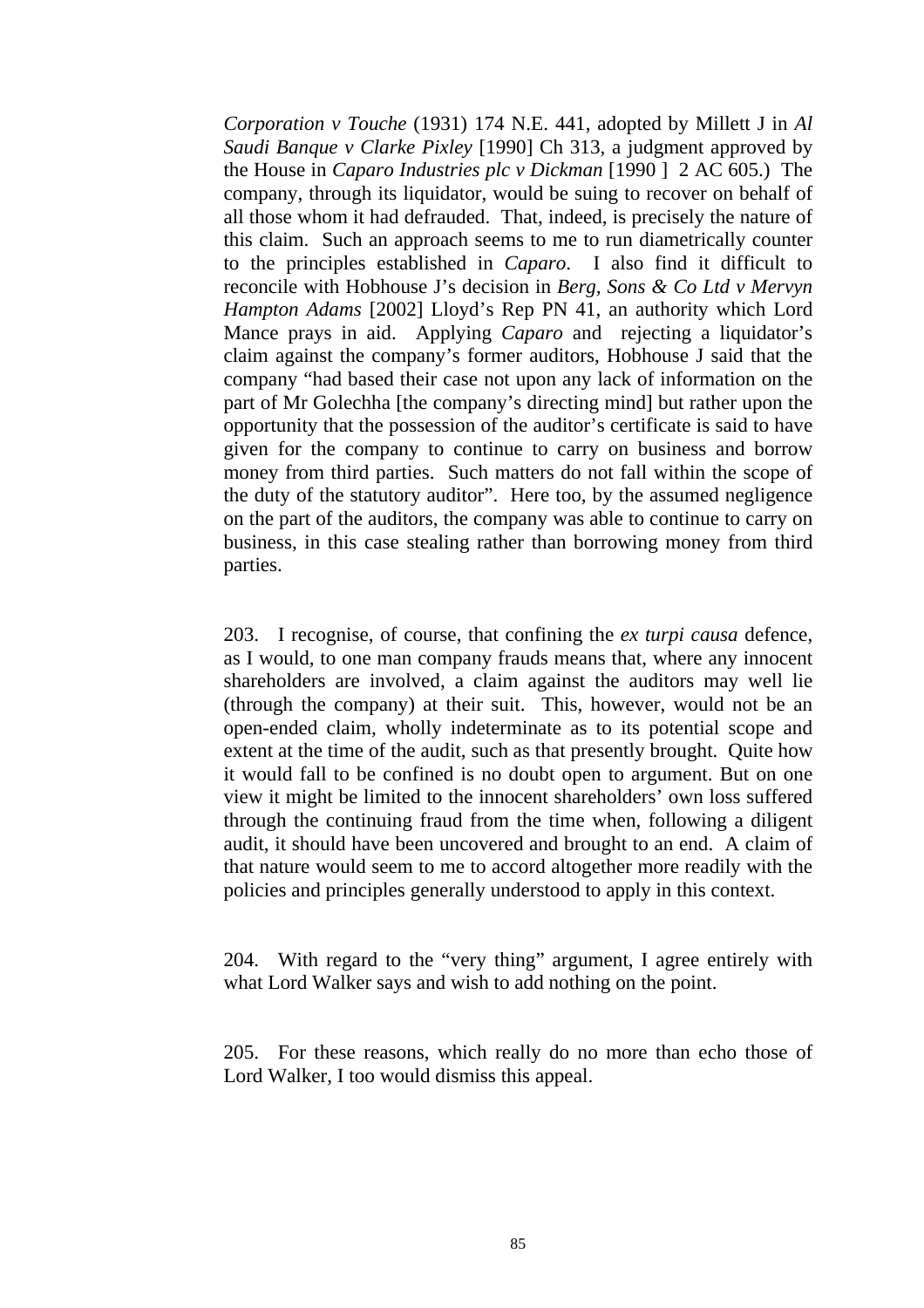*Corporation v Touche* (1931) 174 N.E. 441, adopted by Millett J in *Al Saudi Banque v Clarke Pixley* [1990] Ch 313, a judgment approved by the House in *Caparo Industries plc v Dickman* [1990 ] 2 AC 605.) The company, through its liquidator, would be suing to recover on behalf of all those whom it had defrauded. That, indeed, is precisely the nature of this claim. Such an approach seems to me to run diametrically counter to the principles established in *Caparo*. I also find it difficult to reconcile with Hobhouse J's decision in *Berg, Sons & Co Ltd v Mervyn Hampton Adams* [2002] Lloyd's Rep PN 41, an authority which Lord Mance prays in aid. Applying *Caparo* and rejecting a liquidator's claim against the company's former auditors, Hobhouse J said that the company "had based their case not upon any lack of information on the part of Mr Golechha [the company's directing mind] but rather upon the opportunity that the possession of the auditor's certificate is said to have given for the company to continue to carry on business and borrow money from third parties. Such matters do not fall within the scope of the duty of the statutory auditor". Here too, by the assumed negligence on the part of the auditors, the company was able to continue to carry on business, in this case stealing rather than borrowing money from third parties.

203. I recognise, of course, that confining the *ex turpi causa* defence, as I would, to one man company frauds means that, where any innocent shareholders are involved, a claim against the auditors may well lie (through the company) at their suit. This, however, would not be an open-ended claim, wholly indeterminate as to its potential scope and extent at the time of the audit, such as that presently brought. Quite how it would fall to be confined is no doubt open to argument. But on one view it might be limited to the innocent shareholders' own loss suffered through the continuing fraud from the time when, following a diligent audit, it should have been uncovered and brought to an end. A claim of that nature would seem to me to accord altogether more readily with the policies and principles generally understood to apply in this context.

204. With regard to the "very thing" argument, I agree entirely with what Lord Walker says and wish to add nothing on the point.

205. For these reasons, which really do no more than echo those of Lord Walker, I too would dismiss this appeal.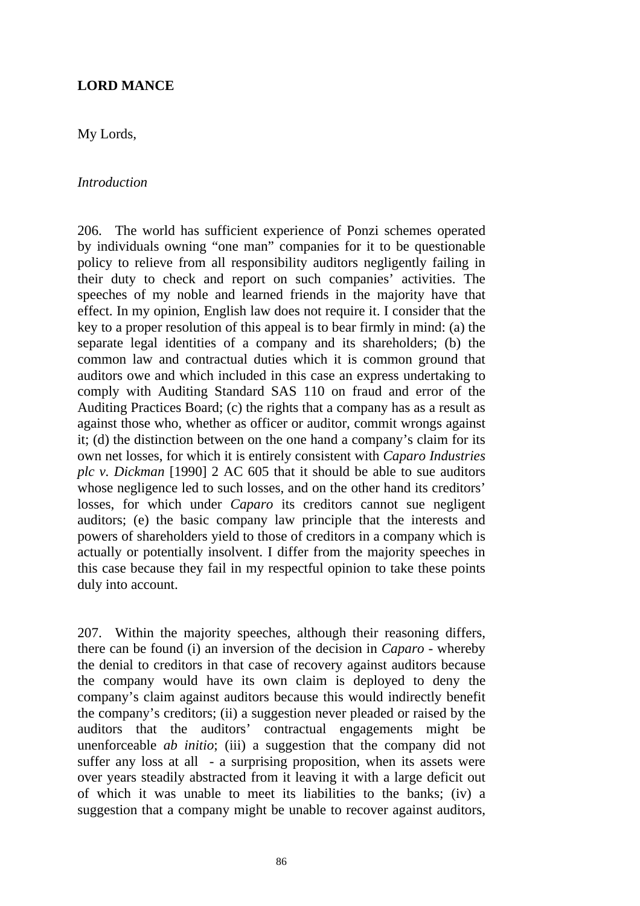**LORD MANCE**

My Lords,

*Introduction*

206. The world has sufficient experience of Ponzi schemes operated by individuals owning "one man" companies for it to be questionable policy to relieve from all responsibility auditors negligently failing in their duty to check and report on such companies' activities. The speeches of my noble and learned friends in the majority have that effect. In my opinion, English law does not require it. I consider that the key to a proper resolution of this appeal is to bear firmly in mind: (a) the separate legal identities of a company and its shareholders; (b) the common law and contractual duties which it is common ground that auditors owe and which included in this case an express undertaking to comply with Auditing Standard SAS 110 on fraud and error of the Auditing Practices Board; (c) the rights that a company has as a result as against those who, whether as officer or auditor, commit wrongs against it; (d) the distinction between on the one hand a company's claim for its own net losses, for which it is entirely consistent with *Caparo Industries plc v. Dickman* [1990] 2 AC 605 that it should be able to sue auditors whose negligence led to such losses, and on the other hand its creditors' losses, for which under *Caparo* its creditors cannot sue negligent auditors; (e) the basic company law principle that the interests and powers of shareholders yield to those of creditors in a company which is actually or potentially insolvent. I differ from the majority speeches in this case because they fail in my respectful opinion to take these points duly into account.

207. Within the majority speeches, although their reasoning differs, there can be found (i) an inversion of the decision in *Caparo* - whereby the denial to creditors in that case of recovery against auditors because the company would have its own claim is deployed to deny the company's claim against auditors because this would indirectly benefit the company's creditors; (ii) a suggestion never pleaded or raised by the auditors that the auditors' contractual engagements might be unenforceable *ab initio*; (iii) a suggestion that the company did not suffer any loss at all - a surprising proposition, when its assets were over years steadily abstracted from it leaving it with a large deficit out of which it was unable to meet its liabilities to the banks; (iv) a suggestion that a company might be unable to recover against auditors,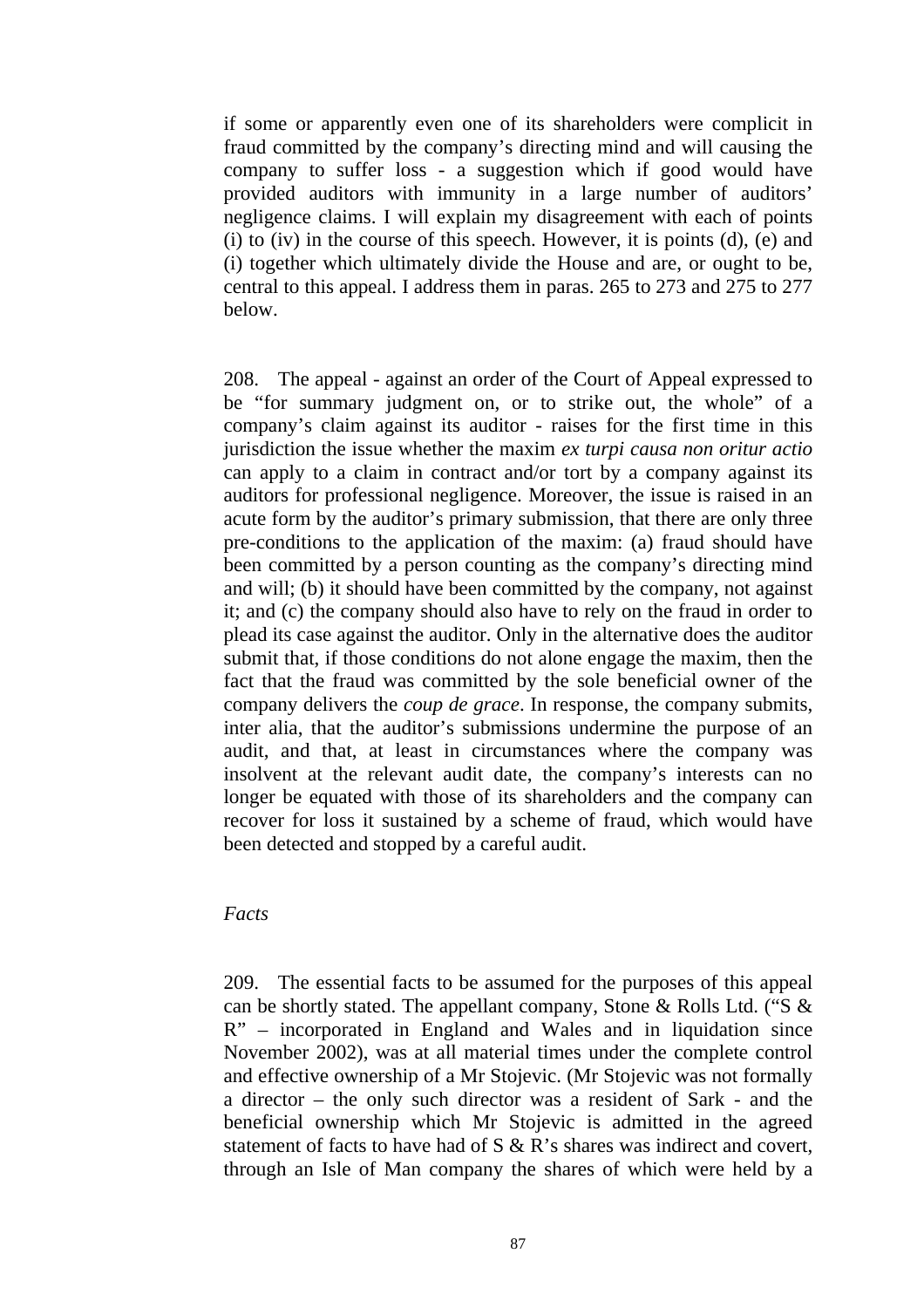if some or apparently even one of its shareholders were complicit in fraud committed by the company's directing mind and will causing the company to suffer loss - a suggestion which if good would have provided auditors with immunity in a large number of auditors' negligence claims. I will explain my disagreement with each of points (i) to (iv) in the course of this speech. However, it is points (d), (e) and (i) together which ultimately divide the House and are, or ought to be, central to this appeal. I address them in paras. 265 to 273 and 275 to 277 below.

208. The appeal - against an order of the Court of Appeal expressed to be "for summary judgment on, or to strike out, the whole" of a company's claim against its auditor - raises for the first time in this jurisdiction the issue whether the maxim *ex turpi causa non oritur actio* can apply to a claim in contract and/or tort by a company against its auditors for professional negligence. Moreover, the issue is raised in an acute form by the auditor's primary submission, that there are only three pre-conditions to the application of the maxim: (a) fraud should have been committed by a person counting as the company's directing mind and will; (b) it should have been committed by the company, not against it; and (c) the company should also have to rely on the fraud in order to plead its case against the auditor. Only in the alternative does the auditor submit that, if those conditions do not alone engage the maxim, then the fact that the fraud was committed by the sole beneficial owner of the company delivers the *coup de grace*. In response, the company submits, inter alia, that the auditor's submissions undermine the purpose of an audit, and that, at least in circumstances where the company was insolvent at the relevant audit date, the company's interests can no longer be equated with those of its shareholders and the company can recover for loss it sustained by a scheme of fraud, which would have been detected and stopped by a careful audit.

*Facts*

209. The essential facts to be assumed for the purposes of this appeal can be shortly stated. The appellant company, Stone & Rolls Ltd. ("S & R" – incorporated in England and Wales and in liquidation since November 2002), was at all material times under the complete control and effective ownership of a Mr Stojevic. (Mr Stojevic was not formally a director – the only such director was a resident of Sark - and the beneficial ownership which Mr Stojevic is admitted in the agreed statement of facts to have had of S & R's shares was indirect and covert, through an Isle of Man company the shares of which were held by a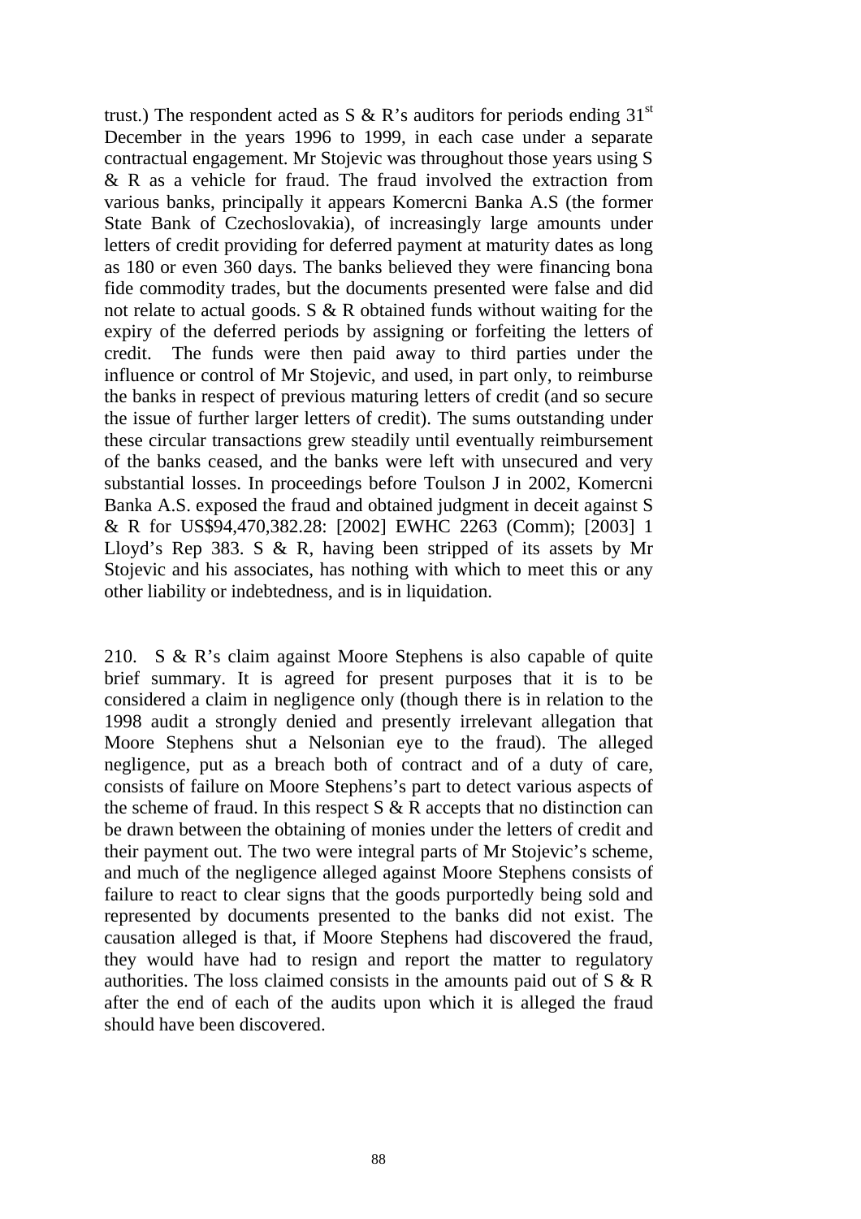trust.) The respondent acted as S & R's auditors for periods ending 31st December in the years 1996 to 1999, in each case under a separate contractual engagement. Mr Stojevic was throughout those years using S & R as a vehicle for fraud. The fraud involved the extraction from various banks, principally it appears Komercni Banka A.S (the former State Bank of Czechoslovakia), of increasingly large amounts under letters of credit providing for deferred payment at maturity dates as long as 180 or even 360 days. The banks believed they were financing bona fide commodity trades, but the documents presented were false and did not relate to actual goods. S & R obtained funds without waiting for the expiry of the deferred periods by assigning or forfeiting the letters of credit. The funds were then paid away to third parties under the influence or control of Mr Stojevic, and used, in part only, to reimburse the banks in respect of previous maturing letters of credit (and so secure the issue of further larger letters of credit). The sums outstanding under these circular transactions grew steadily until eventually reimbursement of the banks ceased, and the banks were left with unsecured and very substantial losses. In proceedings before Toulson J in 2002, Komercni Banka A.S. exposed the fraud and obtained judgment in deceit against S & R for US$94,470,382.28: [2002] EWHC 2263 (Comm); [2003] 1 Lloyd's Rep 383. S & R, having been stripped of its assets by Mr Stojevic and his associates, has nothing with which to meet this or any other liability or indebtedness, and is in liquidation.

210. S & R's claim against Moore Stephens is also capable of quite brief summary. It is agreed for present purposes that it is to be considered a claim in negligence only (though there is in relation to the 1998 audit a strongly denied and presently irrelevant allegation that Moore Stephens shut a Nelsonian eye to the fraud). The alleged negligence, put as a breach both of contract and of a duty of care, consists of failure on Moore Stephens's part to detect various aspects of the scheme of fraud. In this respect S & R accepts that no distinction can be drawn between the obtaining of monies under the letters of credit and their payment out. The two were integral parts of Mr Stojevic's scheme, and much of the negligence alleged against Moore Stephens consists of failure to react to clear signs that the goods purportedly being sold and represented by documents presented to the banks did not exist. The causation alleged is that, if Moore Stephens had discovered the fraud, they would have had to resign and report the matter to regulatory authorities. The loss claimed consists in the amounts paid out of S & R after the end of each of the audits upon which it is alleged the fraud should have been discovered.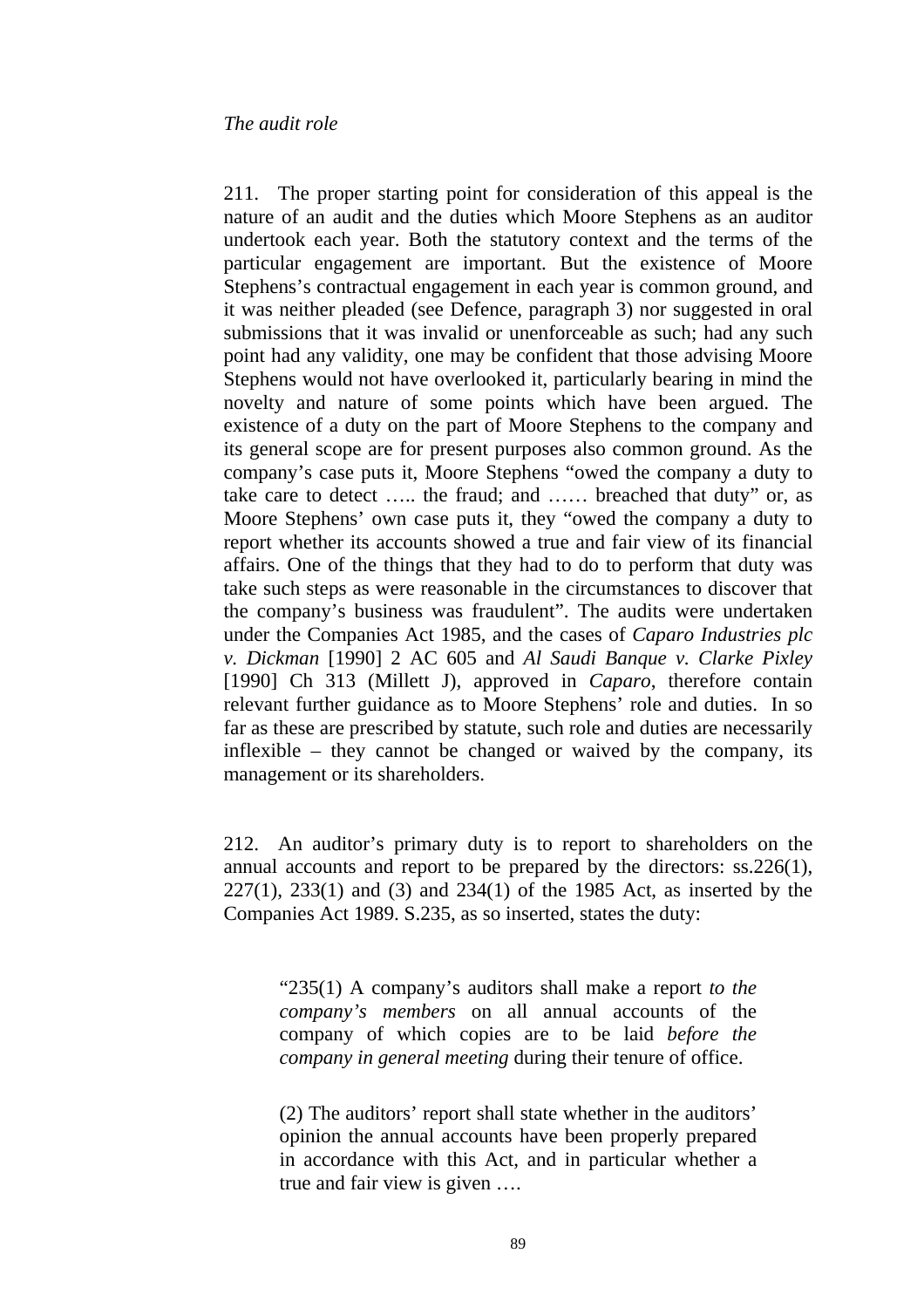*The audit role*

211. The proper starting point for consideration of this appeal is the nature of an audit and the duties which Moore Stephens as an auditor undertook each year. Both the statutory context and the terms of the particular engagement are important. But the existence of Moore Stephens's contractual engagement in each year is common ground, and it was neither pleaded (see Defence, paragraph 3) nor suggested in oral submissions that it was invalid or unenforceable as such; had any such point had any validity, one may be confident that those advising Moore Stephens would not have overlooked it, particularly bearing in mind the novelty and nature of some points which have been argued. The existence of a duty on the part of Moore Stephens to the company and its general scope are for present purposes also common ground. As the company's case puts it, Moore Stephens "owed the company a duty to take care to detect ….. the fraud; and …… breached that duty" or, as Moore Stephens' own case puts it, they "owed the company a duty to report whether its accounts showed a true and fair view of its financial affairs. One of the things that they had to do to perform that duty was take such steps as were reasonable in the circumstances to discover that the company's business was fraudulent". The audits were undertaken under the Companies Act 1985, and the cases of *Caparo Industries plc v. Dickman* [1990] 2 AC 605 and *Al Saudi Banque v. Clarke Pixley* [1990] Ch 313 (Millett J), approved in *Caparo*, therefore contain relevant further guidance as to Moore Stephens' role and duties. In so far as these are prescribed by statute, such role and duties are necessarily inflexible – they cannot be changed or waived by the company, its management or its shareholders.

212. An auditor's primary duty is to report to shareholders on the annual accounts and report to be prepared by the directors: ss.226(1), 227(1), 233(1) and (3) and 234(1) of the 1985 Act, as inserted by the Companies Act 1989. S.235, as so inserted, states the duty:

> "235(1) A company's auditors shall make a report *to the company's members* on all annual accounts of the company of which copies are to be laid *before the company in general meeting* during their tenure of office.
>
> (2) The auditors' report shall state whether in the auditors' opinion the annual accounts have been properly prepared in accordance with this Act, and in particular whether a true and fair view is given ….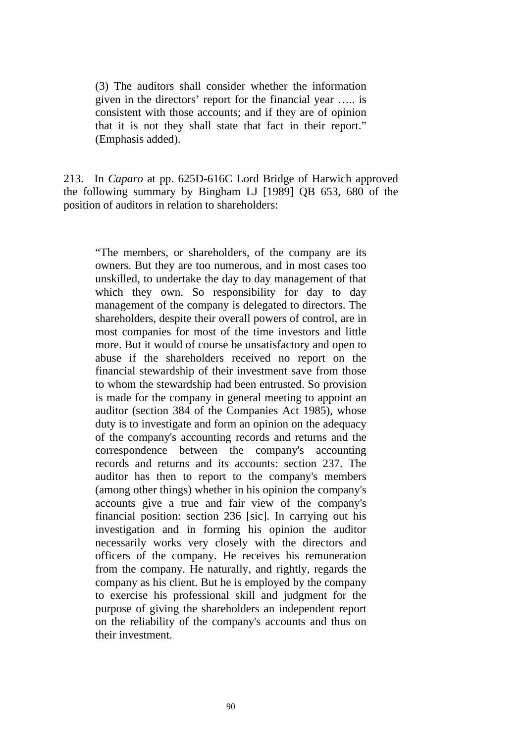> (3) The auditors shall consider whether the information given in the directors' report for the financial year ….. is consistent with those accounts; and if they are of opinion that it is not they shall state that fact in their report." (Emphasis added).

213. In *Caparo* at pp. 625D-616C Lord Bridge of Harwich approved the following summary by Bingham LJ [1989] QB 653, 680 of the position of auditors in relation to shareholders:

> "The members, or shareholders, of the company are its owners. But they are too numerous, and in most cases too unskilled, to undertake the day to day management of that which they own. So responsibility for day to day management of the company is delegated to directors. The shareholders, despite their overall powers of control, are in most companies for most of the time investors and little more. But it would of course be unsatisfactory and open to abuse if the shareholders received no report on the financial stewardship of their investment save from those to whom the stewardship had been entrusted. So provision is made for the company in general meeting to appoint an auditor (section 384 of the Companies Act 1985), whose duty is to investigate and form an opinion on the adequacy of the company's accounting records and returns and the correspondence between the company's accounting records and returns and its accounts: section 237. The auditor has then to report to the company's members (among other things) whether in his opinion the company's accounts give a true and fair view of the company's financial position: section 236 [sic]. In carrying out his investigation and in forming his opinion the auditor necessarily works very closely with the directors and officers of the company. He receives his remuneration from the company. He naturally, and rightly, regards the company as his client. But he is employed by the company to exercise his professional skill and judgment for the purpose of giving the shareholders an independent report on the reliability of the company's accounts and thus on their investment.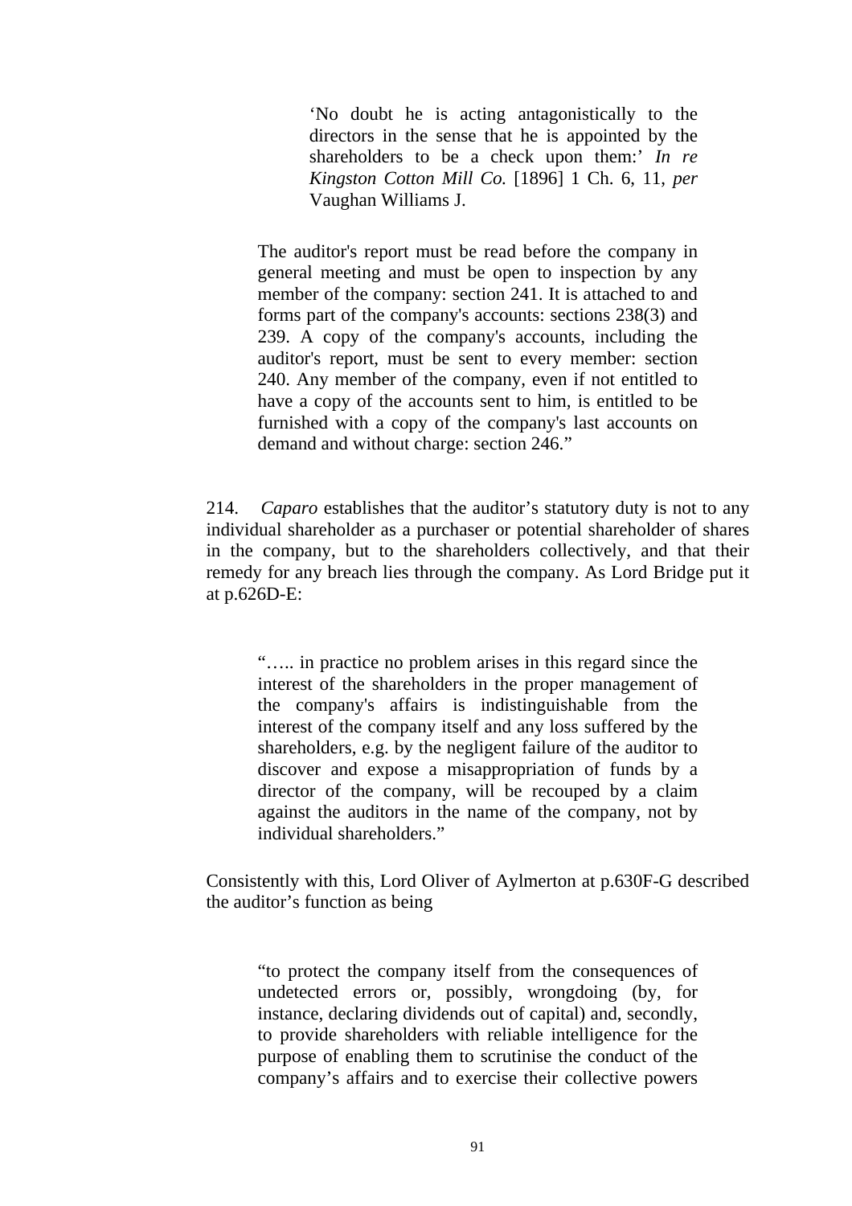> > ‘No doubt he is acting antagonistically to the directors in the sense that he is appointed by the shareholders to be a check upon them:’ *In re Kingston Cotton Mill Co.* [1896] 1 Ch. 6, 11, *per* Vaughan Williams J.
>
> The auditor's report must be read before the company in general meeting and must be open to inspection by any member of the company: section 241. It is attached to and forms part of the company's accounts: sections 238(3) and 239. A copy of the company's accounts, including the auditor's report, must be sent to every member: section 240. Any member of the company, even if not entitled to have a copy of the accounts sent to him, is entitled to be furnished with a copy of the company's last accounts on demand and without charge: section 246.”

214. *Caparo* establishes that the auditor’s statutory duty is not to any individual shareholder as a purchaser or potential shareholder of shares in the company, but to the shareholders collectively, and that their remedy for any breach lies through the company. As Lord Bridge put it at p.626D-E:

> “….. in practice no problem arises in this regard since the interest of the shareholders in the proper management of the company's affairs is indistinguishable from the interest of the company itself and any loss suffered by the shareholders, e.g. by the negligent failure of the auditor to discover and expose a misappropriation of funds by a director of the company, will be recouped by a claim against the auditors in the name of the company, not by individual shareholders.”

Consistently with this, Lord Oliver of Aylmerton at p.630F-G described the auditor’s function as being

> “to protect the company itself from the consequences of undetected errors or, possibly, wrongdoing (by, for instance, declaring dividends out of capital) and, secondly, to provide shareholders with reliable intelligence for the purpose of enabling them to scrutinise the conduct of the company’s affairs and to exercise their collective powers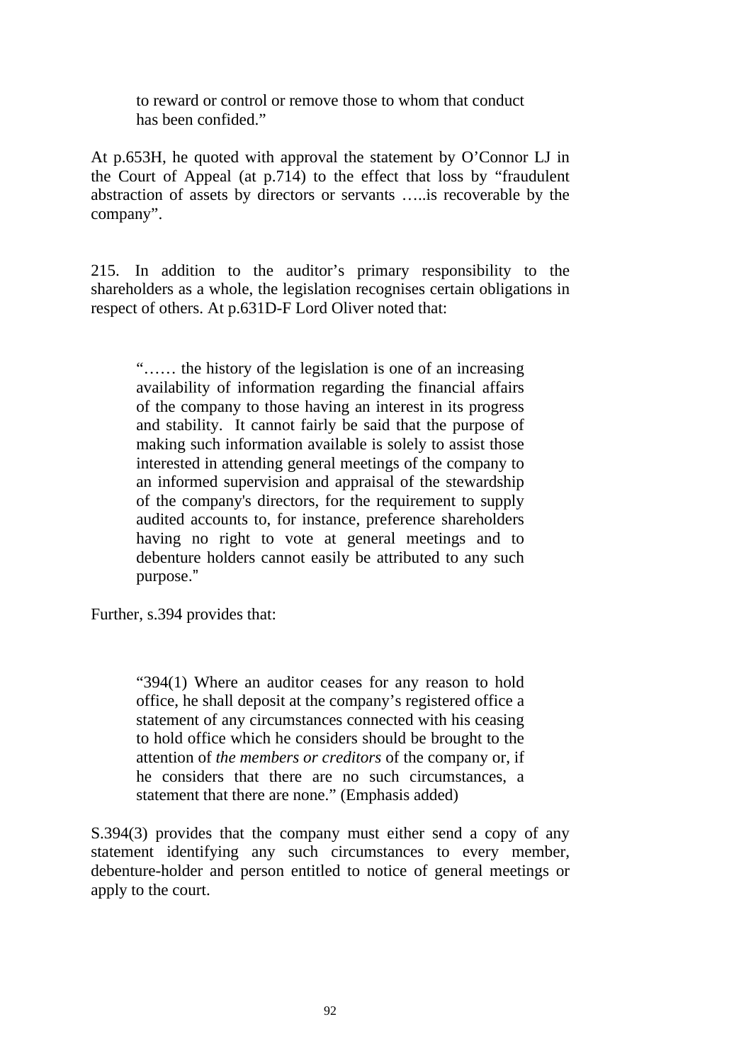> to reward or control or remove those to whom that conduct has been confided."

At p.653H, he quoted with approval the statement by O'Connor LJ in the Court of Appeal (at p.714) to the effect that loss by "fraudulent abstraction of assets by directors or servants …..is recoverable by the company".

215. In addition to the auditor's primary responsibility to the shareholders as a whole, the legislation recognises certain obligations in respect of others. At p.631D-F Lord Oliver noted that:

> "…… the history of the legislation is one of an increasing availability of information regarding the financial affairs of the company to those having an interest in its progress and stability. It cannot fairly be said that the purpose of making such information available is solely to assist those interested in attending general meetings of the company to an informed supervision and appraisal of the stewardship of the company's directors, for the requirement to supply audited accounts to, for instance, preference shareholders having no right to vote at general meetings and to debenture holders cannot easily be attributed to any such purpose."

Further, s.394 provides that:

> "394(1) Where an auditor ceases for any reason to hold office, he shall deposit at the company's registered office a statement of any circumstances connected with his ceasing to hold office which he considers should be brought to the attention of *the members or creditors* of the company or, if he considers that there are no such circumstances, a statement that there are none." (Emphasis added)

S.394(3) provides that the company must either send a copy of any statement identifying any such circumstances to every member, debenture-holder and person entitled to notice of general meetings or apply to the court.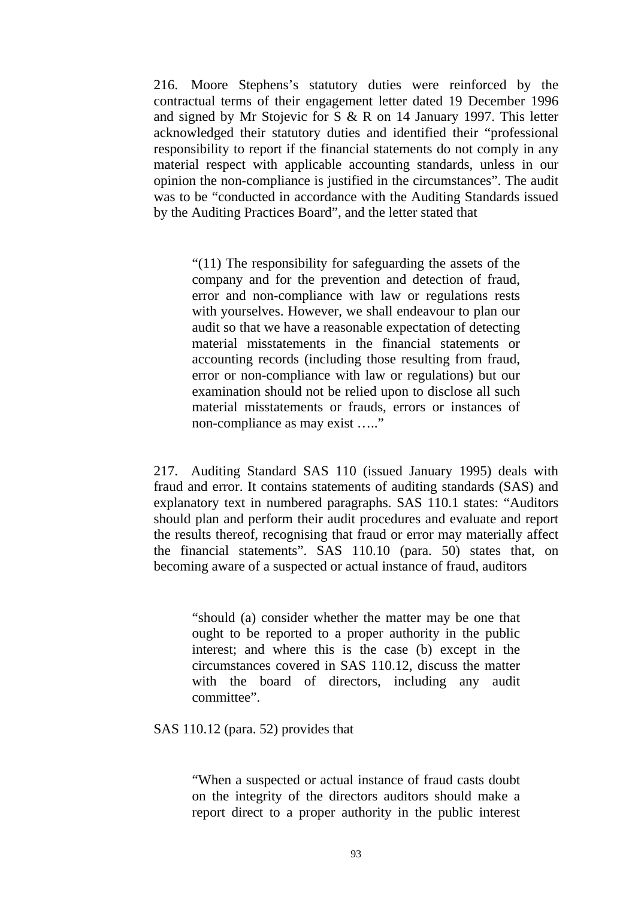216. Moore Stephens's statutory duties were reinforced by the contractual terms of their engagement letter dated 19 December 1996 and signed by Mr Stojevic for S & R on 14 January 1997. This letter acknowledged their statutory duties and identified their "professional responsibility to report if the financial statements do not comply in any material respect with applicable accounting standards, unless in our opinion the non-compliance is justified in the circumstances". The audit was to be "conducted in accordance with the Auditing Standards issued by the Auditing Practices Board", and the letter stated that

> "(11) The responsibility for safeguarding the assets of the company and for the prevention and detection of fraud, error and non-compliance with law or regulations rests with yourselves. However, we shall endeavour to plan our audit so that we have a reasonable expectation of detecting material misstatements in the financial statements or accounting records (including those resulting from fraud, error or non-compliance with law or regulations) but our examination should not be relied upon to disclose all such material misstatements or frauds, errors or instances of non-compliance as may exist ….."

217. Auditing Standard SAS 110 (issued January 1995) deals with fraud and error. It contains statements of auditing standards (SAS) and explanatory text in numbered paragraphs. SAS 110.1 states: "Auditors should plan and perform their audit procedures and evaluate and report the results thereof, recognising that fraud or error may materially affect the financial statements". SAS 110.10 (para. 50) states that, on becoming aware of a suspected or actual instance of fraud, auditors

> "should (a) consider whether the matter may be one that ought to be reported to a proper authority in the public interest; and where this is the case (b) except in the circumstances covered in SAS 110.12, discuss the matter with the board of directors, including any audit committee".

SAS 110.12 (para. 52) provides that

> "When a suspected or actual instance of fraud casts doubt on the integrity of the directors auditors should make a report direct to a proper authority in the public interest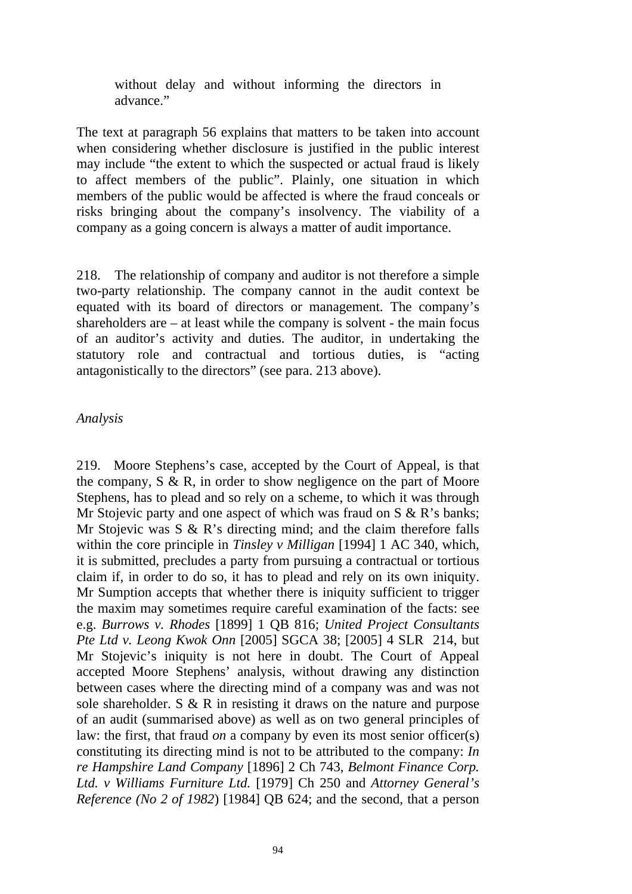> without delay and without informing the directors in advance."

The text at paragraph 56 explains that matters to be taken into account when considering whether disclosure is justified in the public interest may include "the extent to which the suspected or actual fraud is likely to affect members of the public". Plainly, one situation in which members of the public would be affected is where the fraud conceals or risks bringing about the company's insolvency. The viability of a company as a going concern is always a matter of audit importance.

218. The relationship of company and auditor is not therefore a simple two-party relationship. The company cannot in the audit context be equated with its board of directors or management. The company's shareholders are – at least while the company is solvent - the main focus of an auditor's activity and duties. The auditor, in undertaking the statutory role and contractual and tortious duties, is "acting antagonistically to the directors" (see para. 213 above).

*Analysis*

219. Moore Stephens's case, accepted by the Court of Appeal, is that the company, S & R, in order to show negligence on the part of Moore Stephens, has to plead and so rely on a scheme, to which it was through Mr Stojevic party and one aspect of which was fraud on S & R's banks; Mr Stojevic was S & R's directing mind; and the claim therefore falls within the core principle in *Tinsley v Milligan* [1994] 1 AC 340, which, it is submitted, precludes a party from pursuing a contractual or tortious claim if, in order to do so, it has to plead and rely on its own iniquity. Mr Sumption accepts that whether there is iniquity sufficient to trigger the maxim may sometimes require careful examination of the facts: see e.g. *Burrows v. Rhodes* [1899] 1 QB 816; *United Project Consultants Pte Ltd v. Leong Kwok Onn* [2005] SGCA 38; [2005] 4 SLR 214, but Mr Stojevic's iniquity is not here in doubt. The Court of Appeal accepted Moore Stephens' analysis, without drawing any distinction between cases where the directing mind of a company was and was not sole shareholder. S & R in resisting it draws on the nature and purpose of an audit (summarised above) as well as on two general principles of law: the first, that fraud *on* a company by even its most senior officer(s) constituting its directing mind is not to be attributed to the company: *In re Hampshire Land Company* [1896] 2 Ch 743, *Belmont Finance Corp. Ltd. v Williams Furniture Ltd.* [1979] Ch 250 and *Attorney General's Reference (No 2 of 1982*) [1984] QB 624; and the second, that a person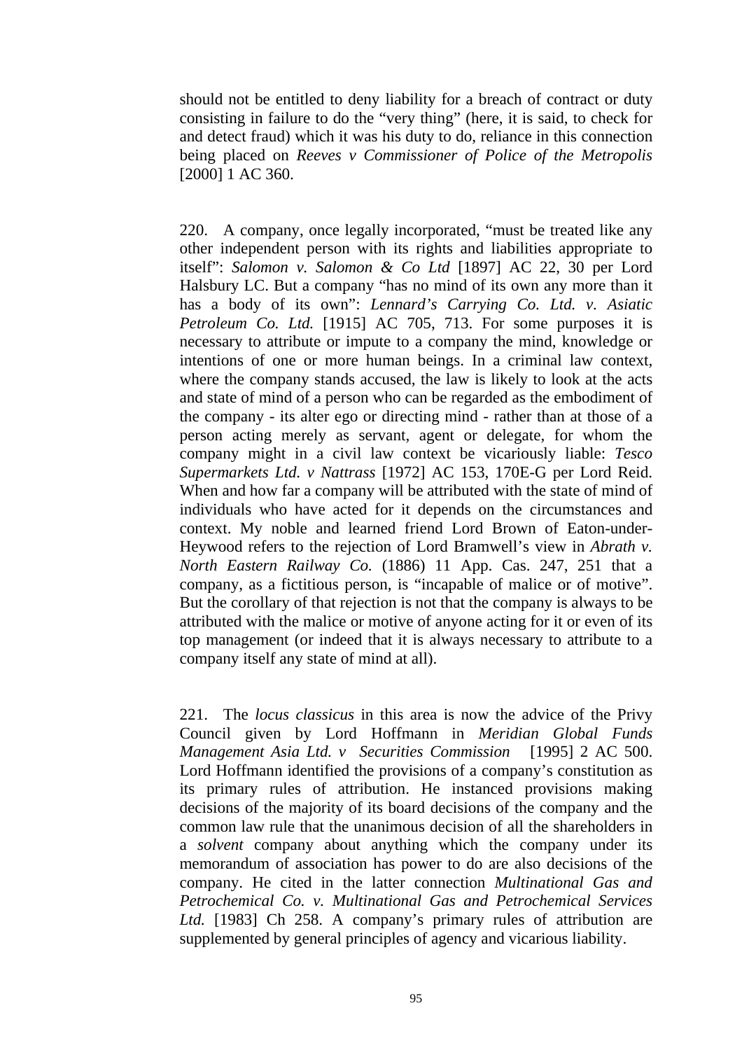should not be entitled to deny liability for a breach of contract or duty consisting in failure to do the "very thing" (here, it is said, to check for and detect fraud) which it was his duty to do, reliance in this connection being placed on *Reeves v Commissioner of Police of the Metropolis* [2000] 1 AC 360.

220. A company, once legally incorporated, "must be treated like any other independent person with its rights and liabilities appropriate to itself": *Salomon v. Salomon & Co Ltd* [1897] AC 22, 30 per Lord Halsbury LC. But a company "has no mind of its own any more than it has a body of its own": *Lennard's Carrying Co. Ltd. v. Asiatic Petroleum Co. Ltd.* [1915] AC 705, 713. For some purposes it is necessary to attribute or impute to a company the mind, knowledge or intentions of one or more human beings. In a criminal law context, where the company stands accused, the law is likely to look at the acts and state of mind of a person who can be regarded as the embodiment of the company - its alter ego or directing mind - rather than at those of a person acting merely as servant, agent or delegate, for whom the company might in a civil law context be vicariously liable: *Tesco Supermarkets Ltd. v Nattrass* [1972] AC 153, 170E-G per Lord Reid. When and how far a company will be attributed with the state of mind of individuals who have acted for it depends on the circumstances and context. My noble and learned friend Lord Brown of Eaton-under-Heywood refers to the rejection of Lord Bramwell's view in *Abrath v. North Eastern Railway Co.* (1886) 11 App. Cas. 247, 251 that a company, as a fictitious person, is "incapable of malice or of motive". But the corollary of that rejection is not that the company is always to be attributed with the malice or motive of anyone acting for it or even of its top management (or indeed that it is always necessary to attribute to a company itself any state of mind at all).

221. The *locus classicus* in this area is now the advice of the Privy Council given by Lord Hoffmann in *Meridian Global Funds Management Asia Ltd. v Securities Commission* [1995] 2 AC 500. Lord Hoffmann identified the provisions of a company's constitution as its primary rules of attribution. He instanced provisions making decisions of the majority of its board decisions of the company and the common law rule that the unanimous decision of all the shareholders in a *solvent* company about anything which the company under its memorandum of association has power to do are also decisions of the company. He cited in the latter connection *Multinational Gas and Petrochemical Co. v. Multinational Gas and Petrochemical Services Ltd.* [1983] Ch 258. A company's primary rules of attribution are supplemented by general principles of agency and vicarious liability.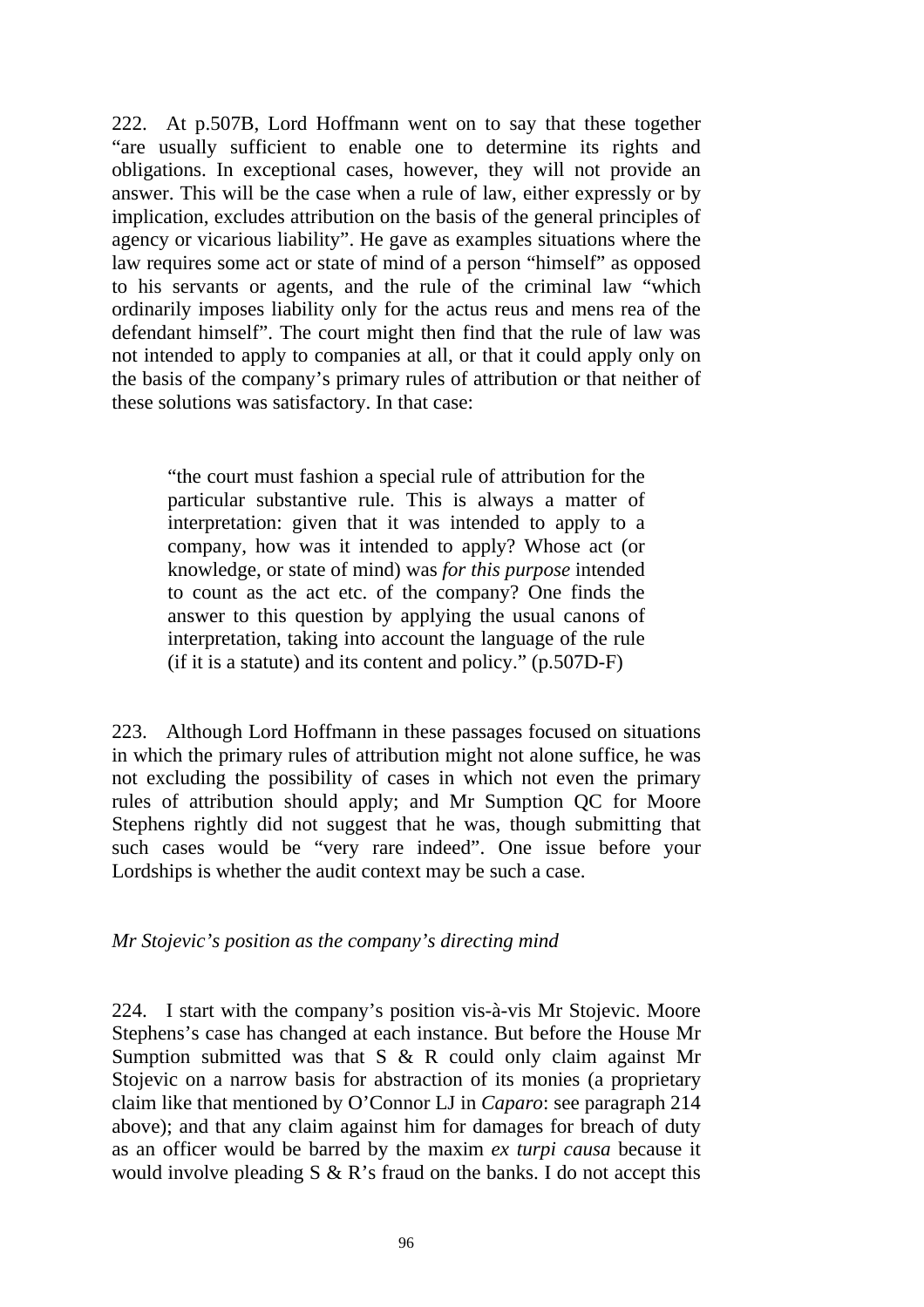222. At p.507B, Lord Hoffmann went on to say that these together "are usually sufficient to enable one to determine its rights and obligations. In exceptional cases, however, they will not provide an answer. This will be the case when a rule of law, either expressly or by implication, excludes attribution on the basis of the general principles of agency or vicarious liability". He gave as examples situations where the law requires some act or state of mind of a person "himself" as opposed to his servants or agents, and the rule of the criminal law "which ordinarily imposes liability only for the actus reus and mens rea of the defendant himself". The court might then find that the rule of law was not intended to apply to companies at all, or that it could apply only on the basis of the company's primary rules of attribution or that neither of these solutions was satisfactory. In that case:

> "the court must fashion a special rule of attribution for the particular substantive rule. This is always a matter of interpretation: given that it was intended to apply to a company, how was it intended to apply? Whose act (or knowledge, or state of mind) was *for this purpose* intended to count as the act etc. of the company? One finds the answer to this question by applying the usual canons of interpretation, taking into account the language of the rule (if it is a statute) and its content and policy." (p.507D-F)

223. Although Lord Hoffmann in these passages focused on situations in which the primary rules of attribution might not alone suffice, he was not excluding the possibility of cases in which not even the primary rules of attribution should apply; and Mr Sumption QC for Moore Stephens rightly did not suggest that he was, though submitting that such cases would be "very rare indeed". One issue before your Lordships is whether the audit context may be such a case.

*Mr Stojevic's position as the company's directing mind*

224. I start with the company's position vis-à-vis Mr Stojevic. Moore Stephens's case has changed at each instance. But before the House Mr Sumption submitted was that S & R could only claim against Mr Stojevic on a narrow basis for abstraction of its monies (a proprietary claim like that mentioned by O'Connor LJ in *Caparo*: see paragraph 214 above); and that any claim against him for damages for breach of duty as an officer would be barred by the maxim *ex turpi causa* because it would involve pleading S & R's fraud on the banks. I do not accept this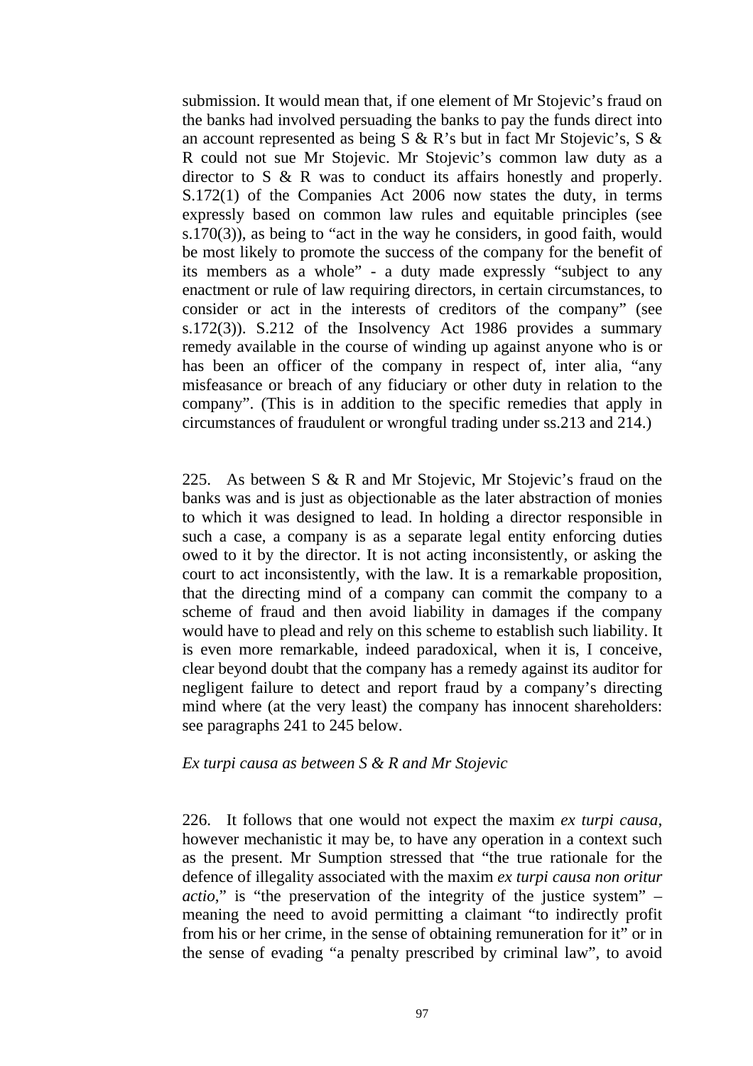submission. It would mean that, if one element of Mr Stojevic's fraud on the banks had involved persuading the banks to pay the funds direct into an account represented as being S & R's but in fact Mr Stojevic's, S & R could not sue Mr Stojevic. Mr Stojevic's common law duty as a director to S & R was to conduct its affairs honestly and properly. S.172(1) of the Companies Act 2006 now states the duty, in terms expressly based on common law rules and equitable principles (see s.170(3)), as being to "act in the way he considers, in good faith, would be most likely to promote the success of the company for the benefit of its members as a whole" - a duty made expressly "subject to any enactment or rule of law requiring directors, in certain circumstances, to consider or act in the interests of creditors of the company" (see s.172(3)). S.212 of the Insolvency Act 1986 provides a summary remedy available in the course of winding up against anyone who is or has been an officer of the company in respect of, inter alia, "any misfeasance or breach of any fiduciary or other duty in relation to the company". (This is in addition to the specific remedies that apply in circumstances of fraudulent or wrongful trading under ss.213 and 214.)

225. As between S & R and Mr Stojevic, Mr Stojevic's fraud on the banks was and is just as objectionable as the later abstraction of monies to which it was designed to lead. In holding a director responsible in such a case, a company is as a separate legal entity enforcing duties owed to it by the director. It is not acting inconsistently, or asking the court to act inconsistently, with the law. It is a remarkable proposition, that the directing mind of a company can commit the company to a scheme of fraud and then avoid liability in damages if the company would have to plead and rely on this scheme to establish such liability. It is even more remarkable, indeed paradoxical, when it is, I conceive, clear beyond doubt that the company has a remedy against its auditor for negligent failure to detect and report fraud by a company's directing mind where (at the very least) the company has innocent shareholders: see paragraphs 241 to 245 below.

*Ex turpi causa as between S & R and Mr Stojevic*

226. It follows that one would not expect the maxim *ex turpi causa*, however mechanistic it may be, to have any operation in a context such as the present. Mr Sumption stressed that "the true rationale for the defence of illegality associated with the maxim *ex turpi causa non oritur actio*," is "the preservation of the integrity of the justice system" – meaning the need to avoid permitting a claimant "to indirectly profit from his or her crime, in the sense of obtaining remuneration for it" or in the sense of evading "a penalty prescribed by criminal law", to avoid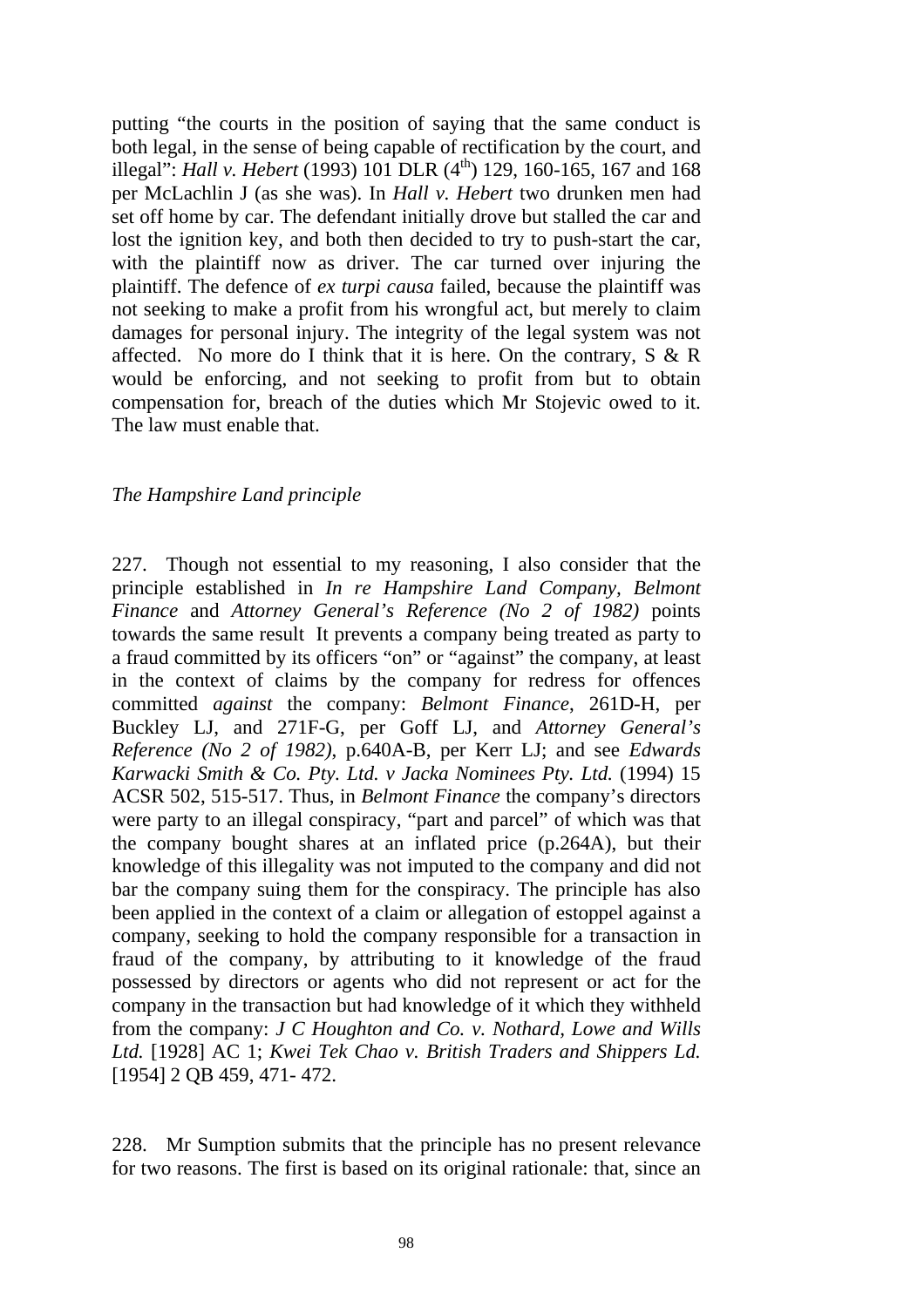putting "the courts in the position of saying that the same conduct is both legal, in the sense of being capable of rectification by the court, and illegal": *Hall v. Hebert* (1993) 101 DLR (4th) 129, 160-165, 167 and 168 per McLachlin J (as she was). In *Hall v. Hebert* two drunken men had set off home by car. The defendant initially drove but stalled the car and lost the ignition key, and both then decided to try to push-start the car, with the plaintiff now as driver. The car turned over injuring the plaintiff. The defence of *ex turpi causa* failed, because the plaintiff was not seeking to make a profit from his wrongful act, but merely to claim damages for personal injury. The integrity of the legal system was not affected. No more do I think that it is here. On the contrary, S & R would be enforcing, and not seeking to profit from but to obtain compensation for, breach of the duties which Mr Stojevic owed to it. The law must enable that.

*The Hampshire Land principle*

227. Though not essential to my reasoning, I also consider that the principle established in *In re Hampshire Land Company, Belmont Finance* and *Attorney General's Reference (No 2 of 1982)* points towards the same result It prevents a company being treated as party to a fraud committed by its officers "on" or "against" the company, at least in the context of claims by the company for redress for offences committed *against* the company: *Belmont Finance*, 261D-H, per Buckley LJ, and 271F-G, per Goff LJ, and *Attorney General's Reference (No 2 of 1982)*, p.640A-B, per Kerr LJ; and see *Edwards Karwacki Smith & Co. Pty. Ltd. v Jacka Nominees Pty. Ltd.* (1994) 15 ACSR 502, 515-517. Thus, in *Belmont Finance* the company's directors were party to an illegal conspiracy, "part and parcel" of which was that the company bought shares at an inflated price (p.264A), but their knowledge of this illegality was not imputed to the company and did not bar the company suing them for the conspiracy. The principle has also been applied in the context of a claim or allegation of estoppel against a company, seeking to hold the company responsible for a transaction in fraud of the company, by attributing to it knowledge of the fraud possessed by directors or agents who did not represent or act for the company in the transaction but had knowledge of it which they withheld from the company: *J C Houghton and Co. v. Nothard, Lowe and Wills Ltd.* [1928] AC 1; *Kwei Tek Chao v. British Traders and Shippers Ld.* [1954] 2 QB 459, 471- 472.

228. Mr Sumption submits that the principle has no present relevance for two reasons. The first is based on its original rationale: that, since an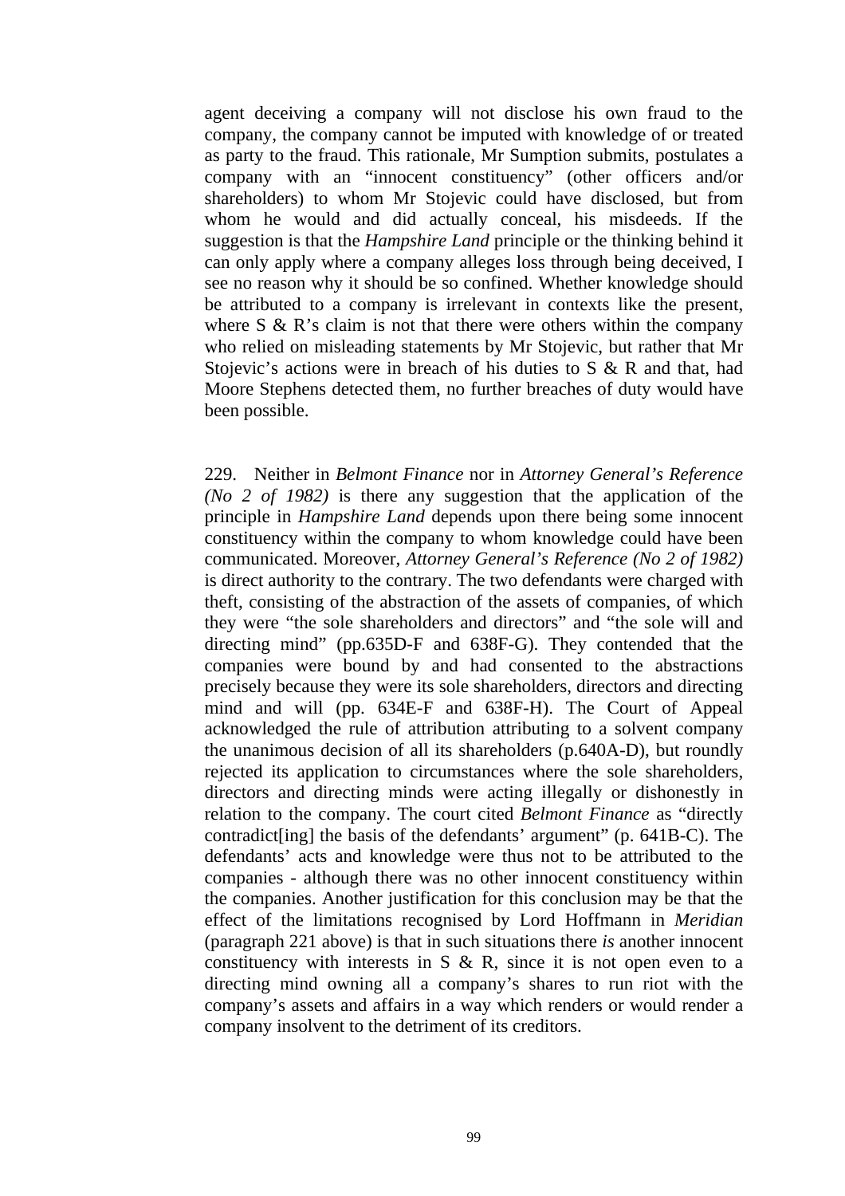agent deceiving a company will not disclose his own fraud to the company, the company cannot be imputed with knowledge of or treated as party to the fraud. This rationale, Mr Sumption submits, postulates a company with an "innocent constituency" (other officers and/or shareholders) to whom Mr Stojevic could have disclosed, but from whom he would and did actually conceal, his misdeeds. If the suggestion is that the *Hampshire Land* principle or the thinking behind it can only apply where a company alleges loss through being deceived, I see no reason why it should be so confined. Whether knowledge should be attributed to a company is irrelevant in contexts like the present, where S & R's claim is not that there were others within the company who relied on misleading statements by Mr Stojevic, but rather that Mr Stojevic's actions were in breach of his duties to S & R and that, had Moore Stephens detected them, no further breaches of duty would have been possible.

229. Neither in *Belmont Finance* nor in *Attorney General's Reference (No 2 of 1982)* is there any suggestion that the application of the principle in *Hampshire Land* depends upon there being some innocent constituency within the company to whom knowledge could have been communicated. Moreover, *Attorney General's Reference (No 2 of 1982)* is direct authority to the contrary. The two defendants were charged with theft, consisting of the abstraction of the assets of companies, of which they were "the sole shareholders and directors" and "the sole will and directing mind" (pp.635D-F and 638F-G). They contended that the companies were bound by and had consented to the abstractions precisely because they were its sole shareholders, directors and directing mind and will (pp. 634E-F and 638F-H). The Court of Appeal acknowledged the rule of attribution attributing to a solvent company the unanimous decision of all its shareholders (p.640A-D), but roundly rejected its application to circumstances where the sole shareholders, directors and directing minds were acting illegally or dishonestly in relation to the company. The court cited *Belmont Finance* as "directly contradict[ing] the basis of the defendants' argument" (p. 641B-C). The defendants' acts and knowledge were thus not to be attributed to the companies - although there was no other innocent constituency within the companies. Another justification for this conclusion may be that the effect of the limitations recognised by Lord Hoffmann in *Meridian* (paragraph 221 above) is that in such situations there *is* another innocent constituency with interests in S & R, since it is not open even to a directing mind owning all a company's shares to run riot with the company's assets and affairs in a way which renders or would render a company insolvent to the detriment of its creditors.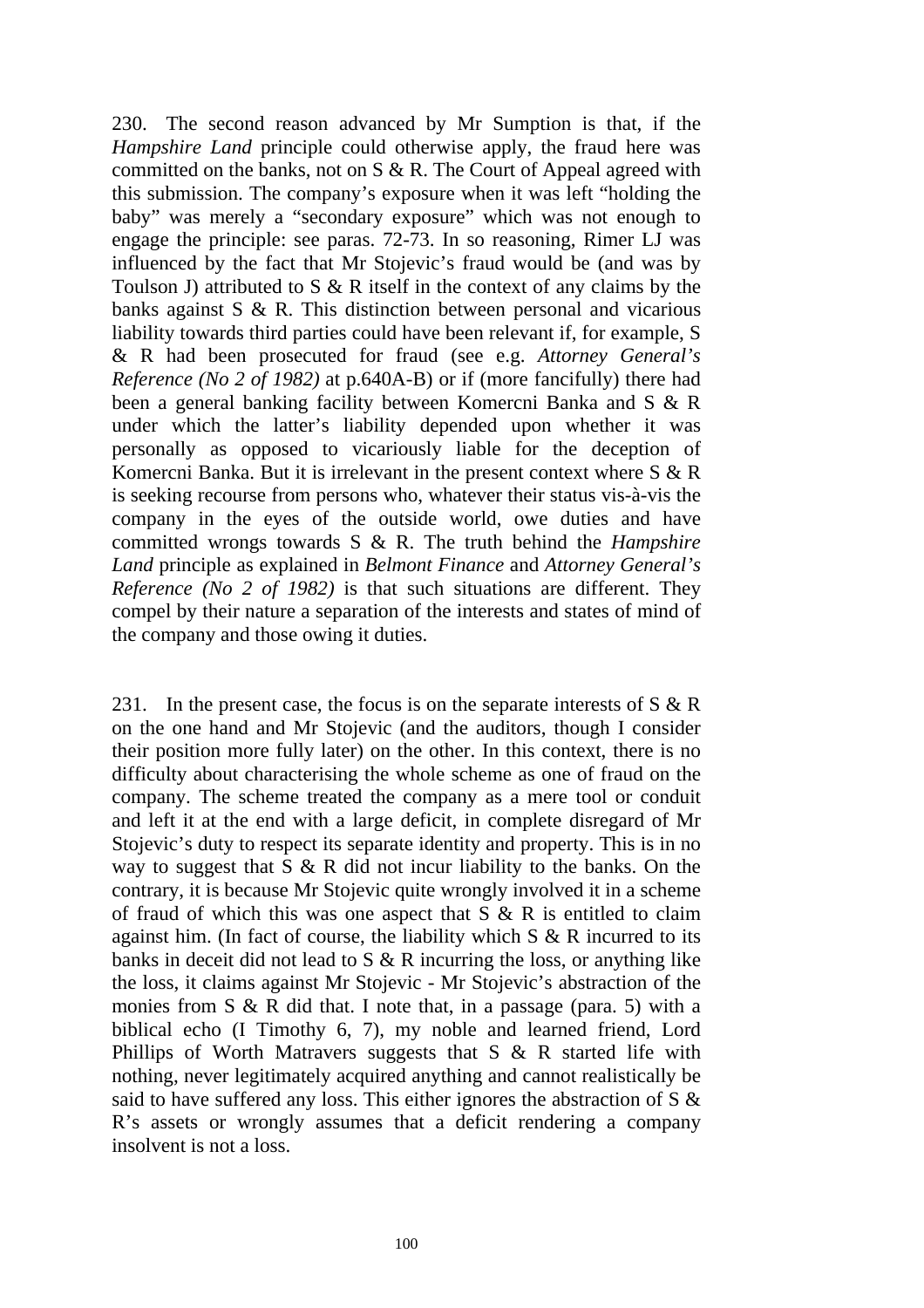230. The second reason advanced by Mr Sumption is that, if the *Hampshire Land* principle could otherwise apply, the fraud here was committed on the banks, not on S & R. The Court of Appeal agreed with this submission. The company's exposure when it was left "holding the baby" was merely a "secondary exposure" which was not enough to engage the principle: see paras. 72-73. In so reasoning, Rimer LJ was influenced by the fact that Mr Stojevic's fraud would be (and was by Toulson J) attributed to S & R itself in the context of any claims by the banks against S & R. This distinction between personal and vicarious liability towards third parties could have been relevant if, for example, S & R had been prosecuted for fraud (see e.g. *Attorney General's Reference (No 2 of 1982)* at p.640A-B) or if (more fancifully) there had been a general banking facility between Komercni Banka and S & R under which the latter's liability depended upon whether it was personally as opposed to vicariously liable for the deception of Komercni Banka. But it is irrelevant in the present context where S & R is seeking recourse from persons who, whatever their status vis-à-vis the company in the eyes of the outside world, owe duties and have committed wrongs towards S & R. The truth behind the *Hampshire Land* principle as explained in *Belmont Finance* and *Attorney General's Reference (No 2 of 1982)* is that such situations are different. They compel by their nature a separation of the interests and states of mind of the company and those owing it duties.

231. In the present case, the focus is on the separate interests of S & R on the one hand and Mr Stojevic (and the auditors, though I consider their position more fully later) on the other. In this context, there is no difficulty about characterising the whole scheme as one of fraud on the company. The scheme treated the company as a mere tool or conduit and left it at the end with a large deficit, in complete disregard of Mr Stojevic's duty to respect its separate identity and property. This is in no way to suggest that S & R did not incur liability to the banks. On the contrary, it is because Mr Stojevic quite wrongly involved it in a scheme of fraud of which this was one aspect that S & R is entitled to claim against him. (In fact of course, the liability which S & R incurred to its banks in deceit did not lead to S & R incurring the loss, or anything like the loss, it claims against Mr Stojevic - Mr Stojevic's abstraction of the monies from S & R did that. I note that, in a passage (para. 5) with a biblical echo (I Timothy 6, 7), my noble and learned friend, Lord Phillips of Worth Matravers suggests that S & R started life with nothing, never legitimately acquired anything and cannot realistically be said to have suffered any loss. This either ignores the abstraction of S & R's assets or wrongly assumes that a deficit rendering a company insolvent is not a loss.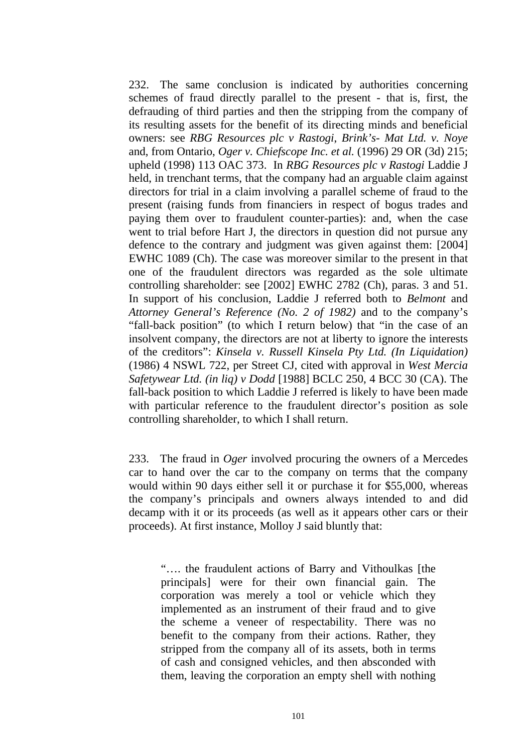232. The same conclusion is indicated by authorities concerning schemes of fraud directly parallel to the present - that is, first, the defrauding of third parties and then the stripping from the company of its resulting assets for the benefit of its directing minds and beneficial owners: see *RBG Resources plc v Rastogi*, *Brink's- Mat Ltd. v. Noye* and, from Ontario, *Oger v. Chiefscope Inc. et al.* (1996) 29 OR (3d) 215; upheld (1998) 113 OAC 373. In *RBG Resources plc v Rastogi* Laddie J held, in trenchant terms, that the company had an arguable claim against directors for trial in a claim involving a parallel scheme of fraud to the present (raising funds from financiers in respect of bogus trades and paying them over to fraudulent counter-parties): and, when the case went to trial before Hart J, the directors in question did not pursue any defence to the contrary and judgment was given against them: [2004] EWHC 1089 (Ch). The case was moreover similar to the present in that one of the fraudulent directors was regarded as the sole ultimate controlling shareholder: see [2002] EWHC 2782 (Ch), paras. 3 and 51. In support of his conclusion, Laddie J referred both to *Belmont* and *Attorney General's Reference (No. 2 of 1982)* and to the company's "fall-back position" (to which I return below) that "in the case of an insolvent company, the directors are not at liberty to ignore the interests of the creditors": *Kinsela v. Russell Kinsela Pty Ltd. (In Liquidation)* (1986) 4 NSWL 722, per Street CJ, cited with approval in *West Mercia Safetywear Ltd. (in liq) v Dodd* [1988] BCLC 250, 4 BCC 30 (CA). The fall-back position to which Laddie J referred is likely to have been made with particular reference to the fraudulent director's position as sole controlling shareholder, to which I shall return.

233. The fraud in *Oger* involved procuring the owners of a Mercedes car to hand over the car to the company on terms that the company would within 90 days either sell it or purchase it for $55,000, whereas the company's principals and owners always intended to and did decamp with it or its proceeds (as well as it appears other cars or their proceeds). At first instance, Molloy J said bluntly that:

> "…. the fraudulent actions of Barry and Vithoulkas [the principals] were for their own financial gain. The corporation was merely a tool or vehicle which they implemented as an instrument of their fraud and to give the scheme a veneer of respectability. There was no benefit to the company from their actions. Rather, they stripped from the company all of its assets, both in terms of cash and consigned vehicles, and then absconded with them, leaving the corporation an empty shell with nothing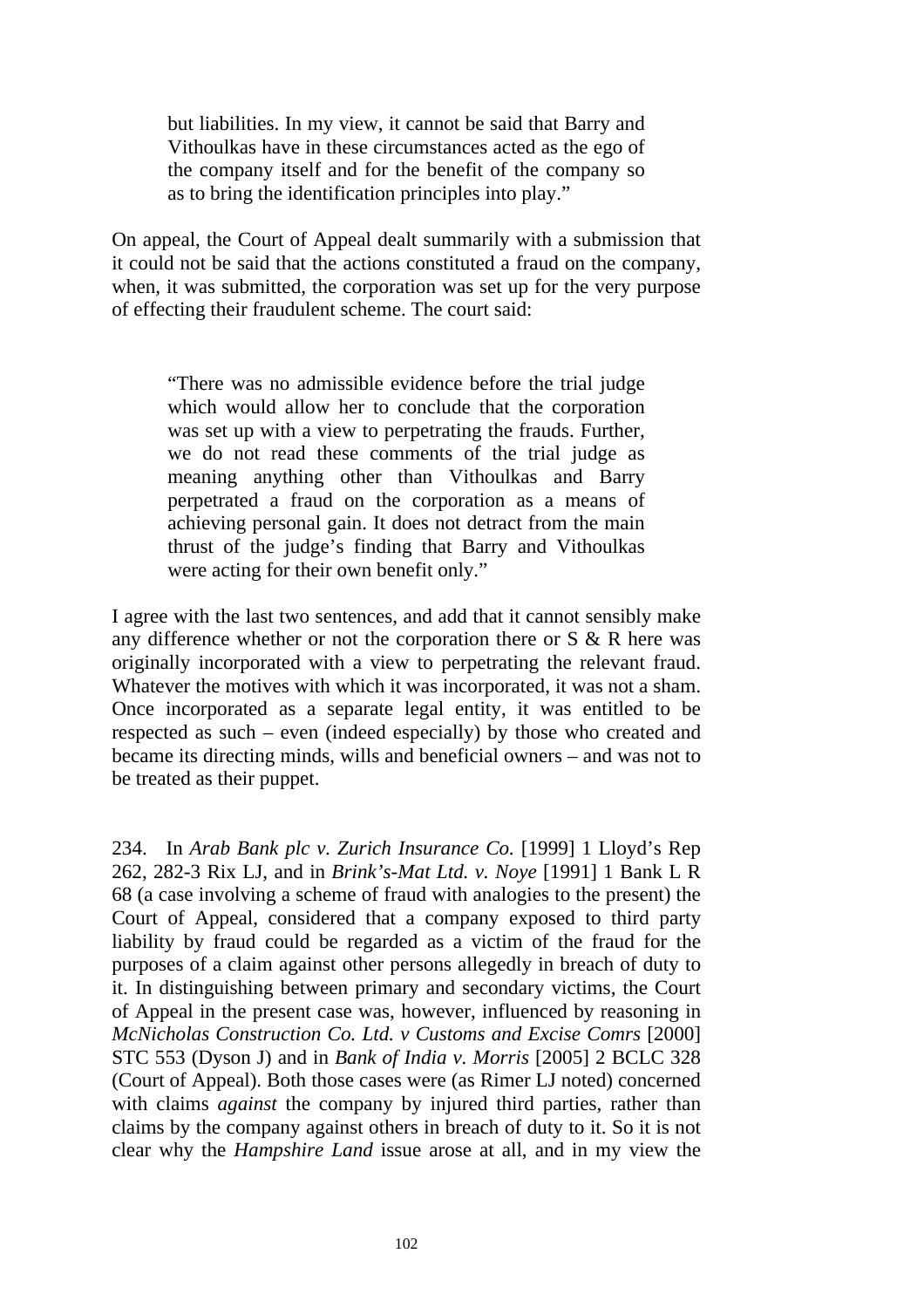> but liabilities. In my view, it cannot be said that Barry and Vithoulkas have in these circumstances acted as the ego of the company itself and for the benefit of the company so as to bring the identification principles into play."

On appeal, the Court of Appeal dealt summarily with a submission that it could not be said that the actions constituted a fraud on the company, when, it was submitted, the corporation was set up for the very purpose of effecting their fraudulent scheme. The court said:

> "There was no admissible evidence before the trial judge which would allow her to conclude that the corporation was set up with a view to perpetrating the frauds. Further, we do not read these comments of the trial judge as meaning anything other than Vithoulkas and Barry perpetrated a fraud on the corporation as a means of achieving personal gain. It does not detract from the main thrust of the judge's finding that Barry and Vithoulkas were acting for their own benefit only."

I agree with the last two sentences, and add that it cannot sensibly make any difference whether or not the corporation there or S & R here was originally incorporated with a view to perpetrating the relevant fraud. Whatever the motives with which it was incorporated, it was not a sham. Once incorporated as a separate legal entity, it was entitled to be respected as such – even (indeed especially) by those who created and became its directing minds, wills and beneficial owners – and was not to be treated as their puppet.

234. In *Arab Bank plc v. Zurich Insurance Co.* [1999] 1 Lloyd's Rep 262, 282-3 Rix LJ, and in *Brink's-Mat Ltd. v. Noye* [1991] 1 Bank L R 68 (a case involving a scheme of fraud with analogies to the present) the Court of Appeal, considered that a company exposed to third party liability by fraud could be regarded as a victim of the fraud for the purposes of a claim against other persons allegedly in breach of duty to it. In distinguishing between primary and secondary victims, the Court of Appeal in the present case was, however, influenced by reasoning in *McNicholas Construction Co. Ltd. v Customs and Excise Comrs* [2000] STC 553 (Dyson J) and in *Bank of India v. Morris* [2005] 2 BCLC 328 (Court of Appeal). Both those cases were (as Rimer LJ noted) concerned with claims *against* the company by injured third parties, rather than claims by the company against others in breach of duty to it. So it is not clear why the *Hampshire Land* issue arose at all, and in my view the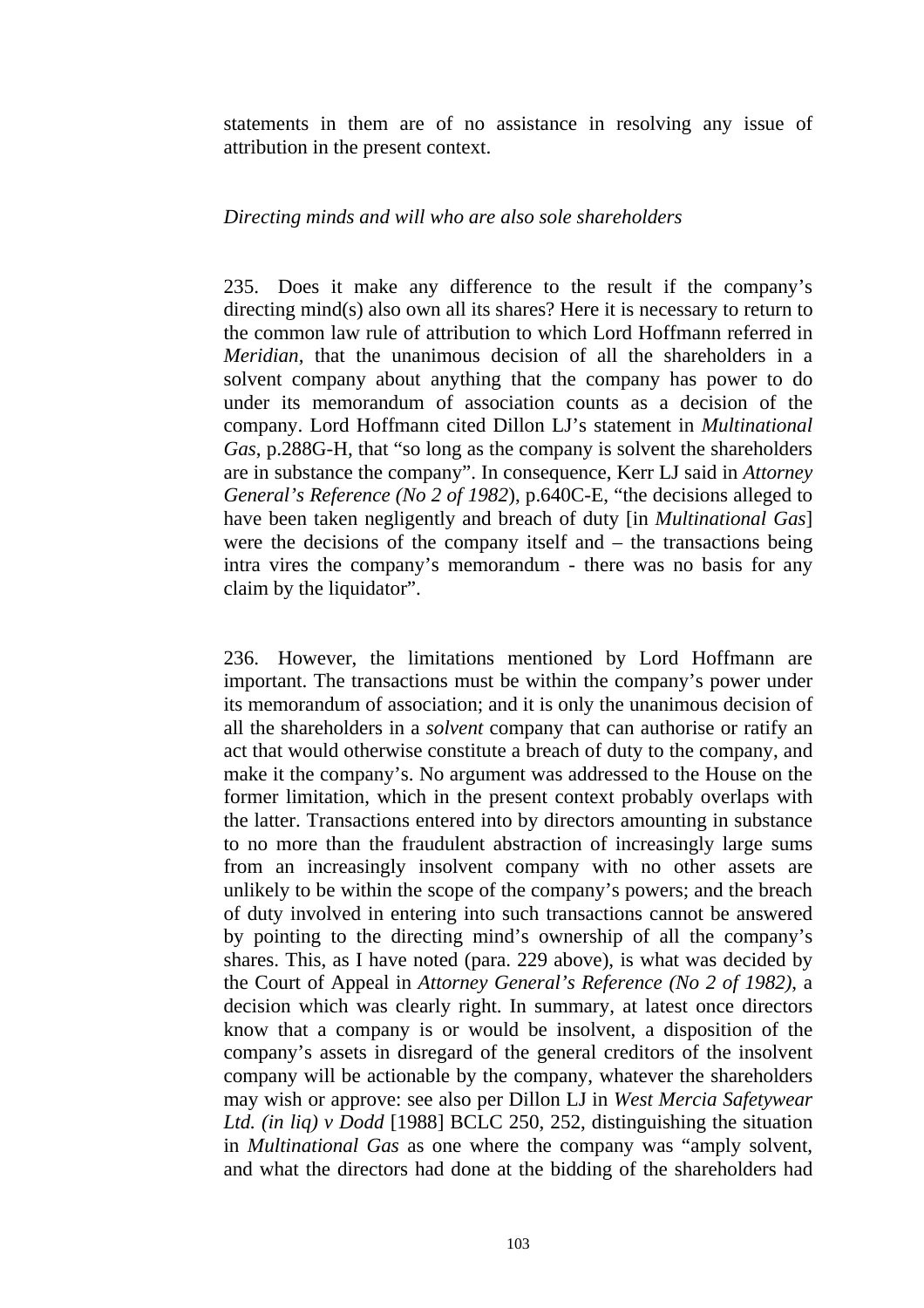statements in them are of no assistance in resolving any issue of attribution in the present context.

*Directing minds and will who are also sole shareholders*

235. Does it make any difference to the result if the company's directing mind(s) also own all its shares? Here it is necessary to return to the common law rule of attribution to which Lord Hoffmann referred in *Meridian*, that the unanimous decision of all the shareholders in a solvent company about anything that the company has power to do under its memorandum of association counts as a decision of the company. Lord Hoffmann cited Dillon LJ's statement in *Multinational Gas*, p.288G-H, that "so long as the company is solvent the shareholders are in substance the company". In consequence, Kerr LJ said in *Attorney General's Reference (No 2 of 1982)*, p.640C-E, "the decisions alleged to have been taken negligently and breach of duty [in *Multinational Gas*] were the decisions of the company itself and – the transactions being intra vires the company's memorandum - there was no basis for any claim by the liquidator".

236. However, the limitations mentioned by Lord Hoffmann are important. The transactions must be within the company's power under its memorandum of association; and it is only the unanimous decision of all the shareholders in a *solvent* company that can authorise or ratify an act that would otherwise constitute a breach of duty to the company, and make it the company's. No argument was addressed to the House on the former limitation, which in the present context probably overlaps with the latter. Transactions entered into by directors amounting in substance to no more than the fraudulent abstraction of increasingly large sums from an increasingly insolvent company with no other assets are unlikely to be within the scope of the company's powers; and the breach of duty involved in entering into such transactions cannot be answered by pointing to the directing mind's ownership of all the company's shares. This, as I have noted (para. 229 above), is what was decided by the Court of Appeal in *Attorney General's Reference (No 2 of 1982)*, a decision which was clearly right. In summary, at latest once directors know that a company is or would be insolvent, a disposition of the company's assets in disregard of the general creditors of the insolvent company will be actionable by the company, whatever the shareholders may wish or approve: see also per Dillon LJ in *West Mercia Safetywear Ltd. (in liq) v Dodd* [1988] BCLC 250, 252, distinguishing the situation in *Multinational Gas* as one where the company was "amply solvent, and what the directors had done at the bidding of the shareholders had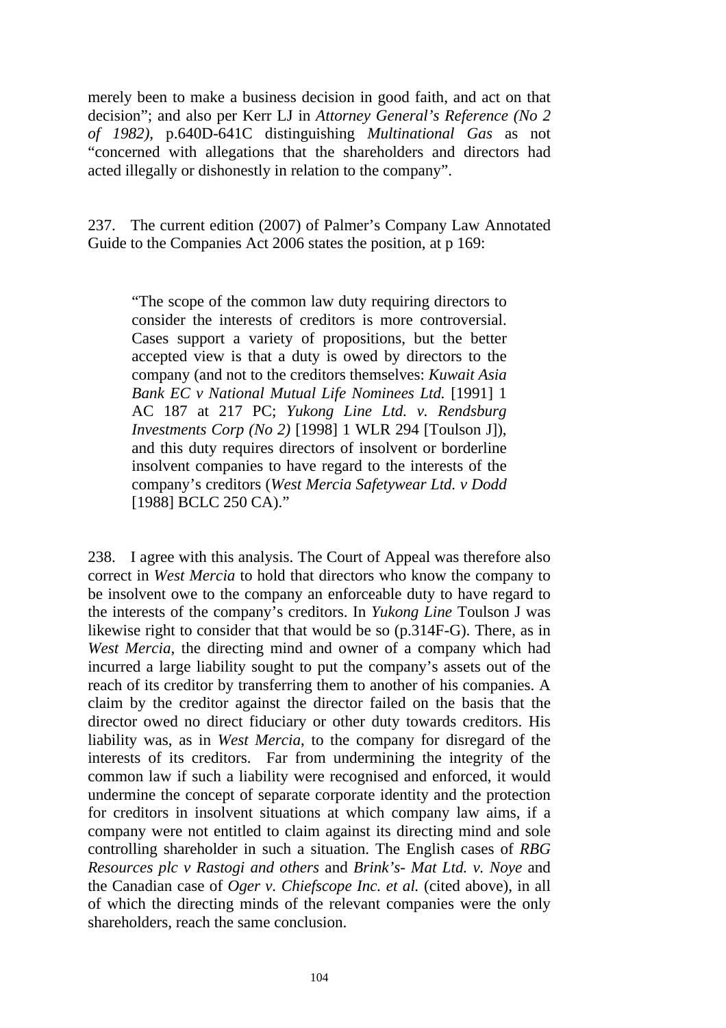merely been to make a business decision in good faith, and act on that decision"; and also per Kerr LJ in *Attorney General's Reference (No 2 of 1982),* p.640D-641C distinguishing *Multinational Gas* as not "concerned with allegations that the shareholders and directors had acted illegally or dishonestly in relation to the company".

237. The current edition (2007) of Palmer's Company Law Annotated Guide to the Companies Act 2006 states the position, at p 169:

> "The scope of the common law duty requiring directors to consider the interests of creditors is more controversial. Cases support a variety of propositions, but the better accepted view is that a duty is owed by directors to the company (and not to the creditors themselves: *Kuwait Asia Bank EC v National Mutual Life Nominees Ltd.* [1991] 1 AC 187 at 217 PC; *Yukong Line Ltd. v. Rendsburg Investments Corp (No 2)* [1998] 1 WLR 294 [Toulson J]), and this duty requires directors of insolvent or borderline insolvent companies to have regard to the interests of the company's creditors (*West Mercia Safetywear Ltd. v Dodd* [1988] BCLC 250 CA)."

238. I agree with this analysis. The Court of Appeal was therefore also correct in *West Mercia* to hold that directors who know the company to be insolvent owe to the company an enforceable duty to have regard to the interests of the company's creditors. In *Yukong Line* Toulson J was likewise right to consider that that would be so (p.314F-G). There, as in *West Mercia*, the directing mind and owner of a company which had incurred a large liability sought to put the company's assets out of the reach of its creditor by transferring them to another of his companies. A claim by the creditor against the director failed on the basis that the director owed no direct fiduciary or other duty towards creditors. His liability was, as in *West Mercia*, to the company for disregard of the interests of its creditors. Far from undermining the integrity of the common law if such a liability were recognised and enforced, it would undermine the concept of separate corporate identity and the protection for creditors in insolvent situations at which company law aims, if a company were not entitled to claim against its directing mind and sole controlling shareholder in such a situation. The English cases of *RBG Resources plc v Rastogi and others* and *Brink's- Mat Ltd. v. Noye* and the Canadian case of *Oger v. Chiefscope Inc. et al.* (cited above), in all of which the directing minds of the relevant companies were the only shareholders, reach the same conclusion.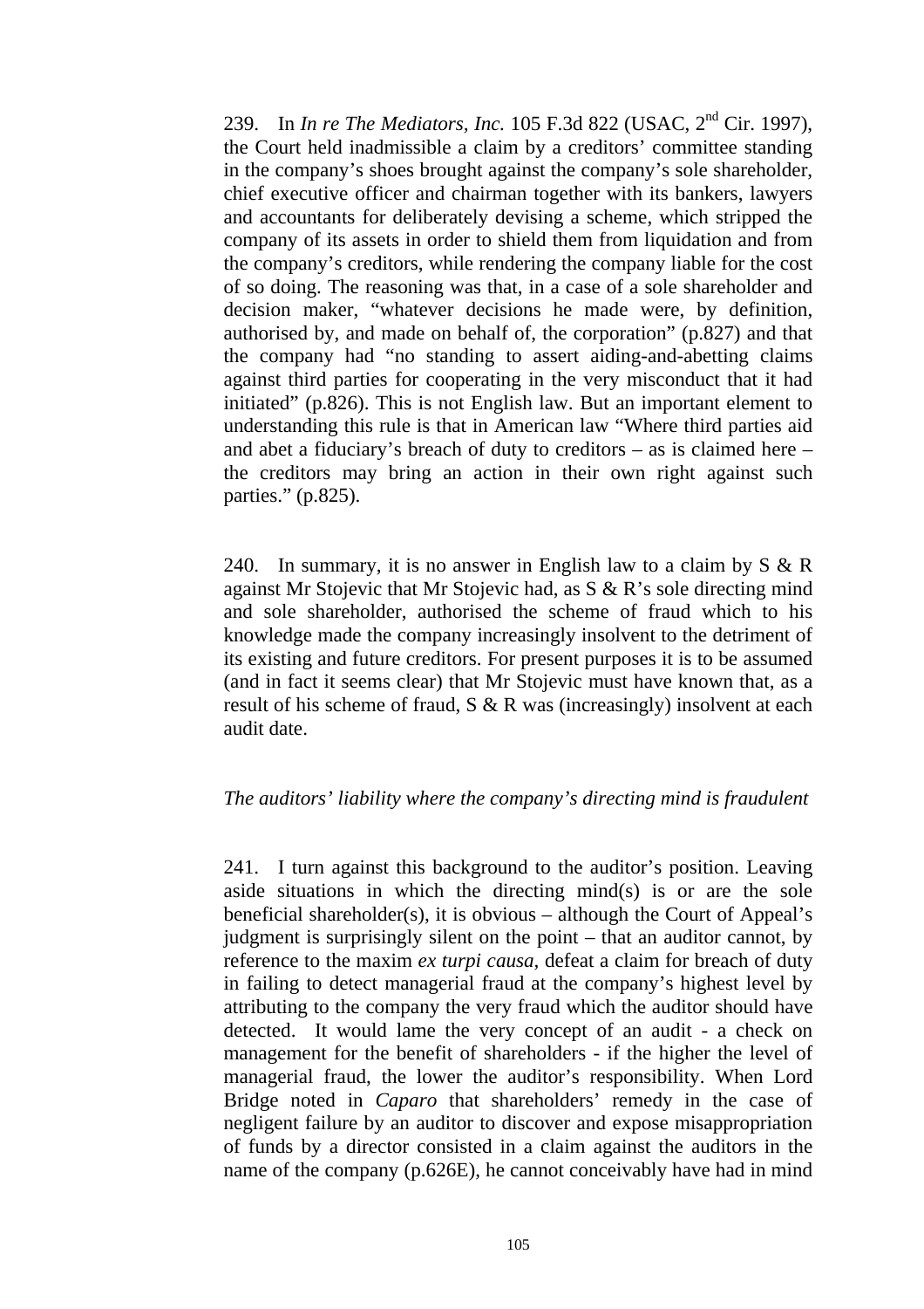239. In *In re The Mediators, Inc.* 105 F.3d 822 (USAC, 2nd Cir. 1997), the Court held inadmissible a claim by a creditors' committee standing in the company's shoes brought against the company's sole shareholder, chief executive officer and chairman together with its bankers, lawyers and accountants for deliberately devising a scheme, which stripped the company of its assets in order to shield them from liquidation and from the company's creditors, while rendering the company liable for the cost of so doing. The reasoning was that, in a case of a sole shareholder and decision maker, "whatever decisions he made were, by definition, authorised by, and made on behalf of, the corporation" (p.827) and that the company had "no standing to assert aiding-and-abetting claims against third parties for cooperating in the very misconduct that it had initiated" (p.826). This is not English law. But an important element to understanding this rule is that in American law "Where third parties aid and abet a fiduciary's breach of duty to creditors – as is claimed here – the creditors may bring an action in their own right against such parties." (p.825).

240. In summary, it is no answer in English law to a claim by S & R against Mr Stojevic that Mr Stojevic had, as S & R's sole directing mind and sole shareholder, authorised the scheme of fraud which to his knowledge made the company increasingly insolvent to the detriment of its existing and future creditors. For present purposes it is to be assumed (and in fact it seems clear) that Mr Stojevic must have known that, as a result of his scheme of fraud, S & R was (increasingly) insolvent at each audit date.

*The auditors' liability where the company's directing mind is fraudulent*

241. I turn against this background to the auditor's position. Leaving aside situations in which the directing mind(s) is or are the sole beneficial shareholder(s), it is obvious – although the Court of Appeal's judgment is surprisingly silent on the point – that an auditor cannot, by reference to the maxim *ex turpi causa*, defeat a claim for breach of duty in failing to detect managerial fraud at the company's highest level by attributing to the company the very fraud which the auditor should have detected. It would lame the very concept of an audit - a check on management for the benefit of shareholders - if the higher the level of managerial fraud, the lower the auditor's responsibility. When Lord Bridge noted in *Caparo* that shareholders' remedy in the case of negligent failure by an auditor to discover and expose misappropriation of funds by a director consisted in a claim against the auditors in the name of the company (p.626E), he cannot conceivably have had in mind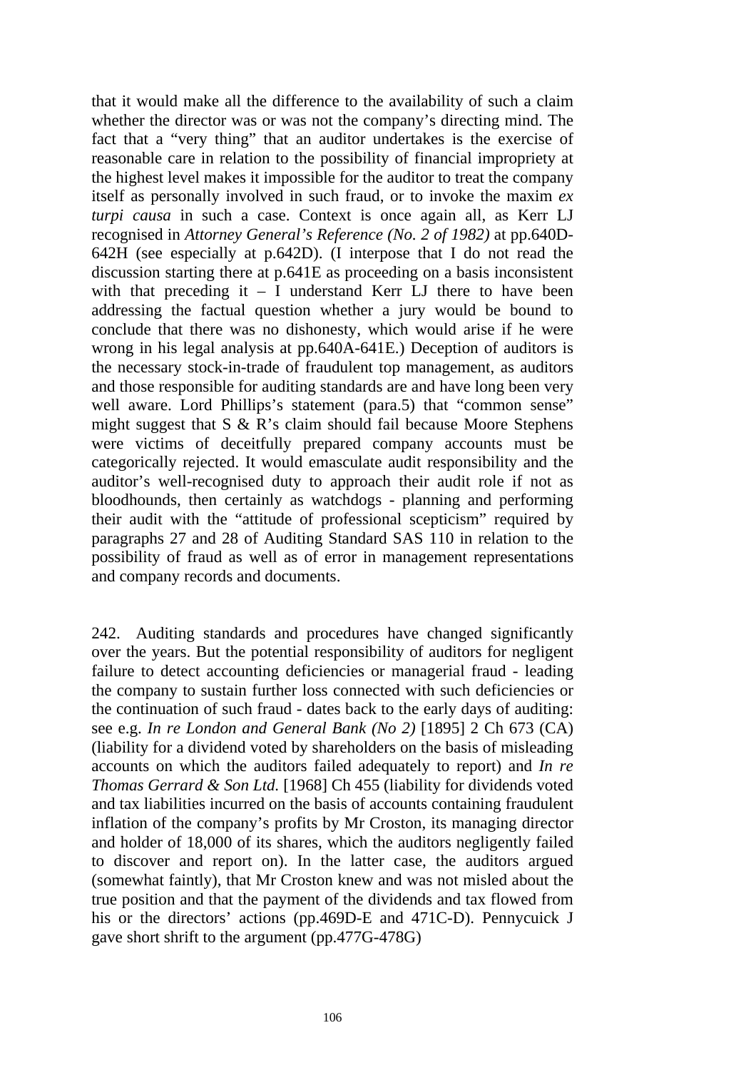that it would make all the difference to the availability of such a claim whether the director was or was not the company's directing mind. The fact that a "very thing" that an auditor undertakes is the exercise of reasonable care in relation to the possibility of financial impropriety at the highest level makes it impossible for the auditor to treat the company itself as personally involved in such fraud, or to invoke the maxim *ex turpi causa* in such a case. Context is once again all, as Kerr LJ recognised in *Attorney General's Reference (No. 2 of 1982)* at pp.640D-642H (see especially at p.642D). (I interpose that I do not read the discussion starting there at p.641E as proceeding on a basis inconsistent with that preceding it – I understand Kerr LJ there to have been addressing the factual question whether a jury would be bound to conclude that there was no dishonesty, which would arise if he were wrong in his legal analysis at pp.640A-641E.) Deception of auditors is the necessary stock-in-trade of fraudulent top management, as auditors and those responsible for auditing standards are and have long been very well aware. Lord Phillips's statement (para.5) that "common sense" might suggest that S & R's claim should fail because Moore Stephens were victims of deceitfully prepared company accounts must be categorically rejected. It would emasculate audit responsibility and the auditor's well-recognised duty to approach their audit role if not as bloodhounds, then certainly as watchdogs - planning and performing their audit with the "attitude of professional scepticism" required by paragraphs 27 and 28 of Auditing Standard SAS 110 in relation to the possibility of fraud as well as of error in management representations and company records and documents.

242. Auditing standards and procedures have changed significantly over the years. But the potential responsibility of auditors for negligent failure to detect accounting deficiencies or managerial fraud - leading the company to sustain further loss connected with such deficiencies or the continuation of such fraud - dates back to the early days of auditing: see e.g. *In re London and General Bank (No 2)* [1895] 2 Ch 673 (CA) (liability for a dividend voted by shareholders on the basis of misleading accounts on which the auditors failed adequately to report) and *In re Thomas Gerrard & Son Ltd.* [1968] Ch 455 (liability for dividends voted and tax liabilities incurred on the basis of accounts containing fraudulent inflation of the company's profits by Mr Croston, its managing director and holder of 18,000 of its shares, which the auditors negligently failed to discover and report on). In the latter case, the auditors argued (somewhat faintly), that Mr Croston knew and was not misled about the true position and that the payment of the dividends and tax flowed from his or the directors' actions (pp.469D-E and 471C-D). Pennycuick J gave short shrift to the argument (pp.477G-478G)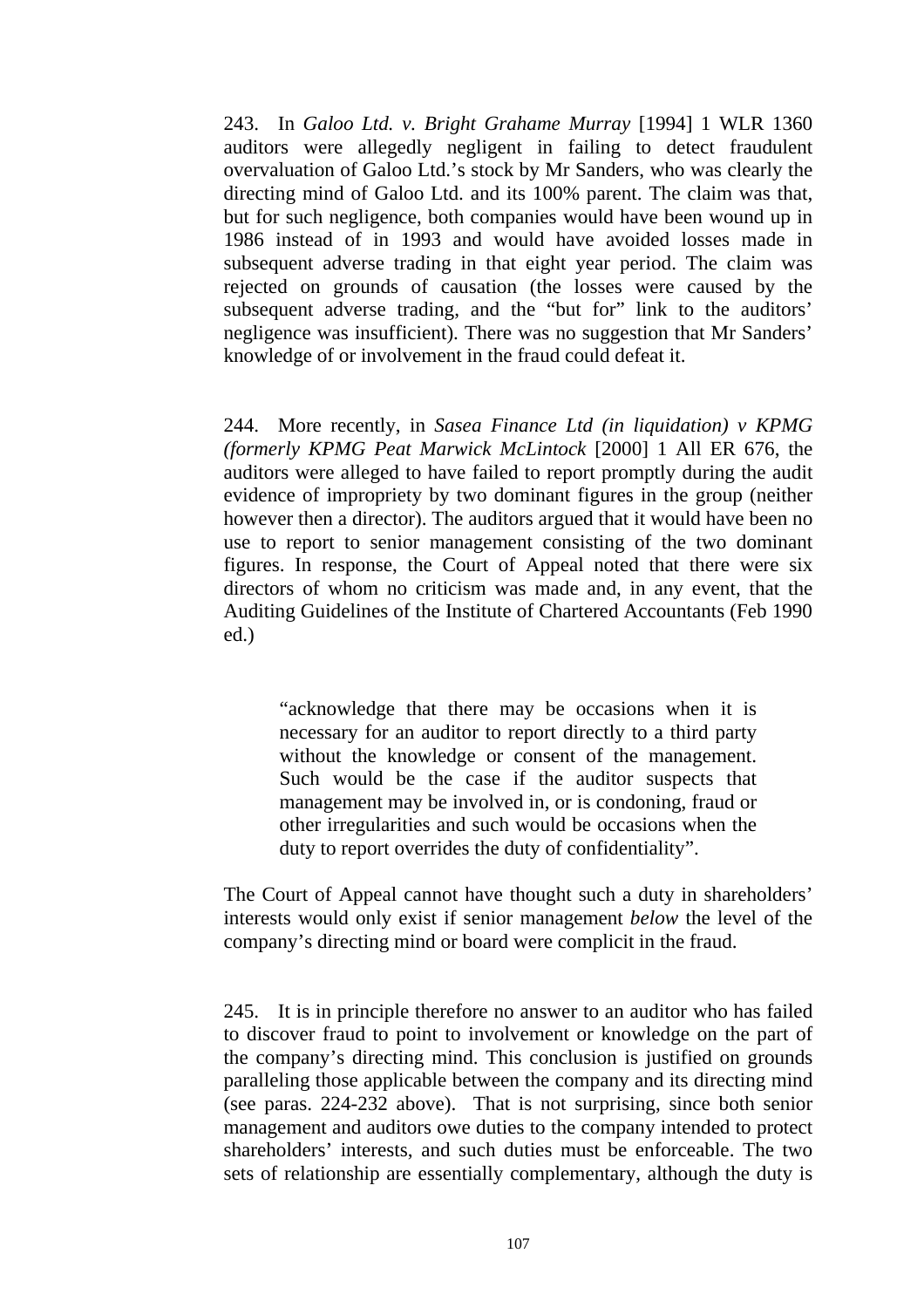243. In *Galoo Ltd. v. Bright Grahame Murray* [1994] 1 WLR 1360 auditors were allegedly negligent in failing to detect fraudulent overvaluation of Galoo Ltd.'s stock by Mr Sanders, who was clearly the directing mind of Galoo Ltd. and its 100% parent. The claim was that, but for such negligence, both companies would have been wound up in 1986 instead of in 1993 and would have avoided losses made in subsequent adverse trading in that eight year period. The claim was rejected on grounds of causation (the losses were caused by the subsequent adverse trading, and the "but for" link to the auditors' negligence was insufficient). There was no suggestion that Mr Sanders' knowledge of or involvement in the fraud could defeat it.

244. More recently, in *Sasea Finance Ltd (in liquidation) v KPMG (formerly KPMG Peat Marwick McLintock* [2000] 1 All ER 676, the auditors were alleged to have failed to report promptly during the audit evidence of impropriety by two dominant figures in the group (neither however then a director). The auditors argued that it would have been no use to report to senior management consisting of the two dominant figures. In response, the Court of Appeal noted that there were six directors of whom no criticism was made and, in any event, that the Auditing Guidelines of the Institute of Chartered Accountants (Feb 1990 ed.)

> "acknowledge that there may be occasions when it is necessary for an auditor to report directly to a third party without the knowledge or consent of the management. Such would be the case if the auditor suspects that management may be involved in, or is condoning, fraud or other irregularities and such would be occasions when the duty to report overrides the duty of confidentiality".

The Court of Appeal cannot have thought such a duty in shareholders' interests would only exist if senior management *below* the level of the company's directing mind or board were complicit in the fraud.

245. It is in principle therefore no answer to an auditor who has failed to discover fraud to point to involvement or knowledge on the part of the company's directing mind. This conclusion is justified on grounds paralleling those applicable between the company and its directing mind (see paras. 224-232 above). That is not surprising, since both senior management and auditors owe duties to the company intended to protect shareholders' interests, and such duties must be enforceable. The two sets of relationship are essentially complementary, although the duty is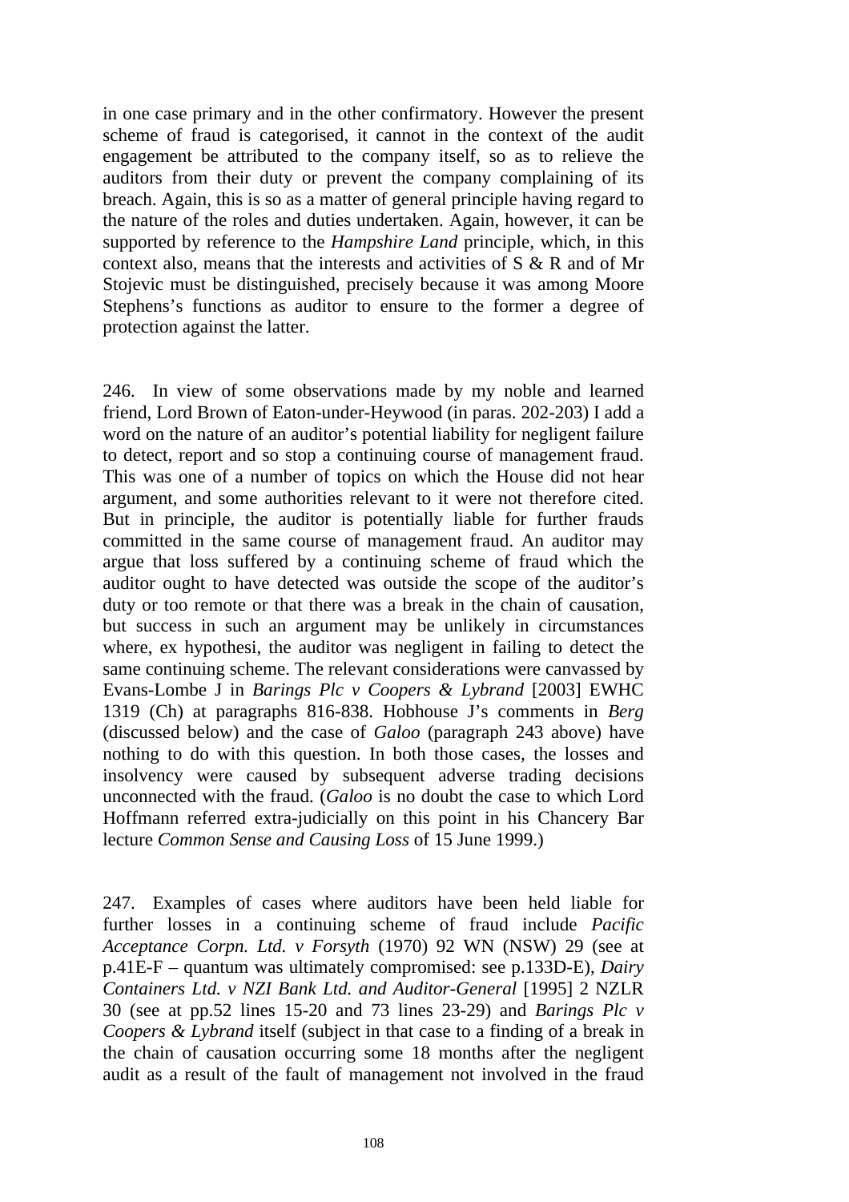in one case primary and in the other confirmatory. However the present scheme of fraud is categorised, it cannot in the context of the audit engagement be attributed to the company itself, so as to relieve the auditors from their duty or prevent the company complaining of its breach. Again, this is so as a matter of general principle having regard to the nature of the roles and duties undertaken. Again, however, it can be supported by reference to the *Hampshire Land* principle, which, in this context also, means that the interests and activities of S & R and of Mr Stojevic must be distinguished, precisely because it was among Moore Stephens's functions as auditor to ensure to the former a degree of protection against the latter.

246. In view of some observations made by my noble and learned friend, Lord Brown of Eaton-under-Heywood (in paras. 202-203) I add a word on the nature of an auditor's potential liability for negligent failure to detect, report and so stop a continuing course of management fraud. This was one of a number of topics on which the House did not hear argument, and some authorities relevant to it were not therefore cited. But in principle, the auditor is potentially liable for further frauds committed in the same course of management fraud. An auditor may argue that loss suffered by a continuing scheme of fraud which the auditor ought to have detected was outside the scope of the auditor's duty or too remote or that there was a break in the chain of causation, but success in such an argument may be unlikely in circumstances where, ex hypothesi, the auditor was negligent in failing to detect the same continuing scheme. The relevant considerations were canvassed by Evans-Lombe J in *Barings Plc v Coopers & Lybrand* [2003] EWHC 1319 (Ch) at paragraphs 816-838. Hobhouse J's comments in *Berg* (discussed below) and the case of *Galoo* (paragraph 243 above) have nothing to do with this question. In both those cases, the losses and insolvency were caused by subsequent adverse trading decisions unconnected with the fraud. (*Galoo* is no doubt the case to which Lord Hoffmann referred extra-judicially on this point in his Chancery Bar lecture *Common Sense and Causing Loss* of 15 June 1999.)

247. Examples of cases where auditors have been held liable for further losses in a continuing scheme of fraud include *Pacific Acceptance Corpn. Ltd. v Forsyth* (1970) 92 WN (NSW) 29 (see at p.41E-F – quantum was ultimately compromised: see p.133D-E), *Dairy Containers Ltd. v NZI Bank Ltd. and Auditor-General* [1995] 2 NZLR 30 (see at pp.52 lines 15-20 and 73 lines 23-29) and *Barings Plc v Coopers & Lybrand* itself (subject in that case to a finding of a break in the chain of causation occurring some 18 months after the negligent audit as a result of the fault of management not involved in the fraud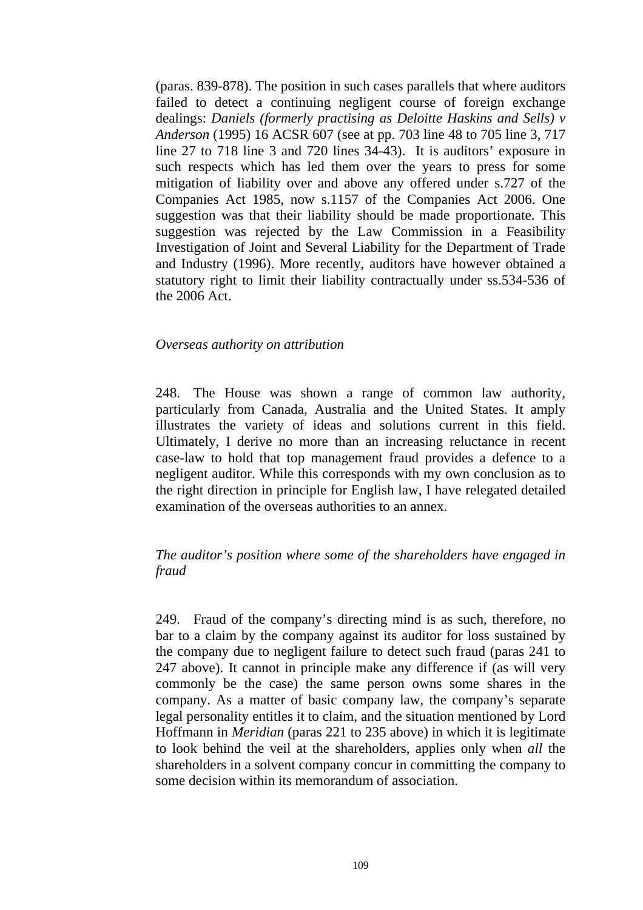(paras. 839-878). The position in such cases parallels that where auditors failed to detect a continuing negligent course of foreign exchange dealings: *Daniels (formerly practising as Deloitte Haskins and Sells) v Anderson* (1995) 16 ACSR 607 (see at pp. 703 line 48 to 705 line 3, 717 line 27 to 718 line 3 and 720 lines 34-43). It is auditors' exposure in such respects which has led them over the years to press for some mitigation of liability over and above any offered under s.727 of the Companies Act 1985, now s.1157 of the Companies Act 2006. One suggestion was that their liability should be made proportionate. This suggestion was rejected by the Law Commission in a Feasibility Investigation of Joint and Several Liability for the Department of Trade and Industry (1996). More recently, auditors have however obtained a statutory right to limit their liability contractually under ss.534-536 of the 2006 Act.

*Overseas authority on attribution*

248. The House was shown a range of common law authority, particularly from Canada, Australia and the United States. It amply illustrates the variety of ideas and solutions current in this field. Ultimately, I derive no more than an increasing reluctance in recent case-law to hold that top management fraud provides a defence to a negligent auditor. While this corresponds with my own conclusion as to the right direction in principle for English law, I have relegated detailed examination of the overseas authorities to an annex.

*The auditor's position where some of the shareholders have engaged in fraud*

249. Fraud of the company's directing mind is as such, therefore, no bar to a claim by the company against its auditor for loss sustained by the company due to negligent failure to detect such fraud (paras 241 to 247 above). It cannot in principle make any difference if (as will very commonly be the case) the same person owns some shares in the company. As a matter of basic company law, the company's separate legal personality entitles it to claim, and the situation mentioned by Lord Hoffmann in *Meridian* (paras 221 to 235 above) in which it is legitimate to look behind the veil at the shareholders, applies only when *all* the shareholders in a solvent company concur in committing the company to some decision within its memorandum of association.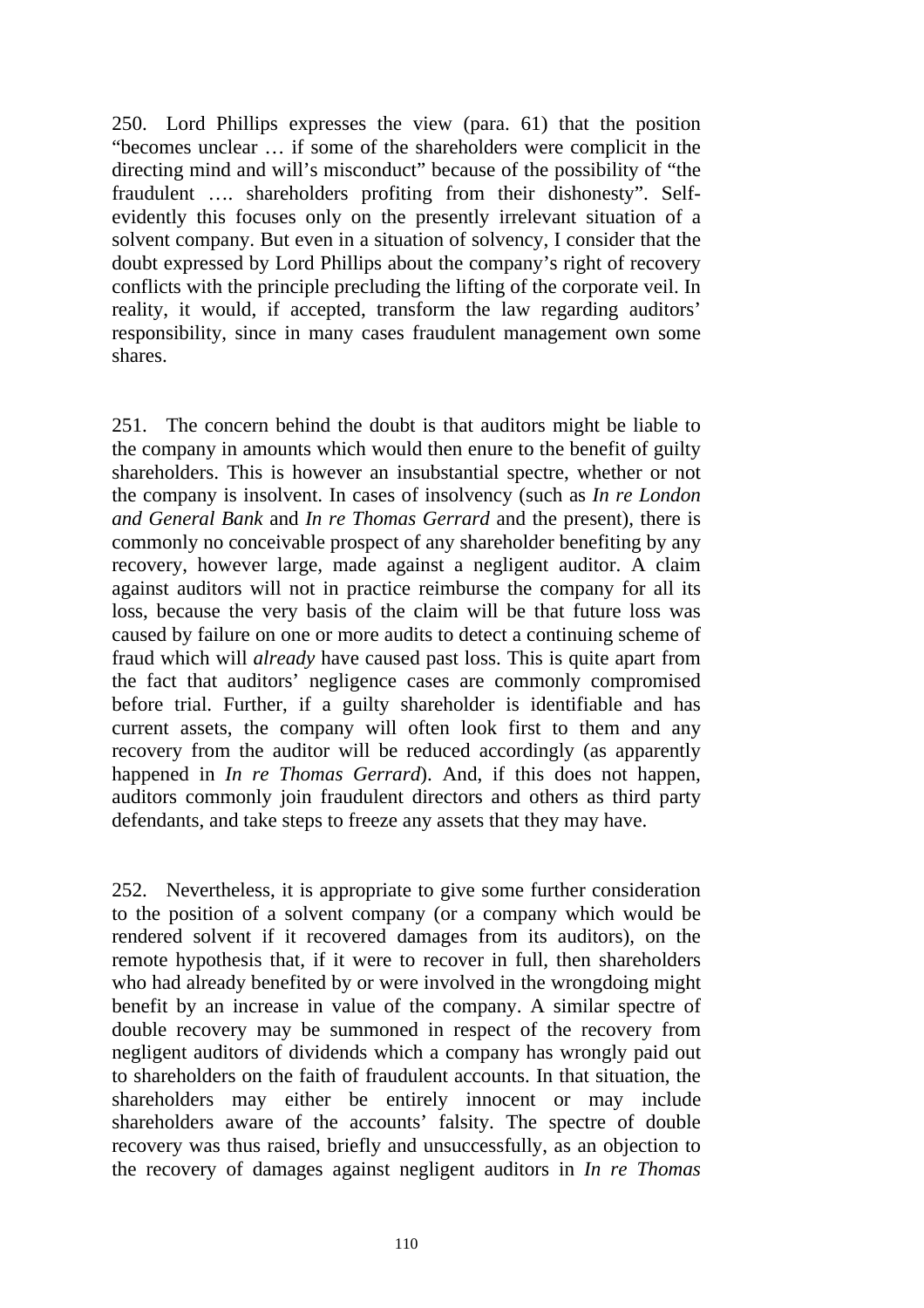250. Lord Phillips expresses the view (para. 61) that the position "becomes unclear … if some of the shareholders were complicit in the directing mind and will's misconduct" because of the possibility of "the fraudulent …. shareholders profiting from their dishonesty". Self-evidently this focuses only on the presently irrelevant situation of a solvent company. But even in a situation of solvency, I consider that the doubt expressed by Lord Phillips about the company's right of recovery conflicts with the principle precluding the lifting of the corporate veil. In reality, it would, if accepted, transform the law regarding auditors' responsibility, since in many cases fraudulent management own some shares.

251. The concern behind the doubt is that auditors might be liable to the company in amounts which would then enure to the benefit of guilty shareholders. This is however an insubstantial spectre, whether or not the company is insolvent. In cases of insolvency (such as *In re London and General Bank* and *In re Thomas Gerrard* and the present), there is commonly no conceivable prospect of any shareholder benefiting by any recovery, however large, made against a negligent auditor. A claim against auditors will not in practice reimburse the company for all its loss, because the very basis of the claim will be that future loss was caused by failure on one or more audits to detect a continuing scheme of fraud which will *already* have caused past loss. This is quite apart from the fact that auditors' negligence cases are commonly compromised before trial. Further, if a guilty shareholder is identifiable and has current assets, the company will often look first to them and any recovery from the auditor will be reduced accordingly (as apparently happened in *In re Thomas Gerrard*). And, if this does not happen, auditors commonly join fraudulent directors and others as third party defendants, and take steps to freeze any assets that they may have.

252. Nevertheless, it is appropriate to give some further consideration to the position of a solvent company (or a company which would be rendered solvent if it recovered damages from its auditors), on the remote hypothesis that, if it were to recover in full, then shareholders who had already benefited by or were involved in the wrongdoing might benefit by an increase in value of the company. A similar spectre of double recovery may be summoned in respect of the recovery from negligent auditors of dividends which a company has wrongly paid out to shareholders on the faith of fraudulent accounts. In that situation, the shareholders may either be entirely innocent or may include shareholders aware of the accounts' falsity. The spectre of double recovery was thus raised, briefly and unsuccessfully, as an objection to the recovery of damages against negligent auditors in *In re Thomas*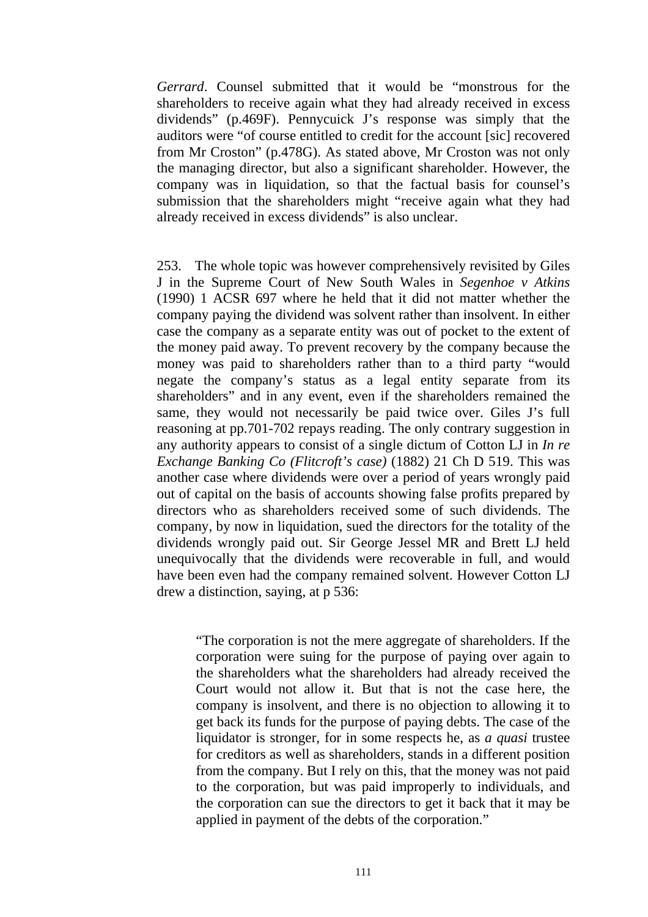*Gerrard*. Counsel submitted that it would be "monstrous for the shareholders to receive again what they had already received in excess dividends" (p.469F). Pennycuick J's response was simply that the auditors were "of course entitled to credit for the account [sic] recovered from Mr Croston" (p.478G). As stated above, Mr Croston was not only the managing director, but also a significant shareholder. However, the company was in liquidation, so that the factual basis for counsel's submission that the shareholders might "receive again what they had already received in excess dividends" is also unclear.

253. The whole topic was however comprehensively revisited by Giles J in the Supreme Court of New South Wales in *Segenhoe v Atkins* (1990) 1 ACSR 697 where he held that it did not matter whether the company paying the dividend was solvent rather than insolvent. In either case the company as a separate entity was out of pocket to the extent of the money paid away. To prevent recovery by the company because the money was paid to shareholders rather than to a third party "would negate the company's status as a legal entity separate from its shareholders" and in any event, even if the shareholders remained the same, they would not necessarily be paid twice over. Giles J's full reasoning at pp.701-702 repays reading. The only contrary suggestion in any authority appears to consist of a single dictum of Cotton LJ in *In re Exchange Banking Co (Flitcroft's case)* (1882) 21 Ch D 519. This was another case where dividends were over a period of years wrongly paid out of capital on the basis of accounts showing false profits prepared by directors who as shareholders received some of such dividends. The company, by now in liquidation, sued the directors for the totality of the dividends wrongly paid out. Sir George Jessel MR and Brett LJ held unequivocally that the dividends were recoverable in full, and would have been even had the company remained solvent. However Cotton LJ drew a distinction, saying, at p 536:

> "The corporation is not the mere aggregate of shareholders. If the corporation were suing for the purpose of paying over again to the shareholders what the shareholders had already received the Court would not allow it. But that is not the case here, the company is insolvent, and there is no objection to allowing it to get back its funds for the purpose of paying debts. The case of the liquidator is stronger, for in some respects he, as *a quasi* trustee for creditors as well as shareholders, stands in a different position from the company. But I rely on this, that the money was not paid to the corporation, but was paid improperly to individuals, and the corporation can sue the directors to get it back that it may be applied in payment of the debts of the corporation."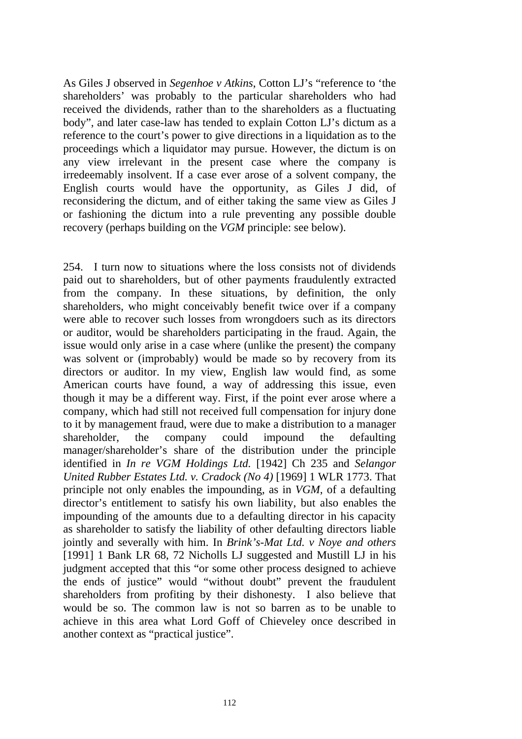As Giles J observed in *Segenhoe v Atkins*, Cotton LJ's "reference to 'the shareholders' was probably to the particular shareholders who had received the dividends, rather than to the shareholders as a fluctuating body", and later case-law has tended to explain Cotton LJ's dictum as a reference to the court's power to give directions in a liquidation as to the proceedings which a liquidator may pursue. However, the dictum is on any view irrelevant in the present case where the company is irredeemably insolvent. If a case ever arose of a solvent company, the English courts would have the opportunity, as Giles J did, of reconsidering the dictum, and of either taking the same view as Giles J or fashioning the dictum into a rule preventing any possible double recovery (perhaps building on the *VGM* principle: see below).

254. I turn now to situations where the loss consists not of dividends paid out to shareholders, but of other payments fraudulently extracted from the company. In these situations, by definition, the only shareholders, who might conceivably benefit twice over if a company were able to recover such losses from wrongdoers such as its directors or auditor, would be shareholders participating in the fraud. Again, the issue would only arise in a case where (unlike the present) the company was solvent or (improbably) would be made so by recovery from its directors or auditor. In my view, English law would find, as some American courts have found, a way of addressing this issue, even though it may be a different way. First, if the point ever arose where a company, which had still not received full compensation for injury done to it by management fraud, were due to make a distribution to a manager shareholder, the company could impound the defaulting manager/shareholder's share of the distribution under the principle identified in *In re VGM Holdings Ltd.* [1942] Ch 235 and *Selangor United Rubber Estates Ltd. v. Cradock (No 4)* [1969] 1 WLR 1773. That principle not only enables the impounding, as in *VGM*, of a defaulting director's entitlement to satisfy his own liability, but also enables the impounding of the amounts due to a defaulting director in his capacity as shareholder to satisfy the liability of other defaulting directors liable jointly and severally with him. In *Brink's-Mat Ltd. v Noye and others* [1991] 1 Bank LR 68, 72 Nicholls LJ suggested and Mustill LJ in his judgment accepted that this "or some other process designed to achieve the ends of justice" would "without doubt" prevent the fraudulent shareholders from profiting by their dishonesty. I also believe that would be so. The common law is not so barren as to be unable to achieve in this area what Lord Goff of Chieveley once described in another context as "practical justice".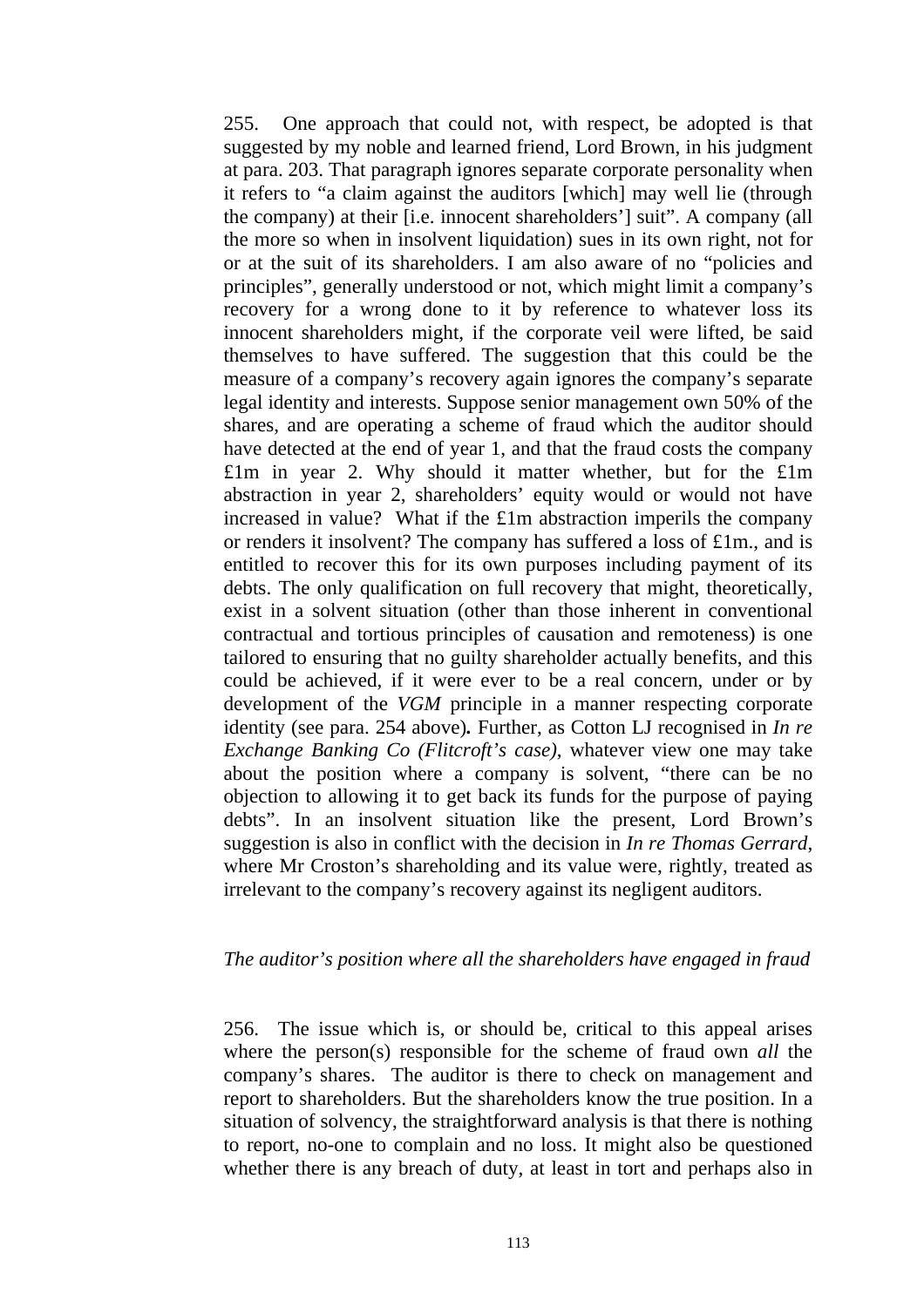255. One approach that could not, with respect, be adopted is that suggested by my noble and learned friend, Lord Brown, in his judgment at para. 203. That paragraph ignores separate corporate personality when it refers to "a claim against the auditors [which] may well lie (through the company) at their [i.e. innocent shareholders'] suit". A company (all the more so when in insolvent liquidation) sues in its own right, not for or at the suit of its shareholders. I am also aware of no "policies and principles", generally understood or not, which might limit a company's recovery for a wrong done to it by reference to whatever loss its innocent shareholders might, if the corporate veil were lifted, be said themselves to have suffered. The suggestion that this could be the measure of a company's recovery again ignores the company's separate legal identity and interests. Suppose senior management own 50% of the shares, and are operating a scheme of fraud which the auditor should have detected at the end of year 1, and that the fraud costs the company £1m in year 2. Why should it matter whether, but for the £1m abstraction in year 2, shareholders' equity would or would not have increased in value? What if the £1m abstraction imperils the company or renders it insolvent? The company has suffered a loss of £1m., and is entitled to recover this for its own purposes including payment of its debts. The only qualification on full recovery that might, theoretically, exist in a solvent situation (other than those inherent in conventional contractual and tortious principles of causation and remoteness) is one tailored to ensuring that no guilty shareholder actually benefits, and this could be achieved, if it were ever to be a real concern, under or by development of the *VGM* principle in a manner respecting corporate identity (see para. 254 above). Further, as Cotton LJ recognised in *In re Exchange Banking Co (Flitcroft's case)*, whatever view one may take about the position where a company is solvent, "there can be no objection to allowing it to get back its funds for the purpose of paying debts". In an insolvent situation like the present, Lord Brown's suggestion is also in conflict with the decision in *In re Thomas Gerrard*, where Mr Croston's shareholding and its value were, rightly, treated as irrelevant to the company's recovery against its negligent auditors.

*The auditor's position where all the shareholders have engaged in fraud*

256. The issue which is, or should be, critical to this appeal arises where the person(s) responsible for the scheme of fraud own *all* the company's shares. The auditor is there to check on management and report to shareholders. But the shareholders know the true position. In a situation of solvency, the straightforward analysis is that there is nothing to report, no-one to complain and no loss. It might also be questioned whether there is any breach of duty, at least in tort and perhaps also in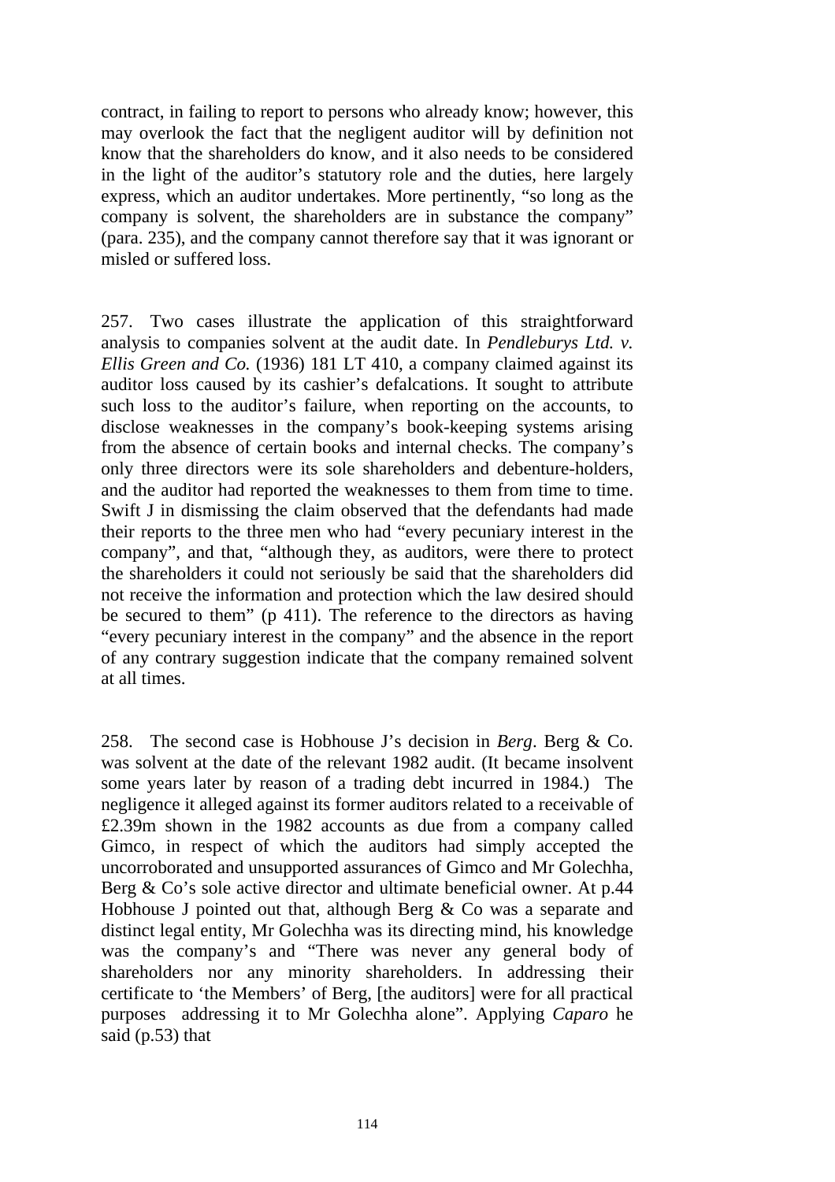contract, in failing to report to persons who already know; however, this may overlook the fact that the negligent auditor will by definition not know that the shareholders do know, and it also needs to be considered in the light of the auditor's statutory role and the duties, here largely express, which an auditor undertakes. More pertinently, "so long as the company is solvent, the shareholders are in substance the company" (para. 235), and the company cannot therefore say that it was ignorant or misled or suffered loss.

257. Two cases illustrate the application of this straightforward analysis to companies solvent at the audit date. In *Pendleburys Ltd. v. Ellis Green and Co.* (1936) 181 LT 410, a company claimed against its auditor loss caused by its cashier's defalcations. It sought to attribute such loss to the auditor's failure, when reporting on the accounts, to disclose weaknesses in the company's book-keeping systems arising from the absence of certain books and internal checks. The company's only three directors were its sole shareholders and debenture-holders, and the auditor had reported the weaknesses to them from time to time. Swift J in dismissing the claim observed that the defendants had made their reports to the three men who had "every pecuniary interest in the company", and that, "although they, as auditors, were there to protect the shareholders it could not seriously be said that the shareholders did not receive the information and protection which the law desired should be secured to them" (p 411). The reference to the directors as having "every pecuniary interest in the company" and the absence in the report of any contrary suggestion indicate that the company remained solvent at all times.

258. The second case is Hobhouse J's decision in *Berg*. Berg & Co. was solvent at the date of the relevant 1982 audit. (It became insolvent some years later by reason of a trading debt incurred in 1984.) The negligence it alleged against its former auditors related to a receivable of £2.39m shown in the 1982 accounts as due from a company called Gimco, in respect of which the auditors had simply accepted the uncorroborated and unsupported assurances of Gimco and Mr Golechha, Berg & Co's sole active director and ultimate beneficial owner. At p.44 Hobhouse J pointed out that, although Berg & Co was a separate and distinct legal entity, Mr Golechha was its directing mind, his knowledge was the company's and "There was never any general body of shareholders nor any minority shareholders. In addressing their certificate to 'the Members' of Berg, [the auditors] were for all practical purposes addressing it to Mr Golechha alone". Applying *Caparo* he said (p.53) that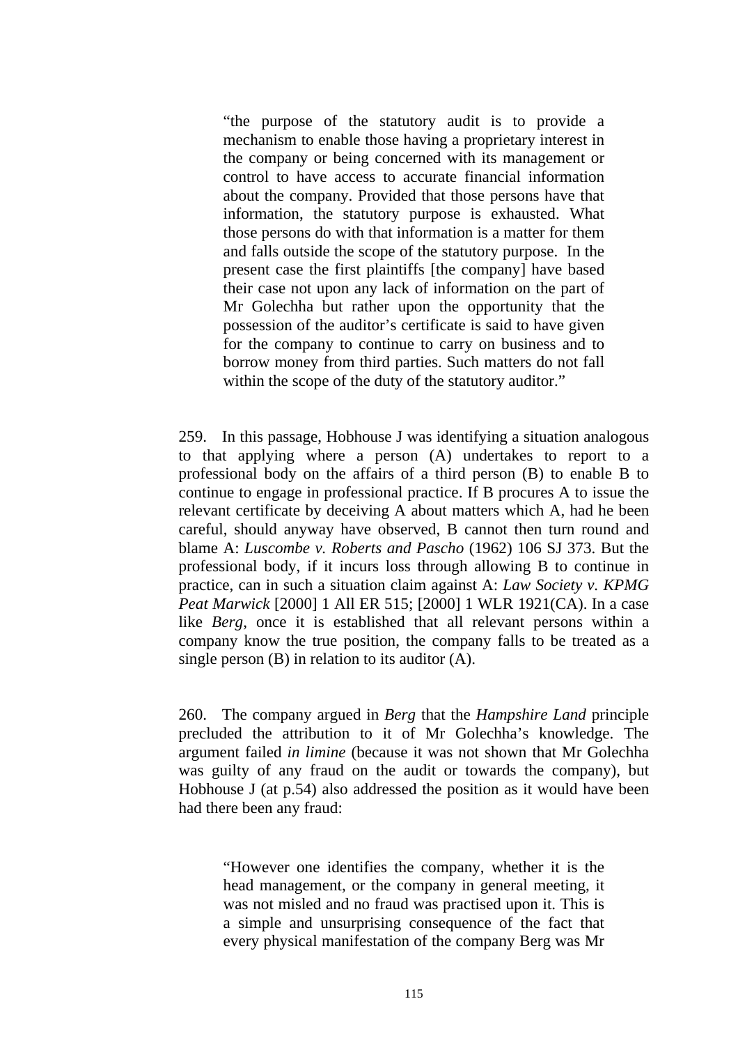> "the purpose of the statutory audit is to provide a mechanism to enable those having a proprietary interest in the company or being concerned with its management or control to have access to accurate financial information about the company. Provided that those persons have that information, the statutory purpose is exhausted. What those persons do with that information is a matter for them and falls outside the scope of the statutory purpose. In the present case the first plaintiffs [the company] have based their case not upon any lack of information on the part of Mr Golechha but rather upon the opportunity that the possession of the auditor's certificate is said to have given for the company to continue to carry on business and to borrow money from third parties. Such matters do not fall within the scope of the duty of the statutory auditor."

259. In this passage, Hobhouse J was identifying a situation analogous to that applying where a person (A) undertakes to report to a professional body on the affairs of a third person (B) to enable B to continue to engage in professional practice. If B procures A to issue the relevant certificate by deceiving A about matters which A, had he been careful, should anyway have observed, B cannot then turn round and blame A: *Luscombe v. Roberts and Pascho* (1962) 106 SJ 373. But the professional body, if it incurs loss through allowing B to continue in practice, can in such a situation claim against A: *Law Society v. KPMG Peat Marwick* [2000] 1 All ER 515; [2000] 1 WLR 1921(CA). In a case like *Berg*, once it is established that all relevant persons within a company know the true position, the company falls to be treated as a single person (B) in relation to its auditor (A).

260. The company argued in *Berg* that the *Hampshire Land* principle precluded the attribution to it of Mr Golechha's knowledge. The argument failed *in limine* (because it was not shown that Mr Golechha was guilty of any fraud on the audit or towards the company), but Hobhouse J (at p.54) also addressed the position as it would have been had there been any fraud:

> "However one identifies the company, whether it is the head management, or the company in general meeting, it was not misled and no fraud was practised upon it. This is a simple and unsurprising consequence of the fact that every physical manifestation of the company Berg was Mr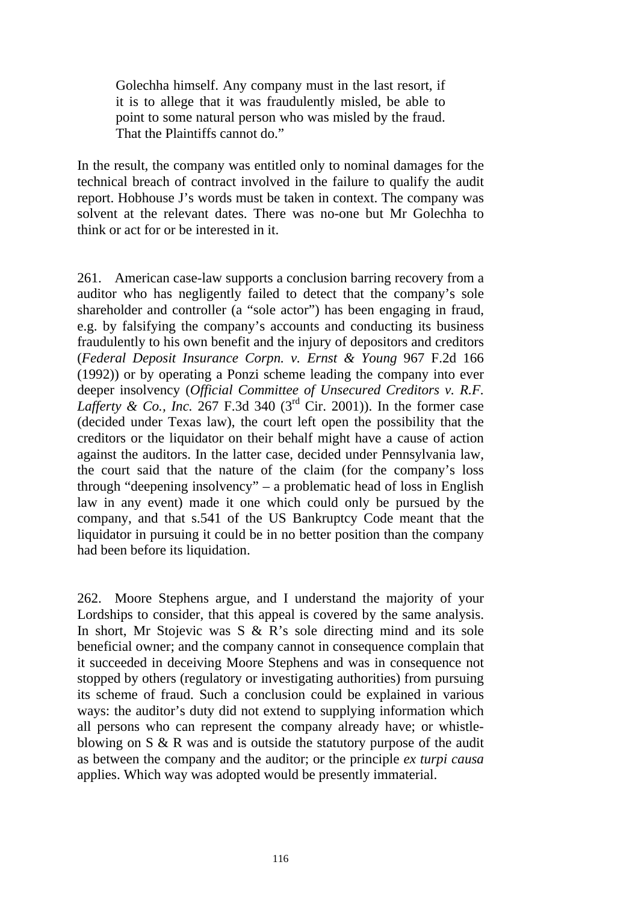> Golechha himself. Any company must in the last resort, if it is to allege that it was fraudulently misled, be able to point to some natural person who was misled by the fraud. That the Plaintiffs cannot do."

In the result, the company was entitled only to nominal damages for the technical breach of contract involved in the failure to qualify the audit report. Hobhouse J's words must be taken in context. The company was solvent at the relevant dates. There was no-one but Mr Golechha to think or act for or be interested in it.

261. American case-law supports a conclusion barring recovery from a auditor who has negligently failed to detect that the company's sole shareholder and controller (a "sole actor") has been engaging in fraud, e.g. by falsifying the company's accounts and conducting its business fraudulently to his own benefit and the injury of depositors and creditors (*Federal Deposit Insurance Corpn. v. Ernst & Young* 967 F.2d 166 (1992)) or by operating a Ponzi scheme leading the company into ever deeper insolvency (*Official Committee of Unsecured Creditors v. R.F. Lafferty & Co., Inc.* 267 F.3d 340 (3rd Cir. 2001)). In the former case (decided under Texas law), the court left open the possibility that the creditors or the liquidator on their behalf might have a cause of action against the auditors. In the latter case, decided under Pennsylvania law, the court said that the nature of the claim (for the company's loss through "deepening insolvency" – a problematic head of loss in English law in any event) made it one which could only be pursued by the company, and that s.541 of the US Bankruptcy Code meant that the liquidator in pursuing it could be in no better position than the company had been before its liquidation.

262. Moore Stephens argue, and I understand the majority of your Lordships to consider, that this appeal is covered by the same analysis. In short, Mr Stojevic was S & R's sole directing mind and its sole beneficial owner; and the company cannot in consequence complain that it succeeded in deceiving Moore Stephens and was in consequence not stopped by others (regulatory or investigating authorities) from pursuing its scheme of fraud. Such a conclusion could be explained in various ways: the auditor's duty did not extend to supplying information which all persons who can represent the company already have; or whistle-blowing on S & R was and is outside the statutory purpose of the audit as between the company and the auditor; or the principle *ex turpi causa* applies. Which way was adopted would be presently immaterial.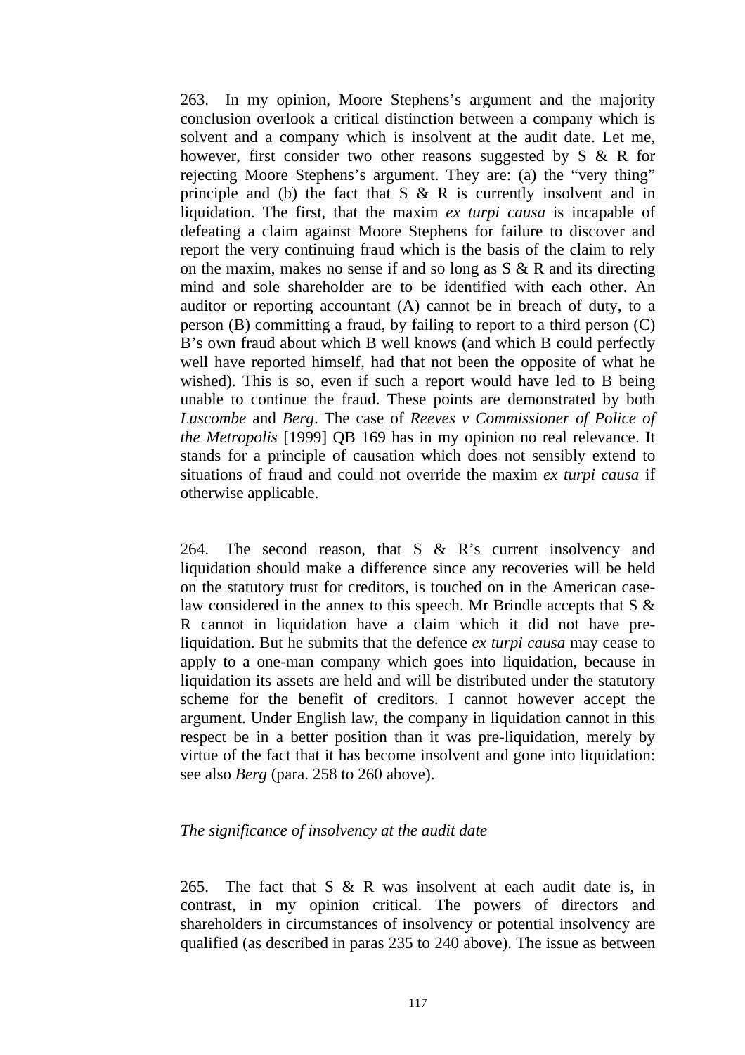263. In my opinion, Moore Stephens's argument and the majority conclusion overlook a critical distinction between a company which is solvent and a company which is insolvent at the audit date. Let me, however, first consider two other reasons suggested by S & R for rejecting Moore Stephens's argument. They are: (a) the "very thing" principle and (b) the fact that S & R is currently insolvent and in liquidation. The first, that the maxim *ex turpi causa* is incapable of defeating a claim against Moore Stephens for failure to discover and report the very continuing fraud which is the basis of the claim to rely on the maxim, makes no sense if and so long as S & R and its directing mind and sole shareholder are to be identified with each other. An auditor or reporting accountant (A) cannot be in breach of duty, to a person (B) committing a fraud, by failing to report to a third person (C) B's own fraud about which B well knows (and which B could perfectly well have reported himself, had that not been the opposite of what he wished). This is so, even if such a report would have led to B being unable to continue the fraud. These points are demonstrated by both *Luscombe* and *Berg*. The case of *Reeves v Commissioner of Police of the Metropolis* [1999] QB 169 has in my opinion no real relevance. It stands for a principle of causation which does not sensibly extend to situations of fraud and could not override the maxim *ex turpi causa* if otherwise applicable.

264. The second reason, that S & R's current insolvency and liquidation should make a difference since any recoveries will be held on the statutory trust for creditors, is touched on in the American case-law considered in the annex to this speech. Mr Brindle accepts that S & R cannot in liquidation have a claim which it did not have pre-liquidation. But he submits that the defence *ex turpi causa* may cease to apply to a one-man company which goes into liquidation, because in liquidation its assets are held and will be distributed under the statutory scheme for the benefit of creditors. I cannot however accept the argument. Under English law, the company in liquidation cannot in this respect be in a better position than it was pre-liquidation, merely by virtue of the fact that it has become insolvent and gone into liquidation: see also *Berg* (para. 258 to 260 above).

*The significance of insolvency at the audit date*

265. The fact that S & R was insolvent at each audit date is, in contrast, in my opinion critical. The powers of directors and shareholders in circumstances of insolvency or potential insolvency are qualified (as described in paras 235 to 240 above). The issue as between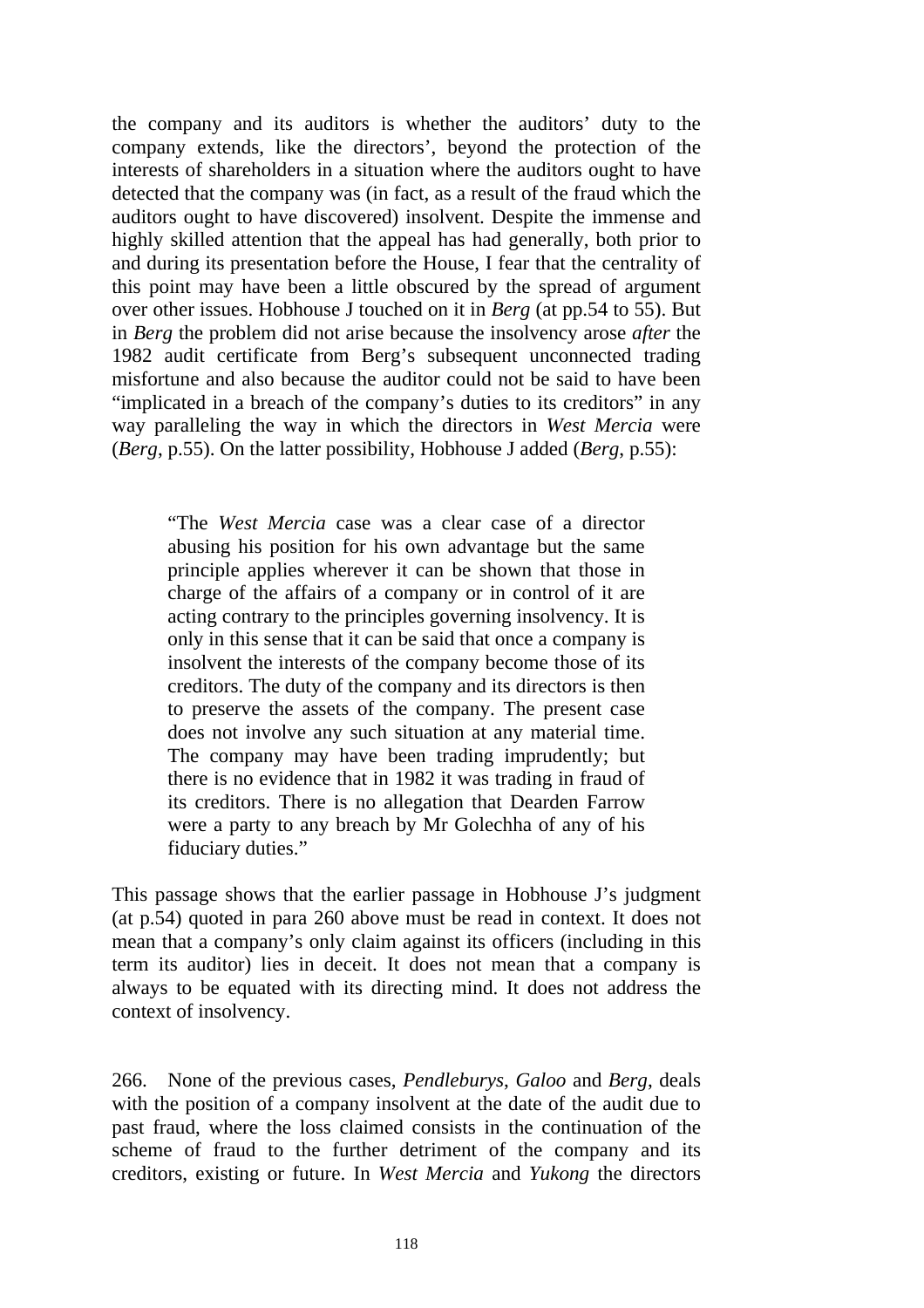the company and its auditors is whether the auditors' duty to the company extends, like the directors', beyond the protection of the interests of shareholders in a situation where the auditors ought to have detected that the company was (in fact, as a result of the fraud which the auditors ought to have discovered) insolvent. Despite the immense and highly skilled attention that the appeal has had generally, both prior to and during its presentation before the House, I fear that the centrality of this point may have been a little obscured by the spread of argument over other issues. Hobhouse J touched on it in *Berg* (at pp.54 to 55). But in *Berg* the problem did not arise because the insolvency arose *after* the 1982 audit certificate from Berg's subsequent unconnected trading misfortune and also because the auditor could not be said to have been "implicated in a breach of the company's duties to its creditors" in any way paralleling the way in which the directors in *West Mercia* were (*Berg*, p.55). On the latter possibility, Hobhouse J added (*Berg*, p.55):

> "The *West Mercia* case was a clear case of a director abusing his position for his own advantage but the same principle applies wherever it can be shown that those in charge of the affairs of a company or in control of it are acting contrary to the principles governing insolvency. It is only in this sense that it can be said that once a company is insolvent the interests of the company become those of its creditors. The duty of the company and its directors is then to preserve the assets of the company. The present case does not involve any such situation at any material time. The company may have been trading imprudently; but there is no evidence that in 1982 it was trading in fraud of its creditors. There is no allegation that Dearden Farrow were a party to any breach by Mr Golechha of any of his fiduciary duties."

This passage shows that the earlier passage in Hobhouse J's judgment (at p.54) quoted in para 260 above must be read in context. It does not mean that a company's only claim against its officers (including in this term its auditor) lies in deceit. It does not mean that a company is always to be equated with its directing mind. It does not address the context of insolvency.

266. None of the previous cases, *Pendleburys*, *Galoo* and *Berg*, deals with the position of a company insolvent at the date of the audit due to past fraud, where the loss claimed consists in the continuation of the scheme of fraud to the further detriment of the company and its creditors, existing or future. In *West Mercia* and *Yukong* the directors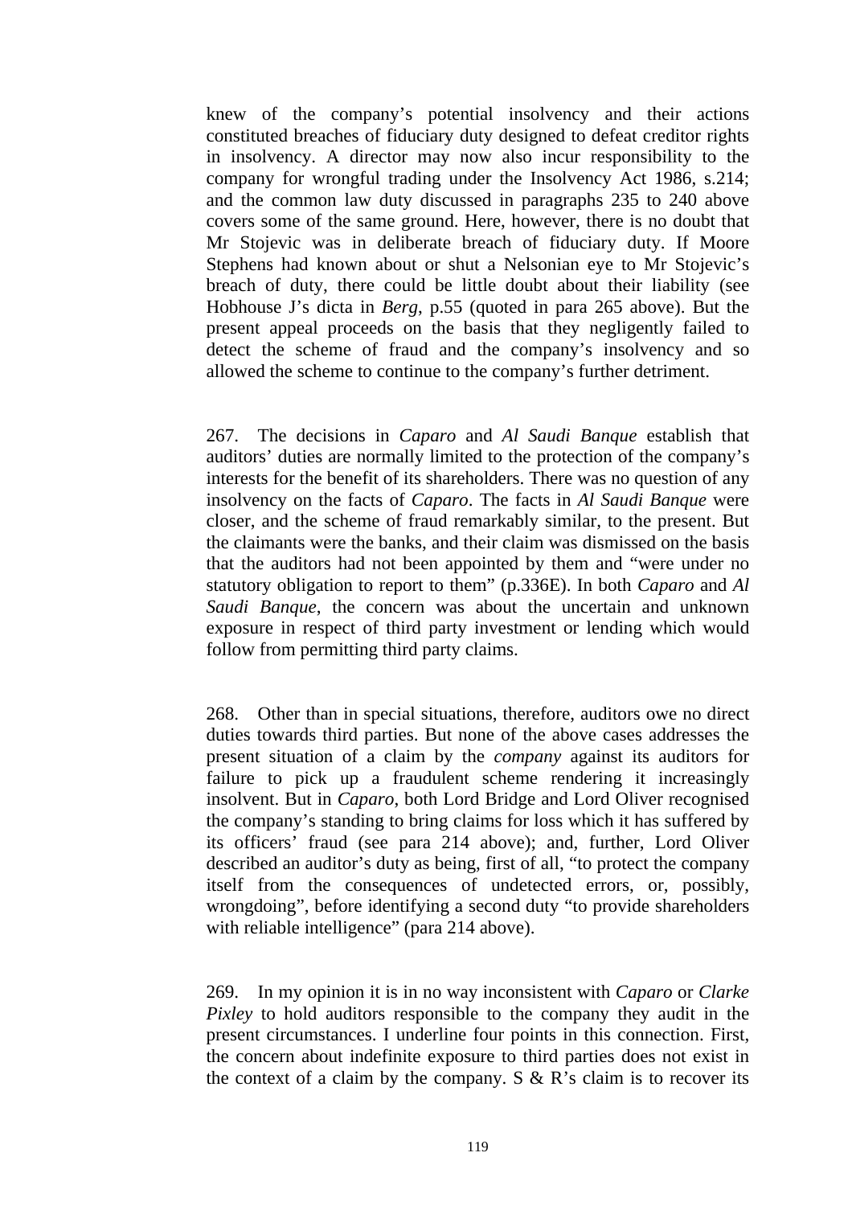knew of the company's potential insolvency and their actions constituted breaches of fiduciary duty designed to defeat creditor rights in insolvency. A director may now also incur responsibility to the company for wrongful trading under the Insolvency Act 1986, s.214; and the common law duty discussed in paragraphs 235 to 240 above covers some of the same ground. Here, however, there is no doubt that Mr Stojevic was in deliberate breach of fiduciary duty. If Moore Stephens had known about or shut a Nelsonian eye to Mr Stojevic's breach of duty, there could be little doubt about their liability (see Hobhouse J's dicta in *Berg*, p.55 (quoted in para 265 above). But the present appeal proceeds on the basis that they negligently failed to detect the scheme of fraud and the company's insolvency and so allowed the scheme to continue to the company's further detriment.

267. The decisions in *Caparo* and *Al Saudi Banque* establish that auditors' duties are normally limited to the protection of the company's interests for the benefit of its shareholders. There was no question of any insolvency on the facts of *Caparo*. The facts in *Al Saudi Banque* were closer, and the scheme of fraud remarkably similar, to the present. But the claimants were the banks, and their claim was dismissed on the basis that the auditors had not been appointed by them and "were under no statutory obligation to report to them" (p.336E). In both *Caparo* and *Al Saudi Banque*, the concern was about the uncertain and unknown exposure in respect of third party investment or lending which would follow from permitting third party claims.

268. Other than in special situations, therefore, auditors owe no direct duties towards third parties. But none of the above cases addresses the present situation of a claim by the *company* against its auditors for failure to pick up a fraudulent scheme rendering it increasingly insolvent. But in *Caparo*, both Lord Bridge and Lord Oliver recognised the company's standing to bring claims for loss which it has suffered by its officers' fraud (see para 214 above); and, further, Lord Oliver described an auditor's duty as being, first of all, "to protect the company itself from the consequences of undetected errors, or, possibly, wrongdoing", before identifying a second duty "to provide shareholders with reliable intelligence" (para 214 above).

269. In my opinion it is in no way inconsistent with *Caparo* or *Clarke Pixley* to hold auditors responsible to the company they audit in the present circumstances. I underline four points in this connection. First, the concern about indefinite exposure to third parties does not exist in the context of a claim by the company. S & R's claim is to recover its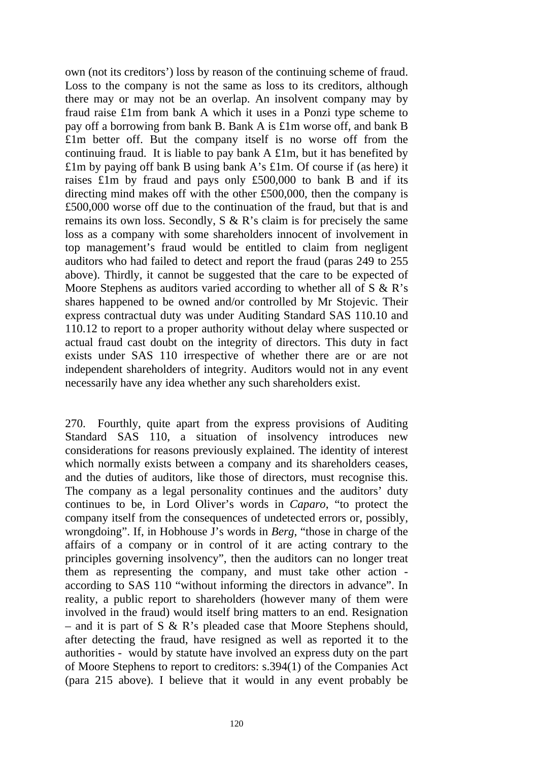own (not its creditors') loss by reason of the continuing scheme of fraud. Loss to the company is not the same as loss to its creditors, although there may or may not be an overlap. An insolvent company may by fraud raise £1m from bank A which it uses in a Ponzi type scheme to pay off a borrowing from bank B. Bank A is £1m worse off, and bank B £1m better off. But the company itself is no worse off from the continuing fraud. It is liable to pay bank A £1m, but it has benefited by £1m by paying off bank B using bank A's £1m. Of course if (as here) it raises £1m by fraud and pays only £500,000 to bank B and if its directing mind makes off with the other £500,000, then the company is £500,000 worse off due to the continuation of the fraud, but that is and remains its own loss. Secondly, S & R's claim is for precisely the same loss as a company with some shareholders innocent of involvement in top management's fraud would be entitled to claim from negligent auditors who had failed to detect and report the fraud (paras 249 to 255 above). Thirdly, it cannot be suggested that the care to be expected of Moore Stephens as auditors varied according to whether all of S & R's shares happened to be owned and/or controlled by Mr Stojevic. Their express contractual duty was under Auditing Standard SAS 110.10 and 110.12 to report to a proper authority without delay where suspected or actual fraud cast doubt on the integrity of directors. This duty in fact exists under SAS 110 irrespective of whether there are or are not independent shareholders of integrity. Auditors would not in any event necessarily have any idea whether any such shareholders exist.

270. Fourthly, quite apart from the express provisions of Auditing Standard SAS 110, a situation of insolvency introduces new considerations for reasons previously explained. The identity of interest which normally exists between a company and its shareholders ceases, and the duties of auditors, like those of directors, must recognise this. The company as a legal personality continues and the auditors' duty continues to be, in Lord Oliver's words in *Caparo*, "to protect the company itself from the consequences of undetected errors or, possibly, wrongdoing". If, in Hobhouse J's words in *Berg*, "those in charge of the affairs of a company or in control of it are acting contrary to the principles governing insolvency", then the auditors can no longer treat them as representing the company, and must take other action - according to SAS 110 "without informing the directors in advance". In reality, a public report to shareholders (however many of them were involved in the fraud) would itself bring matters to an end. Resignation – and it is part of S & R's pleaded case that Moore Stephens should, after detecting the fraud, have resigned as well as reported it to the authorities - would by statute have involved an express duty on the part of Moore Stephens to report to creditors: s.394(1) of the Companies Act (para 215 above). I believe that it would in any event probably be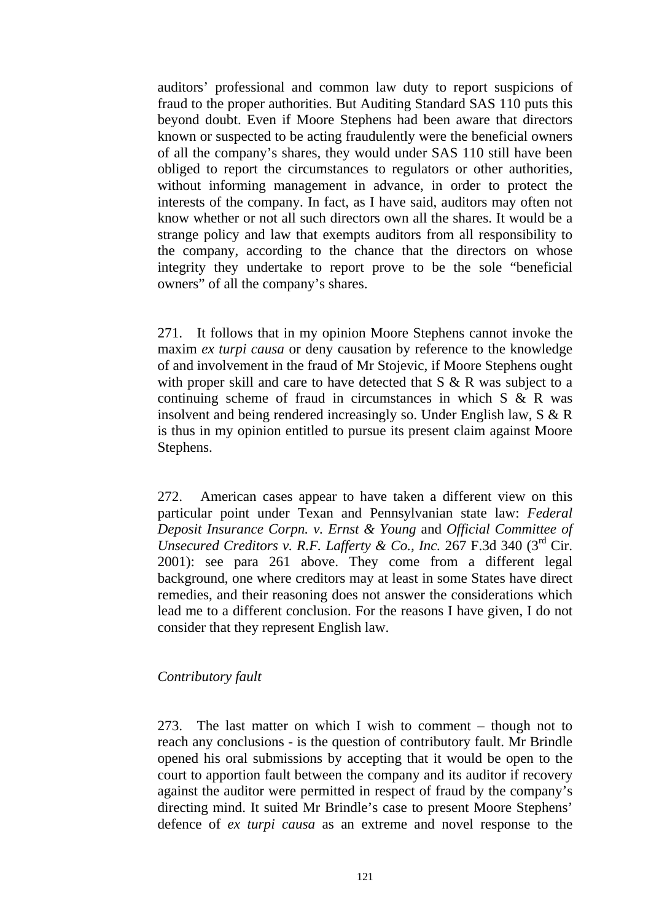auditors' professional and common law duty to report suspicions of fraud to the proper authorities. But Auditing Standard SAS 110 puts this beyond doubt. Even if Moore Stephens had been aware that directors known or suspected to be acting fraudulently were the beneficial owners of all the company's shares, they would under SAS 110 still have been obliged to report the circumstances to regulators or other authorities, without informing management in advance, in order to protect the interests of the company. In fact, as I have said, auditors may often not know whether or not all such directors own all the shares. It would be a strange policy and law that exempts auditors from all responsibility to the company, according to the chance that the directors on whose integrity they undertake to report prove to be the sole "beneficial owners" of all the company's shares.

271. It follows that in my opinion Moore Stephens cannot invoke the maxim *ex turpi causa* or deny causation by reference to the knowledge of and involvement in the fraud of Mr Stojevic, if Moore Stephens ought with proper skill and care to have detected that S & R was subject to a continuing scheme of fraud in circumstances in which S & R was insolvent and being rendered increasingly so. Under English law, S & R is thus in my opinion entitled to pursue its present claim against Moore Stephens.

272. American cases appear to have taken a different view on this particular point under Texan and Pennsylvanian state law: *Federal Deposit Insurance Corpn. v. Ernst & Young* and *Official Committee of Unsecured Creditors v. R.F. Lafferty & Co., Inc.* 267 F.3d 340 (3rd Cir. 2001): see para 261 above. They come from a different legal background, one where creditors may at least in some States have direct remedies, and their reasoning does not answer the considerations which lead me to a different conclusion. For the reasons I have given, I do not consider that they represent English law.

*Contributory fault*

273. The last matter on which I wish to comment – though not to reach any conclusions - is the question of contributory fault. Mr Brindle opened his oral submissions by accepting that it would be open to the court to apportion fault between the company and its auditor if recovery against the auditor were permitted in respect of fraud by the company's directing mind. It suited Mr Brindle's case to present Moore Stephens' defence of *ex turpi causa* as an extreme and novel response to the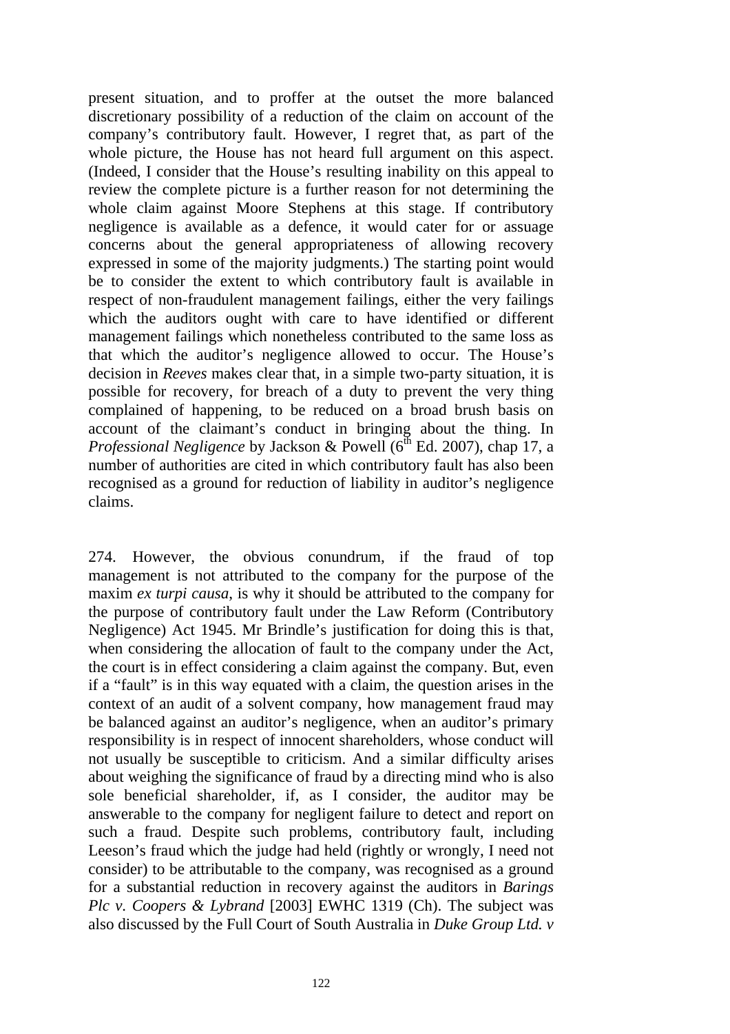present situation, and to proffer at the outset the more balanced discretionary possibility of a reduction of the claim on account of the company's contributory fault. However, I regret that, as part of the whole picture, the House has not heard full argument on this aspect. (Indeed, I consider that the House's resulting inability on this appeal to review the complete picture is a further reason for not determining the whole claim against Moore Stephens at this stage. If contributory negligence is available as a defence, it would cater for or assuage concerns about the general appropriateness of allowing recovery expressed in some of the majority judgments.) The starting point would be to consider the extent to which contributory fault is available in respect of non-fraudulent management failings, either the very failings which the auditors ought with care to have identified or different management failings which nonetheless contributed to the same loss as that which the auditor's negligence allowed to occur. The House's decision in *Reeves* makes clear that, in a simple two-party situation, it is possible for recovery, for breach of a duty to prevent the very thing complained of happening, to be reduced on a broad brush basis on account of the claimant's conduct in bringing about the thing. In *Professional Negligence* by Jackson & Powell (6th Ed. 2007), chap 17, a number of authorities are cited in which contributory fault has also been recognised as a ground for reduction of liability in auditor's negligence claims.

274. However, the obvious conundrum, if the fraud of top management is not attributed to the company for the purpose of the maxim *ex turpi causa*, is why it should be attributed to the company for the purpose of contributory fault under the Law Reform (Contributory Negligence) Act 1945. Mr Brindle's justification for doing this is that, when considering the allocation of fault to the company under the Act, the court is in effect considering a claim against the company. But, even if a "fault" is in this way equated with a claim, the question arises in the context of an audit of a solvent company, how management fraud may be balanced against an auditor's negligence, when an auditor's primary responsibility is in respect of innocent shareholders, whose conduct will not usually be susceptible to criticism. And a similar difficulty arises about weighing the significance of fraud by a directing mind who is also sole beneficial shareholder, if, as I consider, the auditor may be answerable to the company for negligent failure to detect and report on such a fraud. Despite such problems, contributory fault, including Leeson's fraud which the judge had held (rightly or wrongly, I need not consider) to be attributable to the company, was recognised as a ground for a substantial reduction in recovery against the auditors in *Barings Plc v. Coopers & Lybrand* [2003] EWHC 1319 (Ch). The subject was also discussed by the Full Court of South Australia in *Duke Group Ltd. v*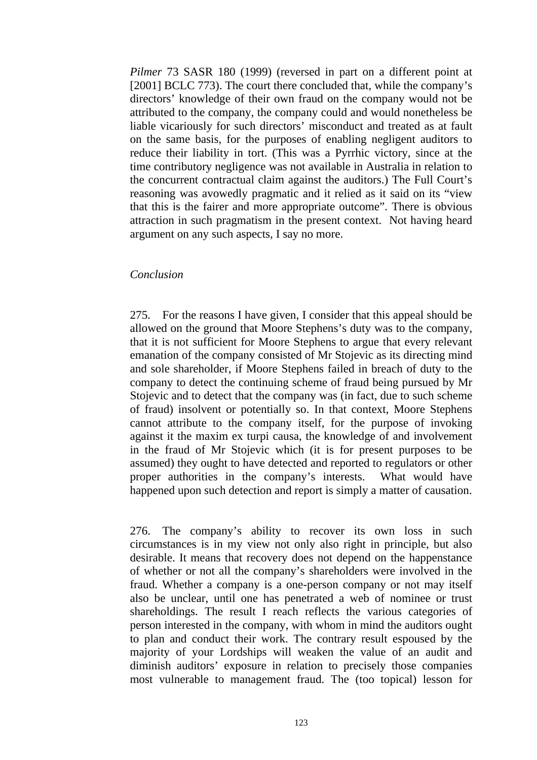*Pilmer* 73 SASR 180 (1999) (reversed in part on a different point at [2001] BCLC 773). The court there concluded that, while the company's directors' knowledge of their own fraud on the company would not be attributed to the company, the company could and would nonetheless be liable vicariously for such directors' misconduct and treated as at fault on the same basis, for the purposes of enabling negligent auditors to reduce their liability in tort. (This was a Pyrrhic victory, since at the time contributory negligence was not available in Australia in relation to the concurrent contractual claim against the auditors.) The Full Court's reasoning was avowedly pragmatic and it relied as it said on its "view that this is the fairer and more appropriate outcome". There is obvious attraction in such pragmatism in the present context. Not having heard argument on any such aspects, I say no more.

*Conclusion*

275. For the reasons I have given, I consider that this appeal should be allowed on the ground that Moore Stephens's duty was to the company, that it is not sufficient for Moore Stephens to argue that every relevant emanation of the company consisted of Mr Stojevic as its directing mind and sole shareholder, if Moore Stephens failed in breach of duty to the company to detect the continuing scheme of fraud being pursued by Mr Stojevic and to detect that the company was (in fact, due to such scheme of fraud) insolvent or potentially so. In that context, Moore Stephens cannot attribute to the company itself, for the purpose of invoking against it the maxim ex turpi causa, the knowledge of and involvement in the fraud of Mr Stojevic which (it is for present purposes to be assumed) they ought to have detected and reported to regulators or other proper authorities in the company's interests. What would have happened upon such detection and report is simply a matter of causation.

276. The company's ability to recover its own loss in such circumstances is in my view not only also right in principle, but also desirable. It means that recovery does not depend on the happenstance of whether or not all the company's shareholders were involved in the fraud. Whether a company is a one-person company or not may itself also be unclear, until one has penetrated a web of nominee or trust shareholdings. The result I reach reflects the various categories of person interested in the company, with whom in mind the auditors ought to plan and conduct their work. The contrary result espoused by the majority of your Lordships will weaken the value of an audit and diminish auditors' exposure in relation to precisely those companies most vulnerable to management fraud. The (too topical) lesson for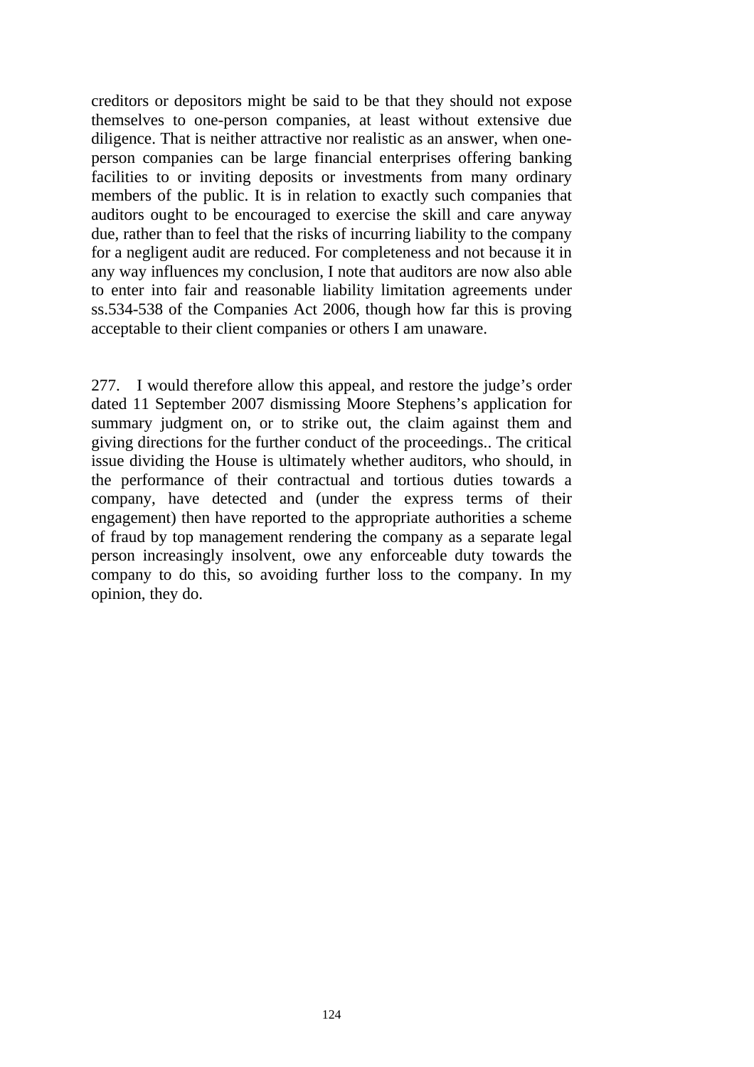creditors or depositors might be said to be that they should not expose themselves to one-person companies, at least without extensive due diligence. That is neither attractive nor realistic as an answer, when one-person companies can be large financial enterprises offering banking facilities to or inviting deposits or investments from many ordinary members of the public. It is in relation to exactly such companies that auditors ought to be encouraged to exercise the skill and care anyway due, rather than to feel that the risks of incurring liability to the company for a negligent audit are reduced. For completeness and not because it in any way influences my conclusion, I note that auditors are now also able to enter into fair and reasonable liability limitation agreements under ss.534-538 of the Companies Act 2006, though how far this is proving acceptable to their client companies or others I am unaware.

277. I would therefore allow this appeal, and restore the judge's order dated 11 September 2007 dismissing Moore Stephens's application for summary judgment on, or to strike out, the claim against them and giving directions for the further conduct of the proceedings.. The critical issue dividing the House is ultimately whether auditors, who should, in the performance of their contractual and tortious duties towards a company, have detected and (under the express terms of their engagement) then have reported to the appropriate authorities a scheme of fraud by top management rendering the company as a separate legal person increasingly insolvent, owe any enforceable duty towards the company to do this, so avoiding further loss to the company. In my opinion, they do.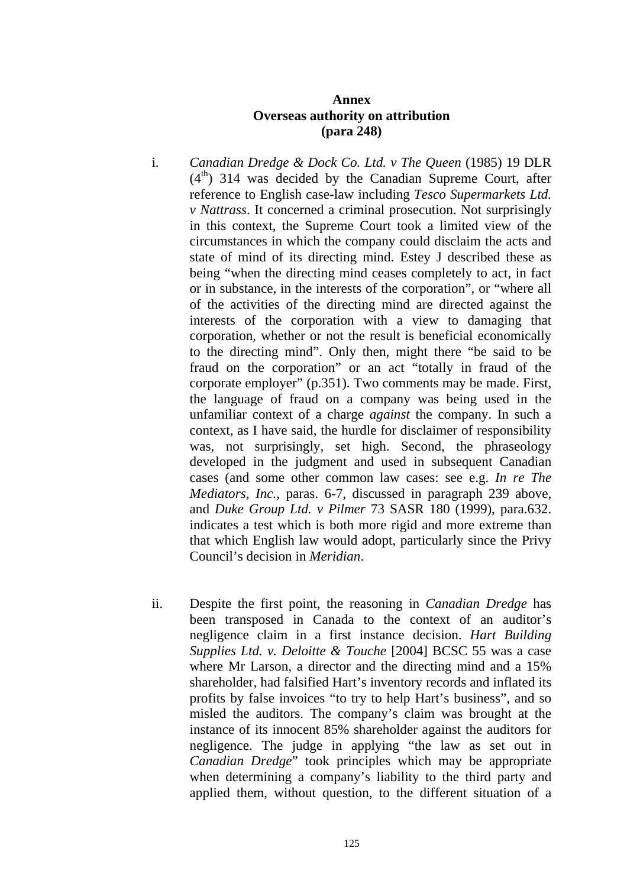**Annex**
**Overseas authority on attribution**
**(para 248)**

i. *Canadian Dredge & Dock Co. Ltd. v The Queen* (1985) 19 DLR (4th) 314 was decided by the Canadian Supreme Court, after reference to English case-law including *Tesco Supermarkets Ltd. v Nattrass*. It concerned a criminal prosecution. Not surprisingly in this context, the Supreme Court took a limited view of the circumstances in which the company could disclaim the acts and state of mind of its directing mind. Estey J described these as being "when the directing mind ceases completely to act, in fact or in substance, in the interests of the corporation", or "where all of the activities of the directing mind are directed against the interests of the corporation with a view to damaging that corporation, whether or not the result is beneficial economically to the directing mind". Only then, might there "be said to be fraud on the corporation" or an act "totally in fraud of the corporate employer" (p.351). Two comments may be made. First, the language of fraud on a company was being used in the unfamiliar context of a charge *against* the company. In such a context, as I have said, the hurdle for disclaimer of responsibility was, not surprisingly, set high. Second, the phraseology developed in the judgment and used in subsequent Canadian cases (and some other common law cases: see e.g. *In re The Mediators, Inc.*, paras. 6-7, discussed in paragraph 239 above, and *Duke Group Ltd. v Pilmer* 73 SASR 180 (1999), para.632. indicates a test which is both more rigid and more extreme than that which English law would adopt, particularly since the Privy Council's decision in *Meridian*.

ii. Despite the first point, the reasoning in *Canadian Dredge* has been transposed in Canada to the context of an auditor's negligence claim in a first instance decision. *Hart Building Supplies Ltd. v. Deloitte & Touche* [2004] BCSC 55 was a case where Mr Larson, a director and the directing mind and a 15% shareholder, had falsified Hart's inventory records and inflated its profits by false invoices "to try to help Hart's business", and so misled the auditors. The company's claim was brought at the instance of its innocent 85% shareholder against the auditors for negligence. The judge in applying "the law as set out in *Canadian Dredge*" took principles which may be appropriate when determining a company's liability to the third party and applied them, without question, to the different situation of a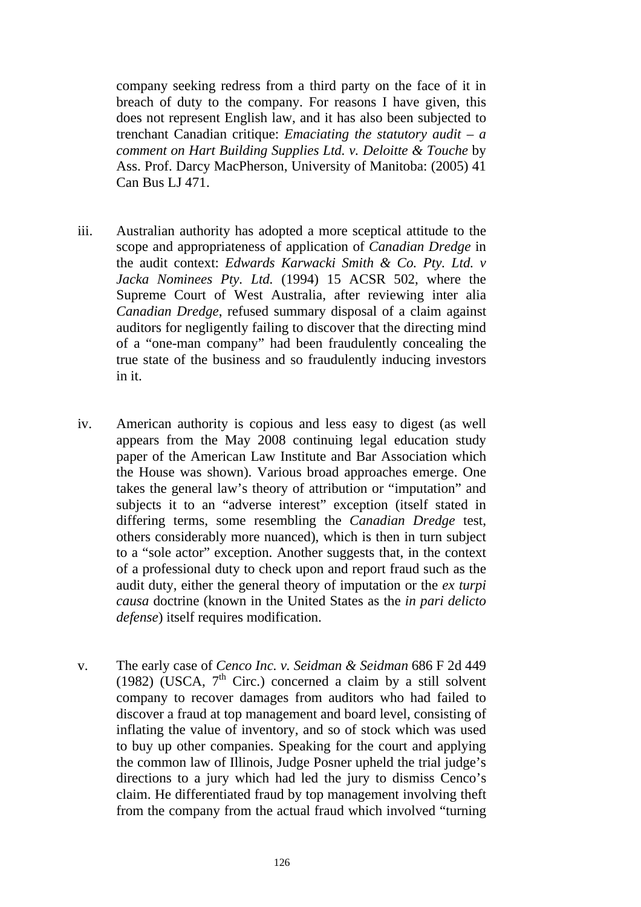company seeking redress from a third party on the face of it in breach of duty to the company. For reasons I have given, this does not represent English law, and it has also been subjected to trenchant Canadian critique: *Emaciating the statutory audit – a comment on Hart Building Supplies Ltd. v. Deloitte & Touche* by Ass. Prof. Darcy MacPherson, University of Manitoba: (2005) 41 Can Bus LJ 471.

iii. Australian authority has adopted a more sceptical attitude to the scope and appropriateness of application of *Canadian Dredge* in the audit context: *Edwards Karwacki Smith & Co. Pty. Ltd. v Jacka Nominees Pty. Ltd.* (1994) 15 ACSR 502, where the Supreme Court of West Australia, after reviewing inter alia *Canadian Dredge*, refused summary disposal of a claim against auditors for negligently failing to discover that the directing mind of a "one-man company" had been fraudulently concealing the true state of the business and so fraudulently inducing investors in it.

iv. American authority is copious and less easy to digest (as well appears from the May 2008 continuing legal education study paper of the American Law Institute and Bar Association which the House was shown). Various broad approaches emerge. One takes the general law's theory of attribution or "imputation" and subjects it to an "adverse interest" exception (itself stated in differing terms, some resembling the *Canadian Dredge* test, others considerably more nuanced), which is then in turn subject to a "sole actor" exception. Another suggests that, in the context of a professional duty to check upon and report fraud such as the audit duty, either the general theory of imputation or the *ex turpi causa* doctrine (known in the United States as the *in pari delicto defense*) itself requires modification.

v. The early case of *Cenco Inc. v. Seidman & Seidman* 686 F 2d 449 (1982) (USCA, 7th Circ.) concerned a claim by a still solvent company to recover damages from auditors who had failed to discover a fraud at top management and board level, consisting of inflating the value of inventory, and so of stock which was used to buy up other companies. Speaking for the court and applying the common law of Illinois, Judge Posner upheld the trial judge's directions to a jury which had led the jury to dismiss Cenco's claim. He differentiated fraud by top management involving theft from the company from the actual fraud which involved "turning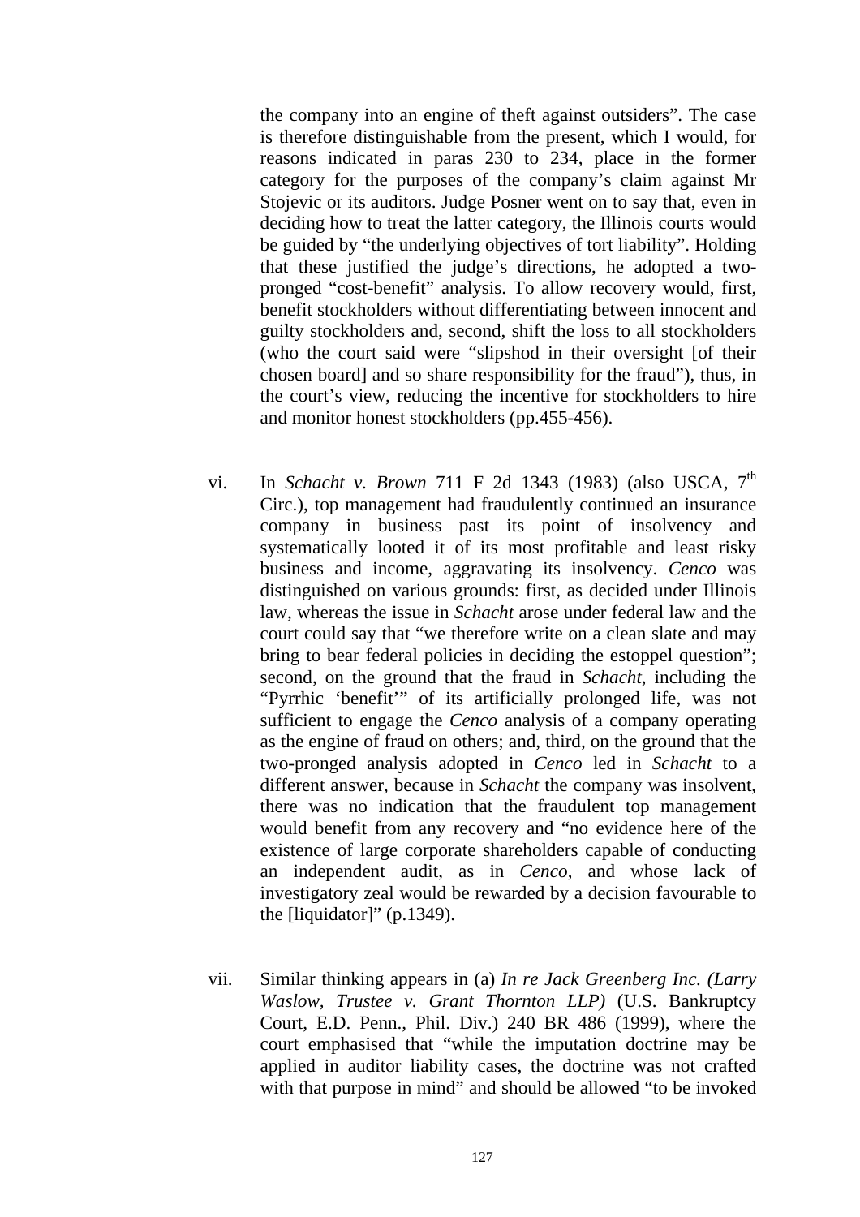the company into an engine of theft against outsiders". The case is therefore distinguishable from the present, which I would, for reasons indicated in paras 230 to 234, place in the former category for the purposes of the company's claim against Mr Stojevic or its auditors. Judge Posner went on to say that, even in deciding how to treat the latter category, the Illinois courts would be guided by "the underlying objectives of tort liability". Holding that these justified the judge's directions, he adopted a two-pronged "cost-benefit" analysis. To allow recovery would, first, benefit stockholders without differentiating between innocent and guilty stockholders and, second, shift the loss to all stockholders (who the court said were "slipshod in their oversight [of their chosen board] and so share responsibility for the fraud"), thus, in the court's view, reducing the incentive for stockholders to hire and monitor honest stockholders (pp.455-456).

vi. In *Schacht v. Brown* 711 F 2d 1343 (1983) (also USCA, 7th Circ.), top management had fraudulently continued an insurance company in business past its point of insolvency and systematically looted it of its most profitable and least risky business and income, aggravating its insolvency. *Cenco* was distinguished on various grounds: first, as decided under Illinois law, whereas the issue in *Schacht* arose under federal law and the court could say that "we therefore write on a clean slate and may bring to bear federal policies in deciding the estoppel question"; second, on the ground that the fraud in *Schacht*, including the "Pyrrhic 'benefit'" of its artificially prolonged life, was not sufficient to engage the *Cenco* analysis of a company operating as the engine of fraud on others; and, third, on the ground that the two-pronged analysis adopted in *Cenco* led in *Schacht* to a different answer, because in *Schacht* the company was insolvent, there was no indication that the fraudulent top management would benefit from any recovery and "no evidence here of the existence of large corporate shareholders capable of conducting an independent audit, as in *Cenco*, and whose lack of investigatory zeal would be rewarded by a decision favourable to the [liquidator]" (p.1349).

vii. Similar thinking appears in (a) *In re Jack Greenberg Inc. (Larry Waslow, Trustee v. Grant Thornton LLP)* (U.S. Bankruptcy Court, E.D. Penn., Phil. Div.) 240 BR 486 (1999), where the court emphasised that "while the imputation doctrine may be applied in auditor liability cases, the doctrine was not crafted with that purpose in mind" and should be allowed "to be invoked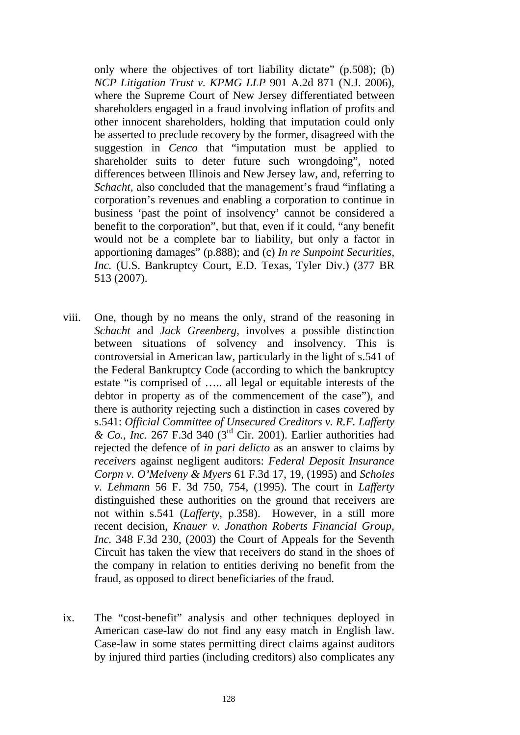only where the objectives of tort liability dictate" (p.508); (b) *NCP Litigation Trust v. KPMG LLP* 901 A.2d 871 (N.J. 2006), where the Supreme Court of New Jersey differentiated between shareholders engaged in a fraud involving inflation of profits and other innocent shareholders, holding that imputation could only be asserted to preclude recovery by the former, disagreed with the suggestion in *Cenco* that "imputation must be applied to shareholder suits to deter future such wrongdoing", noted differences between Illinois and New Jersey law, and, referring to *Schacht*, also concluded that the management's fraud "inflating a corporation's revenues and enabling a corporation to continue in business 'past the point of insolvency' cannot be considered a benefit to the corporation", but that, even if it could, "any benefit would not be a complete bar to liability, but only a factor in apportioning damages" (p.888); and (c) *In re Sunpoint Securities, Inc.* (U.S. Bankruptcy Court, E.D. Texas, Tyler Div.) (377 BR 513 (2007).

viii. One, though by no means the only, strand of the reasoning in *Schacht* and *Jack Greenberg*, involves a possible distinction between situations of solvency and insolvency. This is controversial in American law, particularly in the light of s.541 of the Federal Bankruptcy Code (according to which the bankruptcy estate "is comprised of ….. all legal or equitable interests of the debtor in property as of the commencement of the case"), and there is authority rejecting such a distinction in cases covered by s.541: *Official Committee of Unsecured Creditors v. R.F. Lafferty & Co., Inc.* 267 F.3d 340 (3rd Cir. 2001). Earlier authorities had rejected the defence of *in pari delicto* as an answer to claims by *receivers* against negligent auditors: *Federal Deposit Insurance Corpn v. O'Melveny & Myers* 61 F.3d 17, 19, (1995) and *Scholes v. Lehmann* 56 F. 3d 750, 754, (1995). The court in *Lafferty* distinguished these authorities on the ground that receivers are not within s.541 (*Lafferty*, p.358). However, in a still more recent decision, *Knauer v. Jonathon Roberts Financial Group, Inc.* 348 F.3d 230, (2003) the Court of Appeals for the Seventh Circuit has taken the view that receivers do stand in the shoes of the company in relation to entities deriving no benefit from the fraud, as opposed to direct beneficiaries of the fraud.

ix. The "cost-benefit" analysis and other techniques deployed in American case-law do not find any easy match in English law. Case-law in some states permitting direct claims against auditors by injured third parties (including creditors) also complicates any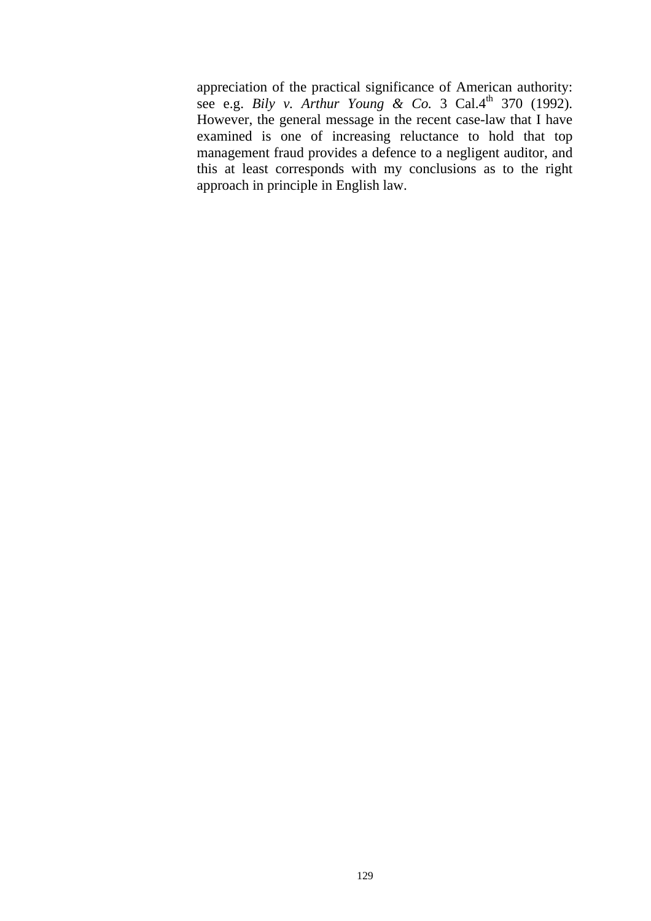appreciation of the practical significance of American authority: see e.g. *Bily v. Arthur Young & Co.* 3 Cal.4th 370 (1992). However, the general message in the recent case-law that I have examined is one of increasing reluctance to hold that top management fraud provides a defence to a negligent auditor, and this at least corresponds with my conclusions as to the right approach in principle in English law.